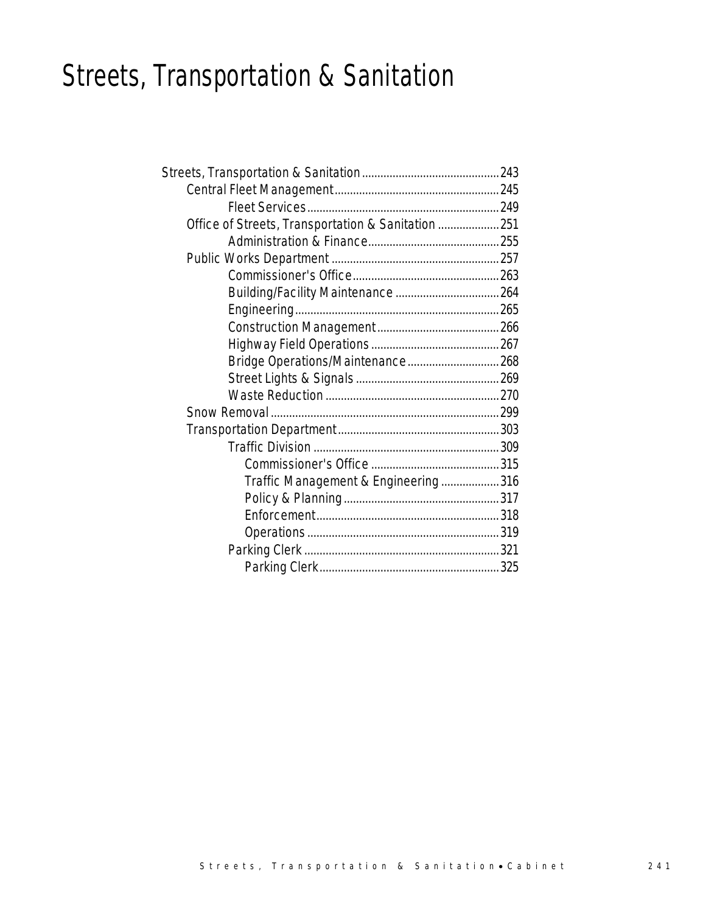# Streets, Transportation & Sanitation

- Streets, Transportation & Sanitation ............................................. 243
  - Central Fleet Management ...................................................... 245
    - Fleet Services ............................................................... 249
  - Office of Streets, Transportation & Sanitation .................... 251
    - Administration & Finance ........................................... 255
  - Public Works Department ....................................................... 257
    - Commissioner's Office ................................................ 263
    - Building/Facility Maintenance .................................. 264
    - Engineering .................................................................. 265
    - Construction Management ......................................... 266
    - Highway Field Operations .......................................... 267
    - Bridge Operations/Maintenance .............................. 268
    - Street Lights & Signals ............................................... 269
    - Waste Reduction ......................................................... 270
  - Snow Removal ........................................................................... 299
  - Transportation Department ..................................................... 303
    - Traffic Division ............................................................. 309
      - Commissioner's Office .......................................... 315
      - Traffic Management & Engineering ................... 316
      - Policy & Planning ................................................... 317
      - Enforcement ............................................................ 318
      - Operations ............................................................... 319
    - Parking Clerk ................................................................ 321
      - Parking Clerk ........................................................... 325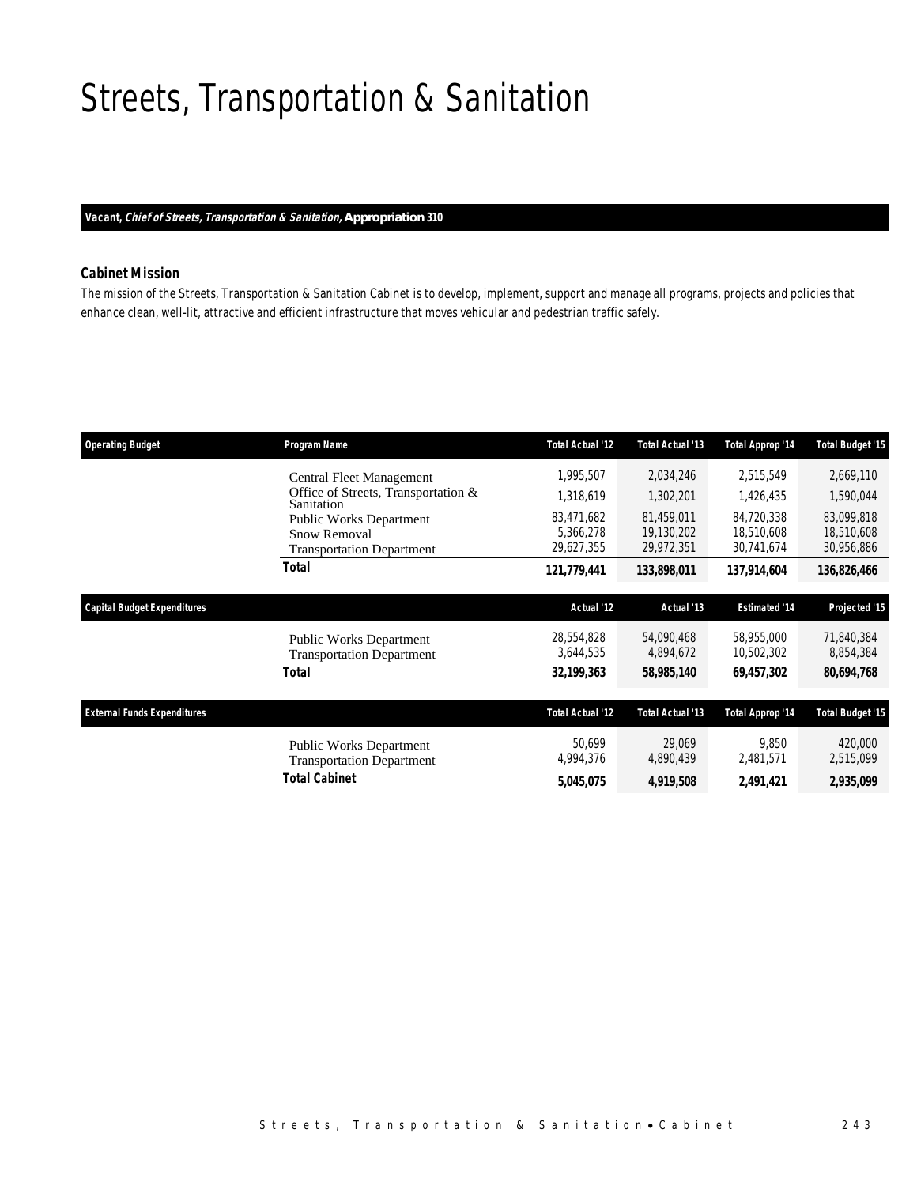# Streets, Transportation & Sanitation

**Vacant, *Chief of Streets, Transportation & Sanitation,* Appropriation 310**

### Cabinet Mission

The mission of the Streets, Transportation & Sanitation Cabinet is to develop, implement, support and manage all programs, projects and policies that enhance clean, well-lit, attractive and efficient infrastructure that moves vehicular and pedestrian traffic safely.

| Operating Budget | Program Name | Total Actual '12 | Total Actual '13 | Total Approp '14 | Total Budget '15 |
|---|---|---|---|---|---|
| | Central Fleet Management | 1,995,507 | 2,034,246 | 2,515,549 | 2,669,110 |
| | Office of Streets, Transportation & Sanitation | 1,318,619 | 1,302,201 | 1,426,435 | 1,590,044 |
| | Public Works Department | 83,471,682 | 81,459,011 | 84,720,338 | 83,099,818 |
| | Snow Removal | 5,366,278 | 19,130,202 | 18,510,608 | 18,510,608 |
| | Transportation Department | 29,627,355 | 29,972,351 | 30,741,674 | 30,956,886 |
| | **Total** | **121,779,441** | **133,898,011** | **137,914,604** | **136,826,466** |

| Capital Budget Expenditures | | Actual '12 | Actual '13 | Estimated '14 | Projected '15 |
|---|---|---|---|---|---|
| | Public Works Department | 28,554,828 | 54,090,468 | 58,955,000 | 71,840,384 |
| | Transportation Department | 3,644,535 | 4,894,672 | 10,502,302 | 8,854,384 |
| | **Total** | **32,199,363** | **58,985,140** | **69,457,302** | **80,694,768** |

| External Funds Expenditures | | Total Actual '12 | Total Actual '13 | Total Approp '14 | Total Budget '15 |
|---|---|---|---|---|---|
| | Public Works Department | 50,699 | 29,069 | 9,850 | 420,000 |
| | Transportation Department | 4,994,376 | 4,890,439 | 2,481,571 | 2,515,099 |
| | **Total Cabinet** | **5,045,075** | **4,919,508** | **2,491,421** | **2,935,099** |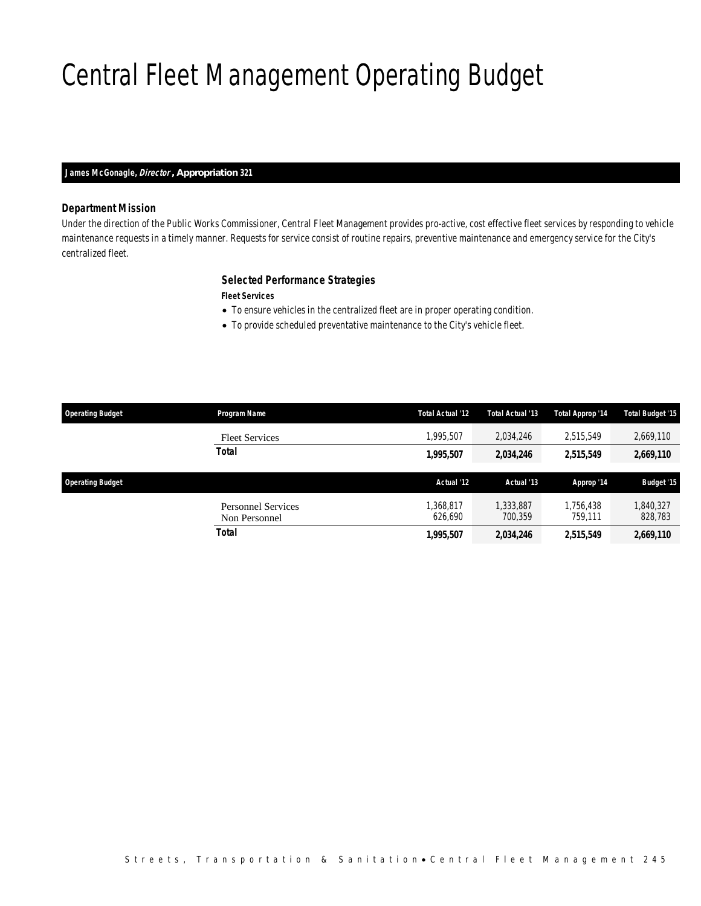# Central Fleet Management Operating Budget

**James McGonagle, *Director*, Appropriation 321**

### Department Mission

Under the direction of the Public Works Commissioner, Central Fleet Management provides pro-active, cost effective fleet services by responding to vehicle maintenance requests in a timely manner. Requests for service consist of routine repairs, preventive maintenance and emergency service for the City's centralized fleet.

### Selected Performance Strategies

**Fleet Services**

- To ensure vehicles in the centralized fleet are in proper operating condition.
- To provide scheduled preventative maintenance to the City's vehicle fleet.

| Operating Budget | Program Name | Total Actual '12 | Total Actual '13 | Total Approp '14 | Total Budget '15 |
|---|---|---|---|---|---|
| | Fleet Services | 1,995,507 | 2,034,246 | 2,515,549 | 2,669,110 |
| | **Total** | **1,995,507** | **2,034,246** | **2,515,549** | **2,669,110** |

| Operating Budget | | Actual '12 | Actual '13 | Approp '14 | Budget '15 |
|---|---|---|---|---|---|
| | Personnel Services | 1,368,817 | 1,333,887 | 1,756,438 | 1,840,327 |
| | Non Personnel | 626,690 | 700,359 | 759,111 | 828,783 |
| | **Total** | **1,995,507** | **2,034,246** | **2,515,549** | **2,669,110** |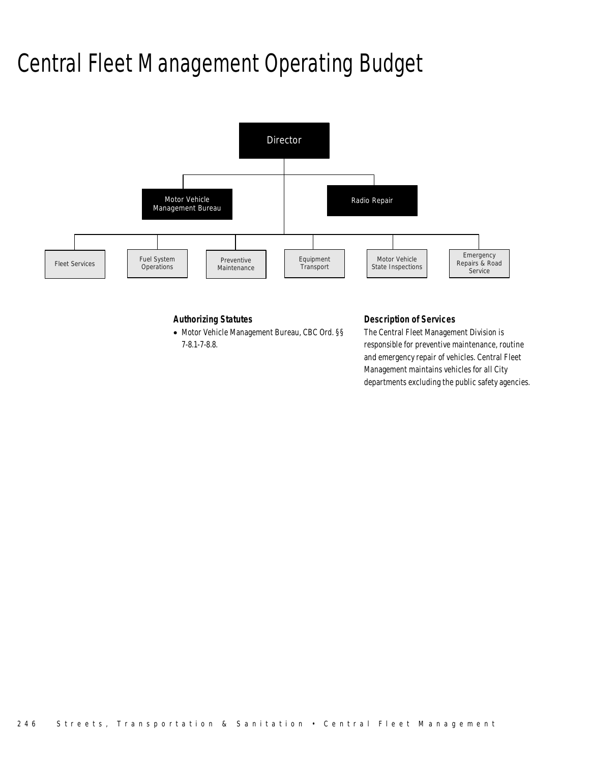# Central Fleet Management Operating Budget

Director

Motor Vehicle Management Bureau

Radio Repair

Fleet Services

Fuel System Operations

Preventive Maintenance

Equipment Transport

Motor Vehicle State Inspections

Emergency Repairs & Road Service

### Authorizing Statutes

- Motor Vehicle Management Bureau, CBC Ord. §§ 7-8.1-7-8.8.

### Description of Services

The Central Fleet Management Division is responsible for preventive maintenance, routine and emergency repair of vehicles. Central Fleet Management maintains vehicles for all City departments excluding the public safety agencies.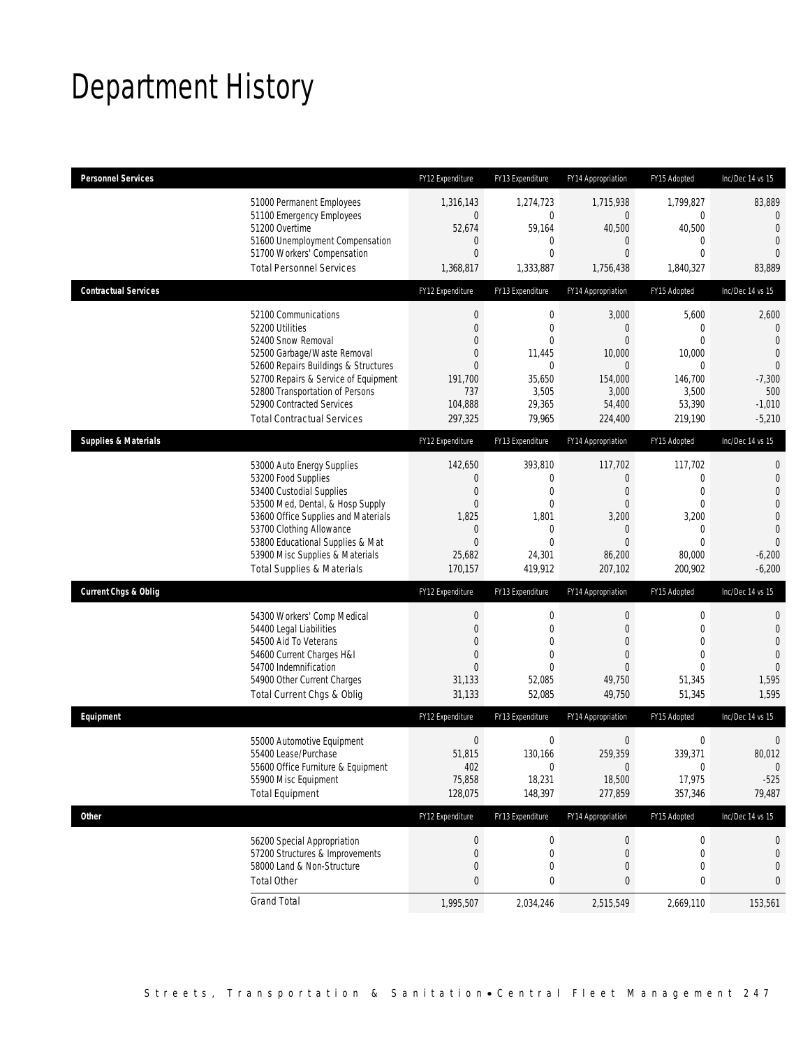# Department History

| Personnel Services | FY12 Expenditure | FY13 Expenditure | FY14 Appropriation | FY15 Adopted | Inc/Dec 14 vs 15 |
|---|---|---|---|---|---|
| 51000 Permanent Employees | 1,316,143 | 1,274,723 | 1,715,938 | 1,799,827 | 83,889 |
| 51100 Emergency Employees | 0 | 0 | 0 | 0 | 0 |
| 51200 Overtime | 52,674 | 59,164 | 40,500 | 40,500 | 0 |
| 51600 Unemployment Compensation | 0 | 0 | 0 | 0 | 0 |
| 51700 Workers' Compensation | 0 | 0 | 0 | 0 | 0 |
| Total Personnel Services | 1,368,817 | 1,333,887 | 1,756,438 | 1,840,327 | 83,889 |

| Contractual Services | FY12 Expenditure | FY13 Expenditure | FY14 Appropriation | FY15 Adopted | Inc/Dec 14 vs 15 |
|---|---|---|---|---|---|
| 52100 Communications | 0 | 0 | 3,000 | 5,600 | 2,600 |
| 52200 Utilities | 0 | 0 | 0 | 0 | 0 |
| 52400 Snow Removal | 0 | 0 | 0 | 0 | 0 |
| 52500 Garbage/Waste Removal | 0 | 11,445 | 10,000 | 10,000 | 0 |
| 52600 Repairs Buildings & Structures | 0 | 0 | 0 | 0 | 0 |
| 52700 Repairs & Service of Equipment | 191,700 | 35,650 | 154,000 | 146,700 | -7,300 |
| 52800 Transportation of Persons | 737 | 3,505 | 3,000 | 3,500 | 500 |
| 52900 Contracted Services | 104,888 | 29,365 | 54,400 | 53,390 | -1,010 |
| Total Contractual Services | 297,325 | 79,965 | 224,400 | 219,190 | -5,210 |

| Supplies & Materials | FY12 Expenditure | FY13 Expenditure | FY14 Appropriation | FY15 Adopted | Inc/Dec 14 vs 15 |
|---|---|---|---|---|---|
| 53000 Auto Energy Supplies | 142,650 | 393,810 | 117,702 | 117,702 | 0 |
| 53200 Food Supplies | 0 | 0 | 0 | 0 | 0 |
| 53400 Custodial Supplies | 0 | 0 | 0 | 0 | 0 |
| 53500 Med, Dental, & Hosp Supply | 0 | 0 | 0 | 0 | 0 |
| 53600 Office Supplies and Materials | 1,825 | 1,801 | 3,200 | 3,200 | 0 |
| 53700 Clothing Allowance | 0 | 0 | 0 | 0 | 0 |
| 53800 Educational Supplies & Mat | 0 | 0 | 0 | 0 | 0 |
| 53900 Misc Supplies & Materials | 25,682 | 24,301 | 86,200 | 80,000 | -6,200 |
| Total Supplies & Materials | 170,157 | 419,912 | 207,102 | 200,902 | -6,200 |

| Current Chgs & Oblig | FY12 Expenditure | FY13 Expenditure | FY14 Appropriation | FY15 Adopted | Inc/Dec 14 vs 15 |
|---|---|---|---|---|---|
| 54300 Workers' Comp Medical | 0 | 0 | 0 | 0 | 0 |
| 54400 Legal Liabilities | 0 | 0 | 0 | 0 | 0 |
| 54500 Aid To Veterans | 0 | 0 | 0 | 0 | 0 |
| 54600 Current Charges H&I | 0 | 0 | 0 | 0 | 0 |
| 54700 Indemnification | 0 | 0 | 0 | 0 | 0 |
| 54900 Other Current Charges | 31,133 | 52,085 | 49,750 | 51,345 | 1,595 |
| Total Current Chgs & Oblig | 31,133 | 52,085 | 49,750 | 51,345 | 1,595 |

| Equipment | FY12 Expenditure | FY13 Expenditure | FY14 Appropriation | FY15 Adopted | Inc/Dec 14 vs 15 |
|---|---|---|---|---|---|
| 55000 Automotive Equipment | 0 | 0 | 0 | 0 | 0 |
| 55400 Lease/Purchase | 51,815 | 130,166 | 259,359 | 339,371 | 80,012 |
| 55600 Office Furniture & Equipment | 402 | 0 | 0 | 0 | 0 |
| 55900 Misc Equipment | 75,858 | 18,231 | 18,500 | 17,975 | -525 |
| Total Equipment | 128,075 | 148,397 | 277,859 | 357,346 | 79,487 |

| Other | FY12 Expenditure | FY13 Expenditure | FY14 Appropriation | FY15 Adopted | Inc/Dec 14 vs 15 |
|---|---|---|---|---|---|
| 56200 Special Appropriation | 0 | 0 | 0 | 0 | 0 |
| 57200 Structures & Improvements | 0 | 0 | 0 | 0 | 0 |
| 58000 Land & Non-Structure | 0 | 0 | 0 | 0 | 0 |
| Total Other | 0 | 0 | 0 | 0 | 0 |
| Grand Total | 1,995,507 | 2,034,246 | 2,515,549 | 2,669,110 | 153,561 |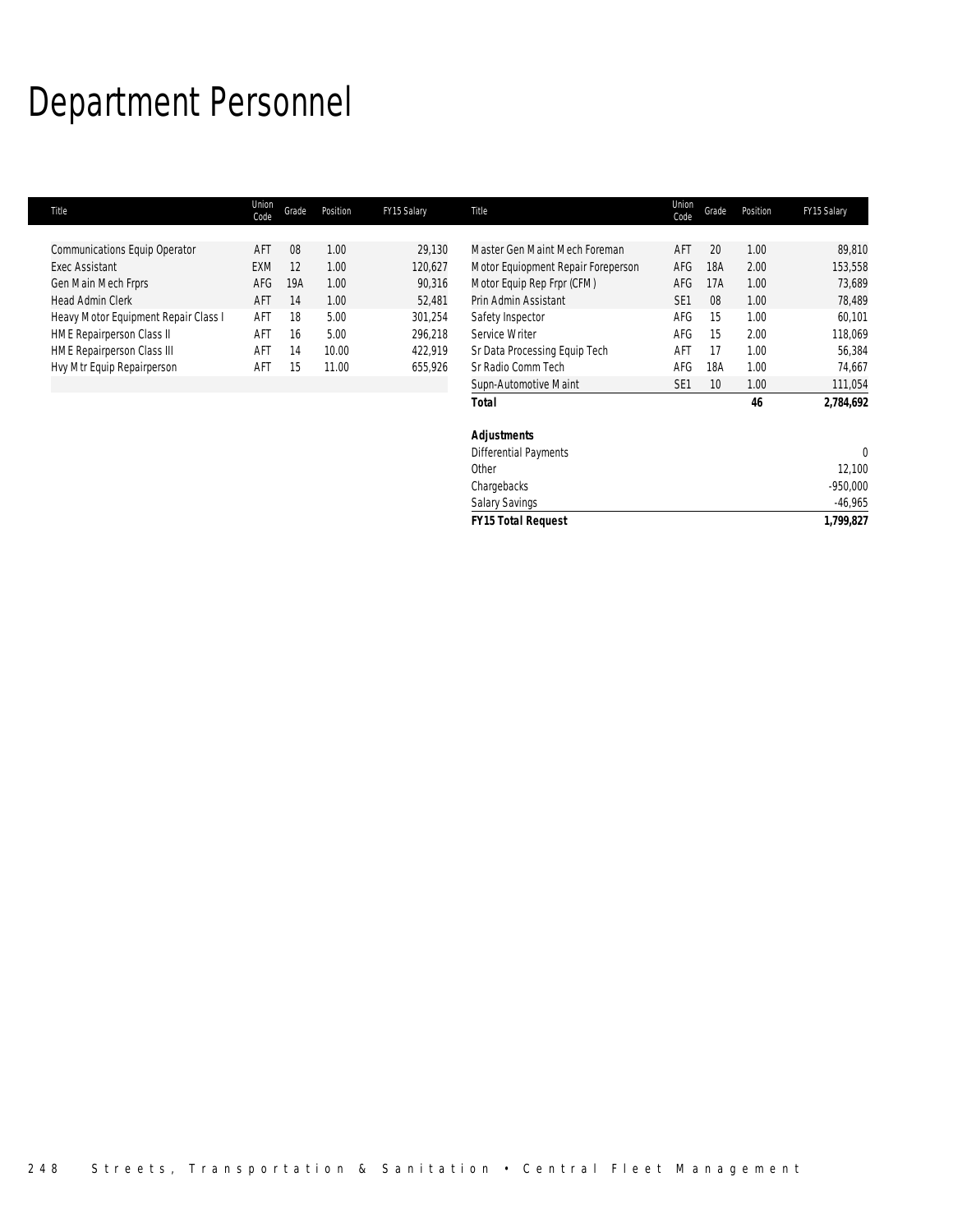# Department Personnel

| Title | Union Code | Grade | Position | FY15 Salary |
|---|---|---|---|---|
| Communications Equip Operator | AFT | 08 | 1.00 | 29,130 |
| Exec Assistant | EXM | 12 | 1.00 | 120,627 |
| Gen Main Mech Frprs | AFG | 19A | 1.00 | 90,316 |
| Head Admin Clerk | AFT | 14 | 1.00 | 52,481 |
| Heavy Motor Equipment Repair Class I | AFT | 18 | 5.00 | 301,254 |
| HME Repairperson Class II | AFT | 16 | 5.00 | 296,218 |
| HME Repairperson Class III | AFT | 14 | 10.00 | 422,919 |
| Hvy Mtr Equip Repairperson | AFT | 15 | 11.00 | 655,926 |
| Master Gen Maint Mech Foreman | AFT | 20 | 1.00 | 89,810 |
| Motor Equiopment Repair Foreperson | AFG | 18A | 2.00 | 153,558 |
| Motor Equip Rep Frpr (CFM) | AFG | 17A | 1.00 | 73,689 |
| Prin Admin Assistant | SE1 | 08 | 1.00 | 78,489 |
| Safety Inspector | AFG | 15 | 1.00 | 60,101 |
| Service Writer | AFG | 15 | 2.00 | 118,069 |
| Sr Data Processing Equip Tech | AFT | 17 | 1.00 | 56,384 |
| Sr Radio Comm Tech | AFG | 18A | 1.00 | 74,667 |
| Supn-Automotive Maint | SE1 | 10 | 1.00 | 111,054 |
| ***Total*** | | | ***46*** | ***2,784,692*** |

| ***Adjustments*** | |
|---|---|
| Differential Payments | 0 |
| Other | 12,100 |
| Chargebacks | -950,000 |
| Salary Savings | -46,965 |
| ***FY15 Total Request*** | ***1,799,827*** |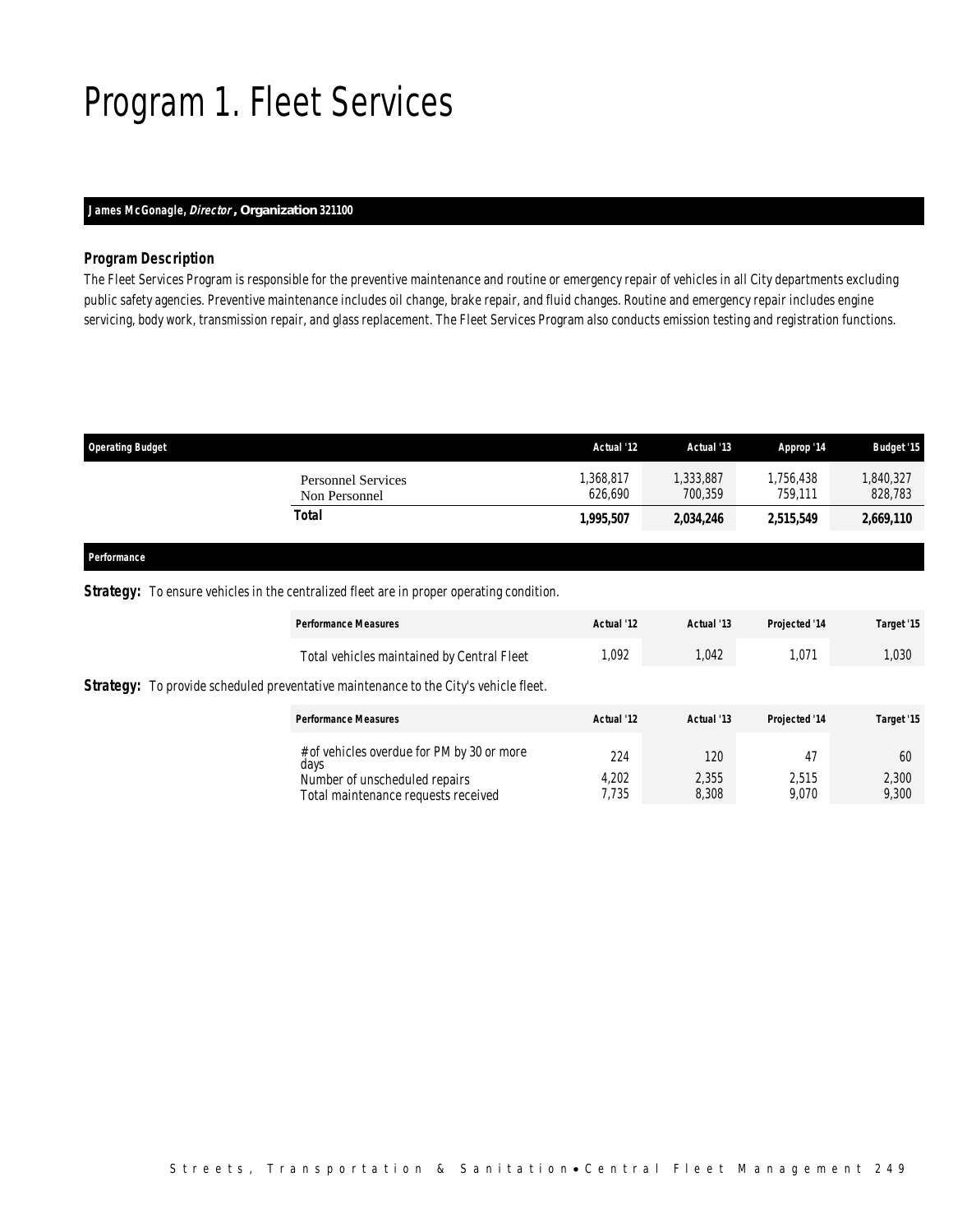# Program 1. Fleet Services

**James McGonagle, *Director*, Organization 321100**

### Program Description

The Fleet Services Program is responsible for the preventive maintenance and routine or emergency repair of vehicles in all City departments excluding public safety agencies. Preventive maintenance includes oil change, brake repair, and fluid changes. Routine and emergency repair includes engine servicing, body work, transmission repair, and glass replacement. The Fleet Services Program also conducts emission testing and registration functions.

| Operating Budget | Actual '12 | Actual '13 | Approp '14 | Budget '15 |
|---|---|---|---|---|
| Personnel Services | 1,368,817 | 1,333,887 | 1,756,438 | 1,840,327 |
| Non Personnel | 626,690 | 700,359 | 759,111 | 828,783 |
| **Total** | **1,995,507** | **2,034,246** | **2,515,549** | **2,669,110** |

### Performance

**Strategy:** To ensure vehicles in the centralized fleet are in proper operating condition.

| Performance Measures | Actual '12 | Actual '13 | Projected '14 | Target '15 |
|---|---|---|---|---|
| Total vehicles maintained by Central Fleet | 1,092 | 1,042 | 1,071 | 1,030 |

**Strategy:** To provide scheduled preventative maintenance to the City's vehicle fleet.

| Performance Measures | Actual '12 | Actual '13 | Projected '14 | Target '15 |
|---|---|---|---|---|
| # of vehicles overdue for PM by 30 or more days | 224 | 120 | 47 | 60 |
| Number of unscheduled repairs | 4,202 | 2,355 | 2,515 | 2,300 |
| Total maintenance requests received | 7,735 | 8,308 | 9,070 | 9,300 |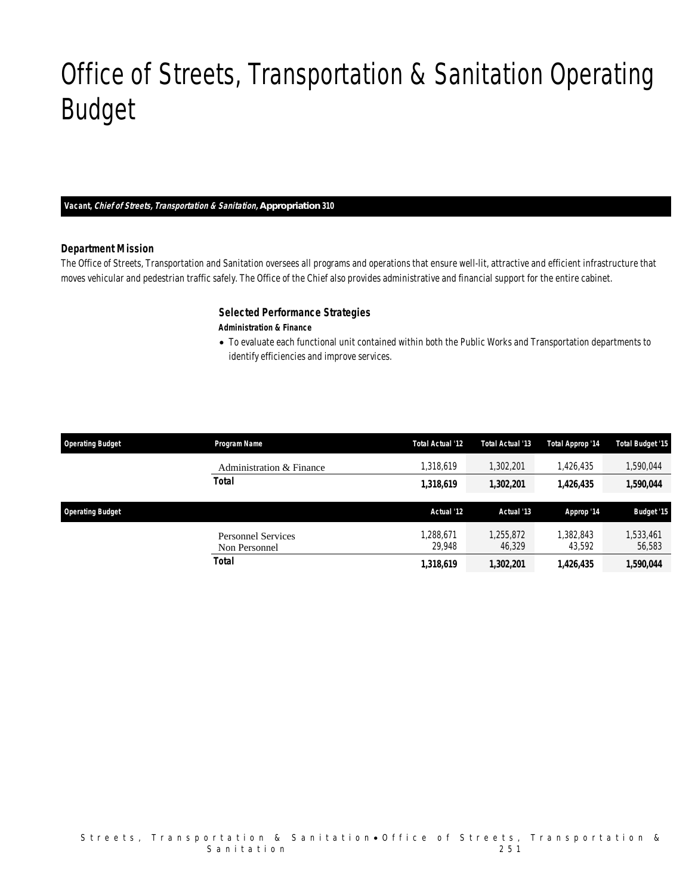# Office of Streets, Transportation & Sanitation Operating Budget

**Vacant, *Chief of Streets, Transportation & Sanitation,* Appropriation 310**

### Department Mission

The Office of Streets, Transportation and Sanitation oversees all programs and operations that ensure well-lit, attractive and efficient infrastructure that moves vehicular and pedestrian traffic safely. The Office of the Chief also provides administrative and financial support for the entire cabinet.

### Selected Performance Strategies

***Administration & Finance***

- To evaluate each functional unit contained within both the Public Works and Transportation departments to identify efficiencies and improve services.

| Operating Budget | Program Name | Total Actual '12 | Total Actual '13 | Total Approp '14 | Total Budget '15 |
|---|---|---|---|---|---|
| | Administration & Finance | 1,318,619 | 1,302,201 | 1,426,435 | 1,590,044 |
| | **Total** | **1,318,619** | **1,302,201** | **1,426,435** | **1,590,044** |

| Operating Budget | | Actual '12 | Actual '13 | Approp '14 | Budget '15 |
|---|---|---|---|---|---|
| | Personnel Services | 1,288,671 | 1,255,872 | 1,382,843 | 1,533,461 |
| | Non Personnel | 29,948 | 46,329 | 43,592 | 56,583 |
| | **Total** | **1,318,619** | **1,302,201** | **1,426,435** | **1,590,044** |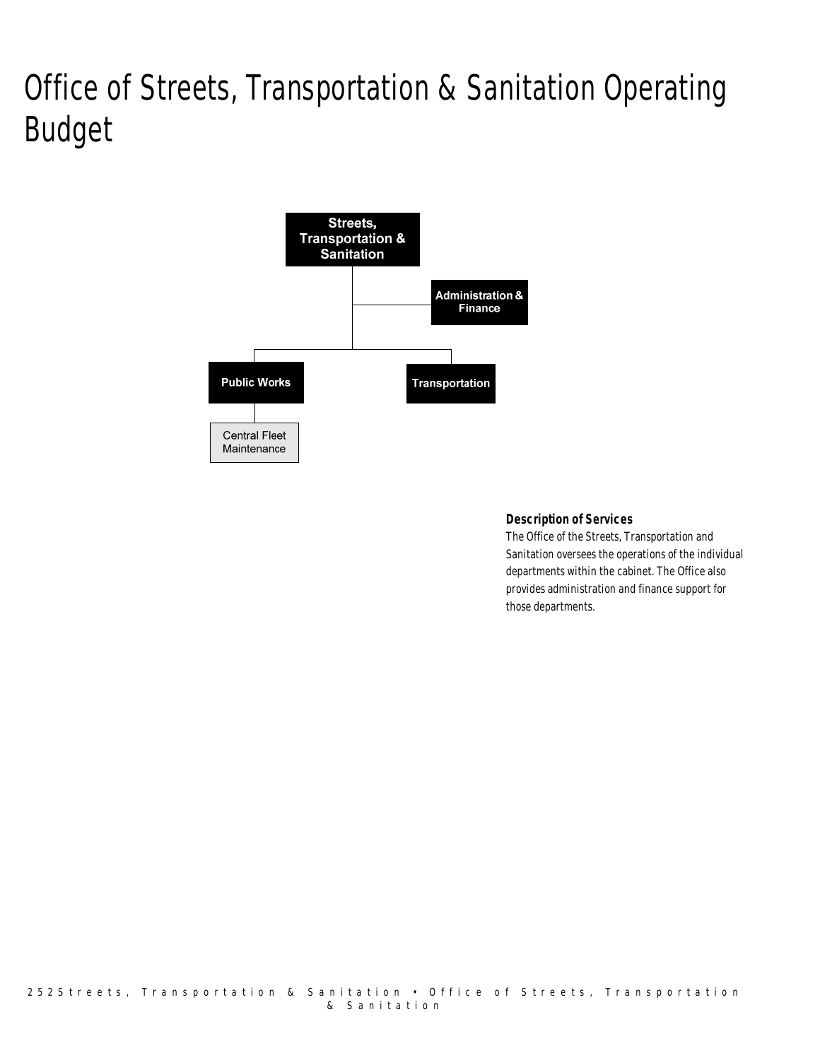# Office of Streets, Transportation & Sanitation Operating Budget

- Streets, Transportation & Sanitation
  - Administration & Finance
  - Public Works
    - Central Fleet Maintenance
  - Transportation

**Description of Services**

The Office of the Streets, Transportation and Sanitation oversees the operations of the individual departments within the cabinet. The Office also provides administration and finance support for those departments.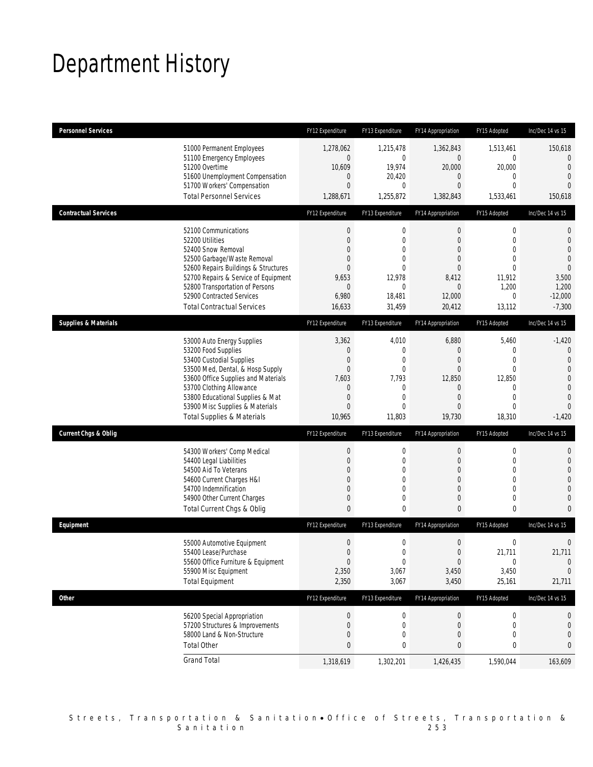# Department History

| Personnel Services | FY12 Expenditure | FY13 Expenditure | FY14 Appropriation | FY15 Adopted | Inc/Dec 14 vs 15 |
|---|---|---|---|---|---|
| 51000 Permanent Employees | 1,278,062 | 1,215,478 | 1,362,843 | 1,513,461 | 150,618 |
| 51100 Emergency Employees | 0 | 0 | 0 | 0 | 0 |
| 51200 Overtime | 10,609 | 19,974 | 20,000 | 20,000 | 0 |
| 51600 Unemployment Compensation | 0 | 20,420 | 0 | 0 | 0 |
| 51700 Workers' Compensation | 0 | 0 | 0 | 0 | 0 |
| Total Personnel Services | 1,288,671 | 1,255,872 | 1,382,843 | 1,533,461 | 150,618 |

| Contractual Services | FY12 Expenditure | FY13 Expenditure | FY14 Appropriation | FY15 Adopted | Inc/Dec 14 vs 15 |
|---|---|---|---|---|---|
| 52100 Communications | 0 | 0 | 0 | 0 | 0 |
| 52200 Utilities | 0 | 0 | 0 | 0 | 0 |
| 52400 Snow Removal | 0 | 0 | 0 | 0 | 0 |
| 52500 Garbage/Waste Removal | 0 | 0 | 0 | 0 | 0 |
| 52600 Repairs Buildings & Structures | 0 | 0 | 0 | 0 | 0 |
| 52700 Repairs & Service of Equipment | 9,653 | 12,978 | 8,412 | 11,912 | 3,500 |
| 52800 Transportation of Persons | 0 | 0 | 0 | 1,200 | 1,200 |
| 52900 Contracted Services | 6,980 | 18,481 | 12,000 | 0 | -12,000 |
| Total Contractual Services | 16,633 | 31,459 | 20,412 | 13,112 | -7,300 |

| Supplies & Materials | FY12 Expenditure | FY13 Expenditure | FY14 Appropriation | FY15 Adopted | Inc/Dec 14 vs 15 |
|---|---|---|---|---|---|
| 53000 Auto Energy Supplies | 3,362 | 4,010 | 6,880 | 5,460 | -1,420 |
| 53200 Food Supplies | 0 | 0 | 0 | 0 | 0 |
| 53400 Custodial Supplies | 0 | 0 | 0 | 0 | 0 |
| 53500 Med, Dental, & Hosp Supply | 0 | 0 | 0 | 0 | 0 |
| 53600 Office Supplies and Materials | 7,603 | 7,793 | 12,850 | 12,850 | 0 |
| 53700 Clothing Allowance | 0 | 0 | 0 | 0 | 0 |
| 53800 Educational Supplies & Mat | 0 | 0 | 0 | 0 | 0 |
| 53900 Misc Supplies & Materials | 0 | 0 | 0 | 0 | 0 |
| Total Supplies & Materials | 10,965 | 11,803 | 19,730 | 18,310 | -1,420 |

| Current Chgs & Oblig | FY12 Expenditure | FY13 Expenditure | FY14 Appropriation | FY15 Adopted | Inc/Dec 14 vs 15 |
|---|---|---|---|---|---|
| 54300 Workers' Comp Medical | 0 | 0 | 0 | 0 | 0 |
| 54400 Legal Liabilities | 0 | 0 | 0 | 0 | 0 |
| 54500 Aid To Veterans | 0 | 0 | 0 | 0 | 0 |
| 54600 Current Charges H&I | 0 | 0 | 0 | 0 | 0 |
| 54700 Indemnification | 0 | 0 | 0 | 0 | 0 |
| 54900 Other Current Charges | 0 | 0 | 0 | 0 | 0 |
| Total Current Chgs & Oblig | 0 | 0 | 0 | 0 | 0 |

| Equipment | FY12 Expenditure | FY13 Expenditure | FY14 Appropriation | FY15 Adopted | Inc/Dec 14 vs 15 |
|---|---|---|---|---|---|
| 55000 Automotive Equipment | 0 | 0 | 0 | 0 | 0 |
| 55400 Lease/Purchase | 0 | 0 | 0 | 21,711 | 21,711 |
| 55600 Office Furniture & Equipment | 0 | 0 | 0 | 0 | 0 |
| 55900 Misc Equipment | 2,350 | 3,067 | 3,450 | 3,450 | 0 |
| Total Equipment | 2,350 | 3,067 | 3,450 | 25,161 | 21,711 |

| Other | FY12 Expenditure | FY13 Expenditure | FY14 Appropriation | FY15 Adopted | Inc/Dec 14 vs 15 |
|---|---|---|---|---|---|
| 56200 Special Appropriation | 0 | 0 | 0 | 0 | 0 |
| 57200 Structures & Improvements | 0 | 0 | 0 | 0 | 0 |
| 58000 Land & Non-Structure | 0 | 0 | 0 | 0 | 0 |
| Total Other | 0 | 0 | 0 | 0 | 0 |
| Grand Total | 1,318,619 | 1,302,201 | 1,426,435 | 1,590,044 | 163,609 |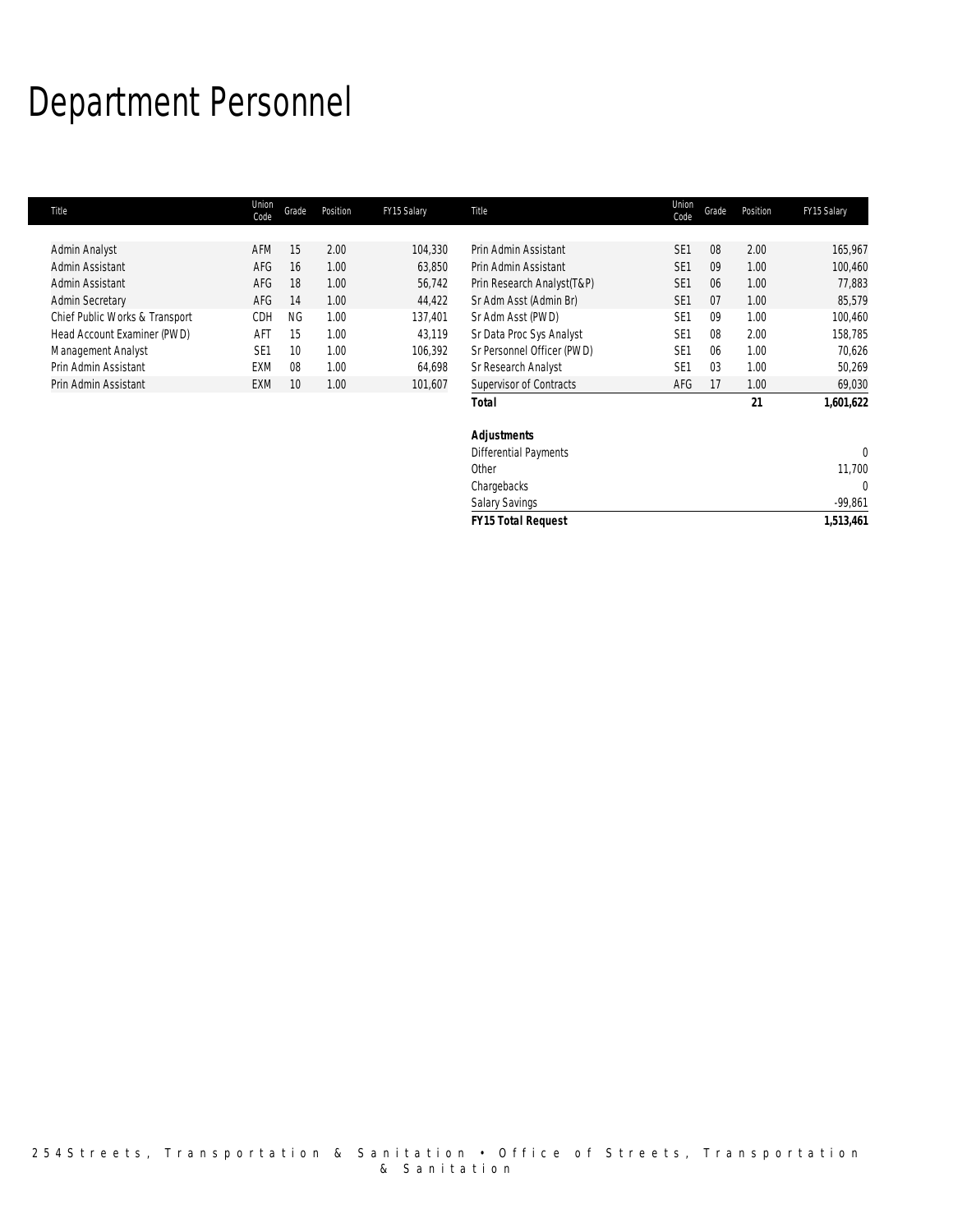# Department Personnel

| Title | Union Code | Grade | Position | FY15 Salary | Title | Union Code | Grade | Position | FY15 Salary |
|---|---|---|---|---|---|---|---|---|---|
| Admin Analyst | AFM | 15 | 2.00 | 104,330 | Prin Admin Assistant | SE1 | 08 | 2.00 | 165,967 |
| Admin Assistant | AFG | 16 | 1.00 | 63,850 | Prin Admin Assistant | SE1 | 09 | 1.00 | 100,460 |
| Admin Assistant | AFG | 18 | 1.00 | 56,742 | Prin Research Analyst(T&P) | SE1 | 06 | 1.00 | 77,883 |
| Admin Secretary | AFG | 14 | 1.00 | 44,422 | Sr Adm Asst (Admin Br) | SE1 | 07 | 1.00 | 85,579 |
| Chief Public Works & Transport | CDH | NG | 1.00 | 137,401 | Sr Adm Asst (PWD) | SE1 | 09 | 1.00 | 100,460 |
| Head Account Examiner (PWD) | AFT | 15 | 1.00 | 43,119 | Sr Data Proc Sys Analyst | SE1 | 08 | 2.00 | 158,785 |
| Management Analyst | SE1 | 10 | 1.00 | 106,392 | Sr Personnel Officer (PWD) | SE1 | 06 | 1.00 | 70,626 |
| Prin Admin Assistant | EXM | 08 | 1.00 | 64,698 | Sr Research Analyst | SE1 | 03 | 1.00 | 50,269 |
| Prin Admin Assistant | EXM | 10 | 1.00 | 101,607 | Supervisor of Contracts | AFG | 17 | 1.00 | 69,030 |
| | | | | | **Total** | | | **21** | **1,601,622** |

| ***Adjustments*** | |
|---|---|
| Differential Payments | 0 |
| Other | 11,700 |
| Chargebacks | 0 |
| Salary Savings | -99,861 |
| ***FY15 Total Request*** | **1,513,461** |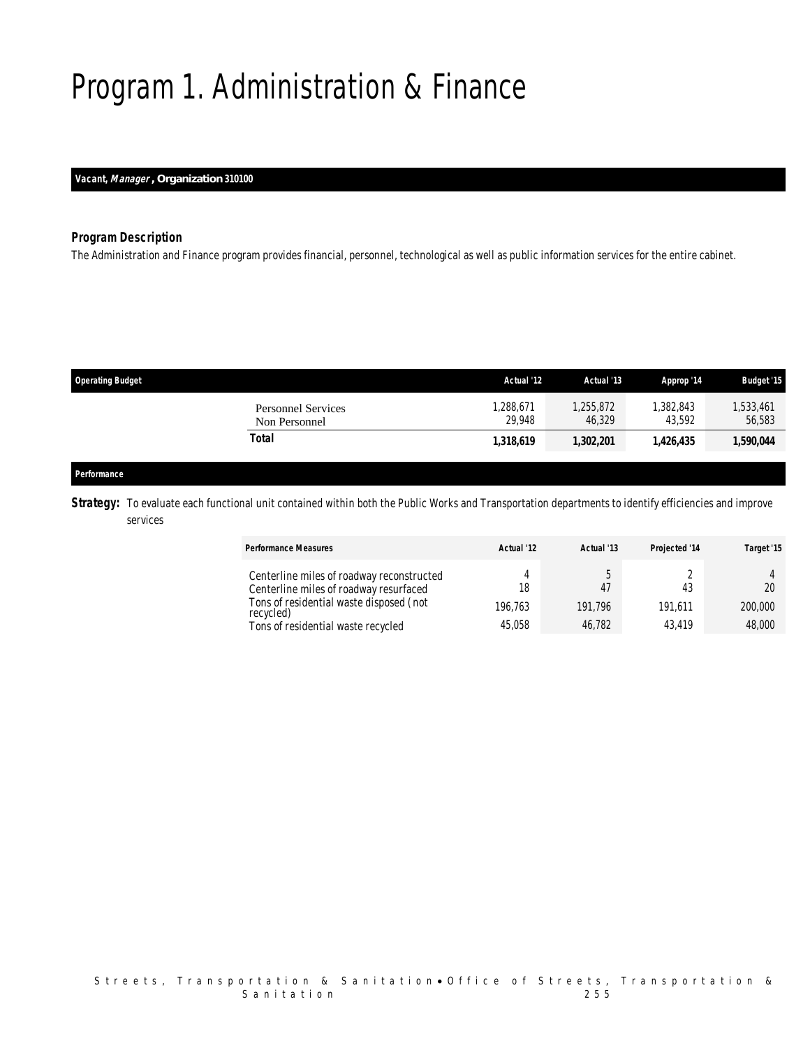// Program 1. Administration & Finance

*Vacant, Manager*, **Organization 310100**

### Program Description

The Administration and Finance program provides financial, personnel, technological as well as public information services for the entire cabinet.

| Operating Budget | Actual '12 | Actual '13 | Approp '14 | Budget '15 |
|---|---|---|---|---|
| Personnel Services | 1,288,671 | 1,255,872 | 1,382,843 | 1,533,461 |
| Non Personnel | 29,948 | 46,329 | 43,592 | 56,583 |
| **Total** | **1,318,619** | **1,302,201** | **1,426,435** | **1,590,044** |

### Performance

**Strategy:** To evaluate each functional unit contained within both the Public Works and Transportation departments to identify efficiencies and improve services

| Performance Measures | Actual '12 | Actual '13 | Projected '14 | Target '15 |
|---|---|---|---|---|
| Centerline miles of roadway reconstructed | 4 | 5 | 2 | 4 |
| Centerline miles of roadway resurfaced | 18 | 47 | 43 | 20 |
| Tons of residential waste disposed (not recycled) | 196,763 | 191,796 | 191,611 | 200,000 |
| Tons of residential waste recycled | 45,058 | 46,782 | 43,419 | 48,000 |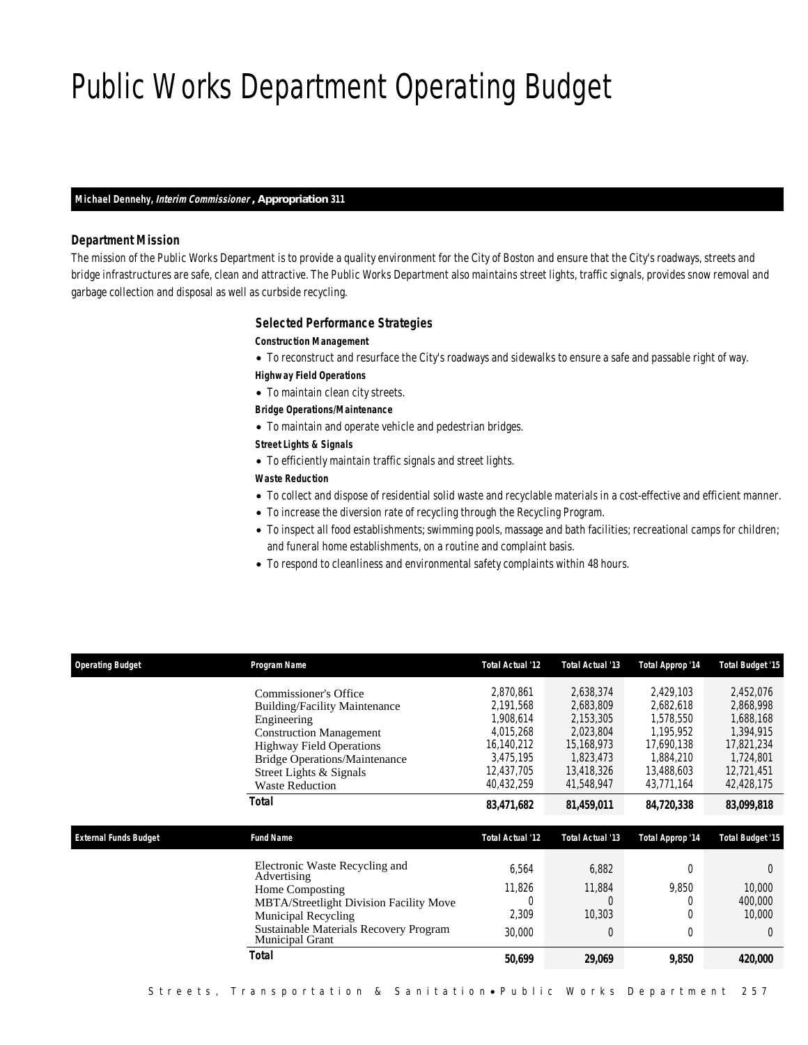// Public Works Department Operating Budget

**Michael Dennehy, *Interim Commissioner*, Appropriation 311**

### Department Mission

The mission of the Public Works Department is to provide a quality environment for the City of Boston and ensure that the City's roadways, streets and bridge infrastructures are safe, clean and attractive. The Public Works Department also maintains street lights, traffic signals, provides snow removal and garbage collection and disposal as well as curbside recycling.

### Selected Performance Strategies

**Construction Management**

- To reconstruct and resurface the City's roadways and sidewalks to ensure a safe and passable right of way.

**Highway Field Operations**

- To maintain clean city streets.

**Bridge Operations/Maintenance**

- To maintain and operate vehicle and pedestrian bridges.

**Street Lights & Signals**

- To efficiently maintain traffic signals and street lights.

**Waste Reduction**

- To collect and dispose of residential solid waste and recyclable materials in a cost-effective and efficient manner.
- To increase the diversion rate of recycling through the Recycling Program.
- To inspect all food establishments; swimming pools, massage and bath facilities; recreational camps for children; and funeral home establishments, on a routine and complaint basis.
- To respond to cleanliness and environmental safety complaints within 48 hours.

| Operating Budget | Program Name | Total Actual '12 | Total Actual '13 | Total Approp '14 | Total Budget '15 |
|---|---|---|---|---|---|
| | Commissioner's Office | 2,870,861 | 2,638,374 | 2,429,103 | 2,452,076 |
| | Building/Facility Maintenance | 2,191,568 | 2,683,809 | 2,682,618 | 2,868,998 |
| | Engineering | 1,908,614 | 2,153,305 | 1,578,550 | 1,688,168 |
| | Construction Management | 4,015,268 | 2,023,804 | 1,195,952 | 1,394,915 |
| | Highway Field Operations | 16,140,212 | 15,168,973 | 17,690,138 | 17,821,234 |
| | Bridge Operations/Maintenance | 3,475,195 | 1,823,473 | 1,884,210 | 1,724,801 |
| | Street Lights & Signals | 12,437,705 | 13,418,326 | 13,488,603 | 12,721,451 |
| | Waste Reduction | 40,432,259 | 41,548,947 | 43,771,164 | 42,428,175 |
| | **Total** | **83,471,682** | **81,459,011** | **84,720,338** | **83,099,818** |

| External Funds Budget | Fund Name | Total Actual '12 | Total Actual '13 | Total Approp '14 | Total Budget '15 |
|---|---|---|---|---|---|
| | Electronic Waste Recycling and Advertising | 6,564 | 6,882 | 0 | 0 |
| | Home Composting | 11,826 | 11,884 | 9,850 | 10,000 |
| | MBTA/Streetlight Division Facility Move | 0 | 0 | 0 | 400,000 |
| | Municipal Recycling | 2,309 | 10,303 | 0 | 10,000 |
| | Sustainable Materials Recovery Program Municipal Grant | 30,000 | 0 | 0 | 0 |
| | **Total** | **50,699** | **29,069** | **9,850** | **420,000** |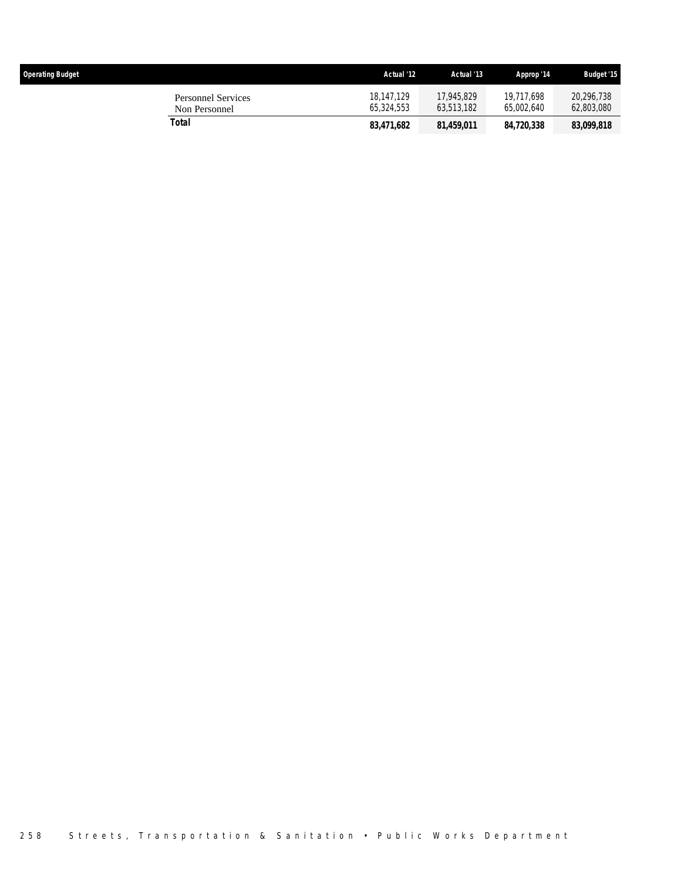| Operating Budget | Actual '12 | Actual '13 | Approp '14 | Budget '15 |
|---|---|---|---|---|
| Personnel Services | 18,147,129 | 17,945,829 | 19,717,698 | 20,296,738 |
| Non Personnel | 65,324,553 | 63,513,182 | 65,002,640 | 62,803,080 |
| **Total** | **83,471,682** | **81,459,011** | **84,720,338** | **83,099,818** |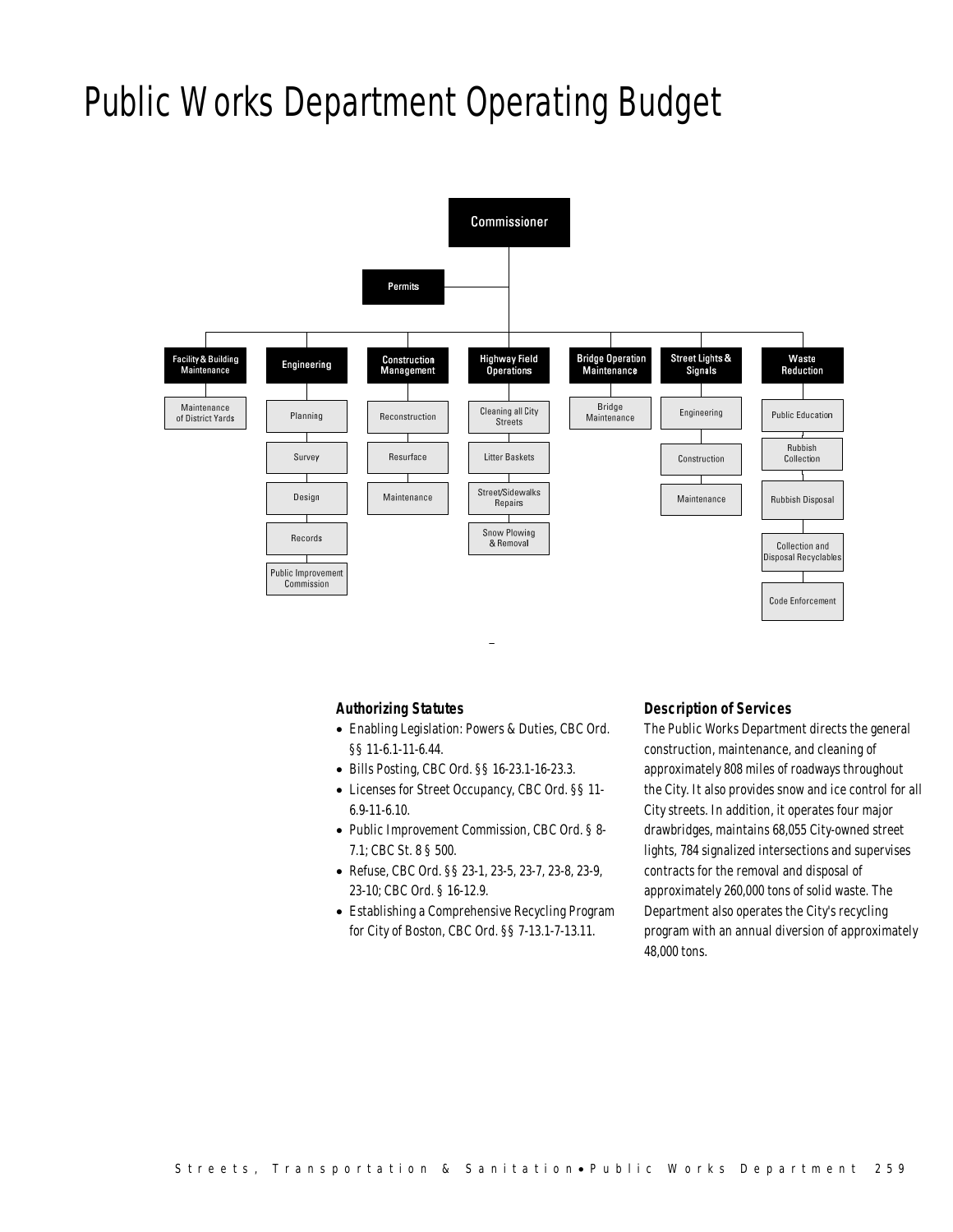# Public Works Department Operating Budget

Commissioner

Permits

| Facility & Building Maintenance | Engineering | Construction Management | Highway Field Operations | Bridge Operation Maintenance | Street Lights & Signals | Waste Reduction |
|---|---|---|---|---|---|---|
| Maintenance of District Yards | Planning | Reconstruction | Cleaning all City Streets | Bridge Maintenance | Engineering | Public Education |
| | Survey | Resurface | Litter Baskets | | Construction | Rubbish Collection |
| | Design | Maintenance | Street/Sidewalks Repairs | | Maintenance | Rubbish Disposal |
| | Records | | Snow Plowing & Removal | | | Collection and Disposal Recyclables |
| | Public Improvement Commission | | | | | Code Enforcement |

### Authorizing Statutes

- Enabling Legislation: Powers & Duties, CBC Ord. §§ 11-6.1-11-6.44.
- Bills Posting, CBC Ord. §§ 16-23.1-16-23.3.
- Licenses for Street Occupancy, CBC Ord. §§ 11-6.9-11-6.10.
- Public Improvement Commission, CBC Ord. § 8-7.1; CBC St. 8 § 500.
- Refuse, CBC Ord. §§ 23-1, 23-5, 23-7, 23-8, 23-9, 23-10; CBC Ord. § 16-12.9.
- Establishing a Comprehensive Recycling Program for City of Boston, CBC Ord. §§ 7-13.1-7-13.11.

### Description of Services

The Public Works Department directs the general construction, maintenance, and cleaning of approximately 808 miles of roadways throughout the City. It also provides snow and ice control for all City streets. In addition, it operates four major drawbridges, maintains 68,055 City-owned street lights, 784 signalized intersections and supervises contracts for the removal and disposal of approximately 260,000 tons of solid waste. The Department also operates the City's recycling program with an annual diversion of approximately 48,000 tons.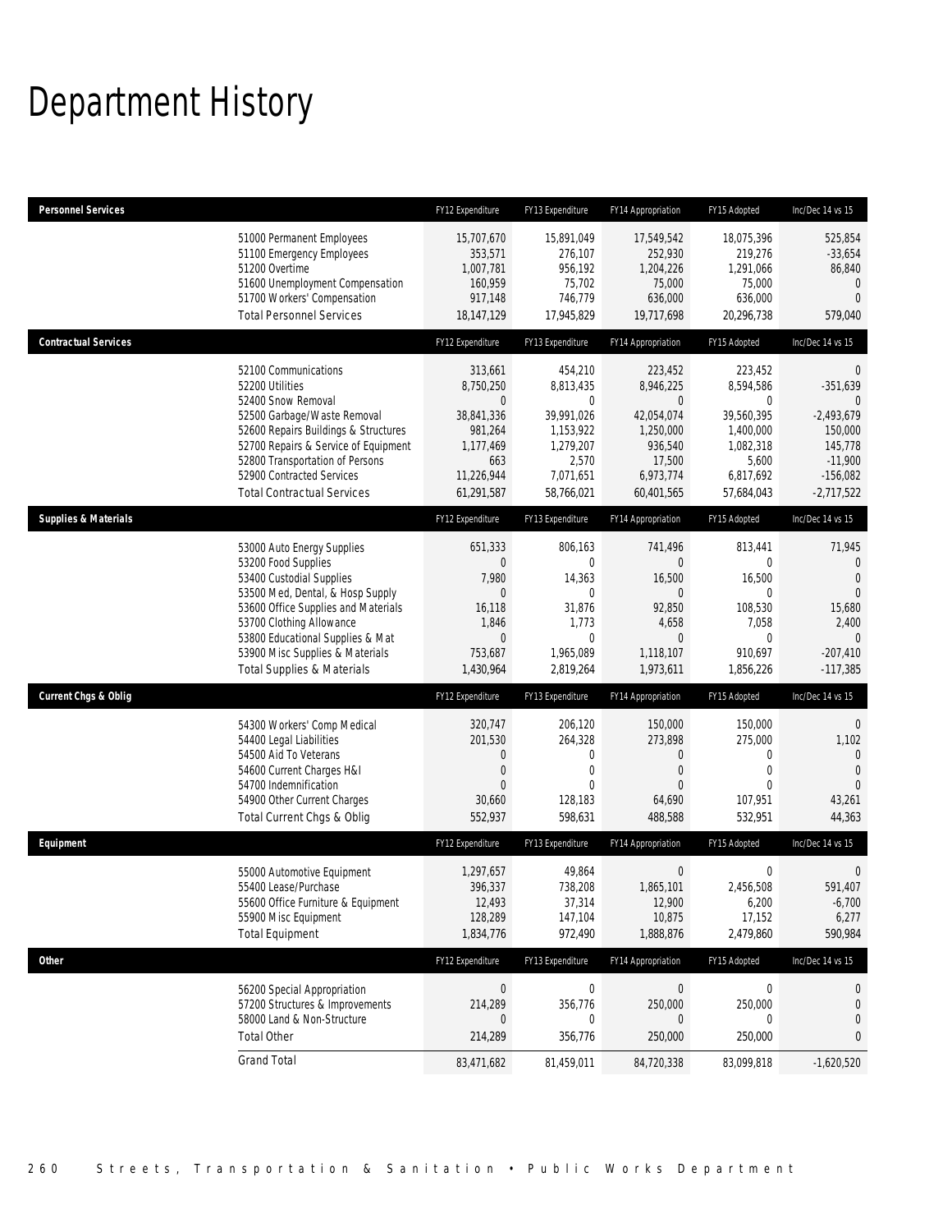# Department History

| Personnel Services | FY12 Expenditure | FY13 Expenditure | FY14 Appropriation | FY15 Adopted | Inc/Dec 14 vs 15 |
|---|---|---|---|---|---|
| 51000 Permanent Employees | 15,707,670 | 15,891,049 | 17,549,542 | 18,075,396 | 525,854 |
| 51100 Emergency Employees | 353,571 | 276,107 | 252,930 | 219,276 | -33,654 |
| 51200 Overtime | 1,007,781 | 956,192 | 1,204,226 | 1,291,066 | 86,840 |
| 51600 Unemployment Compensation | 160,959 | 75,702 | 75,000 | 75,000 | 0 |
| 51700 Workers' Compensation | 917,148 | 746,779 | 636,000 | 636,000 | 0 |
| Total Personnel Services | 18,147,129 | 17,945,829 | 19,717,698 | 20,296,738 | 579,040 |

| Contractual Services | FY12 Expenditure | FY13 Expenditure | FY14 Appropriation | FY15 Adopted | Inc/Dec 14 vs 15 |
|---|---|---|---|---|---|
| 52100 Communications | 313,661 | 454,210 | 223,452 | 223,452 | 0 |
| 52200 Utilities | 8,750,250 | 8,813,435 | 8,946,225 | 8,594,586 | -351,639 |
| 52400 Snow Removal | 0 | 0 | 0 | 0 | 0 |
| 52500 Garbage/Waste Removal | 38,841,336 | 39,991,026 | 42,054,074 | 39,560,395 | -2,493,679 |
| 52600 Repairs Buildings & Structures | 981,264 | 1,153,922 | 1,250,000 | 1,400,000 | 150,000 |
| 52700 Repairs & Service of Equipment | 1,177,469 | 1,279,207 | 936,540 | 1,082,318 | 145,778 |
| 52800 Transportation of Persons | 663 | 2,570 | 17,500 | 5,600 | -11,900 |
| 52900 Contracted Services | 11,226,944 | 7,071,651 | 6,973,774 | 6,817,692 | -156,082 |
| Total Contractual Services | 61,291,587 | 58,766,021 | 60,401,565 | 57,684,043 | -2,717,522 |

| Supplies & Materials | FY12 Expenditure | FY13 Expenditure | FY14 Appropriation | FY15 Adopted | Inc/Dec 14 vs 15 |
|---|---|---|---|---|---|
| 53000 Auto Energy Supplies | 651,333 | 806,163 | 741,496 | 813,441 | 71,945 |
| 53200 Food Supplies | 0 | 0 | 0 | 0 | 0 |
| 53400 Custodial Supplies | 7,980 | 14,363 | 16,500 | 16,500 | 0 |
| 53500 Med, Dental, & Hosp Supply | 0 | 0 | 0 | 0 | 0 |
| 53600 Office Supplies and Materials | 16,118 | 31,876 | 92,850 | 108,530 | 15,680 |
| 53700 Clothing Allowance | 1,846 | 1,773 | 4,658 | 7,058 | 2,400 |
| 53800 Educational Supplies & Mat | 0 | 0 | 0 | 0 | 0 |
| 53900 Misc Supplies & Materials | 753,687 | 1,965,089 | 1,118,107 | 910,697 | -207,410 |
| Total Supplies & Materials | 1,430,964 | 2,819,264 | 1,973,611 | 1,856,226 | -117,385 |

| Current Chgs & Oblig | FY12 Expenditure | FY13 Expenditure | FY14 Appropriation | FY15 Adopted | Inc/Dec 14 vs 15 |
|---|---|---|---|---|---|
| 54300 Workers' Comp Medical | 320,747 | 206,120 | 150,000 | 150,000 | 0 |
| 54400 Legal Liabilities | 201,530 | 264,328 | 273,898 | 275,000 | 1,102 |
| 54500 Aid To Veterans | 0 | 0 | 0 | 0 | 0 |
| 54600 Current Charges H&I | 0 | 0 | 0 | 0 | 0 |
| 54700 Indemnification | 0 | 0 | 0 | 0 | 0 |
| 54900 Other Current Charges | 30,660 | 128,183 | 64,690 | 107,951 | 43,261 |
| Total Current Chgs & Oblig | 552,937 | 598,631 | 488,588 | 532,951 | 44,363 |

| Equipment | FY12 Expenditure | FY13 Expenditure | FY14 Appropriation | FY15 Adopted | Inc/Dec 14 vs 15 |
|---|---|---|---|---|---|
| 55000 Automotive Equipment | 1,297,657 | 49,864 | 0 | 0 | 0 |
| 55400 Lease/Purchase | 396,337 | 738,208 | 1,865,101 | 2,456,508 | 591,407 |
| 55600 Office Furniture & Equipment | 12,493 | 37,314 | 12,900 | 6,200 | -6,700 |
| 55900 Misc Equipment | 128,289 | 147,104 | 10,875 | 17,152 | 6,277 |
| Total Equipment | 1,834,776 | 972,490 | 1,888,876 | 2,479,860 | 590,984 |

| Other | FY12 Expenditure | FY13 Expenditure | FY14 Appropriation | FY15 Adopted | Inc/Dec 14 vs 15 |
|---|---|---|---|---|---|
| 56200 Special Appropriation | 0 | 0 | 0 | 0 | 0 |
| 57200 Structures & Improvements | 214,289 | 356,776 | 250,000 | 250,000 | 0 |
| 58000 Land & Non-Structure | 0 | 0 | 0 | 0 | 0 |
| Total Other | 214,289 | 356,776 | 250,000 | 250,000 | 0 |
| Grand Total | 83,471,682 | 81,459,011 | 84,720,338 | 83,099,818 | -1,620,520 |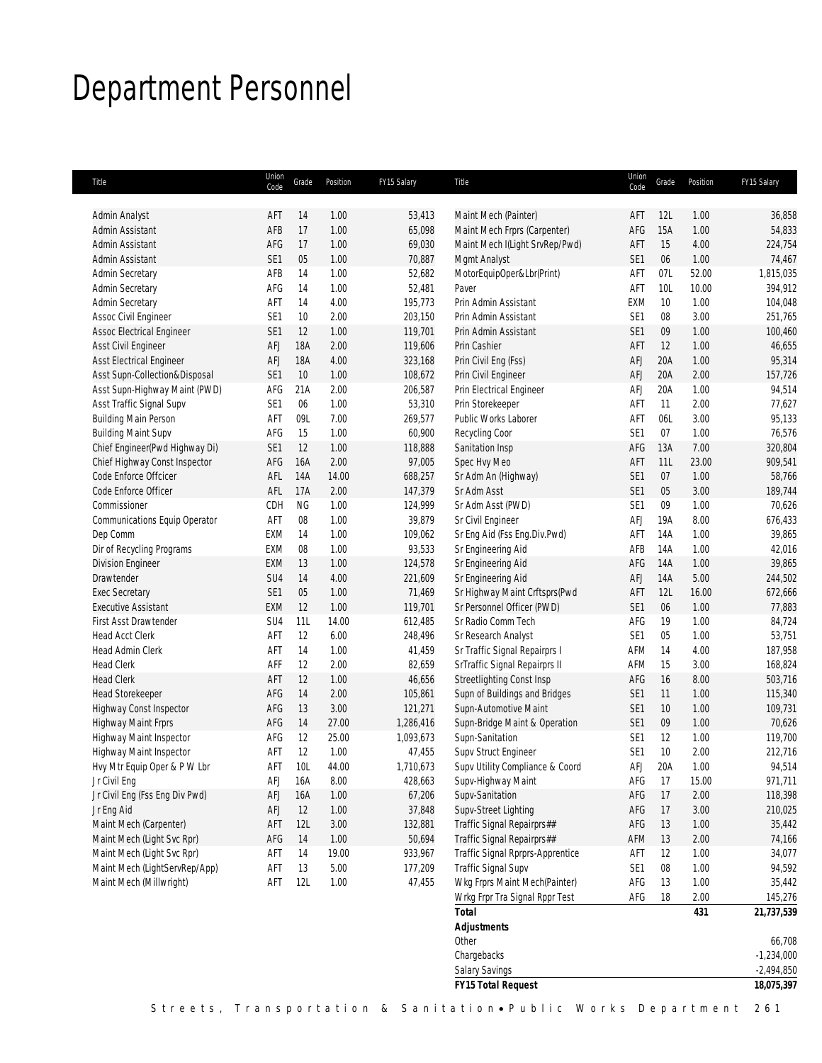# Department Personnel

| Title | Union Code | Grade | Position | FY15 Salary |
|---|---|---|---|---|
| Admin Analyst | AFT | 14 | 1.00 | 53,413 |
| Admin Assistant | AFB | 17 | 1.00 | 65,098 |
| Admin Assistant | AFG | 17 | 1.00 | 69,030 |
| Admin Assistant | SE1 | 05 | 1.00 | 70,887 |
| Admin Secretary | AFB | 14 | 1.00 | 52,682 |
| Admin Secretary | AFG | 14 | 1.00 | 52,481 |
| Admin Secretary | AFT | 14 | 4.00 | 195,773 |
| Assoc Civil Engineer | SE1 | 10 | 2.00 | 203,150 |
| Assoc Electrical Engineer | SE1 | 12 | 1.00 | 119,701 |
| Asst Civil Engineer | AFJ | 18A | 2.00 | 119,606 |
| Asst Electrical Engineer | AFJ | 18A | 4.00 | 323,168 |
| Asst Supn-Collection&Disposal | SE1 | 10 | 1.00 | 108,672 |
| Asst Supn-Highway Maint (PWD) | AFG | 21A | 2.00 | 206,587 |
| Asst Traffic Signal Supv | SE1 | 06 | 1.00 | 53,310 |
| Building Main Person | AFT | 09L | 7.00 | 269,577 |
| Building Maint Supv | AFG | 15 | 1.00 | 60,900 |
| Chief Engineer(Pwd Highway Di) | SE1 | 12 | 1.00 | 118,888 |
| Chief Highway Const Inspector | AFG | 16A | 2.00 | 97,005 |
| Code Enforce Offcicer | AFL | 14A | 14.00 | 688,257 |
| Code Enforce Officer | AFL | 17A | 2.00 | 147,379 |
| Commissioner | CDH | NG | 1.00 | 124,999 |
| Communications Equip Operator | AFT | 08 | 1.00 | 39,879 |
| Dep Comm | EXM | 14 | 1.00 | 109,062 |
| Dir of Recycling Programs | EXM | 08 | 1.00 | 93,533 |
| Division Engineer | EXM | 13 | 1.00 | 124,578 |
| Drawtender | SU4 | 14 | 4.00 | 221,609 |
| Exec Secretary | SE1 | 05 | 1.00 | 71,469 |
| Executive Assistant | EXM | 12 | 1.00 | 119,701 |
| First Asst Drawtender | SU4 | 11L | 14.00 | 612,485 |
| Head Acct Clerk | AFT | 12 | 6.00 | 248,496 |
| Head Admin Clerk | AFT | 14 | 1.00 | 41,459 |
| Head Clerk | AFF | 12 | 2.00 | 82,659 |
| Head Clerk | AFT | 12 | 1.00 | 46,656 |
| Head Storekeeper | AFG | 14 | 2.00 | 105,861 |
| Highway Const Inspector | AFG | 13 | 3.00 | 121,271 |
| Highway Maint Frprs | AFG | 14 | 27.00 | 1,286,416 |
| Highway Maint Inspector | AFG | 12 | 25.00 | 1,093,673 |
| Highway Maint Inspector | AFT | 12 | 1.00 | 47,455 |
| Hvy Mtr Equip Oper & P W Lbr | AFT | 10L | 44.00 | 1,710,673 |
| Jr Civil Eng | AFJ | 16A | 8.00 | 428,663 |
| Jr Civil Eng (Fss Eng Div Pwd) | AFJ | 16A | 1.00 | 67,206 |
| Jr Eng Aid | AFJ | 12 | 1.00 | 37,848 |
| Maint Mech (Carpenter) | AFT | 12L | 3.00 | 132,881 |
| Maint Mech (Light Svc Rpr) | AFG | 14 | 1.00 | 50,694 |
| Maint Mech (Light Svc Rpr) | AFT | 14 | 19.00 | 933,967 |
| Maint Mech (LightServRep/App) | AFT | 13 | 5.00 | 177,209 |
| Maint Mech (Millwright) | AFT | 12L | 1.00 | 47,455 |
| Maint Mech (Painter) | AFT | 12L | 1.00 | 36,858 |
| Maint Mech Frprs (Carpenter) | AFG | 15A | 1.00 | 54,833 |
| Maint Mech I(Light SrvRep/Pwd) | AFT | 15 | 4.00 | 224,754 |
| Mgmt Analyst | SE1 | 06 | 1.00 | 74,467 |
| MotorEquipOper&Lbr(Print) | AFT | 07L | 52.00 | 1,815,035 |
| Paver | AFT | 10L | 10.00 | 394,912 |
| Prin Admin Assistant | EXM | 10 | 1.00 | 104,048 |
| Prin Admin Assistant | SE1 | 08 | 3.00 | 251,765 |
| Prin Admin Assistant | SE1 | 09 | 1.00 | 100,460 |
| Prin Cashier | AFT | 12 | 1.00 | 46,655 |
| Prin Civil Eng (Fss) | AFJ | 20A | 1.00 | 95,314 |
| Prin Civil Engineer | AFJ | 20A | 2.00 | 157,726 |
| Prin Electrical Engineer | AFJ | 20A | 1.00 | 94,514 |
| Prin Storekeeper | AFT | 11 | 2.00 | 77,627 |
| Public Works Laborer | AFT | 06L | 3.00 | 95,133 |
| Recycling Coor | SE1 | 07 | 1.00 | 76,576 |
| Sanitation Insp | AFG | 13A | 7.00 | 320,804 |
| Spec Hvy Meo | AFT | 11L | 23.00 | 909,541 |
| Sr Adm An (Highway) | SE1 | 07 | 1.00 | 58,766 |
| Sr Adm Asst | SE1 | 05 | 3.00 | 189,744 |
| Sr Adm Asst (PWD) | SE1 | 09 | 1.00 | 70,626 |
| Sr Civil Engineer | AFJ | 19A | 8.00 | 676,433 |
| Sr Eng Aid (Fss Eng.Div.Pwd) | AFT | 14A | 1.00 | 39,865 |
| Sr Engineering Aid | AFB | 14A | 1.00 | 42,016 |
| Sr Engineering Aid | AFG | 14A | 1.00 | 39,865 |
| Sr Engineering Aid | AFJ | 14A | 5.00 | 244,502 |
| Sr Highway Maint Crftsprs(Pwd | AFT | 12L | 16.00 | 672,666 |
| Sr Personnel Officer (PWD) | SE1 | 06 | 1.00 | 77,883 |
| Sr Radio Comm Tech | AFG | 19 | 1.00 | 84,724 |
| Sr Research Analyst | SE1 | 05 | 1.00 | 53,751 |
| Sr Traffic Signal Repairprs I | AFM | 14 | 4.00 | 187,958 |
| SrTraffic Signal Repairprs II | AFM | 15 | 3.00 | 168,824 |
| Streetlighting Const Insp | AFG | 16 | 8.00 | 503,716 |
| Supn of Buildings and Bridges | SE1 | 11 | 1.00 | 115,340 |
| Supn-Automotive Maint | SE1 | 10 | 1.00 | 109,731 |
| Supn-Bridge Maint & Operation | SE1 | 09 | 1.00 | 70,626 |
| Supn-Sanitation | SE1 | 12 | 1.00 | 119,700 |
| Supv Struct Engineer | SE1 | 10 | 2.00 | 212,716 |
| Supv Utility Compliance & Coord | AFJ | 20A | 1.00 | 94,514 |
| Supv-Highway Maint | AFG | 17 | 15.00 | 971,711 |
| Supv-Sanitation | AFG | 17 | 2.00 | 118,398 |
| Supv-Street Lighting | AFG | 17 | 3.00 | 210,025 |
| Traffic Signal Repairprs## | AFG | 13 | 1.00 | 35,442 |
| Traffic Signal Repairprs## | AFM | 13 | 2.00 | 74,166 |
| Traffic Signal Rprprs-Apprentice | AFT | 12 | 1.00 | 34,077 |
| Traffic Signal Supv | SE1 | 08 | 1.00 | 94,592 |
| Wkg Frprs Maint Mech(Painter) | AFG | 13 | 1.00 | 35,442 |
| Wrkg Frpr Tra Signal Rppr Test | AFG | 18 | 2.00 | 145,276 |
| **Total** | | | **431** | **21,737,539** |
| **Adjustments** | | | | |
| Other | | | | 66,708 |
| Chargebacks | | | | -1,234,000 |
| Salary Savings | | | | -2,494,850 |
| **FY15 Total Request** | | | | **18,075,397** |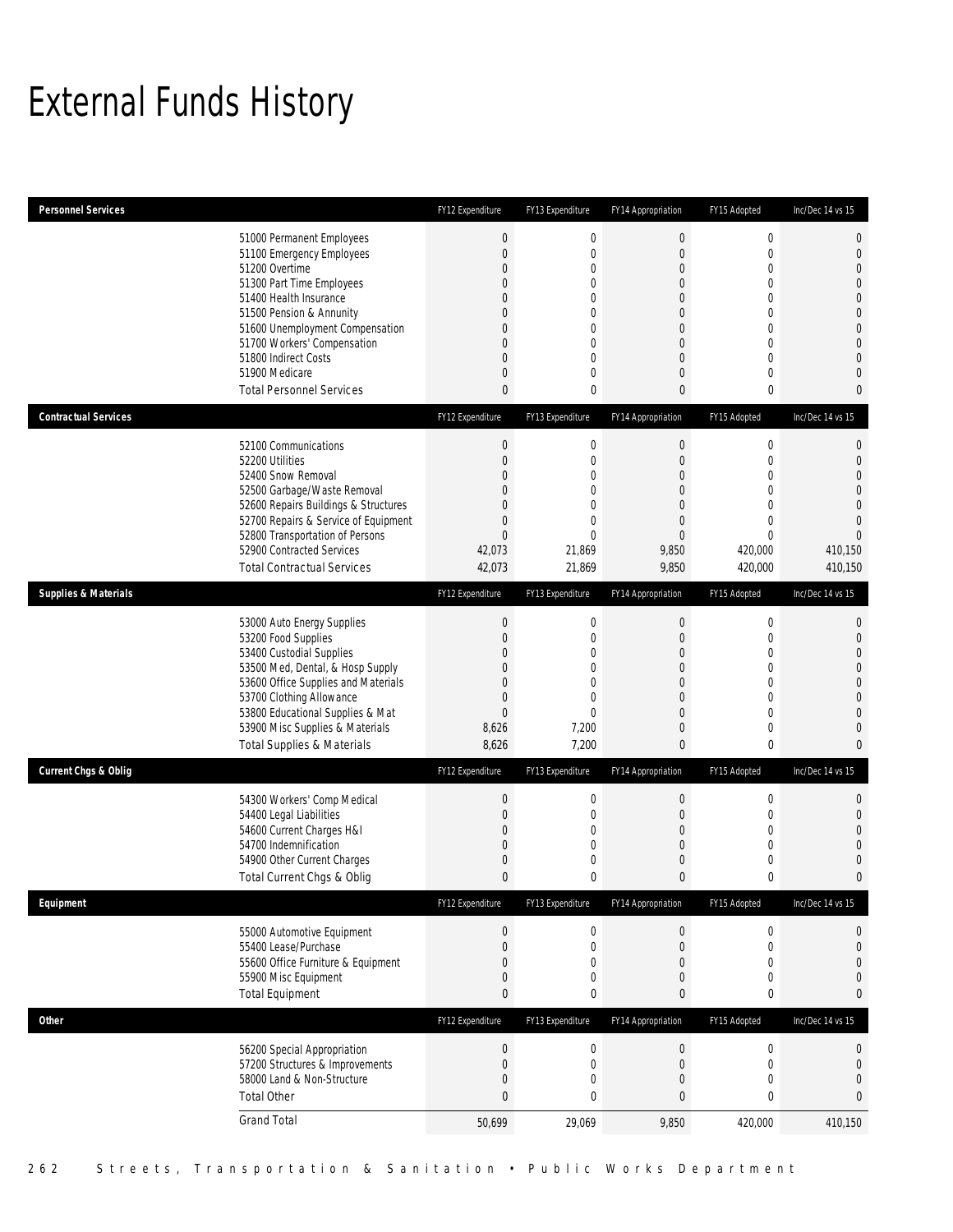# External Funds History

| Personnel Services | FY12 Expenditure | FY13 Expenditure | FY14 Appropriation | FY15 Adopted | Inc/Dec 14 vs 15 |
|---|---|---|---|---|---|
| 51000 Permanent Employees | 0 | 0 | 0 | 0 | 0 |
| 51100 Emergency Employees | 0 | 0 | 0 | 0 | 0 |
| 51200 Overtime | 0 | 0 | 0 | 0 | 0 |
| 51300 Part Time Employees | 0 | 0 | 0 | 0 | 0 |
| 51400 Health Insurance | 0 | 0 | 0 | 0 | 0 |
| 51500 Pension & Annunity | 0 | 0 | 0 | 0 | 0 |
| 51600 Unemployment Compensation | 0 | 0 | 0 | 0 | 0 |
| 51700 Workers' Compensation | 0 | 0 | 0 | 0 | 0 |
| 51800 Indirect Costs | 0 | 0 | 0 | 0 | 0 |
| 51900 Medicare | 0 | 0 | 0 | 0 | 0 |
| Total Personnel Services | 0 | 0 | 0 | 0 | 0 |

| Contractual Services | FY12 Expenditure | FY13 Expenditure | FY14 Appropriation | FY15 Adopted | Inc/Dec 14 vs 15 |
|---|---|---|---|---|---|
| 52100 Communications | 0 | 0 | 0 | 0 | 0 |
| 52200 Utilities | 0 | 0 | 0 | 0 | 0 |
| 52400 Snow Removal | 0 | 0 | 0 | 0 | 0 |
| 52500 Garbage/Waste Removal | 0 | 0 | 0 | 0 | 0 |
| 52600 Repairs Buildings & Structures | 0 | 0 | 0 | 0 | 0 |
| 52700 Repairs & Service of Equipment | 0 | 0 | 0 | 0 | 0 |
| 52800 Transportation of Persons | 0 | 0 | 0 | 0 | 0 |
| 52900 Contracted Services | 42,073 | 21,869 | 9,850 | 420,000 | 410,150 |
| Total Contractual Services | 42,073 | 21,869 | 9,850 | 420,000 | 410,150 |

| Supplies & Materials | FY12 Expenditure | FY13 Expenditure | FY14 Appropriation | FY15 Adopted | Inc/Dec 14 vs 15 |
|---|---|---|---|---|---|
| 53000 Auto Energy Supplies | 0 | 0 | 0 | 0 | 0 |
| 53200 Food Supplies | 0 | 0 | 0 | 0 | 0 |
| 53400 Custodial Supplies | 0 | 0 | 0 | 0 | 0 |
| 53500 Med, Dental, & Hosp Supply | 0 | 0 | 0 | 0 | 0 |
| 53600 Office Supplies and Materials | 0 | 0 | 0 | 0 | 0 |
| 53700 Clothing Allowance | 0 | 0 | 0 | 0 | 0 |
| 53800 Educational Supplies & Mat | 0 | 0 | 0 | 0 | 0 |
| 53900 Misc Supplies & Materials | 8,626 | 7,200 | 0 | 0 | 0 |
| Total Supplies & Materials | 8,626 | 7,200 | 0 | 0 | 0 |

| Current Chgs & Oblig | FY12 Expenditure | FY13 Expenditure | FY14 Appropriation | FY15 Adopted | Inc/Dec 14 vs 15 |
|---|---|---|---|---|---|
| 54300 Workers' Comp Medical | 0 | 0 | 0 | 0 | 0 |
| 54400 Legal Liabilities | 0 | 0 | 0 | 0 | 0 |
| 54600 Current Charges H&I | 0 | 0 | 0 | 0 | 0 |
| 54700 Indemnification | 0 | 0 | 0 | 0 | 0 |
| 54900 Other Current Charges | 0 | 0 | 0 | 0 | 0 |
| Total Current Chgs & Oblig | 0 | 0 | 0 | 0 | 0 |

| Equipment | FY12 Expenditure | FY13 Expenditure | FY14 Appropriation | FY15 Adopted | Inc/Dec 14 vs 15 |
|---|---|---|---|---|---|
| 55000 Automotive Equipment | 0 | 0 | 0 | 0 | 0 |
| 55400 Lease/Purchase | 0 | 0 | 0 | 0 | 0 |
| 55600 Office Furniture & Equipment | 0 | 0 | 0 | 0 | 0 |
| 55900 Misc Equipment | 0 | 0 | 0 | 0 | 0 |
| Total Equipment | 0 | 0 | 0 | 0 | 0 |

| Other | FY12 Expenditure | FY13 Expenditure | FY14 Appropriation | FY15 Adopted | Inc/Dec 14 vs 15 |
|---|---|---|---|---|---|
| 56200 Special Appropriation | 0 | 0 | 0 | 0 | 0 |
| 57200 Structures & Improvements | 0 | 0 | 0 | 0 | 0 |
| 58000 Land & Non-Structure | 0 | 0 | 0 | 0 | 0 |
| Total Other | 0 | 0 | 0 | 0 | 0 |
| Grand Total | 50,699 | 29,069 | 9,850 | 420,000 | 410,150 |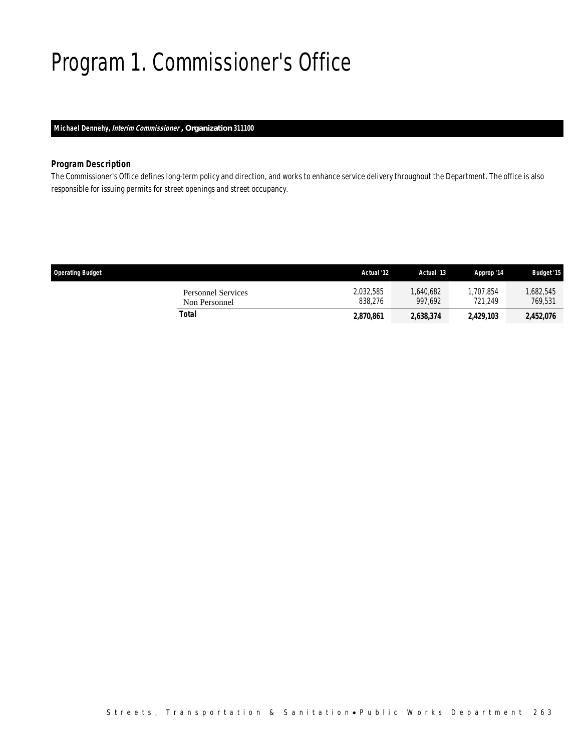# Program 1. Commissioner's Office

**Michael Dennehy, *Interim Commissioner*, Organization 311100**

### *Program Description*

*The Commissioner's Office defines long-term policy and direction, and works to enhance service delivery throughout the Department. The office is also responsible for issuing permits for street openings and street occupancy.*

| Operating Budget | Actual '12 | Actual '13 | Approp '14 | Budget '15 |
|---|---|---|---|---|
| Personnel Services | 2,032,585 | 1,640,682 | 1,707,854 | 1,682,545 |
| Non Personnel | 838,276 | 997,692 | 721,249 | 769,531 |
| **Total** | **2,870,861** | **2,638,374** | **2,429,103** | **2,452,076** |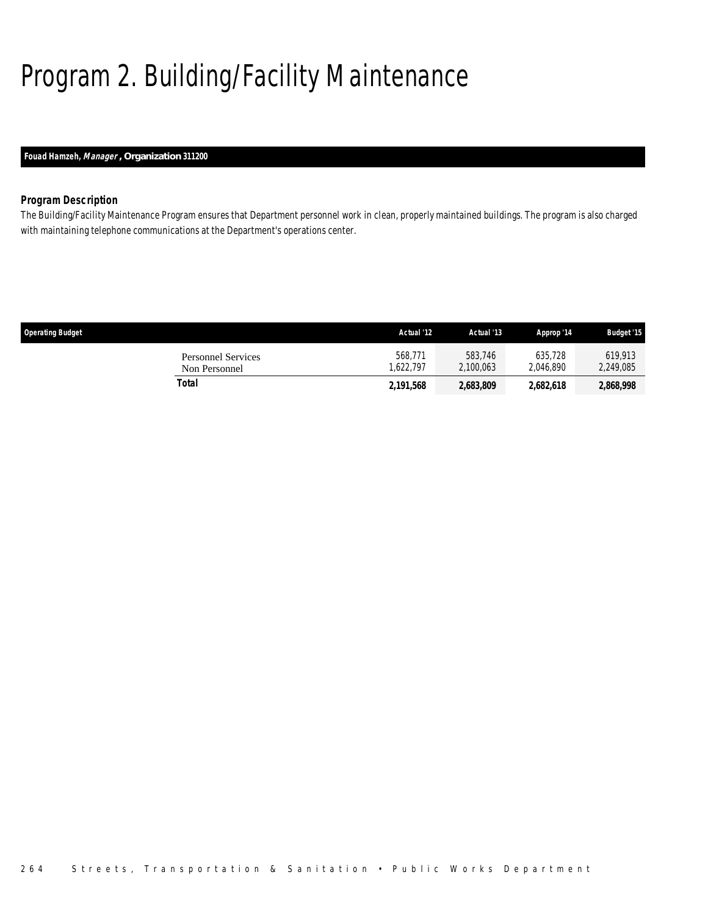# Program 2. Building/Facility Maintenance

***Fouad Hamzeh, Manager, Organization 311200***

### Program Description

The Building/Facility Maintenance Program ensures that Department personnel work in clean, properly maintained buildings. The program is also charged with maintaining telephone communications at the Department's operations center.

| Operating Budget | Actual '12 | Actual '13 | Approp '14 | Budget '15 |
|---|---|---|---|---|
| Personnel Services | 568,771 | 583,746 | 635,728 | 619,913 |
| Non Personnel | 1,622,797 | 2,100,063 | 2,046,890 | 2,249,085 |
| **Total** | **2,191,568** | **2,683,809** | **2,682,618** | **2,868,998** |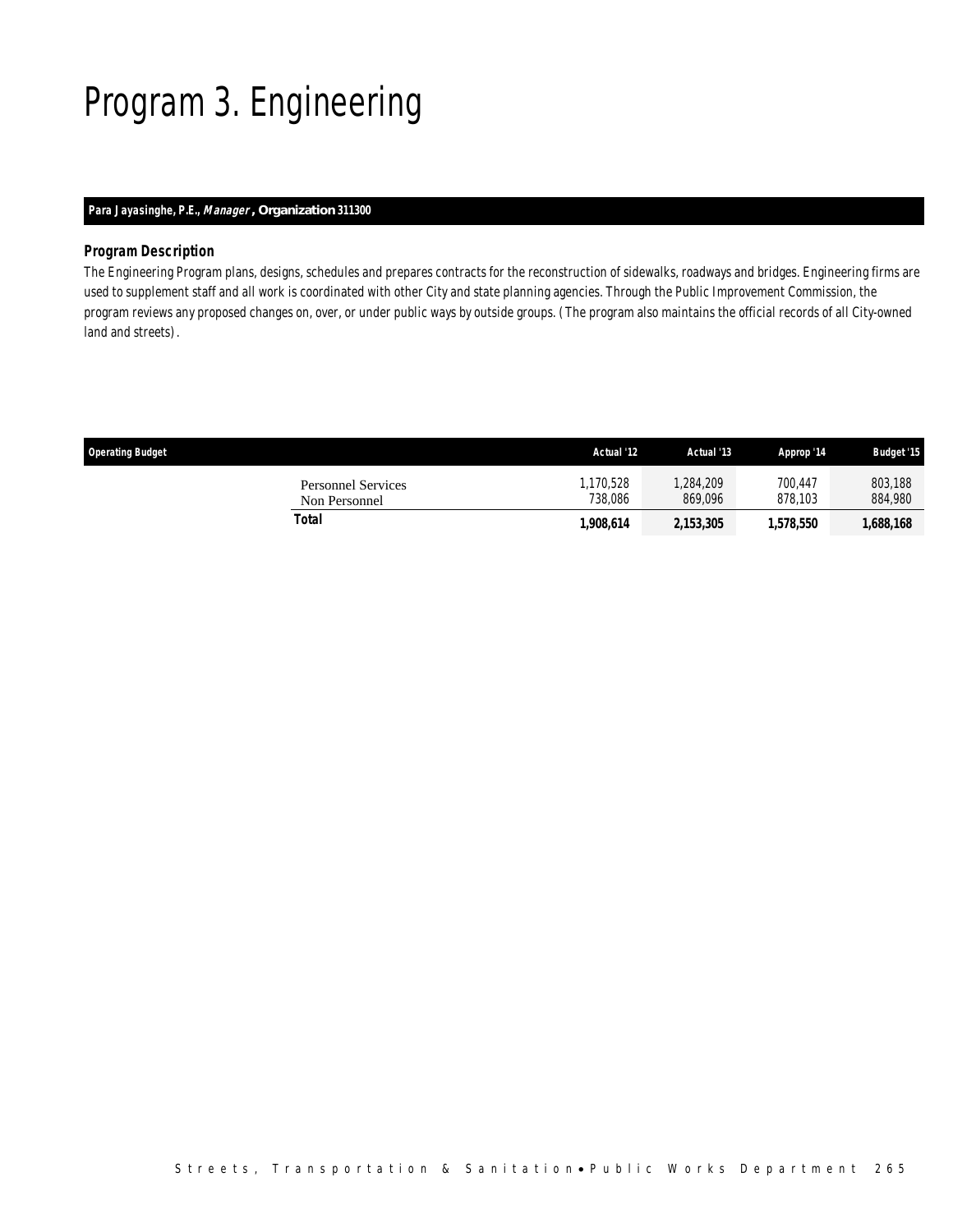# Program 3. Engineering

**Para Jayasinghe, P.E., *Manager*, Organization 311300**

### *Program Description*

*The Engineering Program plans, designs, schedules and prepares contracts for the reconstruction of sidewalks, roadways and bridges. Engineering firms are used to supplement staff and all work is coordinated with other City and state planning agencies. Through the Public Improvement Commission, the program reviews any proposed changes on, over, or under public ways by outside groups. (The program also maintains the official records of all City-owned land and streets).*

| Operating Budget | Actual '12 | Actual '13 | Approp '14 | Budget '15 |
|---|---|---|---|---|
| Personnel Services | 1,170,528 | 1,284,209 | 700,447 | 803,188 |
| Non Personnel | 738,086 | 869,096 | 878,103 | 884,980 |
| **Total** | **1,908,614** | **2,153,305** | **1,578,550** | **1,688,168** |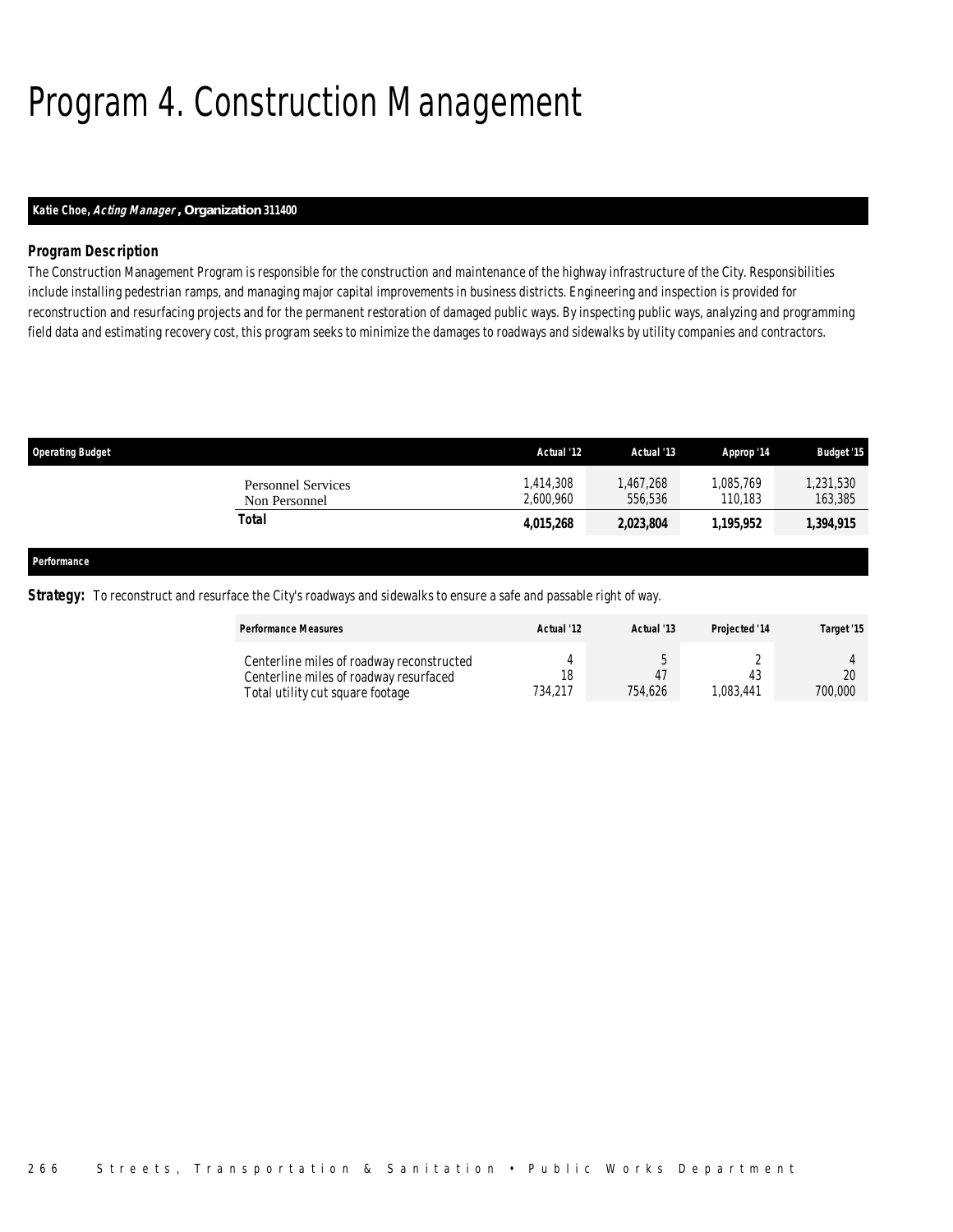# Program 4. Construction Management

**Katie Choe, *Acting Manager*, Organization 311400**

### *Program Description*

*The Construction Management Program is responsible for the construction and maintenance of the highway infrastructure of the City. Responsibilities include installing pedestrian ramps, and managing major capital improvements in business districts. Engineering and inspection is provided for reconstruction and resurfacing projects and for the permanent restoration of damaged public ways. By inspecting public ways, analyzing and programming field data and estimating recovery cost, this program seeks to minimize the damages to roadways and sidewalks by utility companies and contractors.*

| Operating Budget | Actual '12 | Actual '13 | Approp '14 | Budget '15 |
|---|---|---|---|---|
| Personnel Services | 1,414,308 | 1,467,268 | 1,085,769 | 1,231,530 |
| Non Personnel | 2,600,960 | 556,536 | 110,183 | 163,385 |
| **Total** | **4,015,268** | **2,023,804** | **1,195,952** | **1,394,915** |

### *Performance*

***Strategy:*** *To reconstruct and resurface the City's roadways and sidewalks to ensure a safe and passable right of way.*

| Performance Measures | Actual '12 | Actual '13 | Projected '14 | Target '15 |
|---|---|---|---|---|
| Centerline miles of roadway reconstructed | 4 | 5 | 2 | 4 |
| Centerline miles of roadway resurfaced | 18 | 47 | 43 | 20 |
| Total utility cut square footage | 734,217 | 754,626 | 1,083,441 | 700,000 |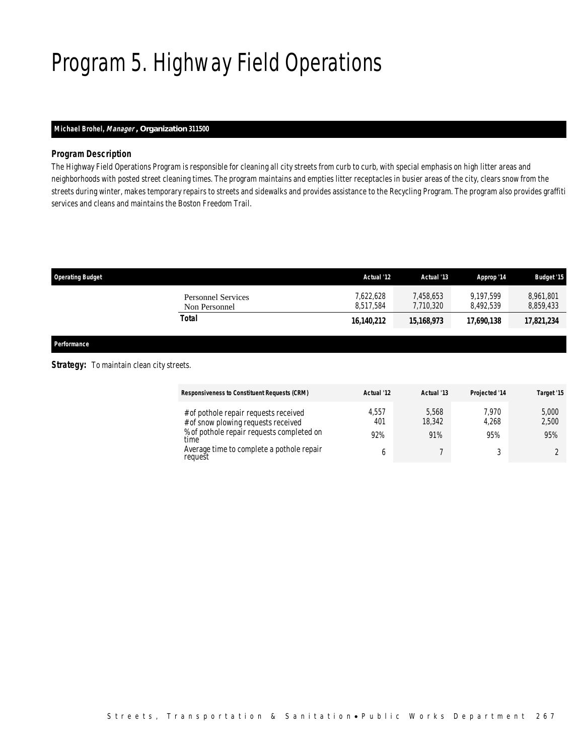# Program 5. Highway Field Operations

**Michael Brohel, *Manager*, Organization 311500**

### *Program Description*

*The Highway Field Operations Program is responsible for cleaning all city streets from curb to curb, with special emphasis on high litter areas and neighborhoods with posted street cleaning times. The program maintains and empties litter receptacles in busier areas of the city, clears snow from the streets during winter, makes temporary repairs to streets and sidewalks and provides assistance to the Recycling Program. The program also provides graffiti services and cleans and maintains the Boston Freedom Trail.*

| Operating Budget | Actual '12 | Actual '13 | Approp '14 | Budget '15 |
|---|---|---|---|---|
| Personnel Services | 7,622,628 | 7,458,653 | 9,197,599 | 8,961,801 |
| Non Personnel | 8,517,584 | 7,710,320 | 8,492,539 | 8,859,433 |
| **Total** | **16,140,212** | **15,168,973** | **17,690,138** | **17,821,234** |

**Performance**

**Strategy:** To maintain clean city streets.

| Responsiveness to Constituent Requests (CRM) | Actual '12 | Actual '13 | Projected '14 | Target '15 |
|---|---|---|---|---|
| # of pothole repair requests received | 4,557 | 5,568 | 7,970 | 5,000 |
| # of snow plowing requests received | 401 | 18,342 | 4,268 | 2,500 |
| % of pothole repair requests completed on time | 92% | 91% | 95% | 95% |
| Average time to complete a pothole repair request | 6 | 7 | 3 | 2 |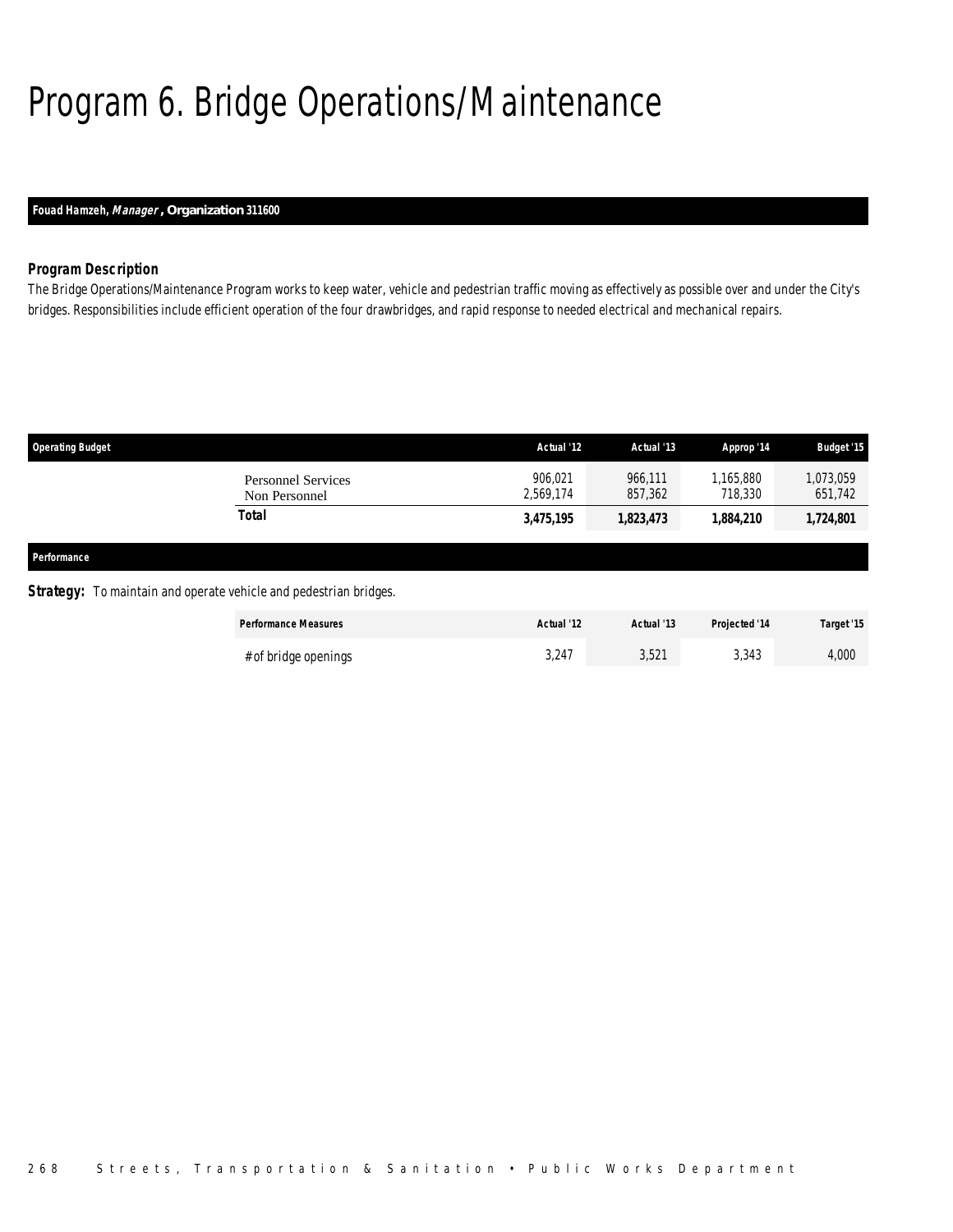# Program 6. Bridge Operations/Maintenance

**Fouad Hamzeh, *Manager*, Organization 311600**

### Program Description

The Bridge Operations/Maintenance Program works to keep water, vehicle and pedestrian traffic moving as effectively as possible over and under the City's bridges. Responsibilities include efficient operation of the four drawbridges, and rapid response to needed electrical and mechanical repairs.

| Operating Budget | Actual '12 | Actual '13 | Approp '14 | Budget '15 |
|---|---|---|---|---|
| Personnel Services | 906,021 | 966,111 | 1,165,880 | 1,073,059 |
| Non Personnel | 2,569,174 | 857,362 | 718,330 | 651,742 |
| **Total** | **3,475,195** | **1,823,473** | **1,884,210** | **1,724,801** |

### Performance

**Strategy:** To maintain and operate vehicle and pedestrian bridges.

| Performance Measures | Actual '12 | Actual '13 | Projected '14 | Target '15 |
|---|---|---|---|---|
| # of bridge openings | 3,247 | 3,521 | 3,343 | 4,000 |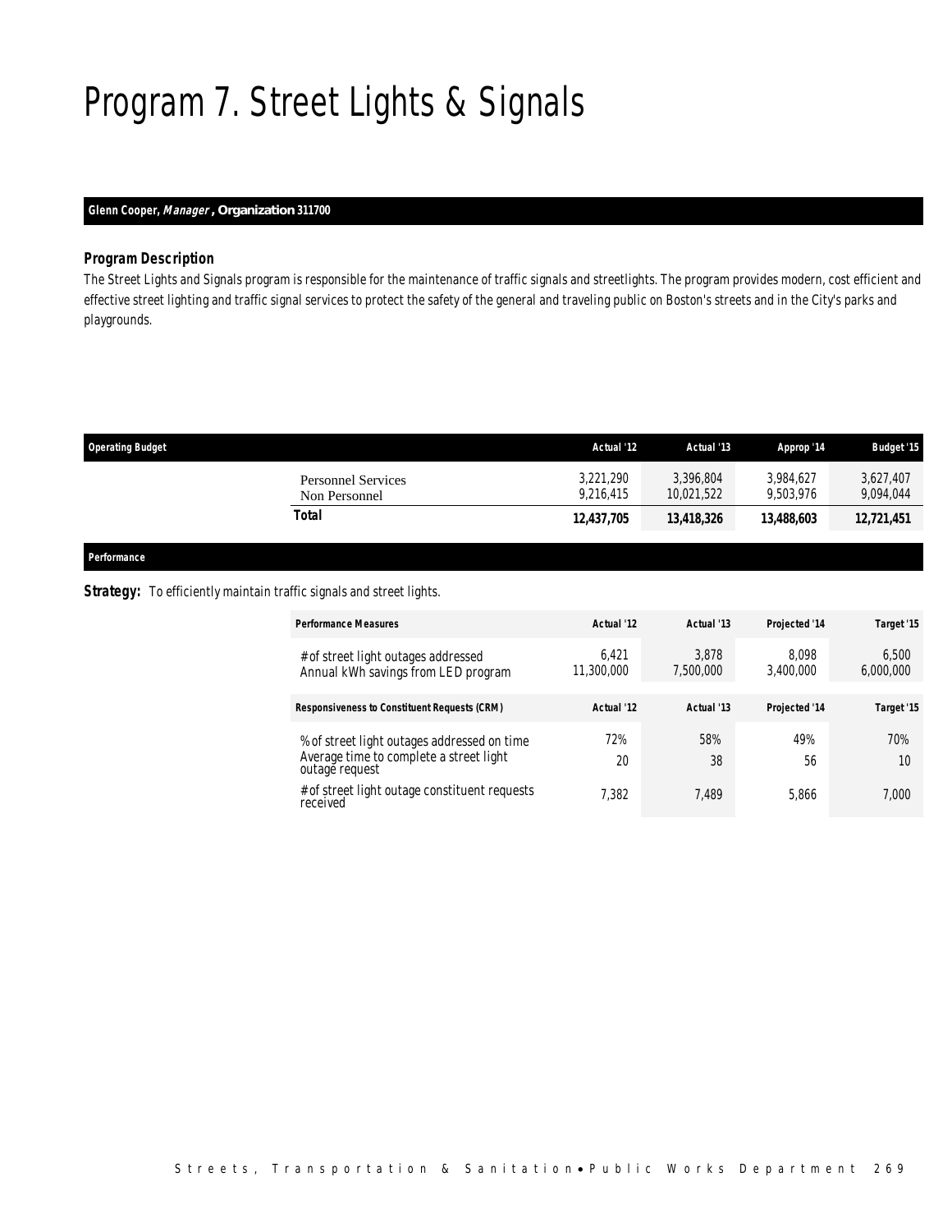# Program 7. Street Lights & Signals

**Glenn Cooper, *Manager*, Organization 311700**

### *Program Description*

The Street Lights and Signals program is responsible for the maintenance of traffic signals and streetlights. The program provides modern, cost efficient and effective street lighting and traffic signal services to protect the safety of the general and traveling public on Boston's streets and in the City's parks and playgrounds.

| Operating Budget | Actual '12 | Actual '13 | Approp '14 | Budget '15 |
|---|---|---|---|---|
| Personnel Services | 3,221,290 | 3,396,804 | 3,984,627 | 3,627,407 |
| Non Personnel | 9,216,415 | 10,021,522 | 9,503,976 | 9,094,044 |
| **Total** | **12,437,705** | **13,418,326** | **13,488,603** | **12,721,451** |

**Performance**

**Strategy:** To efficiently maintain traffic signals and street lights.

| Performance Measures | Actual '12 | Actual '13 | Projected '14 | Target '15 |
|---|---|---|---|---|
| # of street light outages addressed | 6,421 | 3,878 | 8,098 | 6,500 |
| Annual kWh savings from LED program | 11,300,000 | 7,500,000 | 3,400,000 | 6,000,000 |

| Responsiveness to Constituent Requests (CRM) | Actual '12 | Actual '13 | Projected '14 | Target '15 |
|---|---|---|---|---|
| % of street light outages addressed on time | 72% | 58% | 49% | 70% |
| Average time to complete a street light outage request | 20 | 38 | 56 | 10 |
| # of street light outage constituent requests received | 7,382 | 7,489 | 5,866 | 7,000 |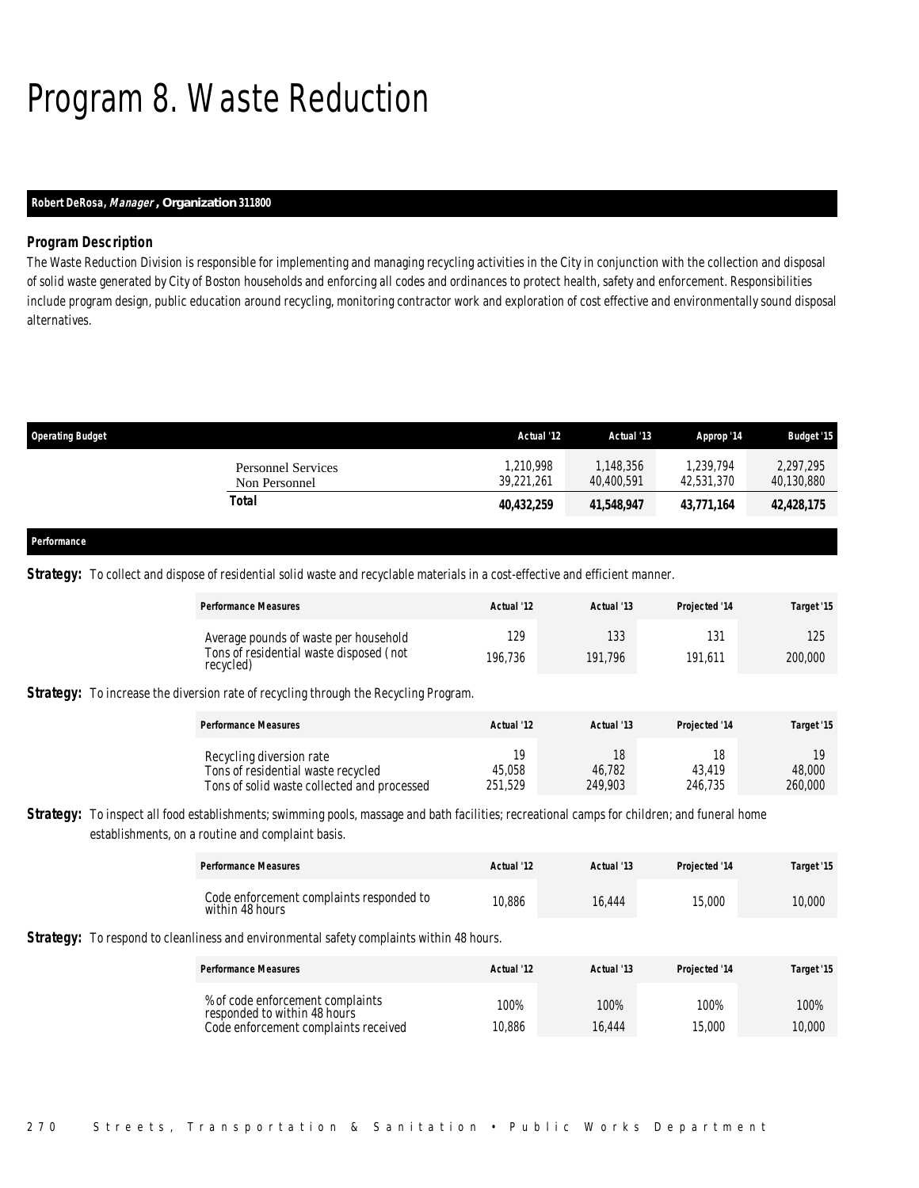# Program 8. Waste Reduction

**Robert DeRosa, *Manager*, Organization 311800**

### *Program Description*

The Waste Reduction Division is responsible for implementing and managing recycling activities in the City in conjunction with the collection and disposal of solid waste generated by City of Boston households and enforcing all codes and ordinances to protect health, safety and enforcement. Responsibilities include program design, public education around recycling, monitoring contractor work and exploration of cost effective and environmentally sound disposal alternatives.

| Operating Budget | Actual '12 | Actual '13 | Approp '14 | Budget '15 |
|---|---|---|---|---|
| Personnel Services | 1,210,998 | 1,148,356 | 1,239,794 | 2,297,295 |
| Non Personnel | 39,221,261 | 40,400,591 | 42,531,370 | 40,130,880 |
| **Total** | **40,432,259** | **41,548,947** | **43,771,164** | **42,428,175** |

**Performance**

**Strategy:** To collect and dispose of residential solid waste and recyclable materials in a cost-effective and efficient manner.

| Performance Measures | Actual '12 | Actual '13 | Projected '14 | Target '15 |
|---|---|---|---|---|
| Average pounds of waste per household | 129 | 133 | 131 | 125 |
| Tons of residential waste disposed (not recycled) | 196,736 | 191,796 | 191,611 | 200,000 |

**Strategy:** To increase the diversion rate of recycling through the Recycling Program.

| Performance Measures | Actual '12 | Actual '13 | Projected '14 | Target '15 |
|---|---|---|---|---|
| Recycling diversion rate | 19 | 18 | 18 | 19 |
| Tons of residential waste recycled | 45,058 | 46,782 | 43,419 | 48,000 |
| Tons of solid waste collected and processed | 251,529 | 249,903 | 246,735 | 260,000 |

**Strategy:** To inspect all food establishments; swimming pools, massage and bath facilities; recreational camps for children; and funeral home establishments, on a routine and complaint basis.

| Performance Measures | Actual '12 | Actual '13 | Projected '14 | Target '15 |
|---|---|---|---|---|
| Code enforcement complaints responded to within 48 hours | 10,886 | 16,444 | 15,000 | 10,000 |

**Strategy:** To respond to cleanliness and environmental safety complaints within 48 hours.

| Performance Measures | Actual '12 | Actual '13 | Projected '14 | Target '15 |
|---|---|---|---|---|
| % of code enforcement complaints responded to within 48 hours | 100% | 100% | 100% | 100% |
| Code enforcement complaints received | 10,886 | 16,444 | 15,000 | 10,000 |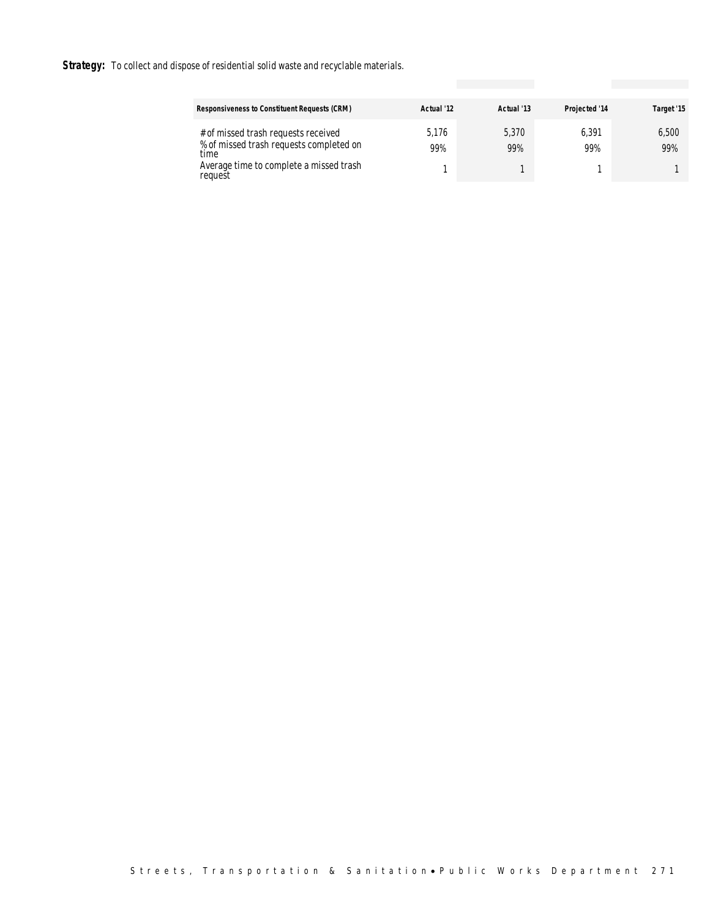**Strategy:** To collect and dispose of residential solid waste and recyclable materials.

| Responsiveness to Constituent Requests (CRM) | Actual '12 | Actual '13 | Projected '14 | Target '15 |
|---|---|---|---|---|
| # of missed trash requests received | 5,176 | 5,370 | 6,391 | 6,500 |
| % of missed trash requests completed on time | 99% | 99% | 99% | 99% |
| Average time to complete a missed trash request | 1 | 1 | 1 | 1 |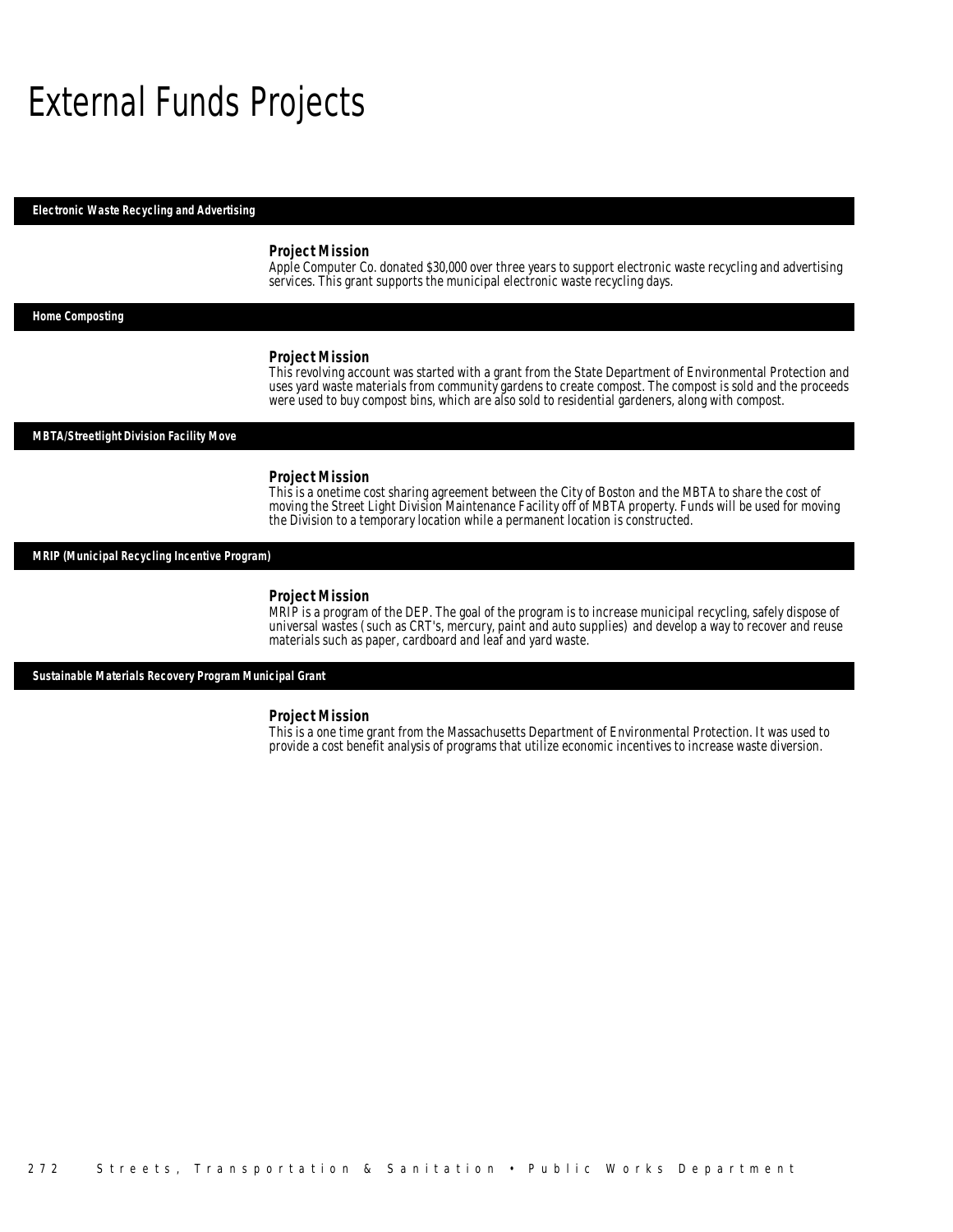# External Funds Projects

### Electronic Waste Recycling and Advertising

**Project Mission**

Apple Computer Co. donated $30,000 over three years to support electronic waste recycling and advertising services. This grant supports the municipal electronic waste recycling days.

### Home Composting

**Project Mission**

This revolving account was started with a grant from the State Department of Environmental Protection and uses yard waste materials from community gardens to create compost. The compost is sold and the proceeds were used to buy compost bins, which are also sold to residential gardeners, along with compost.

### MBTA/Streetlight Division Facility Move

**Project Mission**

This is a onetime cost sharing agreement between the City of Boston and the MBTA to share the cost of moving the Street Light Division Maintenance Facility off of MBTA property. Funds will be used for moving the Division to a temporary location while a permanent location is constructed.

### MRIP (Municipal Recycling Incentive Program)

**Project Mission**

MRIP is a program of the DEP. The goal of the program is to increase municipal recycling, safely dispose of universal wastes (such as CRT's, mercury, paint and auto supplies) and develop a way to recover and reuse materials such as paper, cardboard and leaf and yard waste.

### Sustainable Materials Recovery Program Municipal Grant

**Project Mission**

This is a one time grant from the Massachusetts Department of Environmental Protection. It was used to provide a cost benefit analysis of programs that utilize economic incentives to increase waste diversion.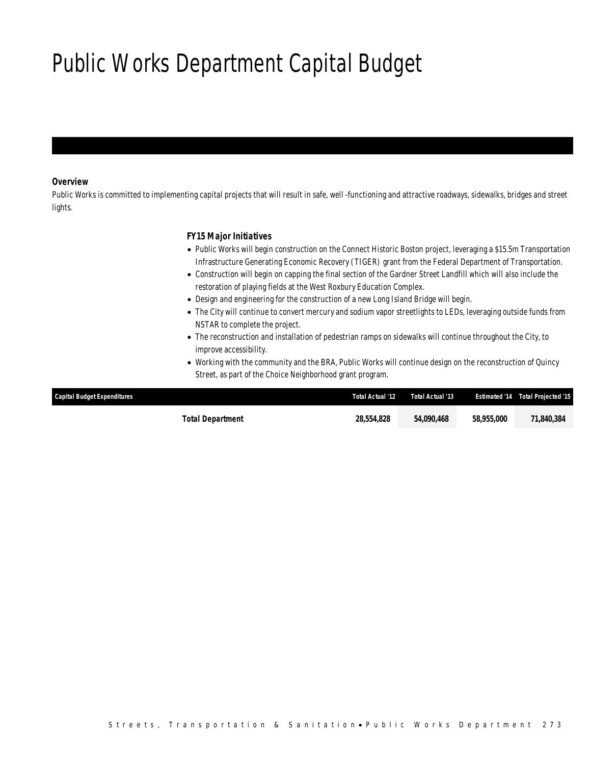# Public Works Department Capital Budget

### *Overview*

*Public Works is committed to implementing capital projects that will result in safe, well -functioning and attractive roadways, sidewalks, bridges and street lights.*

### *FY15 Major Initiatives*

- *Public Works will begin construction on the Connect Historic Boston project, leveraging a $15.5m Transportation Infrastructure Generating Economic Recovery (TIGER) grant from the Federal Department of Transportation.*
- *Construction will begin on capping the final section of the Gardner Street Landfill which will also include the restoration of playing fields at the West Roxbury Education Complex.*
- *Design and engineering for the construction of a new Long Island Bridge will begin.*
- *The City will continue to convert mercury and sodium vapor streetlights to LEDs, leveraging outside funds from NSTAR to complete the project.*
- *The reconstruction and installation of pedestrian ramps on sidewalks will continue throughout the City, to improve accessibility.*
- *Working with the community and the BRA, Public Works will continue design on the reconstruction of Quincy Street, as part of the Choice Neighborhood grant program.*

| Capital Budget Expenditures | Total Actual '12 | Total Actual '13 | Estimated '14 | Total Projected '15 |
|---|---|---|---|---|
| **Total Department** | **28,554,828** | **54,090,468** | **58,955,000** | **71,840,384** |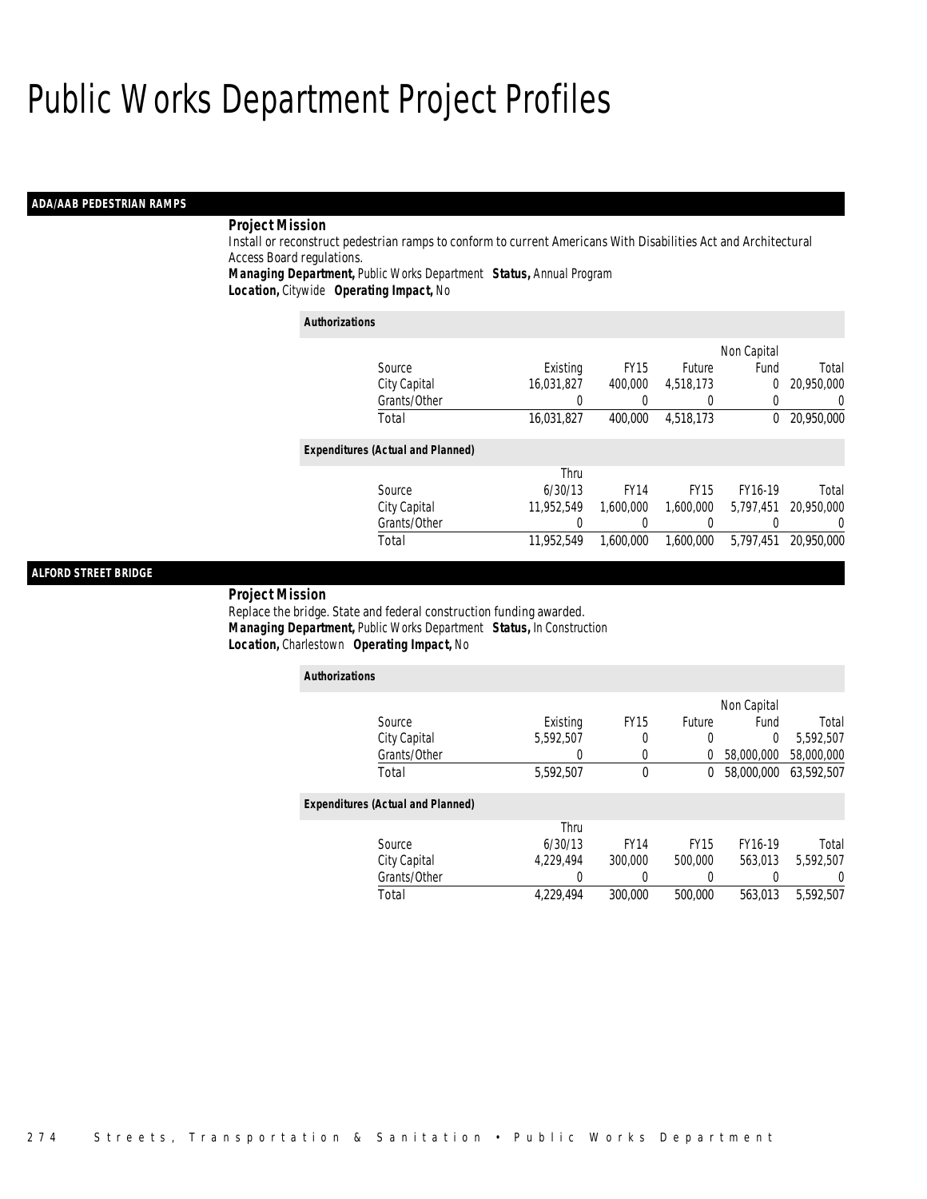# Public Works Department Project Profiles

## ADA/AAB PEDESTRIAN RAMPS

**Project Mission**

Install or reconstruct pedestrian ramps to conform to current Americans With Disabilities Act and Architectural Access Board regulations.

**Managing Department,** Public Works Department **Status,** Annual Program

**Location,** Citywide **Operating Impact,** No

***Authorizations***

| Source | Existing | FY15 | Future | Non Capital Fund | Total |
|---|---|---|---|---|---|
| City Capital | 16,031,827 | 400,000 | 4,518,173 | 0 | 20,950,000 |
| Grants/Other | 0 | 0 | 0 | 0 | 0 |
| Total | 16,031,827 | 400,000 | 4,518,173 | 0 | 20,950,000 |

***Expenditures (Actual and Planned)***

| Source | Thru 6/30/13 | FY14 | FY15 | FY16-19 | Total |
|---|---|---|---|---|---|
| City Capital | 11,952,549 | 1,600,000 | 1,600,000 | 5,797,451 | 20,950,000 |
| Grants/Other | 0 | 0 | 0 | 0 | 0 |
| Total | 11,952,549 | 1,600,000 | 1,600,000 | 5,797,451 | 20,950,000 |

## ALFORD STREET BRIDGE

**Project Mission**

Replace the bridge. State and federal construction funding awarded.

**Managing Department,** Public Works Department **Status,** In Construction

**Location,** Charlestown **Operating Impact,** No

***Authorizations***

| Source | Existing | FY15 | Future | Non Capital Fund | Total |
|---|---|---|---|---|---|
| City Capital | 5,592,507 | 0 | 0 | 0 | 5,592,507 |
| Grants/Other | 0 | 0 | 0 | 58,000,000 | 58,000,000 |
| Total | 5,592,507 | 0 | 0 | 58,000,000 | 63,592,507 |

***Expenditures (Actual and Planned)***

| Source | Thru 6/30/13 | FY14 | FY15 | FY16-19 | Total |
|---|---|---|---|---|---|
| City Capital | 4,229,494 | 300,000 | 500,000 | 563,013 | 5,592,507 |
| Grants/Other | 0 | 0 | 0 | 0 | 0 |
| Total | 4,229,494 | 300,000 | 500,000 | 563,013 | 5,592,507 |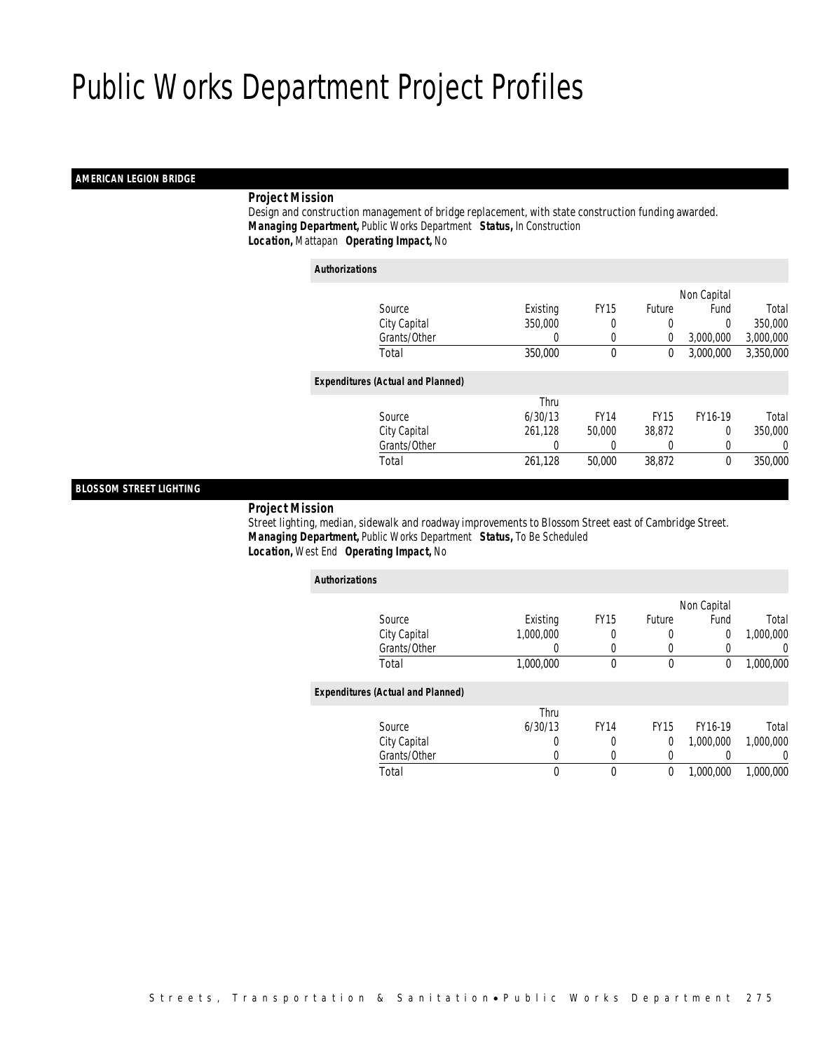# Public Works Department Project Profiles

## AMERICAN LEGION BRIDGE

**Project Mission**

Design and construction management of bridge replacement, with state construction funding awarded.

***Managing Department,*** Public Works Department ***Status,*** In Construction

***Location,*** Mattapan ***Operating Impact,*** No

**Authorizations**

| Source | Existing | FY15 | Future | Non Capital Fund | Total |
|---|---|---|---|---|---|
| City Capital | 350,000 | 0 | 0 | 0 | 350,000 |
| Grants/Other | 0 | 0 | 0 | 3,000,000 | 3,000,000 |
| Total | 350,000 | 0 | 0 | 3,000,000 | 3,350,000 |

**Expenditures (Actual and Planned)**

| Source | Thru 6/30/13 | FY14 | FY15 | FY16-19 | Total |
|---|---|---|---|---|---|
| City Capital | 261,128 | 50,000 | 38,872 | 0 | 350,000 |
| Grants/Other | 0 | 0 | 0 | 0 | 0 |
| Total | 261,128 | 50,000 | 38,872 | 0 | 350,000 |

## BLOSSOM STREET LIGHTING

**Project Mission**

Street lighting, median, sidewalk and roadway improvements to Blossom Street east of Cambridge Street.

***Managing Department,*** Public Works Department ***Status,*** To Be Scheduled

***Location,*** West End ***Operating Impact,*** No

**Authorizations**

| Source | Existing | FY15 | Future | Non Capital Fund | Total |
|---|---|---|---|---|---|
| City Capital | 1,000,000 | 0 | 0 | 0 | 1,000,000 |
| Grants/Other | 0 | 0 | 0 | 0 | 0 |
| Total | 1,000,000 | 0 | 0 | 0 | 1,000,000 |

**Expenditures (Actual and Planned)**

| Source | Thru 6/30/13 | FY14 | FY15 | FY16-19 | Total |
|---|---|---|---|---|---|
| City Capital | 0 | 0 | 0 | 1,000,000 | 1,000,000 |
| Grants/Other | 0 | 0 | 0 | 0 | 0 |
| Total | 0 | 0 | 0 | 1,000,000 | 1,000,000 |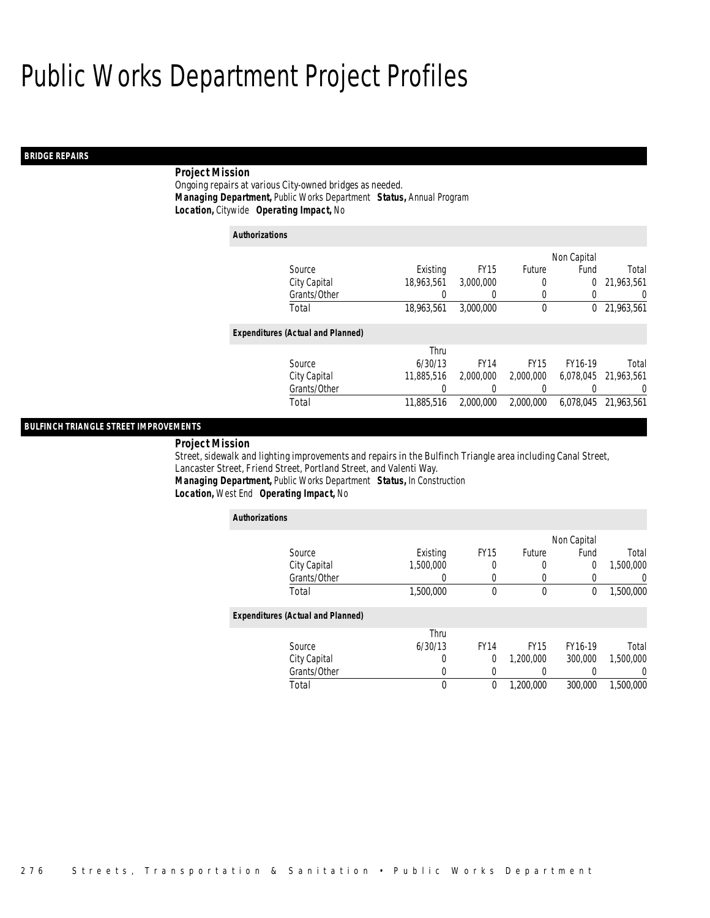# Public Works Department Project Profiles

## BRIDGE REPAIRS

**Project Mission**

Ongoing repairs at various City-owned bridges as needed.

***Managing Department,*** Public Works Department ***Status,*** Annual Program

***Location,*** Citywide ***Operating Impact,*** No

**Authorizations**

| Source | Existing | FY15 | Future | Non Capital Fund | Total |
|---|---|---|---|---|---|
| City Capital | 18,963,561 | 3,000,000 | 0 | 0 | 21,963,561 |
| Grants/Other | 0 | 0 | 0 | 0 | 0 |
| Total | 18,963,561 | 3,000,000 | 0 | 0 | 21,963,561 |

**Expenditures (Actual and Planned)**

| Source | Thru 6/30/13 | FY14 | FY15 | FY16-19 | Total |
|---|---|---|---|---|---|
| City Capital | 11,885,516 | 2,000,000 | 2,000,000 | 6,078,045 | 21,963,561 |
| Grants/Other | 0 | 0 | 0 | 0 | 0 |
| Total | 11,885,516 | 2,000,000 | 2,000,000 | 6,078,045 | 21,963,561 |

## BULFINCH TRIANGLE STREET IMPROVEMENTS

**Project Mission**

Street, sidewalk and lighting improvements and repairs in the Bulfinch Triangle area including Canal Street, Lancaster Street, Friend Street, Portland Street, and Valenti Way.

***Managing Department,*** Public Works Department ***Status,*** In Construction

***Location,*** West End ***Operating Impact,*** No

**Authorizations**

| Source | Existing | FY15 | Future | Non Capital Fund | Total |
|---|---|---|---|---|---|
| City Capital | 1,500,000 | 0 | 0 | 0 | 1,500,000 |
| Grants/Other | 0 | 0 | 0 | 0 | 0 |
| Total | 1,500,000 | 0 | 0 | 0 | 1,500,000 |

**Expenditures (Actual and Planned)**

| Source | Thru 6/30/13 | FY14 | FY15 | FY16-19 | Total |
|---|---|---|---|---|---|
| City Capital | 0 | 0 | 1,200,000 | 300,000 | 1,500,000 |
| Grants/Other | 0 | 0 | 0 | 0 | 0 |
| Total | 0 | 0 | 1,200,000 | 300,000 | 1,500,000 |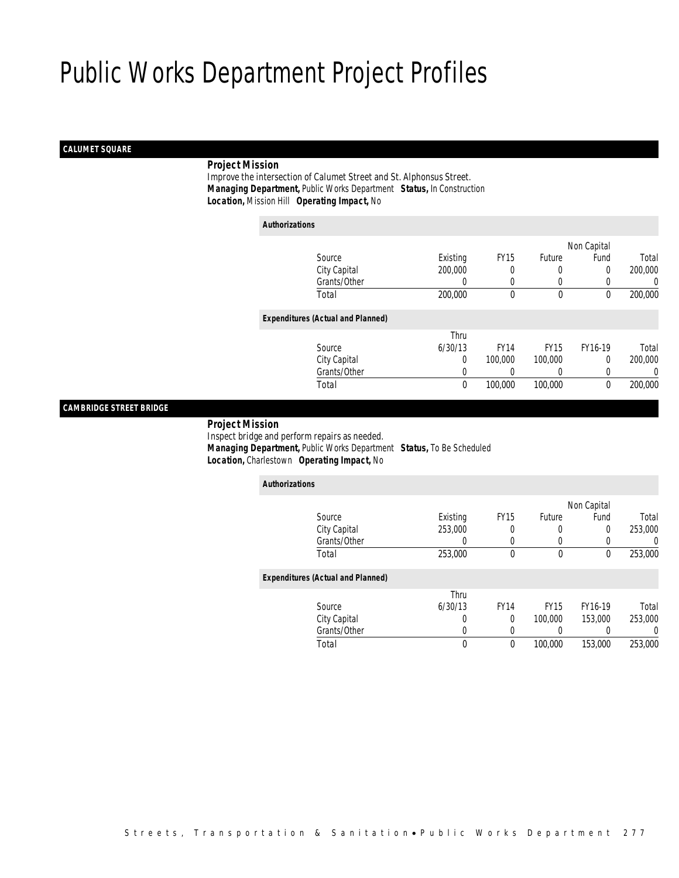# Public Works Department Project Profiles

## CALUMET SQUARE

**Project Mission**

Improve the intersection of Calumet Street and St. Alphonsus Street.

***Managing Department,*** Public Works Department ***Status,*** In Construction

***Location,*** Mission Hill ***Operating Impact,*** No

**Authorizations**

| Source | Existing | FY15 | Future | Non Capital Fund | Total |
|---|---|---|---|---|---|
| City Capital | 200,000 | 0 | 0 | 0 | 200,000 |
| Grants/Other | 0 | 0 | 0 | 0 | 0 |
| Total | 200,000 | 0 | 0 | 0 | 200,000 |

**Expenditures (Actual and Planned)**

| Source | Thru 6/30/13 | FY14 | FY15 | FY16-19 | Total |
|---|---|---|---|---|---|
| City Capital | 0 | 100,000 | 100,000 | 0 | 200,000 |
| Grants/Other | 0 | 0 | 0 | 0 | 0 |
| Total | 0 | 100,000 | 100,000 | 0 | 200,000 |

## CAMBRIDGE STREET BRIDGE

**Project Mission**

Inspect bridge and perform repairs as needed.

***Managing Department,*** Public Works Department ***Status,*** To Be Scheduled

***Location,*** Charlestown ***Operating Impact,*** No

**Authorizations**

| Source | Existing | FY15 | Future | Non Capital Fund | Total |
|---|---|---|---|---|---|
| City Capital | 253,000 | 0 | 0 | 0 | 253,000 |
| Grants/Other | 0 | 0 | 0 | 0 | 0 |
| Total | 253,000 | 0 | 0 | 0 | 253,000 |

**Expenditures (Actual and Planned)**

| Source | Thru 6/30/13 | FY14 | FY15 | FY16-19 | Total |
|---|---|---|---|---|---|
| City Capital | 0 | 0 | 100,000 | 153,000 | 253,000 |
| Grants/Other | 0 | 0 | 0 | 0 | 0 |
| Total | 0 | 0 | 100,000 | 153,000 | 253,000 |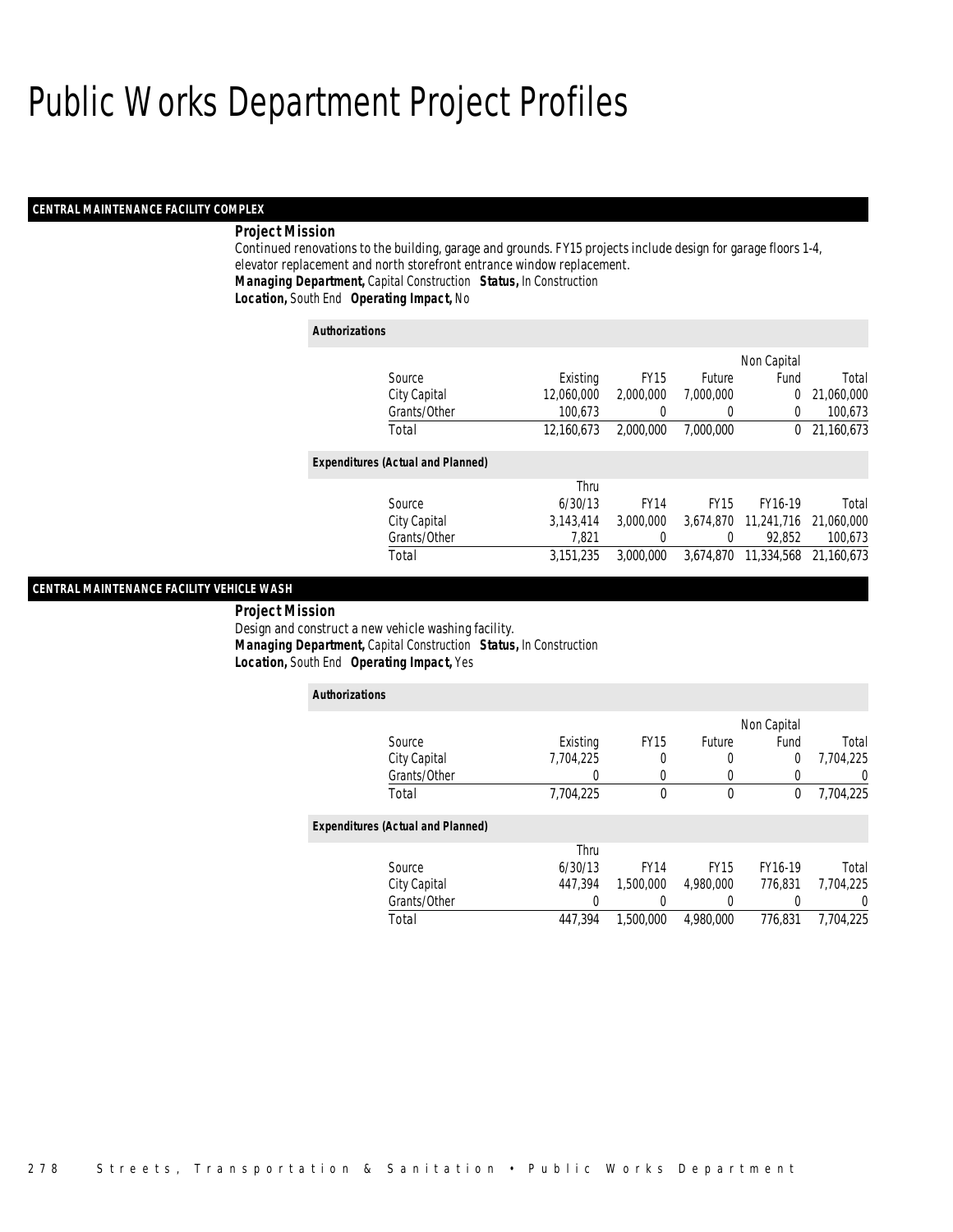# Public Works Department Project Profiles

## CENTRAL MAINTENANCE FACILITY COMPLEX

**Project Mission**

Continued renovations to the building, garage and grounds. FY15 projects include design for garage floors 1-4, elevator replacement and north storefront entrance window replacement.

***Managing Department,*** Capital Construction ***Status,*** In Construction

***Location,*** South End ***Operating Impact,*** No

***Authorizations***

| Source | Existing | FY15 | Future | Non Capital Fund | Total |
|---|---|---|---|---|---|
| City Capital | 12,060,000 | 2,000,000 | 7,000,000 | 0 | 21,060,000 |
| Grants/Other | 100,673 | 0 | 0 | 0 | 100,673 |
| Total | 12,160,673 | 2,000,000 | 7,000,000 | 0 | 21,160,673 |

***Expenditures (Actual and Planned)***

| Source | Thru 6/30/13 | FY14 | FY15 | FY16-19 | Total |
|---|---|---|---|---|---|
| City Capital | 3,143,414 | 3,000,000 | 3,674,870 | 11,241,716 | 21,060,000 |
| Grants/Other | 7,821 | 0 | 0 | 92,852 | 100,673 |
| Total | 3,151,235 | 3,000,000 | 3,674,870 | 11,334,568 | 21,160,673 |

## CENTRAL MAINTENANCE FACILITY VEHICLE WASH

**Project Mission**

Design and construct a new vehicle washing facility.

***Managing Department,*** Capital Construction ***Status,*** In Construction

***Location,*** South End ***Operating Impact,*** Yes

***Authorizations***

| Source | Existing | FY15 | Future | Non Capital Fund | Total |
|---|---|---|---|---|---|
| City Capital | 7,704,225 | 0 | 0 | 0 | 7,704,225 |
| Grants/Other | 0 | 0 | 0 | 0 | 0 |
| Total | 7,704,225 | 0 | 0 | 0 | 7,704,225 |

***Expenditures (Actual and Planned)***

| Source | Thru 6/30/13 | FY14 | FY15 | FY16-19 | Total |
|---|---|---|---|---|---|
| City Capital | 447,394 | 1,500,000 | 4,980,000 | 776,831 | 7,704,225 |
| Grants/Other | 0 | 0 | 0 | 0 | 0 |
| Total | 447,394 | 1,500,000 | 4,980,000 | 776,831 | 7,704,225 |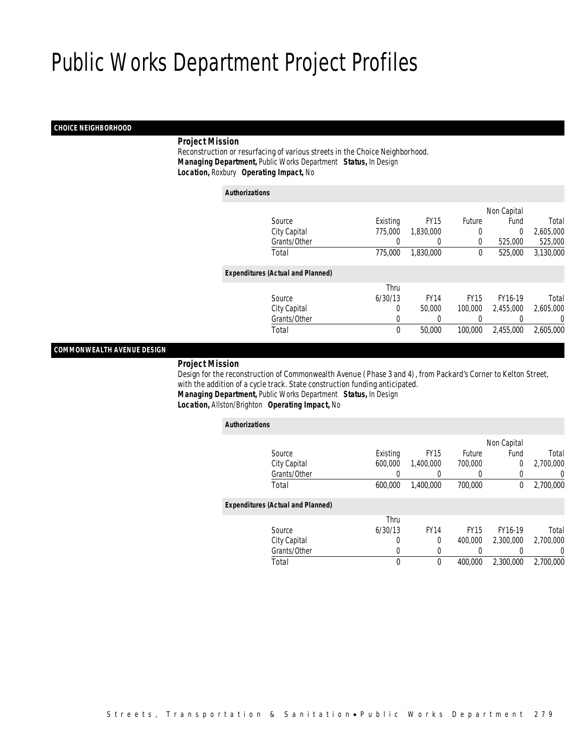# Public Works Department Project Profiles

## CHOICE NEIGHBORHOOD

**Project Mission**

Reconstruction or resurfacing of various streets in the Choice Neighborhood.

***Managing Department,*** Public Works Department ***Status,*** In Design

***Location,*** Roxbury ***Operating Impact,*** No

***Authorizations***

| Source | Existing | FY15 | Future | Non Capital Fund | Total |
|---|---|---|---|---|---|
| City Capital | 775,000 | 1,830,000 | 0 | 0 | 2,605,000 |
| Grants/Other | 0 | 0 | 0 | 525,000 | 525,000 |
| Total | 775,000 | 1,830,000 | 0 | 525,000 | 3,130,000 |

***Expenditures (Actual and Planned)***

| Source | Thru 6/30/13 | FY14 | FY15 | FY16-19 | Total |
|---|---|---|---|---|---|
| City Capital | 0 | 50,000 | 100,000 | 2,455,000 | 2,605,000 |
| Grants/Other | 0 | 0 | 0 | 0 | 0 |
| Total | 0 | 50,000 | 100,000 | 2,455,000 | 2,605,000 |

## COMMONWEALTH AVENUE DESIGN

**Project Mission**

Design for the reconstruction of Commonwealth Avenue ( Phase 3 and 4) , from Packard's Corner to Kelton Street, with the addition of a cycle track. State construction funding anticipated.

***Managing Department,*** Public Works Department ***Status,*** In Design

***Location,*** Allston/Brighton ***Operating Impact,*** No

***Authorizations***

| Source | Existing | FY15 | Future | Non Capital Fund | Total |
|---|---|---|---|---|---|
| City Capital | 600,000 | 1,400,000 | 700,000 | 0 | 2,700,000 |
| Grants/Other | 0 | 0 | 0 | 0 | 0 |
| Total | 600,000 | 1,400,000 | 700,000 | 0 | 2,700,000 |

***Expenditures (Actual and Planned)***

| Source | Thru 6/30/13 | FY14 | FY15 | FY16-19 | Total |
|---|---|---|---|---|---|
| City Capital | 0 | 0 | 400,000 | 2,300,000 | 2,700,000 |
| Grants/Other | 0 | 0 | 0 | 0 | 0 |
| Total | 0 | 0 | 400,000 | 2,300,000 | 2,700,000 |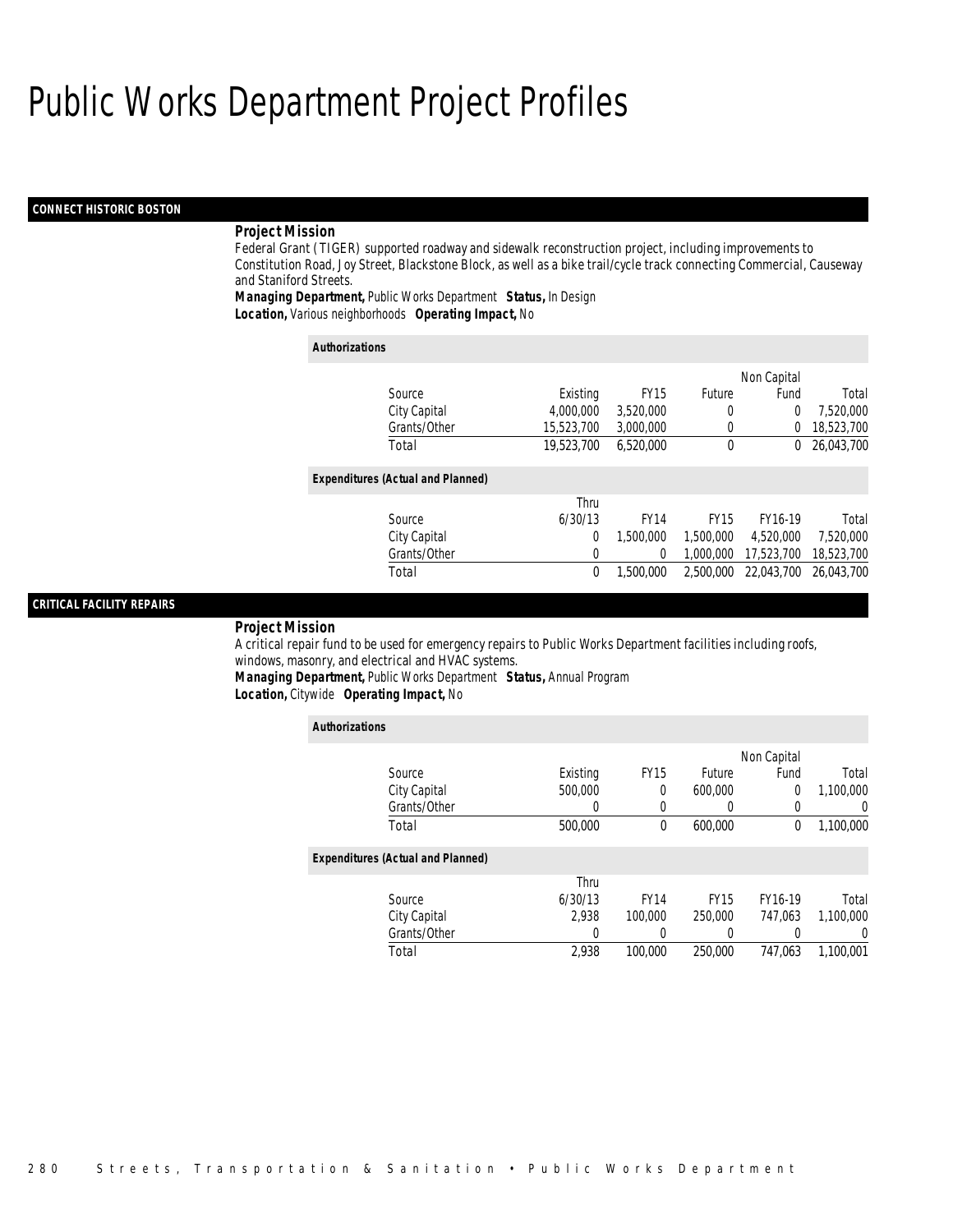# Public Works Department Project Profiles

## CONNECT HISTORIC BOSTON

**Project Mission**

Federal Grant (TIGER) supported roadway and sidewalk reconstruction project, including improvements to Constitution Road, Joy Street, Blackstone Block, as well as a bike trail/cycle track connecting Commercial, Causeway and Staniford Streets.

***Managing Department,*** *Public Works Department* ***Status,*** *In Design*
***Location,*** *Various neighborhoods* ***Operating Impact,*** *No*

**Authorizations**

| Source | Existing | FY15 | Future | Non Capital Fund | Total |
|---|---|---|---|---|---|
| City Capital | 4,000,000 | 3,520,000 | 0 | 0 | 7,520,000 |
| Grants/Other | 15,523,700 | 3,000,000 | 0 | 0 | 18,523,700 |
| Total | 19,523,700 | 6,520,000 | 0 | 0 | 26,043,700 |

**Expenditures (Actual and Planned)**

| Source | Thru 6/30/13 | FY14 | FY15 | FY16-19 | Total |
|---|---|---|---|---|---|
| City Capital | 0 | 1,500,000 | 1,500,000 | 4,520,000 | 7,520,000 |
| Grants/Other | 0 | 0 | 1,000,000 | 17,523,700 | 18,523,700 |
| Total | 0 | 1,500,000 | 2,500,000 | 22,043,700 | 26,043,700 |

## CRITICAL FACILITY REPAIRS

**Project Mission**

A critical repair fund to be used for emergency repairs to Public Works Department facilities including roofs, windows, masonry, and electrical and HVAC systems.

***Managing Department,*** *Public Works Department* ***Status,*** *Annual Program*
***Location,*** *Citywide* ***Operating Impact,*** *No*

**Authorizations**

| Source | Existing | FY15 | Future | Non Capital Fund | Total |
|---|---|---|---|---|---|
| City Capital | 500,000 | 0 | 600,000 | 0 | 1,100,000 |
| Grants/Other | 0 | 0 | 0 | 0 | 0 |
| Total | 500,000 | 0 | 600,000 | 0 | 1,100,000 |

**Expenditures (Actual and Planned)**

| Source | Thru 6/30/13 | FY14 | FY15 | FY16-19 | Total |
|---|---|---|---|---|---|
| City Capital | 2,938 | 100,000 | 250,000 | 747,063 | 1,100,000 |
| Grants/Other | 0 | 0 | 0 | 0 | 0 |
| Total | 2,938 | 100,000 | 250,000 | 747,063 | 1,100,001 |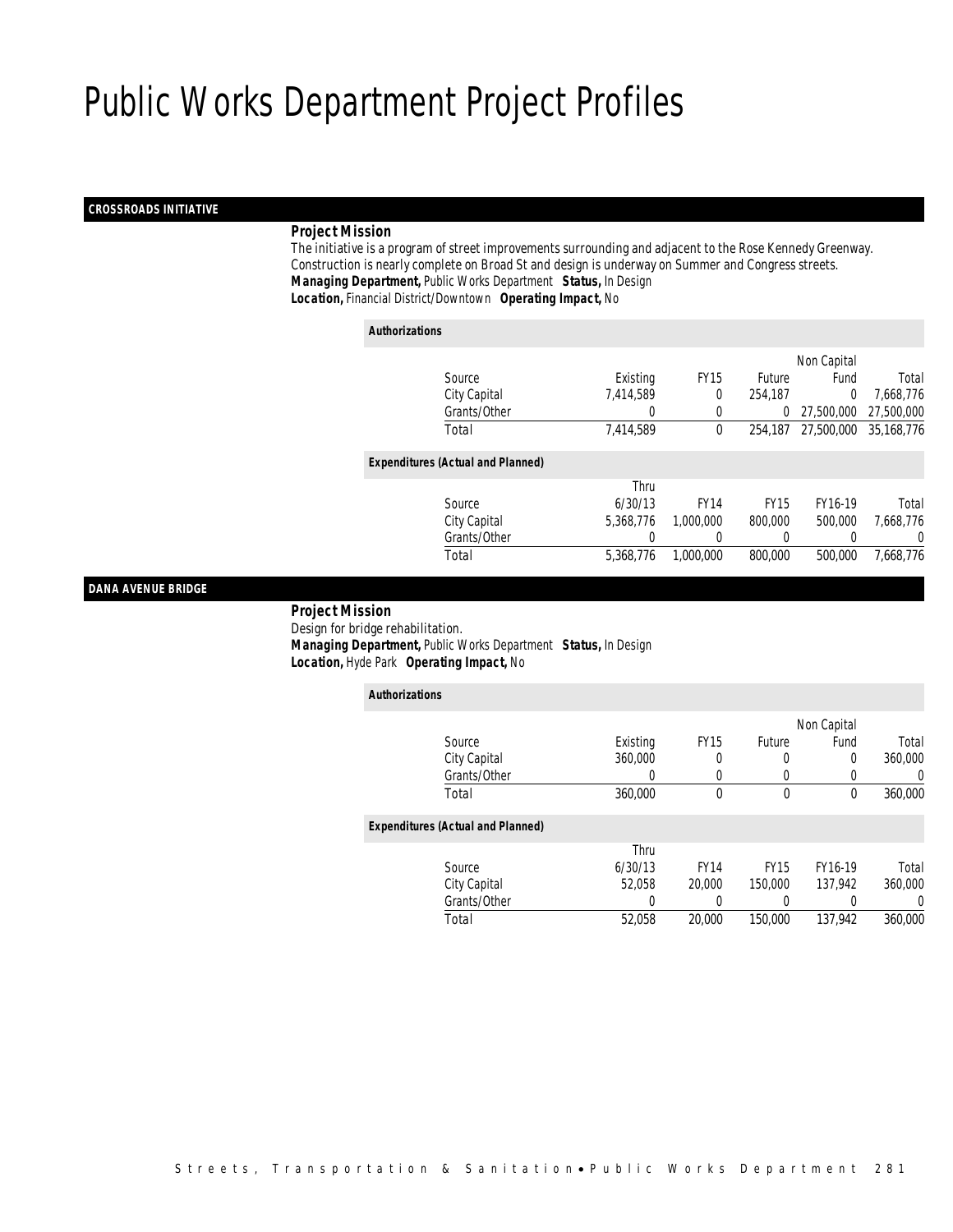# Public Works Department Project Profiles

## CROSSROADS INITIATIVE

***Project Mission***

The initiative is a program of street improvements surrounding and adjacent to the Rose Kennedy Greenway. Construction is nearly complete on Broad St and design is underway on Summer and Congress streets.

***Managing Department,*** Public Works Department ***Status,*** In Design

***Location,*** Financial District/Downtown ***Operating Impact,*** No

***Authorizations***

| Source | Existing | FY15 | Future | Non Capital Fund | Total |
|---|---|---|---|---|---|
| City Capital | 7,414,589 | 0 | 254,187 | 0 | 7,668,776 |
| Grants/Other | 0 | 0 | 0 | 27,500,000 | 27,500,000 |
| Total | 7,414,589 | 0 | 254,187 | 27,500,000 | 35,168,776 |

***Expenditures (Actual and Planned)***

| Source | Thru 6/30/13 | FY14 | FY15 | FY16-19 | Total |
|---|---|---|---|---|---|
| City Capital | 5,368,776 | 1,000,000 | 800,000 | 500,000 | 7,668,776 |
| Grants/Other | 0 | 0 | 0 | 0 | 0 |
| Total | 5,368,776 | 1,000,000 | 800,000 | 500,000 | 7,668,776 |

## DANA AVENUE BRIDGE

***Project Mission***

Design for bridge rehabilitation.

***Managing Department,*** Public Works Department ***Status,*** In Design

***Location,*** Hyde Park ***Operating Impact,*** No

***Authorizations***

| Source | Existing | FY15 | Future | Non Capital Fund | Total |
|---|---|---|---|---|---|
| City Capital | 360,000 | 0 | 0 | 0 | 360,000 |
| Grants/Other | 0 | 0 | 0 | 0 | 0 |
| Total | 360,000 | 0 | 0 | 0 | 360,000 |

***Expenditures (Actual and Planned)***

| Source | Thru 6/30/13 | FY14 | FY15 | FY16-19 | Total |
|---|---|---|---|---|---|
| City Capital | 52,058 | 20,000 | 150,000 | 137,942 | 360,000 |
| Grants/Other | 0 | 0 | 0 | 0 | 0 |
| Total | 52,058 | 20,000 | 150,000 | 137,942 | 360,000 |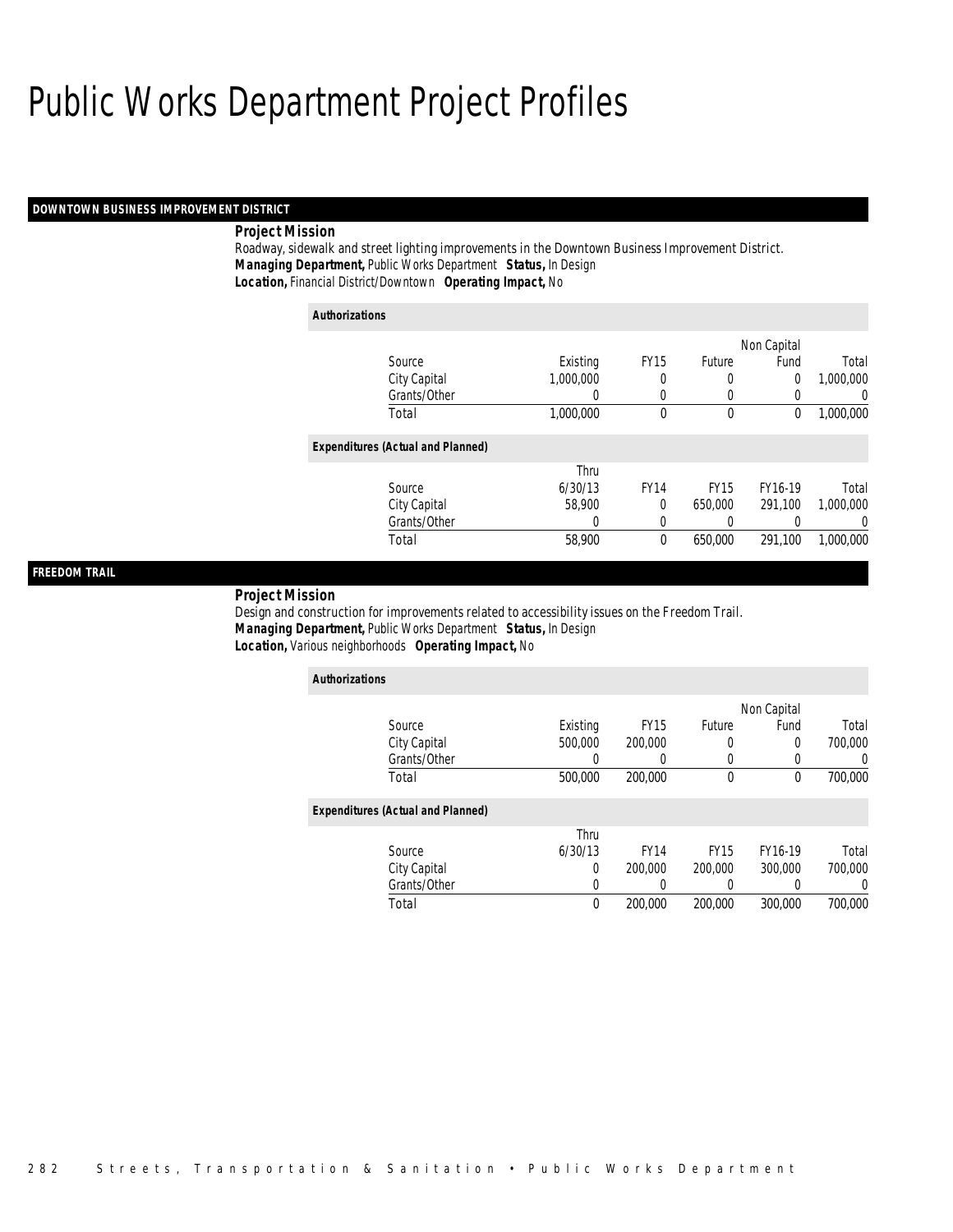# Public Works Department Project Profiles

## DOWNTOWN BUSINESS IMPROVEMENT DISTRICT

**Project Mission**

Roadway, sidewalk and street lighting improvements in the Downtown Business Improvement District.

***Managing Department,*** Public Works Department ***Status,*** In Design

***Location,*** Financial District/Downtown ***Operating Impact,*** No

**Authorizations**

| Source | Existing | FY15 | Future | Non Capital Fund | Total |
|---|---|---|---|---|---|
| City Capital | 1,000,000 | 0 | 0 | 0 | 1,000,000 |
| Grants/Other | 0 | 0 | 0 | 0 | 0 |
| Total | 1,000,000 | 0 | 0 | 0 | 1,000,000 |

**Expenditures (Actual and Planned)**

| Source | Thru 6/30/13 | FY14 | FY15 | FY16-19 | Total |
|---|---|---|---|---|---|
| City Capital | 58,900 | 0 | 650,000 | 291,100 | 1,000,000 |
| Grants/Other | 0 | 0 | 0 | 0 | 0 |
| Total | 58,900 | 0 | 650,000 | 291,100 | 1,000,000 |

## FREEDOM TRAIL

**Project Mission**

Design and construction for improvements related to accessibility issues on the Freedom Trail.

***Managing Department,*** Public Works Department ***Status,*** In Design

***Location,*** Various neighborhoods ***Operating Impact,*** No

**Authorizations**

| Source | Existing | FY15 | Future | Non Capital Fund | Total |
|---|---|---|---|---|---|
| City Capital | 500,000 | 200,000 | 0 | 0 | 700,000 |
| Grants/Other | 0 | 0 | 0 | 0 | 0 |
| Total | 500,000 | 200,000 | 0 | 0 | 700,000 |

**Expenditures (Actual and Planned)**

| Source | Thru 6/30/13 | FY14 | FY15 | FY16-19 | Total |
|---|---|---|---|---|---|
| City Capital | 0 | 200,000 | 200,000 | 300,000 | 700,000 |
| Grants/Other | 0 | 0 | 0 | 0 | 0 |
| Total | 0 | 200,000 | 200,000 | 300,000 | 700,000 |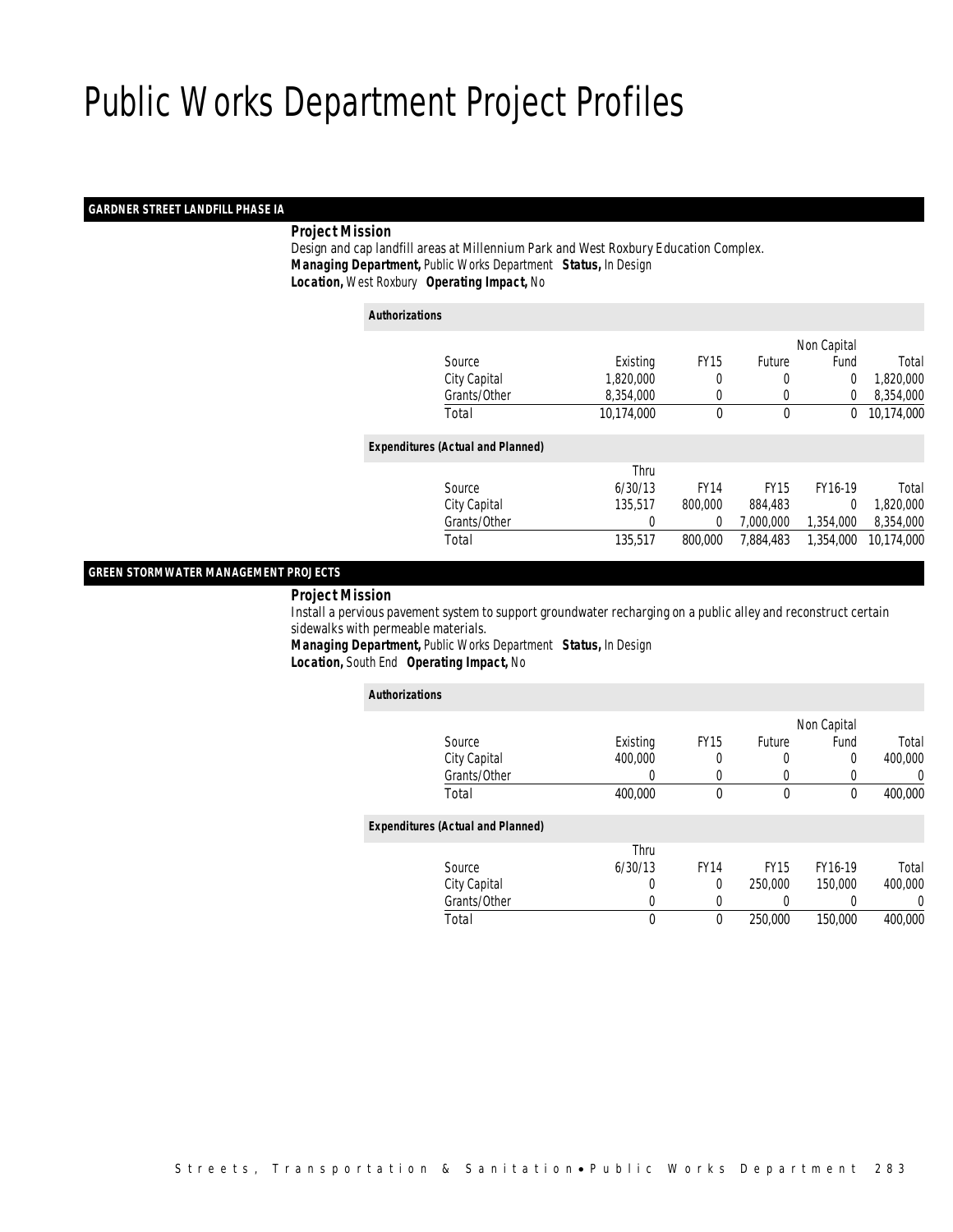# Public Works Department Project Profiles

## GARDNER STREET LANDFILL PHASE IA

***Project Mission***

Design and cap landfill areas at Millennium Park and West Roxbury Education Complex.

***Managing Department,*** Public Works Department ***Status,*** In Design

***Location,*** West Roxbury ***Operating Impact,*** No

***Authorizations***

| Source | Existing | FY15 | Future | Non Capital Fund | Total |
|---|---|---|---|---|---|
| City Capital | 1,820,000 | 0 | 0 | 0 | 1,820,000 |
| Grants/Other | 8,354,000 | 0 | 0 | 0 | 8,354,000 |
| Total | 10,174,000 | 0 | 0 | 0 | 10,174,000 |

***Expenditures (Actual and Planned)***

| Source | Thru 6/30/13 | FY14 | FY15 | FY16-19 | Total |
|---|---|---|---|---|---|
| City Capital | 135,517 | 800,000 | 884,483 | 0 | 1,820,000 |
| Grants/Other | 0 | 0 | 7,000,000 | 1,354,000 | 8,354,000 |
| Total | 135,517 | 800,000 | 7,884,483 | 1,354,000 | 10,174,000 |

## GREEN STORMWATER MANAGEMENT PROJECTS

***Project Mission***

Install a pervious pavement system to support groundwater recharging on a public alley and reconstruct certain sidewalks with permeable materials.

***Managing Department,*** Public Works Department ***Status,*** In Design

***Location,*** South End ***Operating Impact,*** No

***Authorizations***

| Source | Existing | FY15 | Future | Non Capital Fund | Total |
|---|---|---|---|---|---|
| City Capital | 400,000 | 0 | 0 | 0 | 400,000 |
| Grants/Other | 0 | 0 | 0 | 0 | 0 |
| Total | 400,000 | 0 | 0 | 0 | 400,000 |

***Expenditures (Actual and Planned)***

| Source | Thru 6/30/13 | FY14 | FY15 | FY16-19 | Total |
|---|---|---|---|---|---|
| City Capital | 0 | 0 | 250,000 | 150,000 | 400,000 |
| Grants/Other | 0 | 0 | 0 | 0 | 0 |
| Total | 0 | 0 | 250,000 | 150,000 | 400,000 |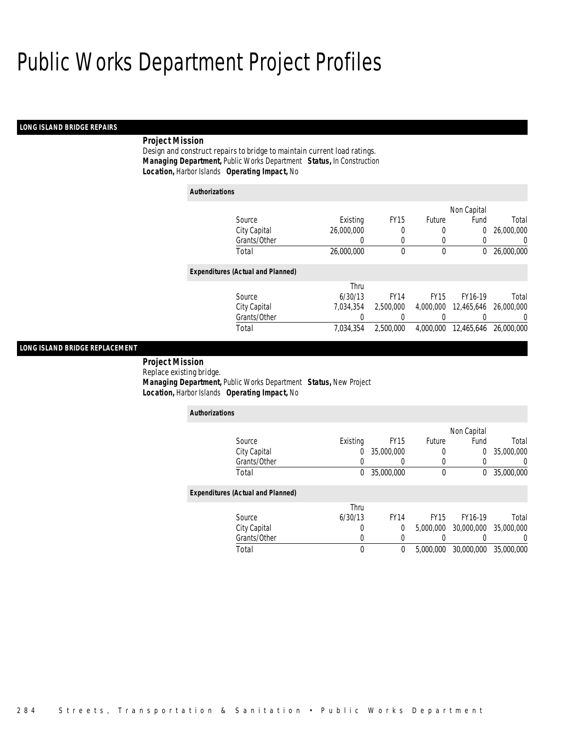# Public Works Department Project Profiles

## LONG ISLAND BRIDGE REPAIRS

**Project Mission**

Design and construct repairs to bridge to maintain current load ratings.

***Managing Department,*** Public Works Department ***Status,*** In Construction

***Location,*** Harbor Islands ***Operating Impact,*** No

**Authorizations**

| Source | Existing | FY15 | Future | Non Capital Fund | Total |
|---|---|---|---|---|---|
| City Capital | 26,000,000 | 0 | 0 | 0 | 26,000,000 |
| Grants/Other | 0 | 0 | 0 | 0 | 0 |
| Total | 26,000,000 | 0 | 0 | 0 | 26,000,000 |

**Expenditures (Actual and Planned)**

| Source | Thru 6/30/13 | FY14 | FY15 | FY16-19 | Total |
|---|---|---|---|---|---|
| City Capital | 7,034,354 | 2,500,000 | 4,000,000 | 12,465,646 | 26,000,000 |
| Grants/Other | 0 | 0 | 0 | 0 | 0 |
| Total | 7,034,354 | 2,500,000 | 4,000,000 | 12,465,646 | 26,000,000 |

## LONG ISLAND BRIDGE REPLACEMENT

**Project Mission**

Replace existing bridge.

***Managing Department,*** Public Works Department ***Status,*** New Project

***Location,*** Harbor Islands ***Operating Impact,*** No

**Authorizations**

| Source | Existing | FY15 | Future | Non Capital Fund | Total |
|---|---|---|---|---|---|
| City Capital | 0 | 35,000,000 | 0 | 0 | 35,000,000 |
| Grants/Other | 0 | 0 | 0 | 0 | 0 |
| Total | 0 | 35,000,000 | 0 | 0 | 35,000,000 |

**Expenditures (Actual and Planned)**

| Source | Thru 6/30/13 | FY14 | FY15 | FY16-19 | Total |
|---|---|---|---|---|---|
| City Capital | 0 | 0 | 5,000,000 | 30,000,000 | 35,000,000 |
| Grants/Other | 0 | 0 | 0 | 0 | 0 |
| Total | 0 | 0 | 5,000,000 | 30,000,000 | 35,000,000 |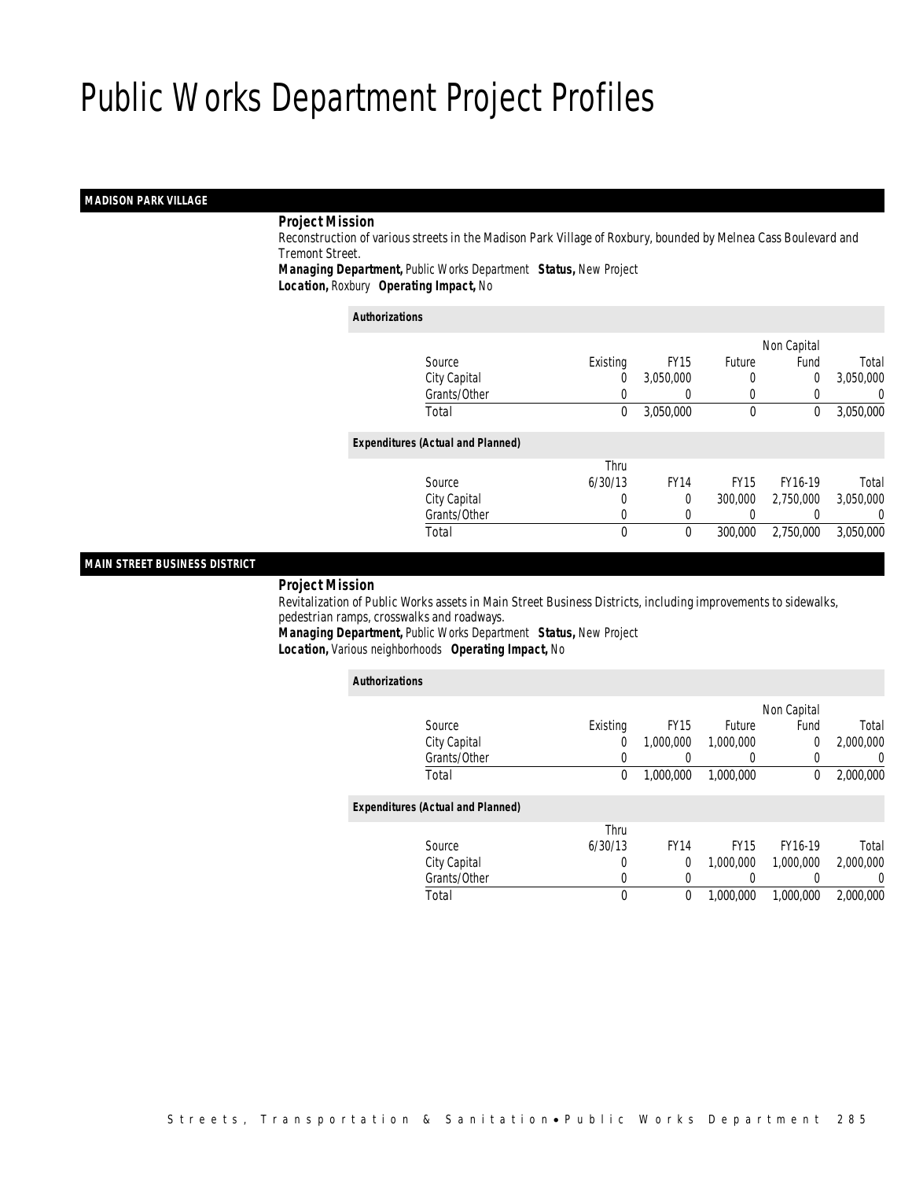# Public Works Department Project Profiles

## MADISON PARK VILLAGE

**Project Mission**

Reconstruction of various streets in the Madison Park Village of Roxbury, bounded by Melnea Cass Boulevard and Tremont Street.

**Managing Department,** Public Works Department **Status,** New Project

**Location,** Roxbury **Operating Impact,** No

**Authorizations**

| Source | Existing | FY15 | Future | Non Capital Fund | Total |
|---|---|---|---|---|---|
| City Capital | 0 | 3,050,000 | 0 | 0 | 3,050,000 |
| Grants/Other | 0 | 0 | 0 | 0 | 0 |
| Total | 0 | 3,050,000 | 0 | 0 | 3,050,000 |

**Expenditures (Actual and Planned)**

| Source | Thru 6/30/13 | FY14 | FY15 | FY16-19 | Total |
|---|---|---|---|---|---|
| City Capital | 0 | 0 | 300,000 | 2,750,000 | 3,050,000 |
| Grants/Other | 0 | 0 | 0 | 0 | 0 |
| Total | 0 | 0 | 300,000 | 2,750,000 | 3,050,000 |

## MAIN STREET BUSINESS DISTRICT

**Project Mission**

Revitalization of Public Works assets in Main Street Business Districts, including improvements to sidewalks, pedestrian ramps, crosswalks and roadways.

**Managing Department,** Public Works Department **Status,** New Project

**Location,** Various neighborhoods **Operating Impact,** No

**Authorizations**

| Source | Existing | FY15 | Future | Non Capital Fund | Total |
|---|---|---|---|---|---|
| City Capital | 0 | 1,000,000 | 1,000,000 | 0 | 2,000,000 |
| Grants/Other | 0 | 0 | 0 | 0 | 0 |
| Total | 0 | 1,000,000 | 1,000,000 | 0 | 2,000,000 |

**Expenditures (Actual and Planned)**

| Source | Thru 6/30/13 | FY14 | FY15 | FY16-19 | Total |
|---|---|---|---|---|---|
| City Capital | 0 | 0 | 1,000,000 | 1,000,000 | 2,000,000 |
| Grants/Other | 0 | 0 | 0 | 0 | 0 |
| Total | 0 | 0 | 1,000,000 | 1,000,000 | 2,000,000 |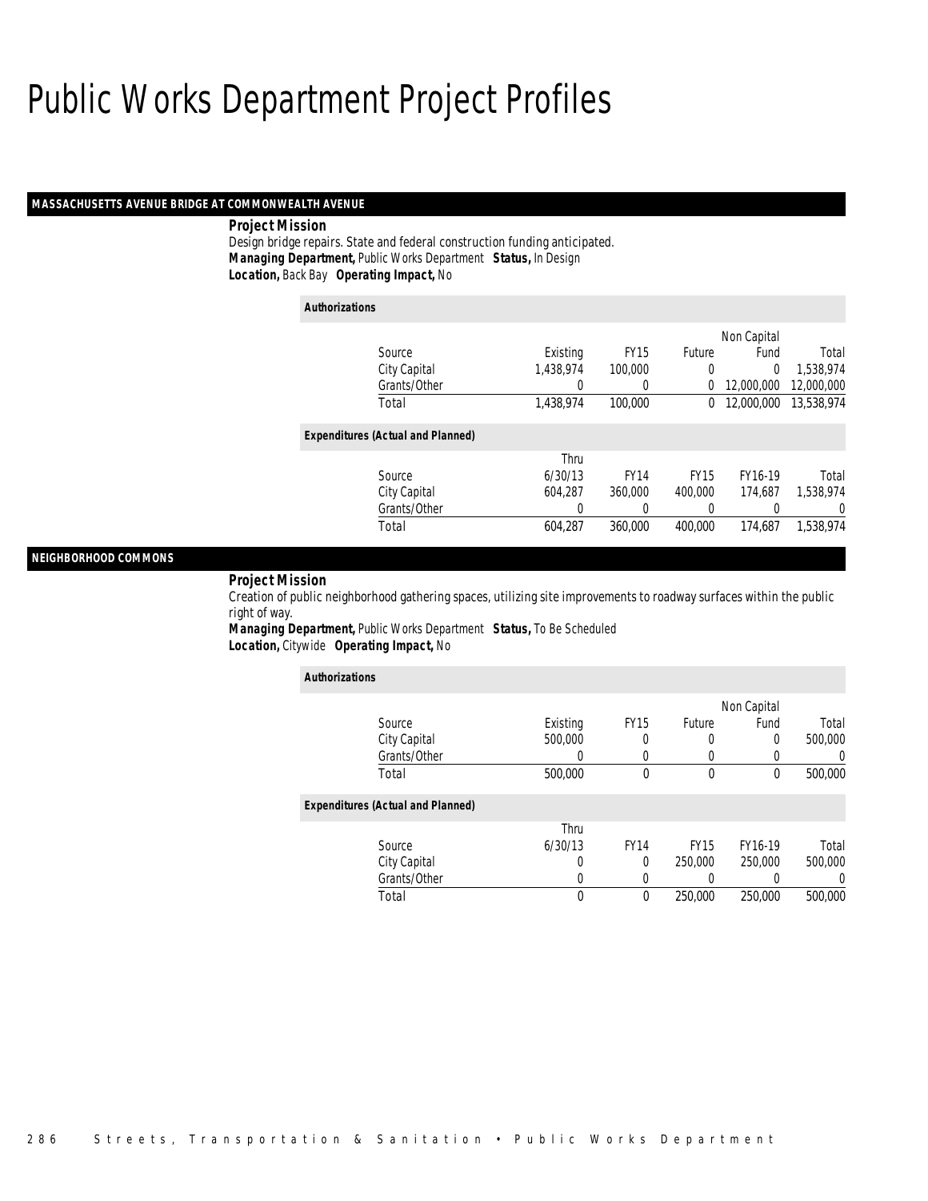# Public Works Department Project Profiles

## MASSACHUSETTS AVENUE BRIDGE AT COMMONWEALTH AVENUE

**Project Mission**

Design bridge repairs. State and federal construction funding anticipated.

***Managing Department,*** Public Works Department ***Status,*** In Design

***Location,*** Back Bay ***Operating Impact,*** No

**Authorizations**

| Source | Existing | FY15 | Future | Non Capital Fund | Total |
|---|---|---|---|---|---|
| City Capital | 1,438,974 | 100,000 | 0 | 0 | 1,538,974 |
| Grants/Other | 0 | 0 | 0 | 12,000,000 | 12,000,000 |
| Total | 1,438,974 | 100,000 | 0 | 12,000,000 | 13,538,974 |

**Expenditures (Actual and Planned)**

| Source | Thru 6/30/13 | FY14 | FY15 | FY16-19 | Total |
|---|---|---|---|---|---|
| City Capital | 604,287 | 360,000 | 400,000 | 174,687 | 1,538,974 |
| Grants/Other | 0 | 0 | 0 | 0 | 0 |
| Total | 604,287 | 360,000 | 400,000 | 174,687 | 1,538,974 |

## NEIGHBORHOOD COMMONS

**Project Mission**

Creation of public neighborhood gathering spaces, utilizing site improvements to roadway surfaces within the public right of way.

***Managing Department,*** Public Works Department ***Status,*** To Be Scheduled

***Location,*** Citywide ***Operating Impact,*** No

**Authorizations**

| Source | Existing | FY15 | Future | Non Capital Fund | Total |
|---|---|---|---|---|---|
| City Capital | 500,000 | 0 | 0 | 0 | 500,000 |
| Grants/Other | 0 | 0 | 0 | 0 | 0 |
| Total | 500,000 | 0 | 0 | 0 | 500,000 |

**Expenditures (Actual and Planned)**

| Source | Thru 6/30/13 | FY14 | FY15 | FY16-19 | Total |
|---|---|---|---|---|---|
| City Capital | 0 | 0 | 250,000 | 250,000 | 500,000 |
| Grants/Other | 0 | 0 | 0 | 0 | 0 |
| Total | 0 | 0 | 250,000 | 250,000 | 500,000 |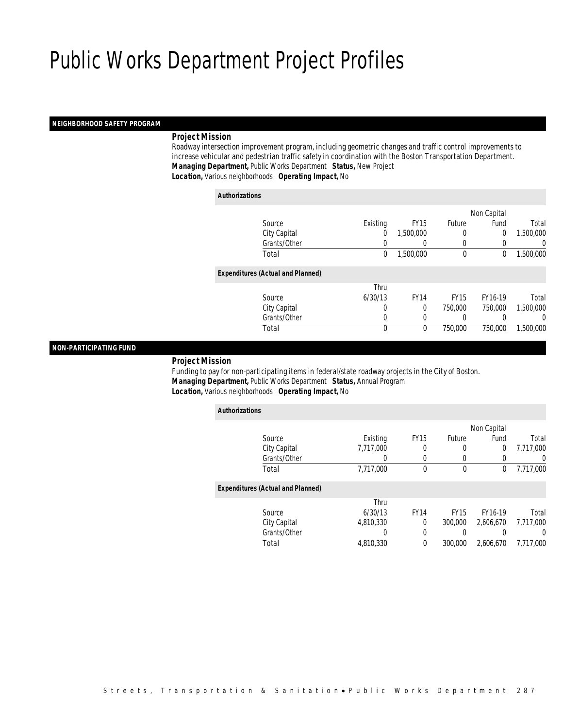# Public Works Department Project Profiles

## NEIGHBORHOOD SAFETY PROGRAM

***Project Mission***

Roadway intersection improvement program, including geometric changes and traffic control improvements to increase vehicular and pedestrian traffic safety in coordination with the Boston Transportation Department.

***Managing Department,*** Public Works Department ***Status,*** New Project

***Location,*** Various neighborhoods ***Operating Impact,*** No

***Authorizations***

| Source | Existing | FY15 | Future | Non Capital Fund | Total |
|---|---|---|---|---|---|
| City Capital | 0 | 1,500,000 | 0 | 0 | 1,500,000 |
| Grants/Other | 0 | 0 | 0 | 0 | 0 |
| Total | 0 | 1,500,000 | 0 | 0 | 1,500,000 |

***Expenditures (Actual and Planned)***

| Source | Thru 6/30/13 | FY14 | FY15 | FY16-19 | Total |
|---|---|---|---|---|---|
| City Capital | 0 | 0 | 750,000 | 750,000 | 1,500,000 |
| Grants/Other | 0 | 0 | 0 | 0 | 0 |
| Total | 0 | 0 | 750,000 | 750,000 | 1,500,000 |

## NON-PARTICIPATING FUND

***Project Mission***

Funding to pay for non-participating items in federal/state roadway projects in the City of Boston.

***Managing Department,*** Public Works Department ***Status,*** Annual Program

***Location,*** Various neighborhoods ***Operating Impact,*** No

***Authorizations***

| Source | Existing | FY15 | Future | Non Capital Fund | Total |
|---|---|---|---|---|---|
| City Capital | 7,717,000 | 0 | 0 | 0 | 7,717,000 |
| Grants/Other | 0 | 0 | 0 | 0 | 0 |
| Total | 7,717,000 | 0 | 0 | 0 | 7,717,000 |

***Expenditures (Actual and Planned)***

| Source | Thru 6/30/13 | FY14 | FY15 | FY16-19 | Total |
|---|---|---|---|---|---|
| City Capital | 4,810,330 | 0 | 300,000 | 2,606,670 | 7,717,000 |
| Grants/Other | 0 | 0 | 0 | 0 | 0 |
| Total | 4,810,330 | 0 | 300,000 | 2,606,670 | 7,717,000 |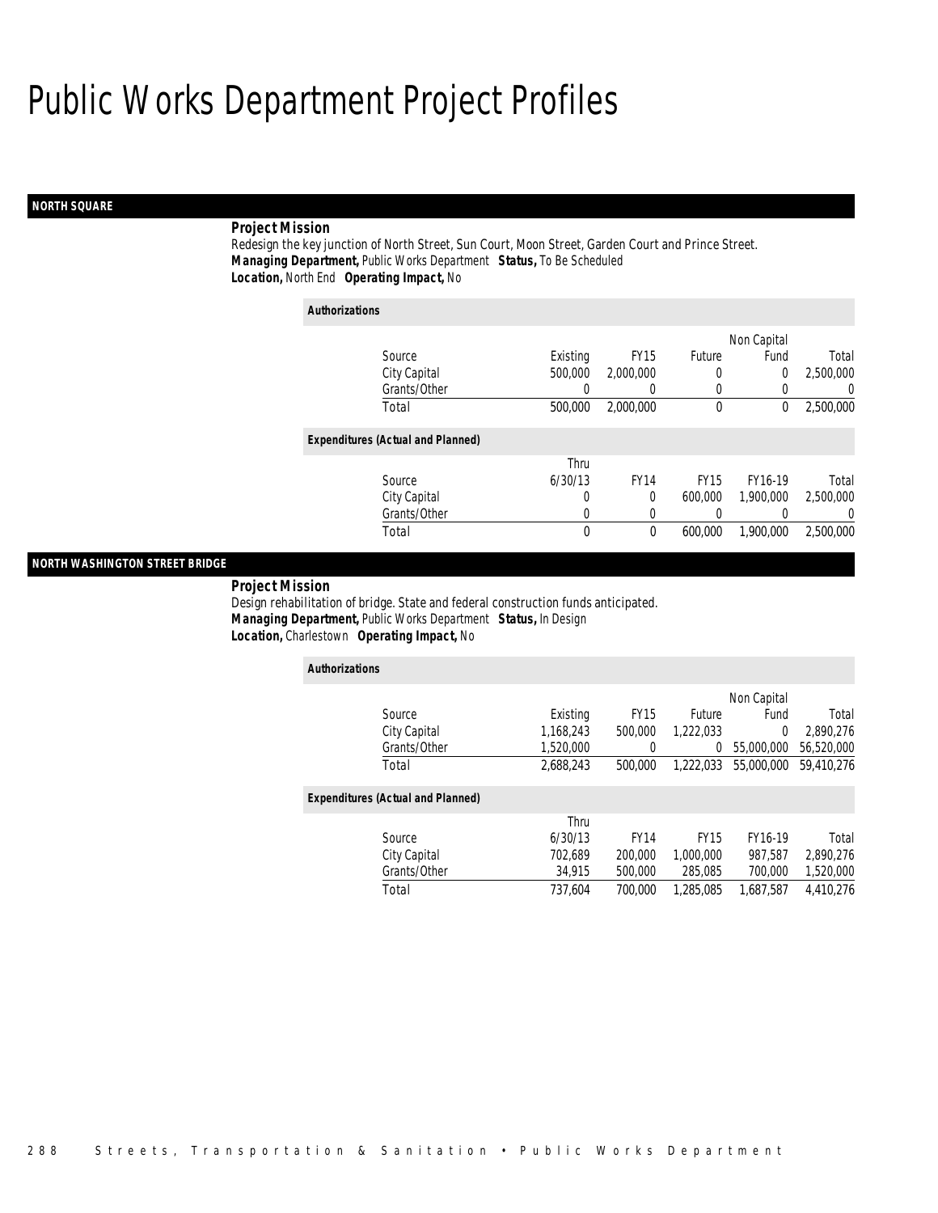# Public Works Department Project Profiles

## NORTH SQUARE

### Project Mission

Redesign the key junction of North Street, Sun Court, Moon Street, Garden Court and Prince Street.

***Managing Department,*** Public Works Department ***Status,*** To Be Scheduled

***Location,*** North End ***Operating Impact,*** No

**Authorizations**

| Source | Existing | FY15 | Future | Non Capital Fund | Total |
|---|---|---|---|---|---|
| City Capital | 500,000 | 2,000,000 | 0 | 0 | 2,500,000 |
| Grants/Other | 0 | 0 | 0 | 0 | 0 |
| Total | 500,000 | 2,000,000 | 0 | 0 | 2,500,000 |

**Expenditures (Actual and Planned)**

| Source | Thru 6/30/13 | FY14 | FY15 | FY16-19 | Total |
|---|---|---|---|---|---|
| City Capital | 0 | 0 | 600,000 | 1,900,000 | 2,500,000 |
| Grants/Other | 0 | 0 | 0 | 0 | 0 |
| Total | 0 | 0 | 600,000 | 1,900,000 | 2,500,000 |

## NORTH WASHINGTON STREET BRIDGE

### Project Mission

Design rehabilitation of bridge. State and federal construction funds anticipated.

***Managing Department,*** Public Works Department ***Status,*** In Design

***Location,*** Charlestown ***Operating Impact,*** No

**Authorizations**

| Source | Existing | FY15 | Future | Non Capital Fund | Total |
|---|---|---|---|---|---|
| City Capital | 1,168,243 | 500,000 | 1,222,033 | 0 | 2,890,276 |
| Grants/Other | 1,520,000 | 0 | 0 | 55,000,000 | 56,520,000 |
| Total | 2,688,243 | 500,000 | 1,222,033 | 55,000,000 | 59,410,276 |

**Expenditures (Actual and Planned)**

| Source | Thru 6/30/13 | FY14 | FY15 | FY16-19 | Total |
|---|---|---|---|---|---|
| City Capital | 702,689 | 200,000 | 1,000,000 | 987,587 | 2,890,276 |
| Grants/Other | 34,915 | 500,000 | 285,085 | 700,000 | 1,520,000 |
| Total | 737,604 | 700,000 | 1,285,085 | 1,687,587 | 4,410,276 |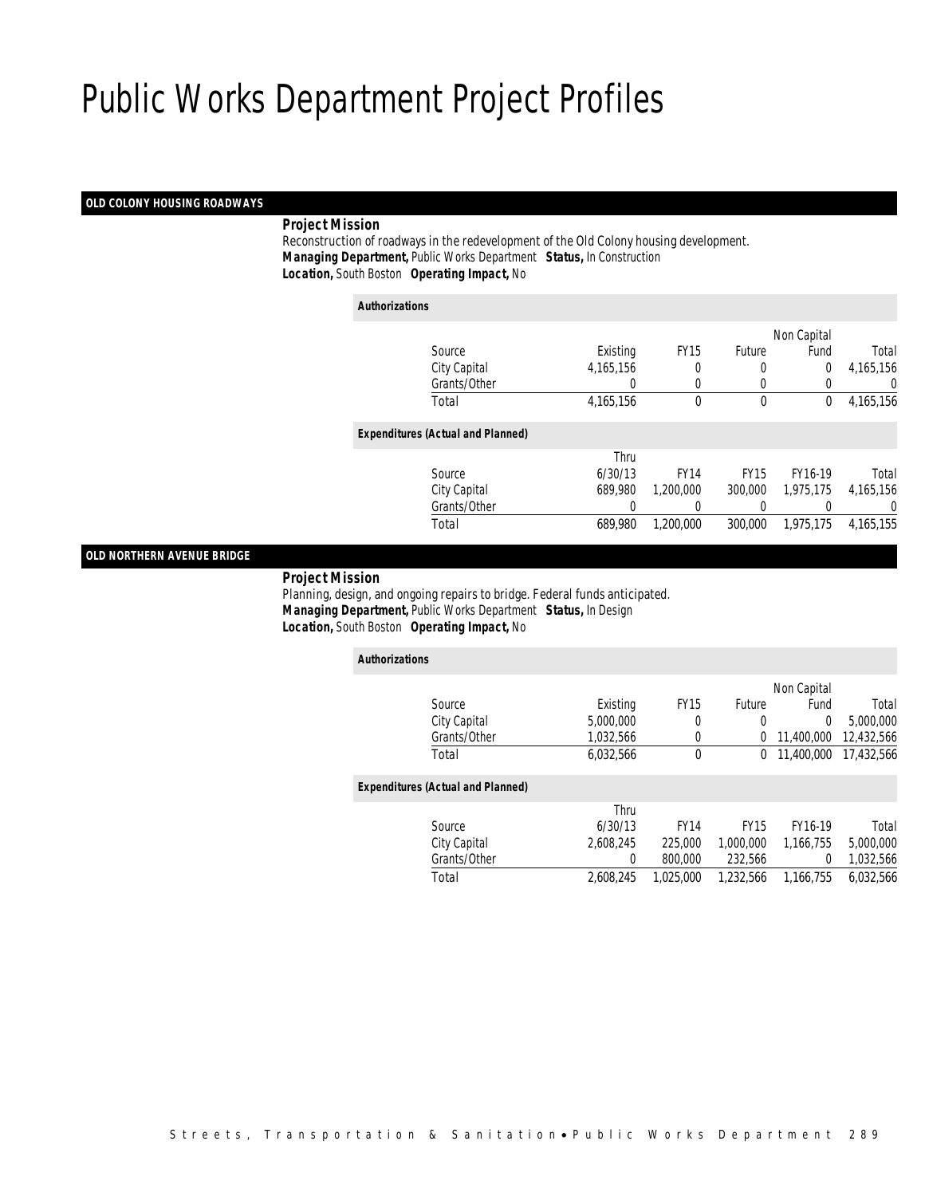# Public Works Department Project Profiles

## OLD COLONY HOUSING ROADWAYS

***Project Mission***

Reconstruction of roadways in the redevelopment of the Old Colony housing development.

***Managing Department,*** Public Works Department ***Status,*** In Construction

***Location,*** South Boston ***Operating Impact,*** No

***Authorizations***

| Source | Existing | FY15 | Future | Non Capital Fund | Total |
|---|---|---|---|---|---|
| City Capital | 4,165,156 | 0 | 0 | 0 | 4,165,156 |
| Grants/Other | 0 | 0 | 0 | 0 | 0 |
| Total | 4,165,156 | 0 | 0 | 0 | 4,165,156 |

***Expenditures (Actual and Planned)***

| Source | Thru 6/30/13 | FY14 | FY15 | FY16-19 | Total |
|---|---|---|---|---|---|
| City Capital | 689,980 | 1,200,000 | 300,000 | 1,975,175 | 4,165,156 |
| Grants/Other | 0 | 0 | 0 | 0 | 0 |
| Total | 689,980 | 1,200,000 | 300,000 | 1,975,175 | 4,165,155 |

## OLD NORTHERN AVENUE BRIDGE

***Project Mission***

Planning, design, and ongoing repairs to bridge. Federal funds anticipated.

***Managing Department,*** Public Works Department ***Status,*** In Design

***Location,*** South Boston ***Operating Impact,*** No

***Authorizations***

| Source | Existing | FY15 | Future | Non Capital Fund | Total |
|---|---|---|---|---|---|
| City Capital | 5,000,000 | 0 | 0 | 0 | 5,000,000 |
| Grants/Other | 1,032,566 | 0 | 0 | 11,400,000 | 12,432,566 |
| Total | 6,032,566 | 0 | 0 | 11,400,000 | 17,432,566 |

***Expenditures (Actual and Planned)***

| Source | Thru 6/30/13 | FY14 | FY15 | FY16-19 | Total |
|---|---|---|---|---|---|
| City Capital | 2,608,245 | 225,000 | 1,000,000 | 1,166,755 | 5,000,000 |
| Grants/Other | 0 | 800,000 | 232,566 | 0 | 1,032,566 |
| Total | 2,608,245 | 1,025,000 | 1,232,566 | 1,166,755 | 6,032,566 |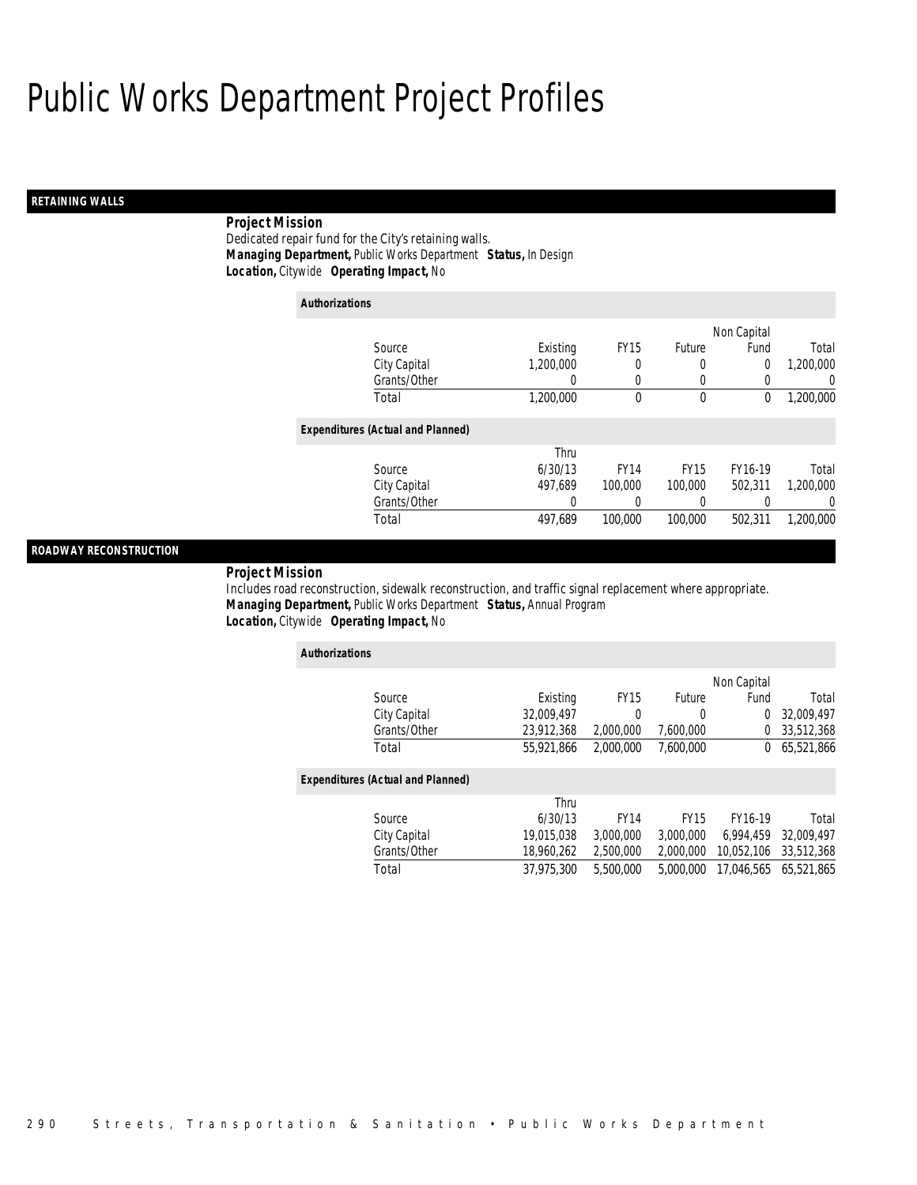# Public Works Department Project Profiles

## RETAINING WALLS

**Project Mission**

Dedicated repair fund for the City's retaining walls.

***Managing Department,*** Public Works Department ***Status,*** In Design

***Location,*** Citywide ***Operating Impact,*** No

**Authorizations**

| Source | Existing | FY15 | Future | Non Capital Fund | Total |
|---|---|---|---|---|---|
| City Capital | 1,200,000 | 0 | 0 | 0 | 1,200,000 |
| Grants/Other | 0 | 0 | 0 | 0 | 0 |
| Total | 1,200,000 | 0 | 0 | 0 | 1,200,000 |

**Expenditures (Actual and Planned)**

| Source | Thru 6/30/13 | FY14 | FY15 | FY16-19 | Total |
|---|---|---|---|---|---|
| City Capital | 497,689 | 100,000 | 100,000 | 502,311 | 1,200,000 |
| Grants/Other | 0 | 0 | 0 | 0 | 0 |
| Total | 497,689 | 100,000 | 100,000 | 502,311 | 1,200,000 |

## ROADWAY RECONSTRUCTION

**Project Mission**

Includes road reconstruction, sidewalk reconstruction, and traffic signal replacement where appropriate.

***Managing Department,*** Public Works Department ***Status,*** Annual Program

***Location,*** Citywide ***Operating Impact,*** No

**Authorizations**

| Source | Existing | FY15 | Future | Non Capital Fund | Total |
|---|---|---|---|---|---|
| City Capital | 32,009,497 | 0 | 0 | 0 | 32,009,497 |
| Grants/Other | 23,912,368 | 2,000,000 | 7,600,000 | 0 | 33,512,368 |
| Total | 55,921,866 | 2,000,000 | 7,600,000 | 0 | 65,521,866 |

**Expenditures (Actual and Planned)**

| Source | Thru 6/30/13 | FY14 | FY15 | FY16-19 | Total |
|---|---|---|---|---|---|
| City Capital | 19,015,038 | 3,000,000 | 3,000,000 | 6,994,459 | 32,009,497 |
| Grants/Other | 18,960,262 | 2,500,000 | 2,000,000 | 10,052,106 | 33,512,368 |
| Total | 37,975,300 | 5,500,000 | 5,000,000 | 17,046,565 | 65,521,865 |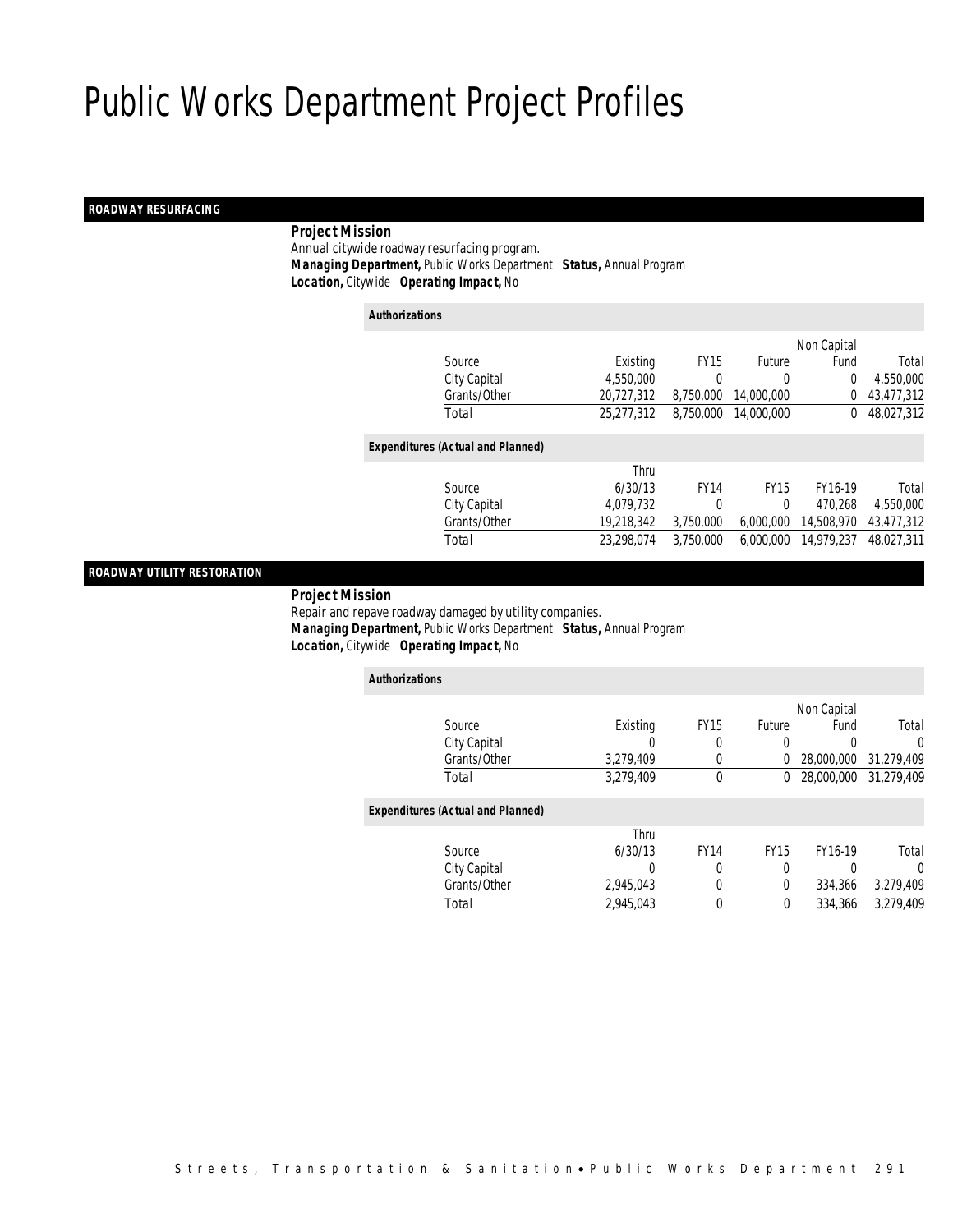# Public Works Department Project Profiles

## ROADWAY RESURFACING

**Project Mission**

Annual citywide roadway resurfacing program.

***Managing Department,*** Public Works Department ***Status,*** Annual Program

***Location,*** Citywide ***Operating Impact,*** No

**Authorizations**

| Source | Existing | FY15 | Future | Non Capital Fund | Total |
|---|---|---|---|---|---|
| City Capital | 4,550,000 | 0 | 0 | 0 | 4,550,000 |
| Grants/Other | 20,727,312 | 8,750,000 | 14,000,000 | 0 | 43,477,312 |
| Total | 25,277,312 | 8,750,000 | 14,000,000 | 0 | 48,027,312 |

**Expenditures (Actual and Planned)**

| Source | Thru 6/30/13 | FY14 | FY15 | FY16-19 | Total |
|---|---|---|---|---|---|
| City Capital | 4,079,732 | 0 | 0 | 470,268 | 4,550,000 |
| Grants/Other | 19,218,342 | 3,750,000 | 6,000,000 | 14,508,970 | 43,477,312 |
| Total | 23,298,074 | 3,750,000 | 6,000,000 | 14,979,237 | 48,027,311 |

## ROADWAY UTILITY RESTORATION

**Project Mission**

Repair and repave roadway damaged by utility companies.

***Managing Department,*** Public Works Department ***Status,*** Annual Program

***Location,*** Citywide ***Operating Impact,*** No

**Authorizations**

| Source | Existing | FY15 | Future | Non Capital Fund | Total |
|---|---|---|---|---|---|
| City Capital | 0 | 0 | 0 | 0 | 0 |
| Grants/Other | 3,279,409 | 0 | 0 | 28,000,000 | 31,279,409 |
| Total | 3,279,409 | 0 | 0 | 28,000,000 | 31,279,409 |

**Expenditures (Actual and Planned)**

| Source | Thru 6/30/13 | FY14 | FY15 | FY16-19 | Total |
|---|---|---|---|---|---|
| City Capital | 0 | 0 | 0 | 0 | 0 |
| Grants/Other | 2,945,043 | 0 | 0 | 334,366 | 3,279,409 |
| Total | 2,945,043 | 0 | 0 | 334,366 | 3,279,409 |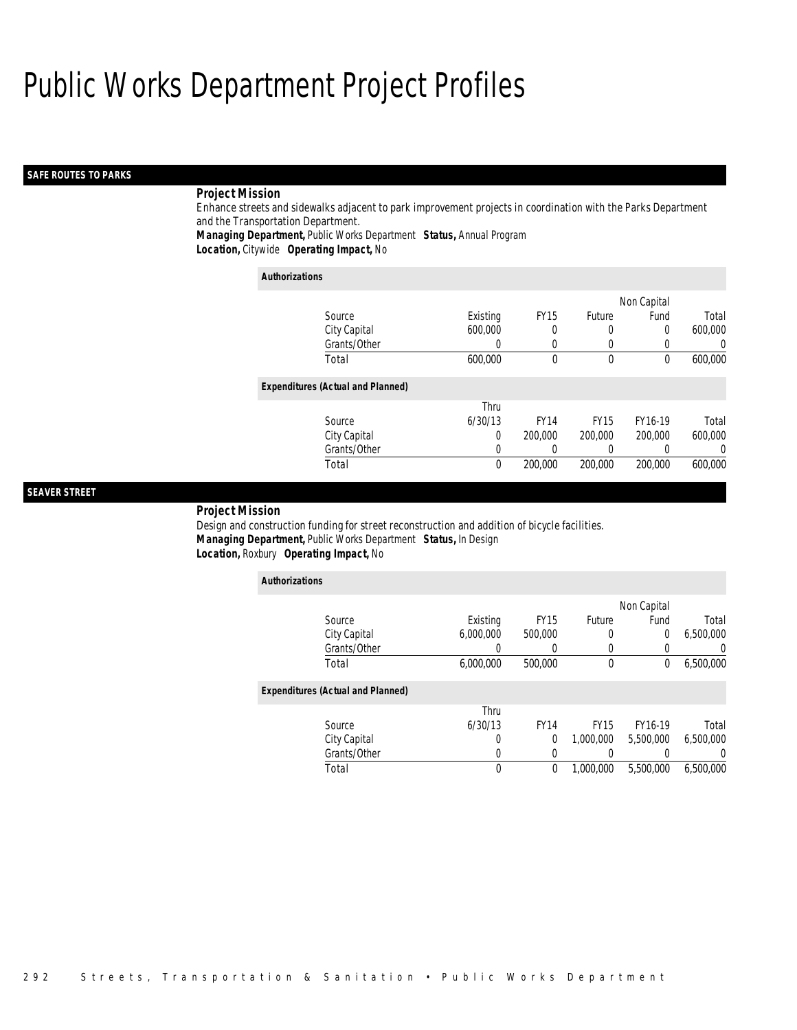# Public Works Department Project Profiles

## SAFE ROUTES TO PARKS

**Project Mission**

Enhance streets and sidewalks adjacent to park improvement projects in coordination with the Parks Department and the Transportation Department.

***Managing Department,*** Public Works Department ***Status,*** Annual Program

***Location,*** Citywide ***Operating Impact,*** No

***Authorizations***

| Source | Existing | FY15 | Future | Non Capital Fund | Total |
|---|---|---|---|---|---|
| City Capital | 600,000 | 0 | 0 | 0 | 600,000 |
| Grants/Other | 0 | 0 | 0 | 0 | 0 |
| Total | 600,000 | 0 | 0 | 0 | 600,000 |

***Expenditures (Actual and Planned)***

| Source | Thru 6/30/13 | FY14 | FY15 | FY16-19 | Total |
|---|---|---|---|---|---|
| City Capital | 0 | 200,000 | 200,000 | 200,000 | 600,000 |
| Grants/Other | 0 | 0 | 0 | 0 | 0 |
| Total | 0 | 200,000 | 200,000 | 200,000 | 600,000 |

## SEAVER STREET

**Project Mission**

Design and construction funding for street reconstruction and addition of bicycle facilities.

***Managing Department,*** Public Works Department ***Status,*** In Design

***Location,*** Roxbury ***Operating Impact,*** No

***Authorizations***

| Source | Existing | FY15 | Future | Non Capital Fund | Total |
|---|---|---|---|---|---|
| City Capital | 6,000,000 | 500,000 | 0 | 0 | 6,500,000 |
| Grants/Other | 0 | 0 | 0 | 0 | 0 |
| Total | 6,000,000 | 500,000 | 0 | 0 | 6,500,000 |

***Expenditures (Actual and Planned)***

| Source | Thru 6/30/13 | FY14 | FY15 | FY16-19 | Total |
|---|---|---|---|---|---|
| City Capital | 0 | 0 | 1,000,000 | 5,500,000 | 6,500,000 |
| Grants/Other | 0 | 0 | 0 | 0 | 0 |
| Total | 0 | 0 | 1,000,000 | 5,500,000 | 6,500,000 |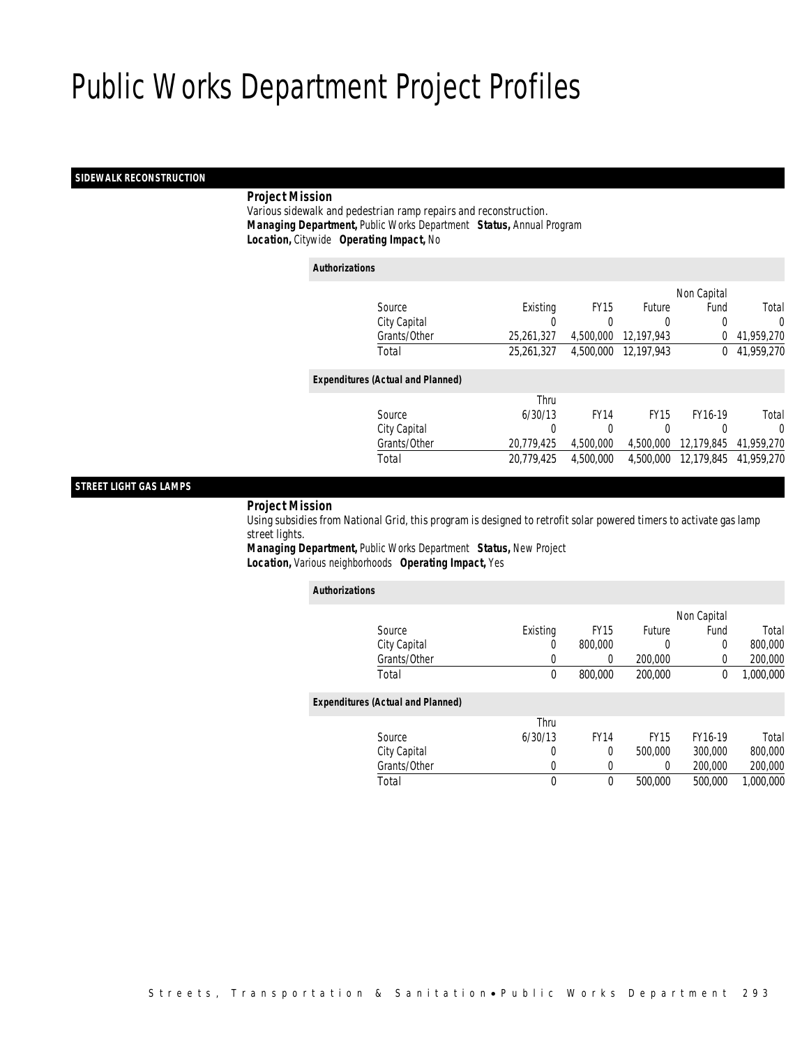# Public Works Department Project Profiles

## SIDEWALK RECONSTRUCTION

**Project Mission**

Various sidewalk and pedestrian ramp repairs and reconstruction.

***Managing Department,*** *Public Works Department* ***Status,*** *Annual Program*

***Location,*** *Citywide* ***Operating Impact,*** *No*

**Authorizations**

| Source | Existing | FY15 | Future | Non Capital Fund | Total |
|---|---|---|---|---|---|
| City Capital | 0 | 0 | 0 | 0 | 0 |
| Grants/Other | 25,261,327 | 4,500,000 | 12,197,943 | 0 | 41,959,270 |
| Total | 25,261,327 | 4,500,000 | 12,197,943 | 0 | 41,959,270 |

**Expenditures (Actual and Planned)**

| Source | Thru 6/30/13 | FY14 | FY15 | FY16-19 | Total |
|---|---|---|---|---|---|
| City Capital | 0 | 0 | 0 | 0 | 0 |
| Grants/Other | 20,779,425 | 4,500,000 | 4,500,000 | 12,179,845 | 41,959,270 |
| Total | 20,779,425 | 4,500,000 | 4,500,000 | 12,179,845 | 41,959,270 |

## STREET LIGHT GAS LAMPS

**Project Mission**

Using subsidies from National Grid, this program is designed to retrofit solar powered timers to activate gas lamp street lights.

***Managing Department,*** *Public Works Department* ***Status,*** *New Project*

***Location,*** *Various neighborhoods* ***Operating Impact,*** *Yes*

**Authorizations**

| Source | Existing | FY15 | Future | Non Capital Fund | Total |
|---|---|---|---|---|---|
| City Capital | 0 | 800,000 | 0 | 0 | 800,000 |
| Grants/Other | 0 | 0 | 200,000 | 0 | 200,000 |
| Total | 0 | 800,000 | 200,000 | 0 | 1,000,000 |

**Expenditures (Actual and Planned)**

| Source | Thru 6/30/13 | FY14 | FY15 | FY16-19 | Total |
|---|---|---|---|---|---|
| City Capital | 0 | 0 | 500,000 | 300,000 | 800,000 |
| Grants/Other | 0 | 0 | 0 | 200,000 | 200,000 |
| Total | 0 | 0 | 500,000 | 500,000 | 1,000,000 |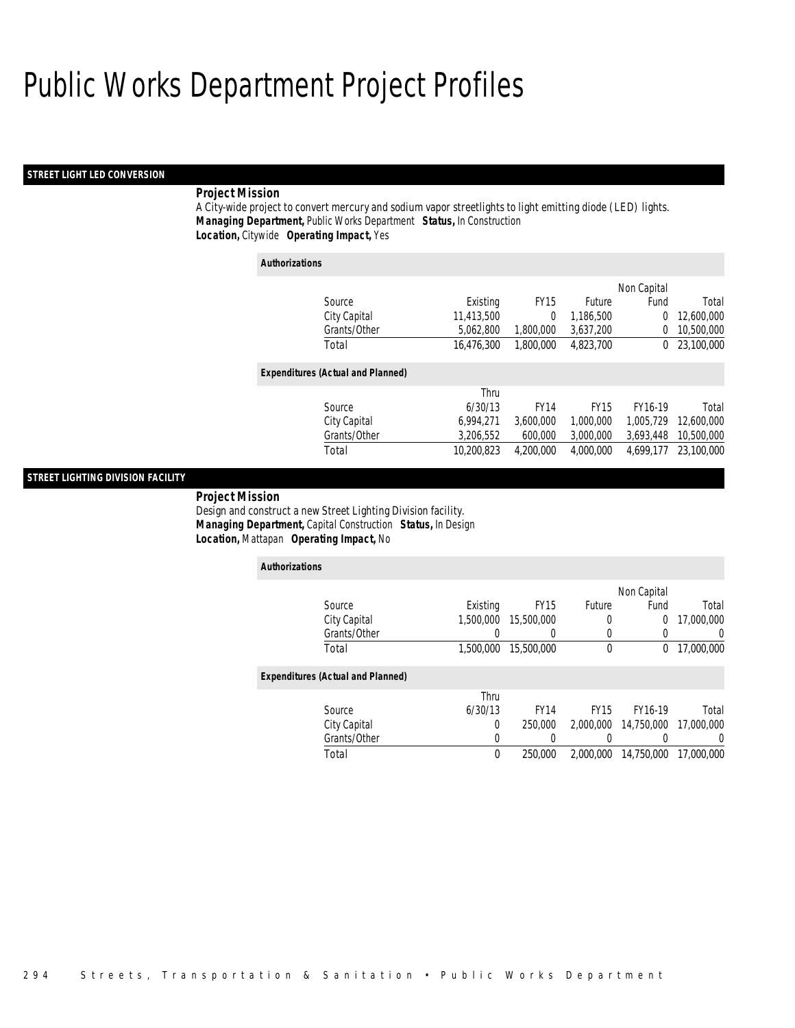# Public Works Department Project Profiles

## STREET LIGHT LED CONVERSION

**Project Mission**

A City-wide project to convert mercury and sodium vapor streetlights to light emitting diode (LED) lights.

***Managing Department,*** Public Works Department ***Status,*** In Construction
***Location,*** Citywide ***Operating Impact,*** Yes

**Authorizations**

| Source | Existing | FY15 | Future | Non Capital Fund | Total |
|---|---|---|---|---|---|
| City Capital | 11,413,500 | 0 | 1,186,500 | 0 | 12,600,000 |
| Grants/Other | 5,062,800 | 1,800,000 | 3,637,200 | 0 | 10,500,000 |
| Total | 16,476,300 | 1,800,000 | 4,823,700 | 0 | 23,100,000 |

**Expenditures (Actual and Planned)**

| Source | Thru 6/30/13 | FY14 | FY15 | FY16-19 | Total |
|---|---|---|---|---|---|
| City Capital | 6,994,271 | 3,600,000 | 1,000,000 | 1,005,729 | 12,600,000 |
| Grants/Other | 3,206,552 | 600,000 | 3,000,000 | 3,693,448 | 10,500,000 |
| Total | 10,200,823 | 4,200,000 | 4,000,000 | 4,699,177 | 23,100,000 |

## STREET LIGHTING DIVISION FACILITY

**Project Mission**

Design and construct a new Street Lighting Division facility.

***Managing Department,*** Capital Construction ***Status,*** In Design
***Location,*** Mattapan ***Operating Impact,*** No

**Authorizations**

| Source | Existing | FY15 | Future | Non Capital Fund | Total |
|---|---|---|---|---|---|
| City Capital | 1,500,000 | 15,500,000 | 0 | 0 | 17,000,000 |
| Grants/Other | 0 | 0 | 0 | 0 | 0 |
| Total | 1,500,000 | 15,500,000 | 0 | 0 | 17,000,000 |

**Expenditures (Actual and Planned)**

| Source | Thru 6/30/13 | FY14 | FY15 | FY16-19 | Total |
|---|---|---|---|---|---|
| City Capital | 0 | 250,000 | 2,000,000 | 14,750,000 | 17,000,000 |
| Grants/Other | 0 | 0 | 0 | 0 | 0 |
| Total | 0 | 250,000 | 2,000,000 | 14,750,000 | 17,000,000 |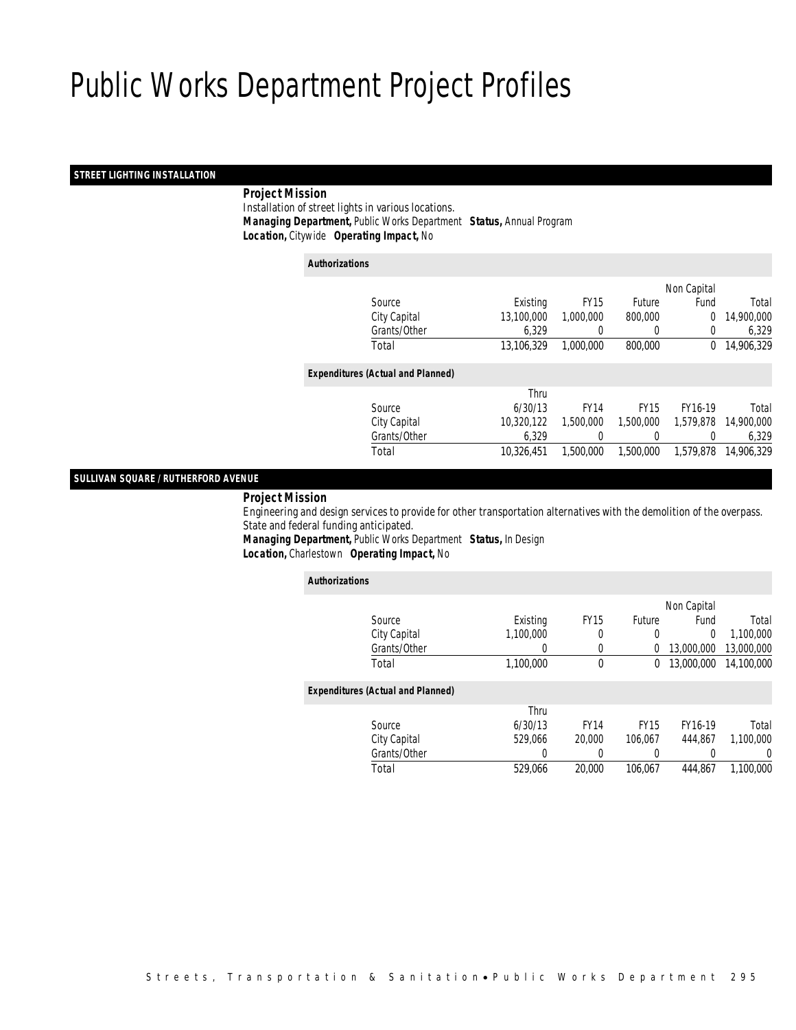# Public Works Department Project Profiles

## STREET LIGHTING INSTALLATION

**Project Mission**

Installation of street lights in various locations.

***Managing Department,*** Public Works Department ***Status,*** Annual Program

***Location,*** Citywide ***Operating Impact,*** No

***Authorizations***

| Source | Existing | FY15 | Future | Non Capital Fund | Total |
|---|---|---|---|---|---|
| City Capital | 13,100,000 | 1,000,000 | 800,000 | 0 | 14,900,000 |
| Grants/Other | 6,329 | 0 | 0 | 0 | 6,329 |
| Total | 13,106,329 | 1,000,000 | 800,000 | 0 | 14,906,329 |

***Expenditures (Actual and Planned)***

| Source | Thru 6/30/13 | FY14 | FY15 | FY16-19 | Total |
|---|---|---|---|---|---|
| City Capital | 10,320,122 | 1,500,000 | 1,500,000 | 1,579,878 | 14,900,000 |
| Grants/Other | 6,329 | 0 | 0 | 0 | 6,329 |
| Total | 10,326,451 | 1,500,000 | 1,500,000 | 1,579,878 | 14,906,329 |

## SULLIVAN SQUARE / RUTHERFORD AVENUE

**Project Mission**

Engineering and design services to provide for other transportation alternatives with the demolition of the overpass. State and federal funding anticipated.

***Managing Department,*** Public Works Department ***Status,*** In Design

***Location,*** Charlestown ***Operating Impact,*** No

***Authorizations***

| Source | Existing | FY15 | Future | Non Capital Fund | Total |
|---|---|---|---|---|---|
| City Capital | 1,100,000 | 0 | 0 | 0 | 1,100,000 |
| Grants/Other | 0 | 0 | 0 | 13,000,000 | 13,000,000 |
| Total | 1,100,000 | 0 | 0 | 13,000,000 | 14,100,000 |

***Expenditures (Actual and Planned)***

| Source | Thru 6/30/13 | FY14 | FY15 | FY16-19 | Total |
|---|---|---|---|---|---|
| City Capital | 529,066 | 20,000 | 106,067 | 444,867 | 1,100,000 |
| Grants/Other | 0 | 0 | 0 | 0 | 0 |
| Total | 529,066 | 20,000 | 106,067 | 444,867 | 1,100,000 |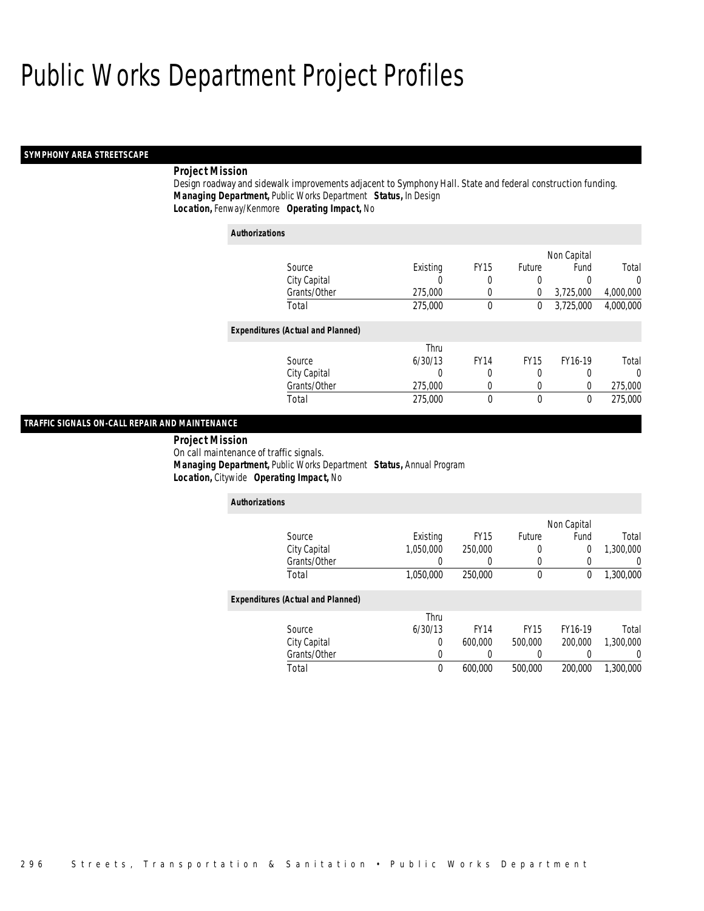# Public Works Department Project Profiles

## SYMPHONY AREA STREETSCAPE

**Project Mission**

Design roadway and sidewalk improvements adjacent to Symphony Hall. State and federal construction funding.

***Managing Department,*** Public Works Department ***Status,*** In Design

***Location,*** Fenway/Kenmore ***Operating Impact,*** No

***Authorizations***

| Source | Existing | FY15 | Future | Non Capital Fund | Total |
|---|---|---|---|---|---|
| City Capital | 0 | 0 | 0 | 0 | 0 |
| Grants/Other | 275,000 | 0 | 0 | 3,725,000 | 4,000,000 |
| Total | 275,000 | 0 | 0 | 3,725,000 | 4,000,000 |

***Expenditures (Actual and Planned)***

| Source | Thru 6/30/13 | FY14 | FY15 | FY16-19 | Total |
|---|---|---|---|---|---|
| City Capital | 0 | 0 | 0 | 0 | 0 |
| Grants/Other | 275,000 | 0 | 0 | 0 | 275,000 |
| Total | 275,000 | 0 | 0 | 0 | 275,000 |

## TRAFFIC SIGNALS ON-CALL REPAIR AND MAINTENANCE

**Project Mission**

On call maintenance of traffic signals.

***Managing Department,*** Public Works Department ***Status,*** Annual Program

***Location,*** Citywide ***Operating Impact,*** No

***Authorizations***

| Source | Existing | FY15 | Future | Non Capital Fund | Total |
|---|---|---|---|---|---|
| City Capital | 1,050,000 | 250,000 | 0 | 0 | 1,300,000 |
| Grants/Other | 0 | 0 | 0 | 0 | 0 |
| Total | 1,050,000 | 250,000 | 0 | 0 | 1,300,000 |

***Expenditures (Actual and Planned)***

| Source | Thru 6/30/13 | FY14 | FY15 | FY16-19 | Total |
|---|---|---|---|---|---|
| City Capital | 0 | 600,000 | 500,000 | 200,000 | 1,300,000 |
| Grants/Other | 0 | 0 | 0 | 0 | 0 |
| Total | 0 | 600,000 | 500,000 | 200,000 | 1,300,000 |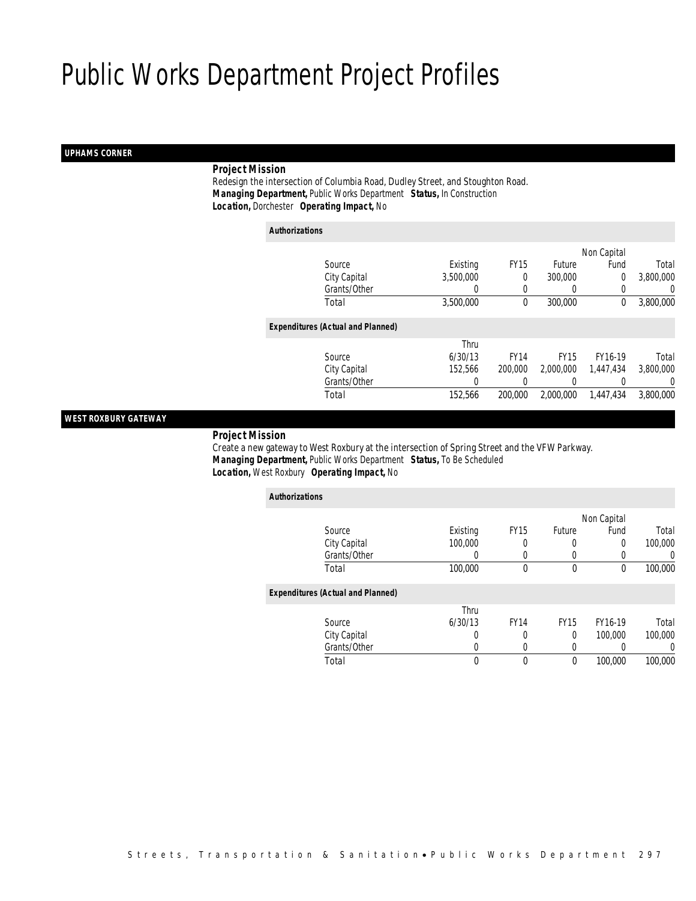# Public Works Department Project Profiles

## UPHAMS CORNER

**Project Mission**

Redesign the intersection of Columbia Road, Dudley Street, and Stoughton Road.

***Managing Department,*** Public Works Department ***Status,*** In Construction

***Location,*** Dorchester ***Operating Impact,*** No

***Authorizations***

| Source | Existing | FY15 | Future | Non Capital Fund | Total |
|---|---|---|---|---|---|
| City Capital | 3,500,000 | 0 | 300,000 | 0 | 3,800,000 |
| Grants/Other | 0 | 0 | 0 | 0 | 0 |
| Total | 3,500,000 | 0 | 300,000 | 0 | 3,800,000 |

***Expenditures (Actual and Planned)***

| Source | Thru 6/30/13 | FY14 | FY15 | FY16-19 | Total |
|---|---|---|---|---|---|
| City Capital | 152,566 | 200,000 | 2,000,000 | 1,447,434 | 3,800,000 |
| Grants/Other | 0 | 0 | 0 | 0 | 0 |
| Total | 152,566 | 200,000 | 2,000,000 | 1,447,434 | 3,800,000 |

## WEST ROXBURY GATEWAY

**Project Mission**

Create a new gateway to West Roxbury at the intersection of Spring Street and the VFW Parkway.

***Managing Department,*** Public Works Department ***Status,*** To Be Scheduled

***Location,*** West Roxbury ***Operating Impact,*** No

***Authorizations***

| Source | Existing | FY15 | Future | Non Capital Fund | Total |
|---|---|---|---|---|---|
| City Capital | 100,000 | 0 | 0 | 0 | 100,000 |
| Grants/Other | 0 | 0 | 0 | 0 | 0 |
| Total | 100,000 | 0 | 0 | 0 | 100,000 |

***Expenditures (Actual and Planned)***

| Source | Thru 6/30/13 | FY14 | FY15 | FY16-19 | Total |
|---|---|---|---|---|---|
| City Capital | 0 | 0 | 0 | 100,000 | 100,000 |
| Grants/Other | 0 | 0 | 0 | 0 | 0 |
| Total | 0 | 0 | 0 | 100,000 | 100,000 |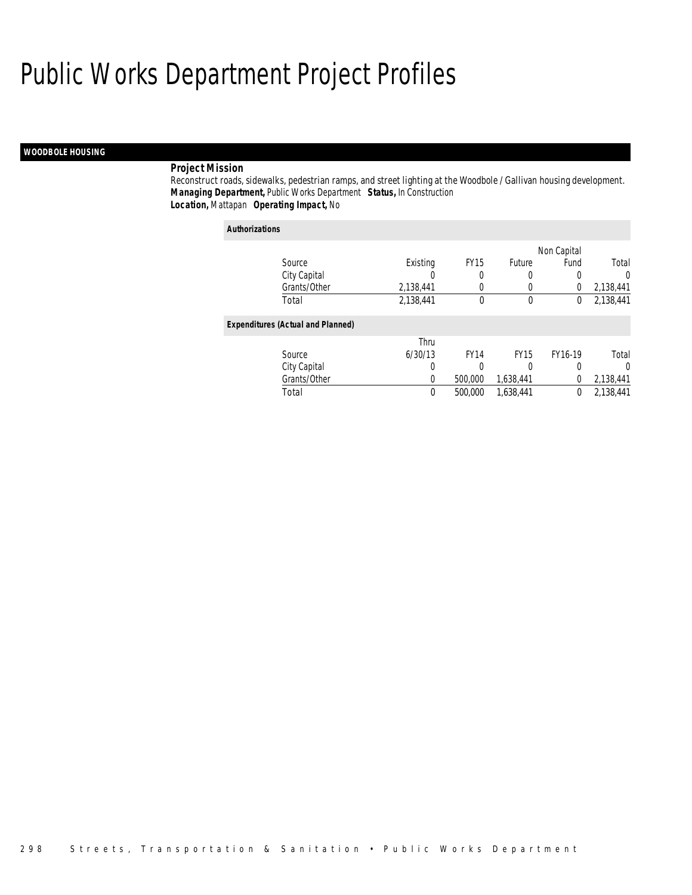# Public Works Department Project Profiles

## WOODBOLE HOUSING

**Project Mission**

Reconstruct roads, sidewalks, pedestrian ramps, and street lighting at the Woodbole / Gallivan housing development.

***Managing Department,*** Public Works Department ***Status,*** In Construction

***Location,*** Mattapan ***Operating Impact,*** No

**Authorizations**

| Source | Existing | FY15 | Future | Non Capital Fund | Total |
|---|---|---|---|---|---|
| City Capital | 0 | 0 | 0 | 0 | 0 |
| Grants/Other | 2,138,441 | 0 | 0 | 0 | 2,138,441 |
| Total | 2,138,441 | 0 | 0 | 0 | 2,138,441 |

**Expenditures (Actual and Planned)**

| Source | Thru 6/30/13 | FY14 | FY15 | FY16-19 | Total |
|---|---|---|---|---|---|
| City Capital | 0 | 0 | 0 | 0 | 0 |
| Grants/Other | 0 | 500,000 | 1,638,441 | 0 | 2,138,441 |
| Total | 0 | 500,000 | 1,638,441 | 0 | 2,138,441 |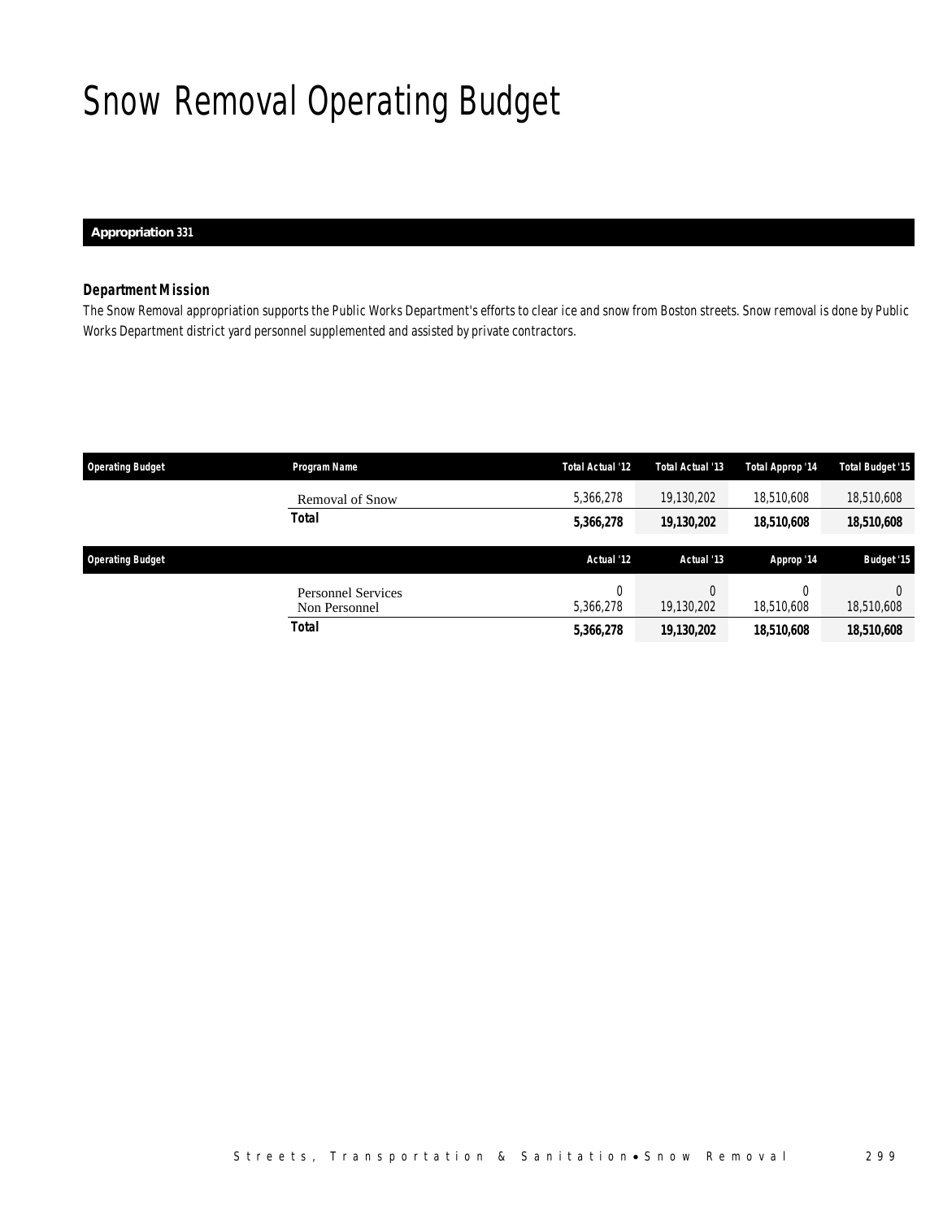# Snow Removal Operating Budget

**Appropriation 331**

### *Department Mission*

*The Snow Removal appropriation supports the Public Works Department's efforts to clear ice and snow from Boston streets. Snow removal is done by Public Works Department district yard personnel supplemented and assisted by private contractors.*

| Operating Budget | Program Name | Total Actual '12 | Total Actual '13 | Total Approp '14 | Total Budget '15 |
|---|---|---|---|---|---|
| | Removal of Snow | 5,366,278 | 19,130,202 | 18,510,608 | 18,510,608 |
| | **Total** | **5,366,278** | **19,130,202** | **18,510,608** | **18,510,608** |

| Operating Budget | | Actual '12 | Actual '13 | Approp '14 | Budget '15 |
|---|---|---|---|---|---|
| | Personnel Services | 0 | 0 | 0 | 0 |
| | Non Personnel | 5,366,278 | 19,130,202 | 18,510,608 | 18,510,608 |
| | **Total** | **5,366,278** | **19,130,202** | **18,510,608** | **18,510,608** |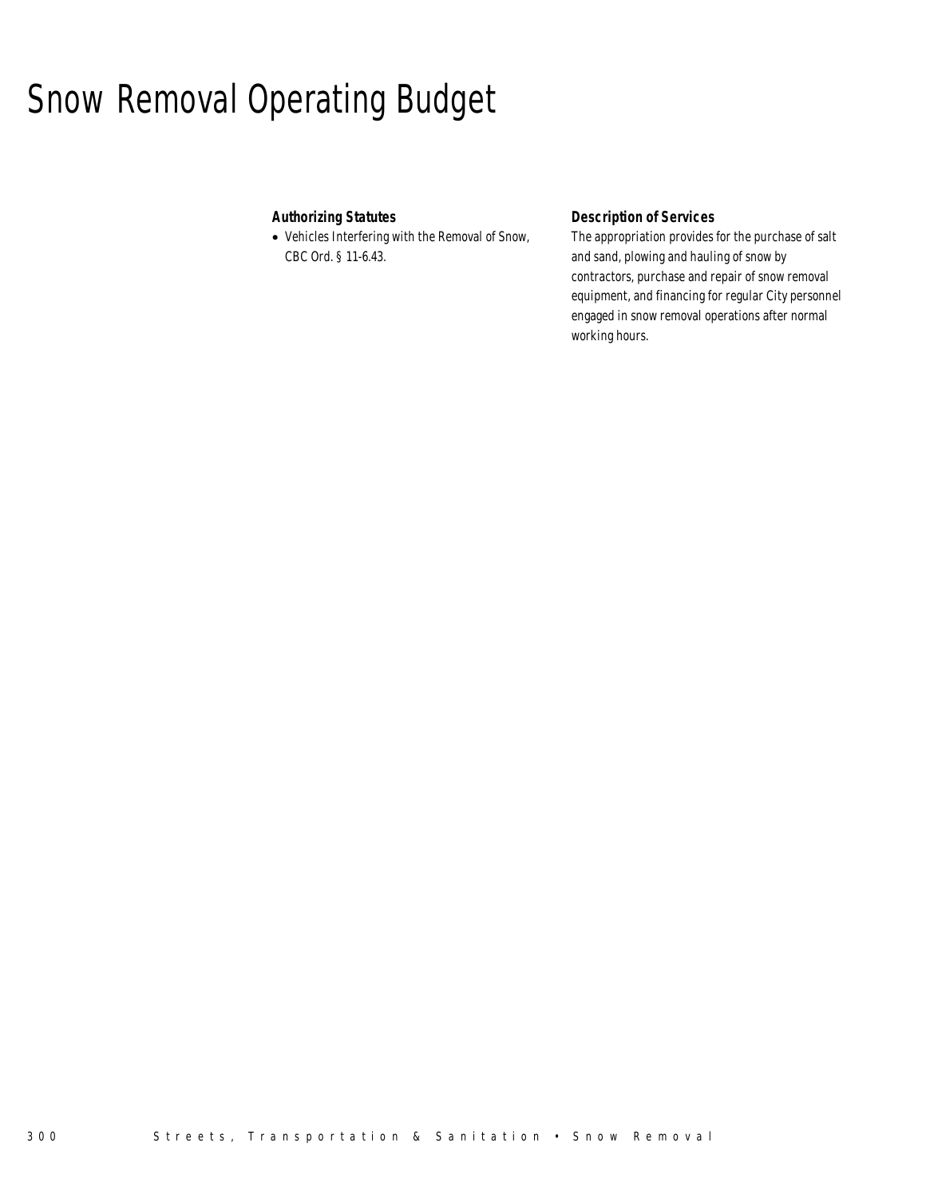# Snow Removal Operating Budget

### Authorizing Statutes

- Vehicles Interfering with the Removal of Snow, CBC Ord. § 11-6.43.

### Description of Services

The appropriation provides for the purchase of salt and sand, plowing and hauling of snow by contractors, purchase and repair of snow removal equipment, and financing for regular City personnel engaged in snow removal operations after normal working hours.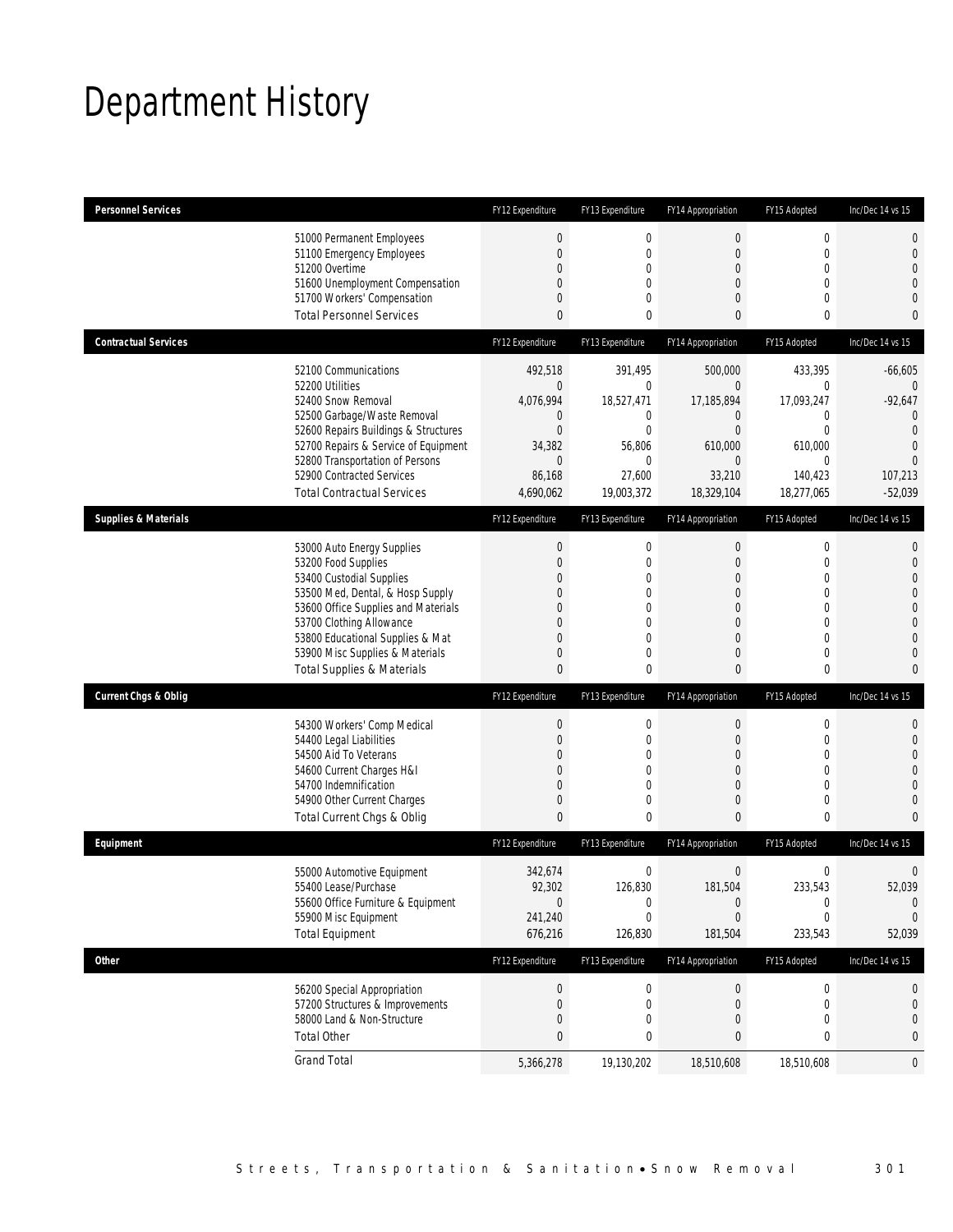# Department History

| Personnel Services | FY12 Expenditure | FY13 Expenditure | FY14 Appropriation | FY15 Adopted | Inc/Dec 14 vs 15 |
|---|---|---|---|---|---|
| 51000 Permanent Employees | 0 | 0 | 0 | 0 | 0 |
| 51100 Emergency Employees | 0 | 0 | 0 | 0 | 0 |
| 51200 Overtime | 0 | 0 | 0 | 0 | 0 |
| 51600 Unemployment Compensation | 0 | 0 | 0 | 0 | 0 |
| 51700 Workers' Compensation | 0 | 0 | 0 | 0 | 0 |
| Total Personnel Services | 0 | 0 | 0 | 0 | 0 |

| Contractual Services | FY12 Expenditure | FY13 Expenditure | FY14 Appropriation | FY15 Adopted | Inc/Dec 14 vs 15 |
|---|---|---|---|---|---|
| 52100 Communications | 492,518 | 391,495 | 500,000 | 433,395 | -66,605 |
| 52200 Utilities | 0 | 0 | 0 | 0 | 0 |
| 52400 Snow Removal | 4,076,994 | 18,527,471 | 17,185,894 | 17,093,247 | -92,647 |
| 52500 Garbage/Waste Removal | 0 | 0 | 0 | 0 | 0 |
| 52600 Repairs Buildings & Structures | 0 | 0 | 0 | 0 | 0 |
| 52700 Repairs & Service of Equipment | 34,382 | 56,806 | 610,000 | 610,000 | 0 |
| 52800 Transportation of Persons | 0 | 0 | 0 | 0 | 0 |
| 52900 Contracted Services | 86,168 | 27,600 | 33,210 | 140,423 | 107,213 |
| Total Contractual Services | 4,690,062 | 19,003,372 | 18,329,104 | 18,277,065 | -52,039 |

| Supplies & Materials | FY12 Expenditure | FY13 Expenditure | FY14 Appropriation | FY15 Adopted | Inc/Dec 14 vs 15 |
|---|---|---|---|---|---|
| 53000 Auto Energy Supplies | 0 | 0 | 0 | 0 | 0 |
| 53200 Food Supplies | 0 | 0 | 0 | 0 | 0 |
| 53400 Custodial Supplies | 0 | 0 | 0 | 0 | 0 |
| 53500 Med, Dental, & Hosp Supply | 0 | 0 | 0 | 0 | 0 |
| 53600 Office Supplies and Materials | 0 | 0 | 0 | 0 | 0 |
| 53700 Clothing Allowance | 0 | 0 | 0 | 0 | 0 |
| 53800 Educational Supplies & Mat | 0 | 0 | 0 | 0 | 0 |
| 53900 Misc Supplies & Materials | 0 | 0 | 0 | 0 | 0 |
| Total Supplies & Materials | 0 | 0 | 0 | 0 | 0 |

| Current Chgs & Oblig | FY12 Expenditure | FY13 Expenditure | FY14 Appropriation | FY15 Adopted | Inc/Dec 14 vs 15 |
|---|---|---|---|---|---|
| 54300 Workers' Comp Medical | 0 | 0 | 0 | 0 | 0 |
| 54400 Legal Liabilities | 0 | 0 | 0 | 0 | 0 |
| 54500 Aid To Veterans | 0 | 0 | 0 | 0 | 0 |
| 54600 Current Charges H&I | 0 | 0 | 0 | 0 | 0 |
| 54700 Indemnification | 0 | 0 | 0 | 0 | 0 |
| 54900 Other Current Charges | 0 | 0 | 0 | 0 | 0 |
| Total Current Chgs & Oblig | 0 | 0 | 0 | 0 | 0 |

| Equipment | FY12 Expenditure | FY13 Expenditure | FY14 Appropriation | FY15 Adopted | Inc/Dec 14 vs 15 |
|---|---|---|---|---|---|
| 55000 Automotive Equipment | 342,674 | 0 | 0 | 0 | 0 |
| 55400 Lease/Purchase | 92,302 | 126,830 | 181,504 | 233,543 | 52,039 |
| 55600 Office Furniture & Equipment | 0 | 0 | 0 | 0 | 0 |
| 55900 Misc Equipment | 241,240 | 0 | 0 | 0 | 0 |
| Total Equipment | 676,216 | 126,830 | 181,504 | 233,543 | 52,039 |

| Other | FY12 Expenditure | FY13 Expenditure | FY14 Appropriation | FY15 Adopted | Inc/Dec 14 vs 15 |
|---|---|---|---|---|---|
| 56200 Special Appropriation | 0 | 0 | 0 | 0 | 0 |
| 57200 Structures & Improvements | 0 | 0 | 0 | 0 | 0 |
| 58000 Land & Non-Structure | 0 | 0 | 0 | 0 | 0 |
| Total Other | 0 | 0 | 0 | 0 | 0 |
| Grand Total | 5,366,278 | 19,130,202 | 18,510,608 | 18,510,608 | 0 |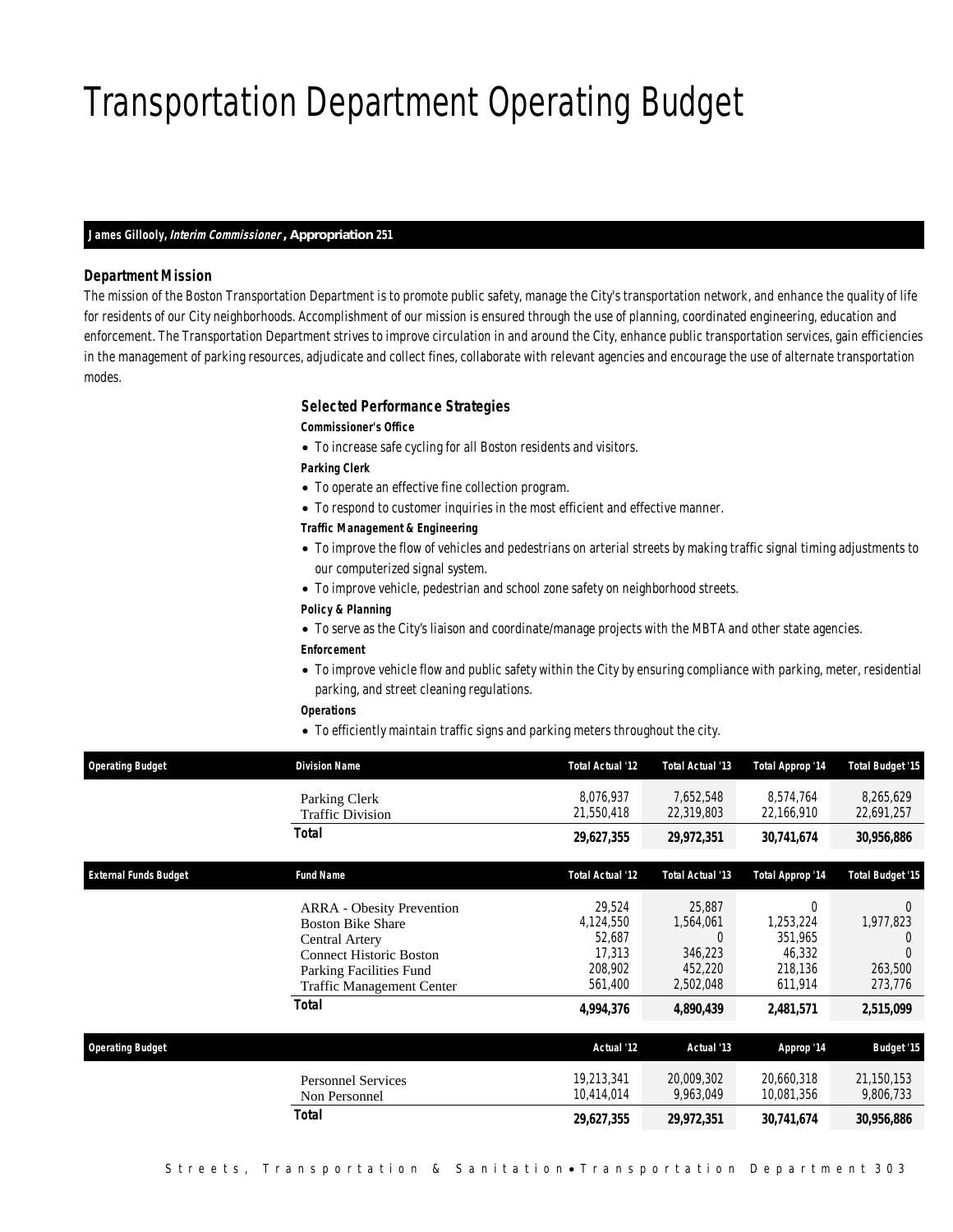# Transportation Department Operating Budget

**James Gillooly, *Interim Commissioner*, Appropriation 251**

### Department Mission

The mission of the Boston Transportation Department is to promote public safety, manage the City's transportation network, and enhance the quality of life for residents of our City neighborhoods. Accomplishment of our mission is ensured through the use of planning, coordinated engineering, education and enforcement. The Transportation Department strives to improve circulation in and around the City, enhance public transportation services, gain efficiencies in the management of parking resources, adjudicate and collect fines, collaborate with relevant agencies and encourage the use of alternate transportation modes.

### Selected Performance Strategies

**Commissioner's Office**

- To increase safe cycling for all Boston residents and visitors.

**Parking Clerk**

- To operate an effective fine collection program.
- To respond to customer inquiries in the most efficient and effective manner.

**Traffic Management & Engineering**

- To improve the flow of vehicles and pedestrians on arterial streets by making traffic signal timing adjustments to our computerized signal system.
- To improve vehicle, pedestrian and school zone safety on neighborhood streets.

**Policy & Planning**

- To serve as the City's liaison and coordinate/manage projects with the MBTA and other state agencies.

**Enforcement**

- To improve vehicle flow and public safety within the City by ensuring compliance with parking, meter, residential parking, and street cleaning regulations.

**Operations**

- To efficiently maintain traffic signs and parking meters throughout the city.

| Operating Budget | Division Name | Total Actual '12 | Total Actual '13 | Total Approp '14 | Total Budget '15 |
|---|---|---|---|---|---|
| | Parking Clerk | 8,076,937 | 7,652,548 | 8,574,764 | 8,265,629 |
| | Traffic Division | 21,550,418 | 22,319,803 | 22,166,910 | 22,691,257 |
| | **Total** | **29,627,355** | **29,972,351** | **30,741,674** | **30,956,886** |

| External Funds Budget | Fund Name | Total Actual '12 | Total Actual '13 | Total Approp '14 | Total Budget '15 |
|---|---|---|---|---|---|
| | ARRA - Obesity Prevention | 29,524 | 25,887 | 0 | 0 |
| | Boston Bike Share | 4,124,550 | 1,564,061 | 1,253,224 | 1,977,823 |
| | Central Artery | 52,687 | 0 | 351,965 | 0 |
| | Connect Historic Boston | 17,313 | 346,223 | 46,332 | 0 |
| | Parking Facilities Fund | 208,902 | 452,220 | 218,136 | 263,500 |
| | Traffic Management Center | 561,400 | 2,502,048 | 611,914 | 273,776 |
| | **Total** | **4,994,376** | **4,890,439** | **2,481,571** | **2,515,099** |

| Operating Budget | | Actual '12 | Actual '13 | Approp '14 | Budget '15 |
|---|---|---|---|---|---|
| | Personnel Services | 19,213,341 | 20,009,302 | 20,660,318 | 21,150,153 |
| | Non Personnel | 10,414,014 | 9,963,049 | 10,081,356 | 9,806,733 |
| | **Total** | **29,627,355** | **29,972,351** | **30,741,674** | **30,956,886** |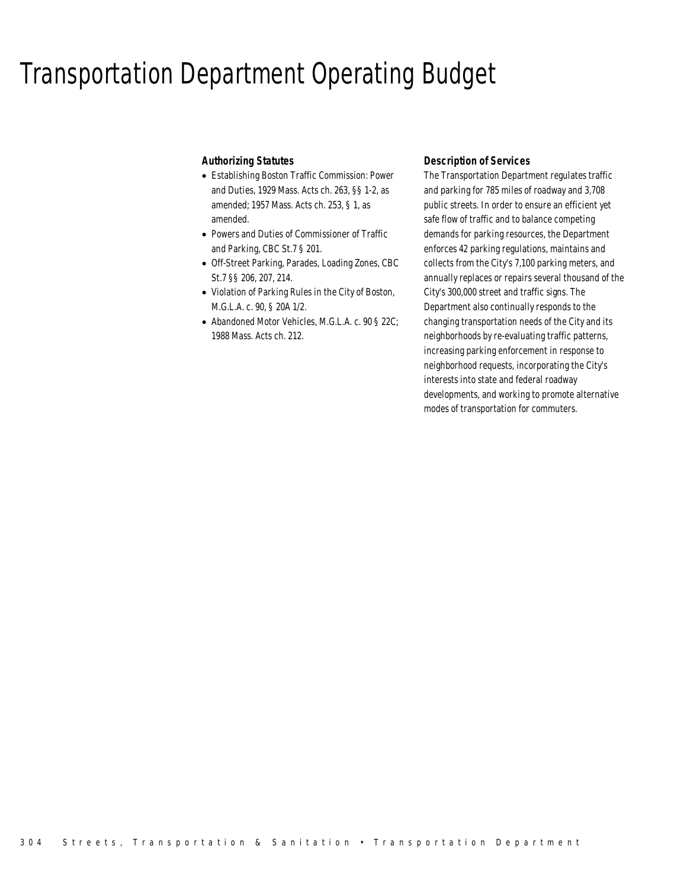# Transportation Department Operating Budget

### Authorizing Statutes

- Establishing Boston Traffic Commission: Power and Duties, 1929 Mass. Acts ch. 263, §§ 1-2, as amended; 1957 Mass. Acts ch. 253, § 1, as amended.
- Powers and Duties of Commissioner of Traffic and Parking, CBC St.7 § 201.
- Off-Street Parking, Parades, Loading Zones, CBC St.7 §§ 206, 207, 214.
- Violation of Parking Rules in the City of Boston, M.G.L.A. c. 90, § 20A 1/2.
- Abandoned Motor Vehicles, M.G.L.A. c. 90 § 22C; 1988 Mass. Acts ch. 212.

### Description of Services

The Transportation Department regulates traffic and parking for 785 miles of roadway and 3,708 public streets. In order to ensure an efficient yet safe flow of traffic and to balance competing demands for parking resources, the Department enforces 42 parking regulations, maintains and collects from the City's 7,100 parking meters, and annually replaces or repairs several thousand of the City's 300,000 street and traffic signs. The Department also continually responds to the changing transportation needs of the City and its neighborhoods by re-evaluating traffic patterns, increasing parking enforcement in response to neighborhood requests, incorporating the City's interests into state and federal roadway developments, and working to promote alternative modes of transportation for commuters.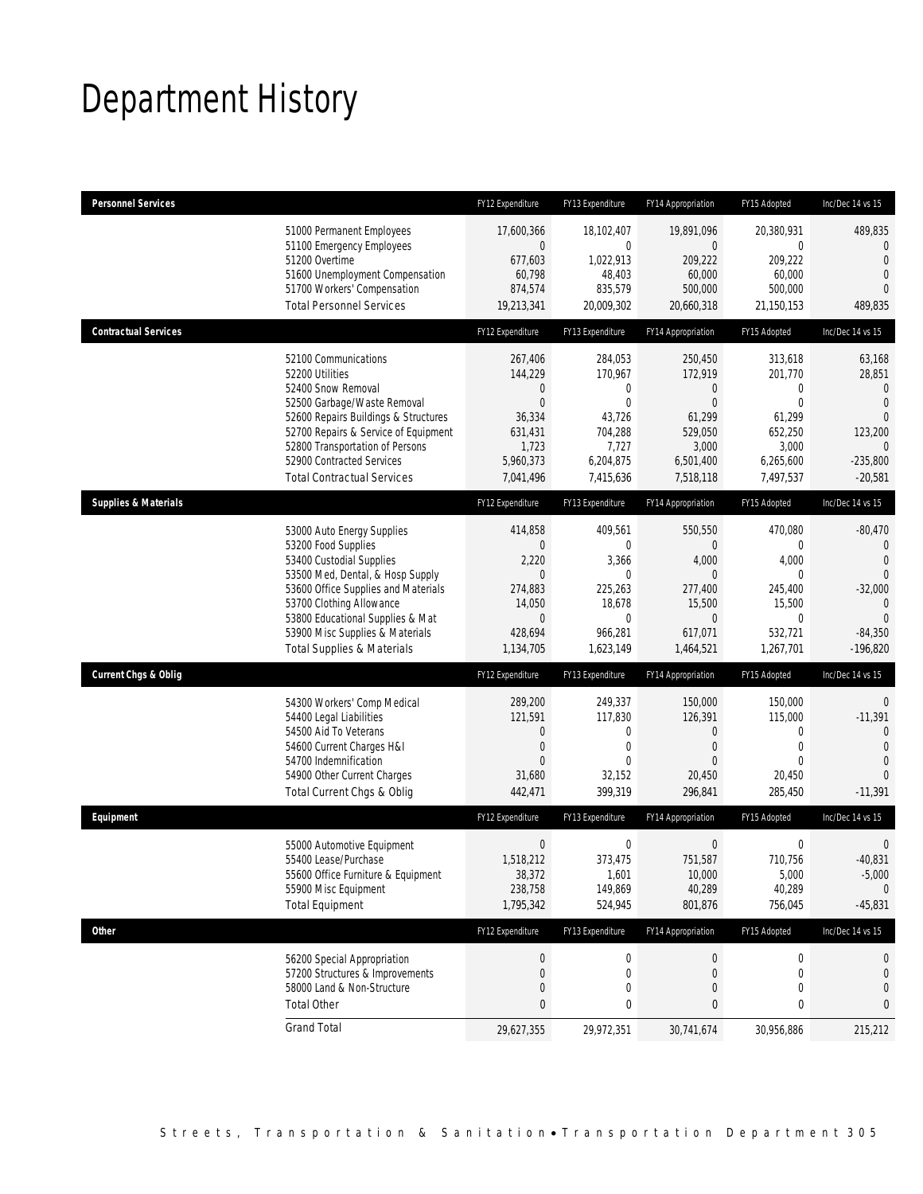# Department History

| Personnel Services | FY12 Expenditure | FY13 Expenditure | FY14 Appropriation | FY15 Adopted | Inc/Dec 14 vs 15 |
|---|---|---|---|---|---|
| 51000 Permanent Employees | 17,600,366 | 18,102,407 | 19,891,096 | 20,380,931 | 489,835 |
| 51100 Emergency Employees | 0 | 0 | 0 | 0 | 0 |
| 51200 Overtime | 677,603 | 1,022,913 | 209,222 | 209,222 | 0 |
| 51600 Unemployment Compensation | 60,798 | 48,403 | 60,000 | 60,000 | 0 |
| 51700 Workers' Compensation | 874,574 | 835,579 | 500,000 | 500,000 | 0 |
| Total Personnel Services | 19,213,341 | 20,009,302 | 20,660,318 | 21,150,153 | 489,835 |

| Contractual Services | FY12 Expenditure | FY13 Expenditure | FY14 Appropriation | FY15 Adopted | Inc/Dec 14 vs 15 |
|---|---|---|---|---|---|
| 52100 Communications | 267,406 | 284,053 | 250,450 | 313,618 | 63,168 |
| 52200 Utilities | 144,229 | 170,967 | 172,919 | 201,770 | 28,851 |
| 52400 Snow Removal | 0 | 0 | 0 | 0 | 0 |
| 52500 Garbage/Waste Removal | 0 | 0 | 0 | 0 | 0 |
| 52600 Repairs Buildings & Structures | 36,334 | 43,726 | 61,299 | 61,299 | 0 |
| 52700 Repairs & Service of Equipment | 631,431 | 704,288 | 529,050 | 652,250 | 123,200 |
| 52800 Transportation of Persons | 1,723 | 7,727 | 3,000 | 3,000 | 0 |
| 52900 Contracted Services | 5,960,373 | 6,204,875 | 6,501,400 | 6,265,600 | -235,800 |
| Total Contractual Services | 7,041,496 | 7,415,636 | 7,518,118 | 7,497,537 | -20,581 |

| Supplies & Materials | FY12 Expenditure | FY13 Expenditure | FY14 Appropriation | FY15 Adopted | Inc/Dec 14 vs 15 |
|---|---|---|---|---|---|
| 53000 Auto Energy Supplies | 414,858 | 409,561 | 550,550 | 470,080 | -80,470 |
| 53200 Food Supplies | 0 | 0 | 0 | 0 | 0 |
| 53400 Custodial Supplies | 2,220 | 3,366 | 4,000 | 4,000 | 0 |
| 53500 Med, Dental, & Hosp Supply | 0 | 0 | 0 | 0 | 0 |
| 53600 Office Supplies and Materials | 274,883 | 225,263 | 277,400 | 245,400 | -32,000 |
| 53700 Clothing Allowance | 14,050 | 18,678 | 15,500 | 15,500 | 0 |
| 53800 Educational Supplies & Mat | 0 | 0 | 0 | 0 | 0 |
| 53900 Misc Supplies & Materials | 428,694 | 966,281 | 617,071 | 532,721 | -84,350 |
| Total Supplies & Materials | 1,134,705 | 1,623,149 | 1,464,521 | 1,267,701 | -196,820 |

| Current Chgs & Oblig | FY12 Expenditure | FY13 Expenditure | FY14 Appropriation | FY15 Adopted | Inc/Dec 14 vs 15 |
|---|---|---|---|---|---|
| 54300 Workers' Comp Medical | 289,200 | 249,337 | 150,000 | 150,000 | 0 |
| 54400 Legal Liabilities | 121,591 | 117,830 | 126,391 | 115,000 | -11,391 |
| 54500 Aid To Veterans | 0 | 0 | 0 | 0 | 0 |
| 54600 Current Charges H&I | 0 | 0 | 0 | 0 | 0 |
| 54700 Indemnification | 0 | 0 | 0 | 0 | 0 |
| 54900 Other Current Charges | 31,680 | 32,152 | 20,450 | 20,450 | 0 |
| Total Current Chgs & Oblig | 442,471 | 399,319 | 296,841 | 285,450 | -11,391 |

| Equipment | FY12 Expenditure | FY13 Expenditure | FY14 Appropriation | FY15 Adopted | Inc/Dec 14 vs 15 |
|---|---|---|---|---|---|
| 55000 Automotive Equipment | 0 | 0 | 0 | 0 | 0 |
| 55400 Lease/Purchase | 1,518,212 | 373,475 | 751,587 | 710,756 | -40,831 |
| 55600 Office Furniture & Equipment | 38,372 | 1,601 | 10,000 | 5,000 | -5,000 |
| 55900 Misc Equipment | 238,758 | 149,869 | 40,289 | 40,289 | 0 |
| Total Equipment | 1,795,342 | 524,945 | 801,876 | 756,045 | -45,831 |

| Other | FY12 Expenditure | FY13 Expenditure | FY14 Appropriation | FY15 Adopted | Inc/Dec 14 vs 15 |
|---|---|---|---|---|---|
| 56200 Special Appropriation | 0 | 0 | 0 | 0 | 0 |
| 57200 Structures & Improvements | 0 | 0 | 0 | 0 | 0 |
| 58000 Land & Non-Structure | 0 | 0 | 0 | 0 | 0 |
| Total Other | 0 | 0 | 0 | 0 | 0 |
| Grand Total | 29,627,355 | 29,972,351 | 30,741,674 | 30,956,886 | 215,212 |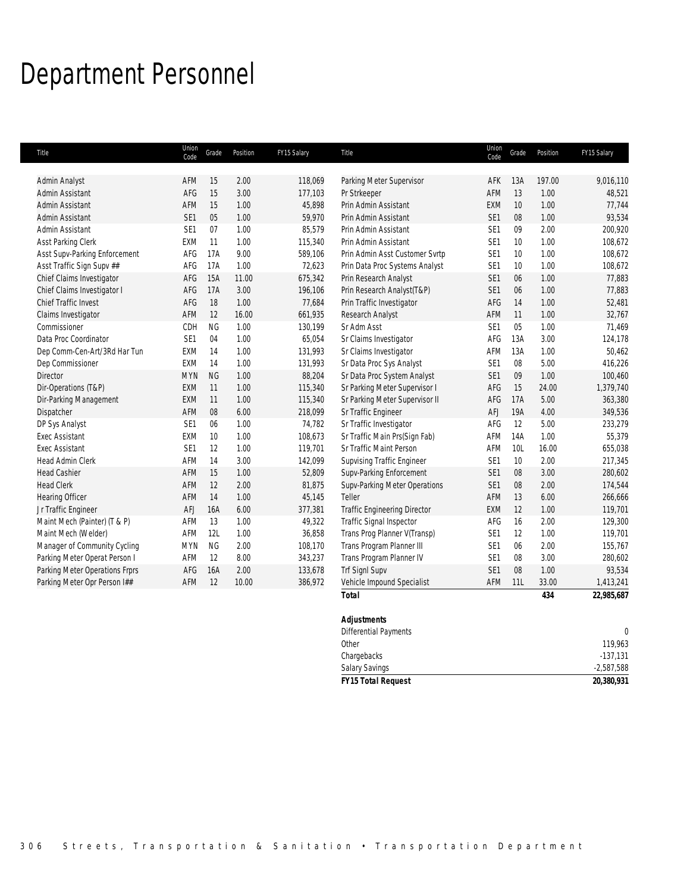# Department Personnel

| Title | Union Code | Grade | Position | FY15 Salary |
|---|---|---|---|---|
| Admin Analyst | AFM | 15 | 2.00 | 118,069 |
| Admin Assistant | AFG | 15 | 3.00 | 177,103 |
| Admin Assistant | AFM | 15 | 1.00 | 45,898 |
| Admin Assistant | SE1 | 05 | 1.00 | 59,970 |
| Admin Assistant | SE1 | 07 | 1.00 | 85,579 |
| Asst Parking Clerk | EXM | 11 | 1.00 | 115,340 |
| Asst Supv-Parking Enforcement | AFG | 17A | 9.00 | 589,106 |
| Asst Traffic Sign Supv ## | AFG | 17A | 1.00 | 72,623 |
| Chief Claims Investigator | AFG | 15A | 11.00 | 675,342 |
| Chief Claims Investigator I | AFG | 17A | 3.00 | 196,106 |
| Chief Traffic Invest | AFG | 18 | 1.00 | 77,684 |
| Claims Investigator | AFM | 12 | 16.00 | 661,935 |
| Commissioner | CDH | NG | 1.00 | 130,199 |
| Data Proc Coordinator | SE1 | 04 | 1.00 | 65,054 |
| Dep Comm-Cen-Art/3Rd Har Tun | EXM | 14 | 1.00 | 131,993 |
| Dep Commissioner | EXM | 14 | 1.00 | 131,993 |
| Director | MYN | NG | 1.00 | 88,204 |
| Dir-Operations (T&P) | EXM | 11 | 1.00 | 115,340 |
| Dir-Parking Management | EXM | 11 | 1.00 | 115,340 |
| Dispatcher | AFM | 08 | 6.00 | 218,099 |
| DP Sys Analyst | SE1 | 06 | 1.00 | 74,782 |
| Exec Assistant | EXM | 10 | 1.00 | 108,673 |
| Exec Assistant | SE1 | 12 | 1.00 | 119,701 |
| Head Admin Clerk | AFM | 14 | 3.00 | 142,099 |
| Head Cashier | AFM | 15 | 1.00 | 52,809 |
| Head Clerk | AFM | 12 | 2.00 | 81,875 |
| Hearing Officer | AFM | 14 | 1.00 | 45,145 |
| Jr Traffic Engineer | AFJ | 16A | 6.00 | 377,381 |
| Maint Mech (Painter) (T & P) | AFM | 13 | 1.00 | 49,322 |
| Maint Mech (Welder) | AFM | 12L | 1.00 | 36,858 |
| Manager of Community Cycling | MYN | NG | 2.00 | 108,170 |
| Parking Meter Operat Person I | AFM | 12 | 8.00 | 343,237 |
| Parking Meter Operations Frprs | AFG | 16A | 2.00 | 133,678 |
| Parking Meter Opr Person I## | AFM | 12 | 10.00 | 386,972 |
| Parking Meter Supervisor | AFK | 13A | 197.00 | 9,016,110 |
| Pr Strkeeper | AFM | 13 | 1.00 | 48,521 |
| Prin Admin Assistant | EXM | 10 | 1.00 | 77,744 |
| Prin Admin Assistant | SE1 | 08 | 1.00 | 93,534 |
| Prin Admin Assistant | SE1 | 09 | 2.00 | 200,920 |
| Prin Admin Assistant | SE1 | 10 | 1.00 | 108,672 |
| Prin Admin Asst Customer Svrtp | SE1 | 10 | 1.00 | 108,672 |
| Prin Data Proc Systems Analyst | SE1 | 10 | 1.00 | 108,672 |
| Prin Research Analyst | SE1 | 06 | 1.00 | 77,883 |
| Prin Research Analyst(T&P) | SE1 | 06 | 1.00 | 77,883 |
| Prin Traffic Investigator | AFG | 14 | 1.00 | 52,481 |
| Research Analyst | AFM | 11 | 1.00 | 32,767 |
| Sr Adm Asst | SE1 | 05 | 1.00 | 71,469 |
| Sr Claims Investigator | AFG | 13A | 3.00 | 124,178 |
| Sr Claims Investigator | AFM | 13A | 1.00 | 50,462 |
| Sr Data Proc Sys Analyst | SE1 | 08 | 5.00 | 416,226 |
| Sr Data Proc System Analyst | SE1 | 09 | 1.00 | 100,460 |
| Sr Parking Meter Supervisor I | AFG | 15 | 24.00 | 1,379,740 |
| Sr Parking Meter Supervisor II | AFG | 17A | 5.00 | 363,380 |
| Sr Traffic Engineer | AFJ | 19A | 4.00 | 349,536 |
| Sr Traffic Investigator | AFG | 12 | 5.00 | 233,279 |
| Sr Traffic Main Prs(Sign Fab) | AFM | 14A | 1.00 | 55,379 |
| Sr Traffic Maint Person | AFM | 10L | 16.00 | 655,038 |
| Supvising Traffic Engineer | SE1 | 10 | 2.00 | 217,345 |
| Supv-Parking Enforcement | SE1 | 08 | 3.00 | 280,602 |
| Supv-Parking Meter Operations | SE1 | 08 | 2.00 | 174,544 |
| Teller | AFM | 13 | 6.00 | 266,666 |
| Traffic Engineering Director | EXM | 12 | 1.00 | 119,701 |
| Traffic Signal Inspector | AFG | 16 | 2.00 | 129,300 |
| Trans Prog Planner V(Transp) | SE1 | 12 | 1.00 | 119,701 |
| Trans Program Planner III | SE1 | 06 | 2.00 | 155,767 |
| Trans Program Planner IV | SE1 | 08 | 3.00 | 280,602 |
| Trf Signl Supv | SE1 | 08 | 1.00 | 93,534 |
| Vehicle Impound Specialist | AFM | 11L | 33.00 | 1,413,241 |
| **Total** | | | **434** | **22,985,687** |

| **Adjustments** | |
|---|---|
| Differential Payments | 0 |
| Other | 119,963 |
| Chargebacks | -137,131 |
| Salary Savings | -2,587,588 |
| **FY15 Total Request** | **20,380,931** |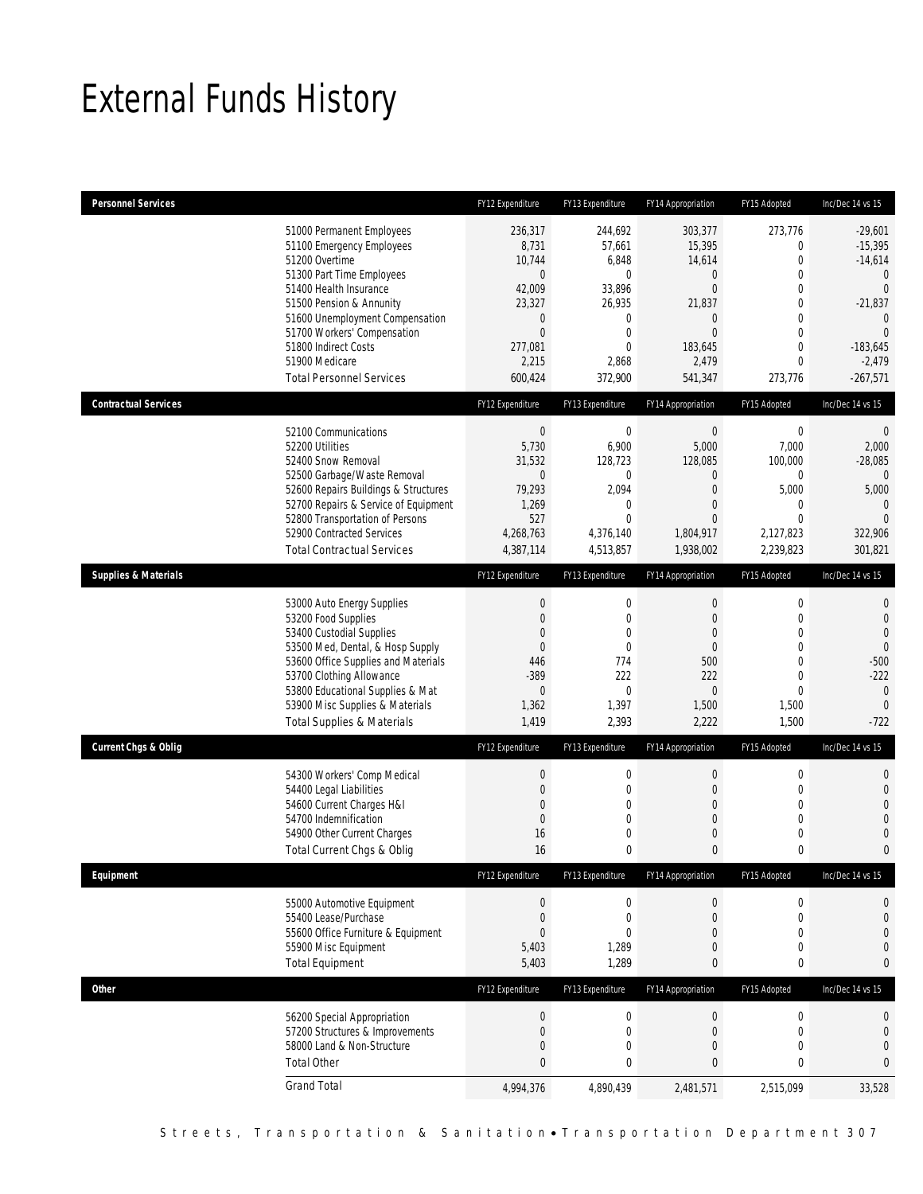# External Funds History

| Personnel Services | FY12 Expenditure | FY13 Expenditure | FY14 Appropriation | FY15 Adopted | Inc/Dec 14 vs 15 |
|---|---|---|---|---|---|
| 51000 Permanent Employees | 236,317 | 244,692 | 303,377 | 273,776 | -29,601 |
| 51100 Emergency Employees | 8,731 | 57,661 | 15,395 | 0 | -15,395 |
| 51200 Overtime | 10,744 | 6,848 | 14,614 | 0 | -14,614 |
| 51300 Part Time Employees | 0 | 0 | 0 | 0 | 0 |
| 51400 Health Insurance | 42,009 | 33,896 | 0 | 0 | 0 |
| 51500 Pension & Annunity | 23,327 | 26,935 | 21,837 | 0 | -21,837 |
| 51600 Unemployment Compensation | 0 | 0 | 0 | 0 | 0 |
| 51700 Workers' Compensation | 0 | 0 | 0 | 0 | 0 |
| 51800 Indirect Costs | 277,081 | 0 | 183,645 | 0 | -183,645 |
| 51900 Medicare | 2,215 | 2,868 | 2,479 | 0 | -2,479 |
| Total Personnel Services | 600,424 | 372,900 | 541,347 | 273,776 | -267,571 |

| Contractual Services | FY12 Expenditure | FY13 Expenditure | FY14 Appropriation | FY15 Adopted | Inc/Dec 14 vs 15 |
|---|---|---|---|---|---|
| 52100 Communications | 0 | 0 | 0 | 0 | 0 |
| 52200 Utilities | 5,730 | 6,900 | 5,000 | 7,000 | 2,000 |
| 52400 Snow Removal | 31,532 | 128,723 | 128,085 | 100,000 | -28,085 |
| 52500 Garbage/Waste Removal | 0 | 0 | 0 | 0 | 0 |
| 52600 Repairs Buildings & Structures | 79,293 | 2,094 | 0 | 5,000 | 5,000 |
| 52700 Repairs & Service of Equipment | 1,269 | 0 | 0 | 0 | 0 |
| 52800 Transportation of Persons | 527 | 0 | 0 | 0 | 0 |
| 52900 Contracted Services | 4,268,763 | 4,376,140 | 1,804,917 | 2,127,823 | 322,906 |
| Total Contractual Services | 4,387,114 | 4,513,857 | 1,938,002 | 2,239,823 | 301,821 |

| Supplies & Materials | FY12 Expenditure | FY13 Expenditure | FY14 Appropriation | FY15 Adopted | Inc/Dec 14 vs 15 |
|---|---|---|---|---|---|
| 53000 Auto Energy Supplies | 0 | 0 | 0 | 0 | 0 |
| 53200 Food Supplies | 0 | 0 | 0 | 0 | 0 |
| 53400 Custodial Supplies | 0 | 0 | 0 | 0 | 0 |
| 53500 Med, Dental, & Hosp Supply | 0 | 0 | 0 | 0 | 0 |
| 53600 Office Supplies and Materials | 446 | 774 | 500 | 0 | -500 |
| 53700 Clothing Allowance | -389 | 222 | 222 | 0 | -222 |
| 53800 Educational Supplies & Mat | 0 | 0 | 0 | 0 | 0 |
| 53900 Misc Supplies & Materials | 1,362 | 1,397 | 1,500 | 1,500 | 0 |
| Total Supplies & Materials | 1,419 | 2,393 | 2,222 | 1,500 | -722 |

| Current Chgs & Oblig | FY12 Expenditure | FY13 Expenditure | FY14 Appropriation | FY15 Adopted | Inc/Dec 14 vs 15 |
|---|---|---|---|---|---|
| 54300 Workers' Comp Medical | 0 | 0 | 0 | 0 | 0 |
| 54400 Legal Liabilities | 0 | 0 | 0 | 0 | 0 |
| 54600 Current Charges H&I | 0 | 0 | 0 | 0 | 0 |
| 54700 Indemnification | 0 | 0 | 0 | 0 | 0 |
| 54900 Other Current Charges | 16 | 0 | 0 | 0 | 0 |
| Total Current Chgs & Oblig | 16 | 0 | 0 | 0 | 0 |

| Equipment | FY12 Expenditure | FY13 Expenditure | FY14 Appropriation | FY15 Adopted | Inc/Dec 14 vs 15 |
|---|---|---|---|---|---|
| 55000 Automotive Equipment | 0 | 0 | 0 | 0 | 0 |
| 55400 Lease/Purchase | 0 | 0 | 0 | 0 | 0 |
| 55600 Office Furniture & Equipment | 0 | 0 | 0 | 0 | 0 |
| 55900 Misc Equipment | 5,403 | 1,289 | 0 | 0 | 0 |
| Total Equipment | 5,403 | 1,289 | 0 | 0 | 0 |

| Other | FY12 Expenditure | FY13 Expenditure | FY14 Appropriation | FY15 Adopted | Inc/Dec 14 vs 15 |
|---|---|---|---|---|---|
| 56200 Special Appropriation | 0 | 0 | 0 | 0 | 0 |
| 57200 Structures & Improvements | 0 | 0 | 0 | 0 | 0 |
| 58000 Land & Non-Structure | 0 | 0 | 0 | 0 | 0 |
| Total Other | 0 | 0 | 0 | 0 | 0 |
| Grand Total | 4,994,376 | 4,890,439 | 2,481,571 | 2,515,099 | 33,528 |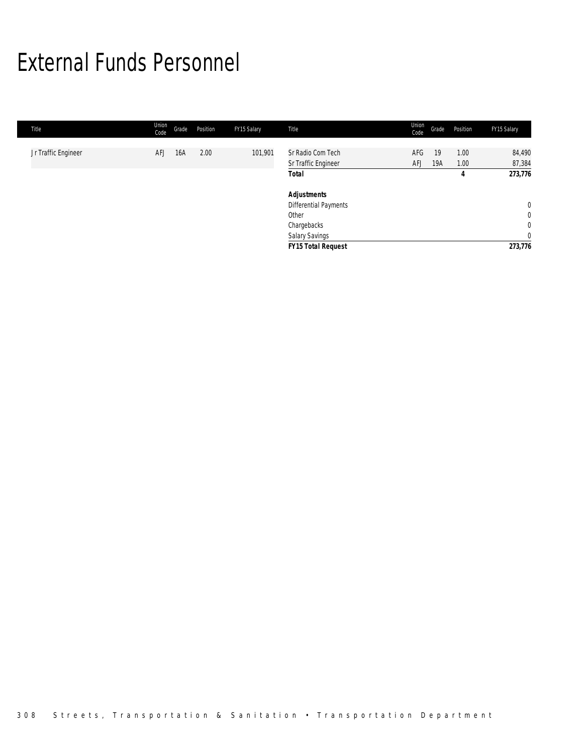# External Funds Personnel

| Title | Union Code | Grade | Position | FY15 Salary | Title | Union Code | Grade | Position | FY15 Salary |
|---|---|---|---|---|---|---|---|---|---|
| Jr Traffic Engineer | AFJ | 16A | 2.00 | 101,901 | Sr Radio Com Tech | AFG | 19 | 1.00 | 84,490 |
| | | | | | Sr Traffic Engineer | AFJ | 19A | 1.00 | 87,384 |
| | | | | | **Total** | | | **4** | **273,776** |
| | | | | | | | | | |
| | | | | | ***Adjustments*** | | | | |
| | | | | | Differential Payments | | | | 0 |
| | | | | | Other | | | | 0 |
| | | | | | Chargebacks | | | | 0 |
| | | | | | Salary Savings | | | | 0 |
| | | | | | ***FY15 Total Request*** | | | | ***273,776*** |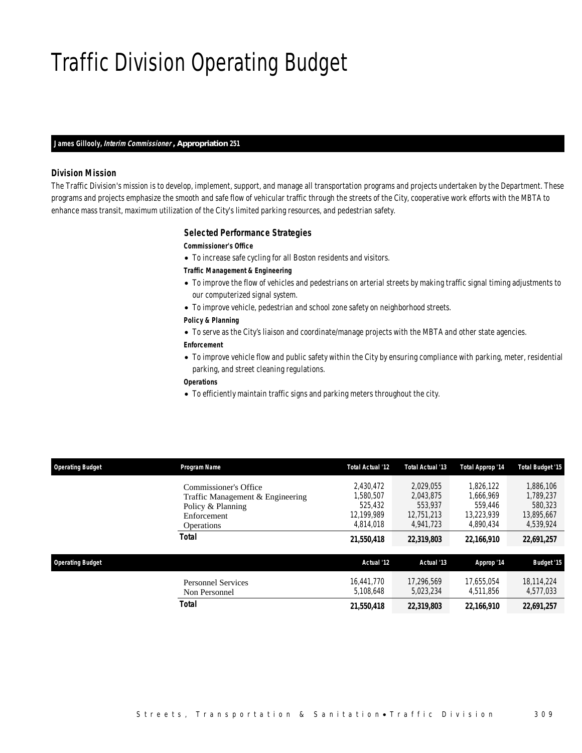# Traffic Division Operating Budget

**James Gillooly, *Interim Commissioner*, Appropriation 251**

### Division Mission

The Traffic Division's mission is to develop, implement, support, and manage all transportation programs and projects undertaken by the Department. These programs and projects emphasize the smooth and safe flow of vehicular traffic through the streets of the City, cooperative work efforts with the MBTA to enhance mass transit, maximum utilization of the City's limited parking resources, and pedestrian safety.

### Selected Performance Strategies

**Commissioner's Office**

- To increase safe cycling for all Boston residents and visitors.

**Traffic Management & Engineering**

- To improve the flow of vehicles and pedestrians on arterial streets by making traffic signal timing adjustments to our computerized signal system.
- To improve vehicle, pedestrian and school zone safety on neighborhood streets.

**Policy & Planning**

- To serve as the City's liaison and coordinate/manage projects with the MBTA and other state agencies.

**Enforcement**

- To improve vehicle flow and public safety within the City by ensuring compliance with parking, meter, residential parking, and street cleaning regulations.

**Operations**

- To efficiently maintain traffic signs and parking meters throughout the city.

| Operating Budget | Program Name | Total Actual '12 | Total Actual '13 | Total Approp '14 | Total Budget '15 |
|---|---|---|---|---|---|
| | Commissioner's Office | 2,430,472 | 2,029,055 | 1,826,122 | 1,886,106 |
| | Traffic Management & Engineering | 1,580,507 | 2,043,875 | 1,666,969 | 1,789,237 |
| | Policy & Planning | 525,432 | 553,937 | 559,446 | 580,323 |
| | Enforcement | 12,199,989 | 12,751,213 | 13,223,939 | 13,895,667 |
| | Operations | 4,814,018 | 4,941,723 | 4,890,434 | 4,539,924 |
| | **Total** | **21,550,418** | **22,319,803** | **22,166,910** | **22,691,257** |

| Operating Budget | | Actual '12 | Actual '13 | Approp '14 | Budget '15 |
|---|---|---|---|---|---|
| | Personnel Services | 16,441,770 | 17,296,569 | 17,655,054 | 18,114,224 |
| | Non Personnel | 5,108,648 | 5,023,234 | 4,511,856 | 4,577,033 |
| | **Total** | **21,550,418** | **22,319,803** | **22,166,910** | **22,691,257** |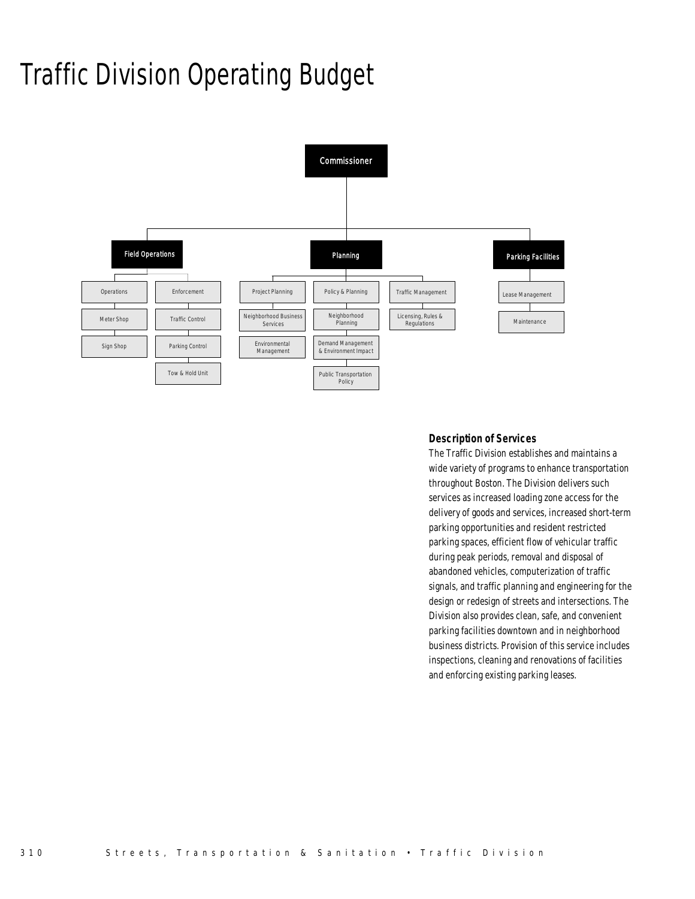# Traffic Division Operating Budget

- Commissioner
  - Field Operations
    - Operations
      - Meter Shop
      - Sign Shop
    - Enforcement
      - Traffic Control
      - Parking Control
      - Tow & Hold Unit
  - Planning
    - Project Planning
      - Neighborhood Business Services
      - Environmental Management
    - Policy & Planning
      - Neighborhood Planning
      - Demand Management & Environment Impact
      - Public Transportation Policy
    - Traffic Management
      - Licensing, Rules & Regulations
  - Parking Facilities
    - Lease Management
    - Maintenance

### Description of Services

The Traffic Division establishes and maintains a wide variety of programs to enhance transportation throughout Boston. The Division delivers such services as increased loading zone access for the delivery of goods and services, increased short-term parking opportunities and resident restricted parking spaces, efficient flow of vehicular traffic during peak periods, removal and disposal of abandoned vehicles, computerization of traffic signals, and traffic planning and engineering for the design or redesign of streets and intersections. The Division also provides clean, safe, and convenient parking facilities downtown and in neighborhood business districts. Provision of this service includes inspections, cleaning and renovations of facilities and enforcing existing parking leases.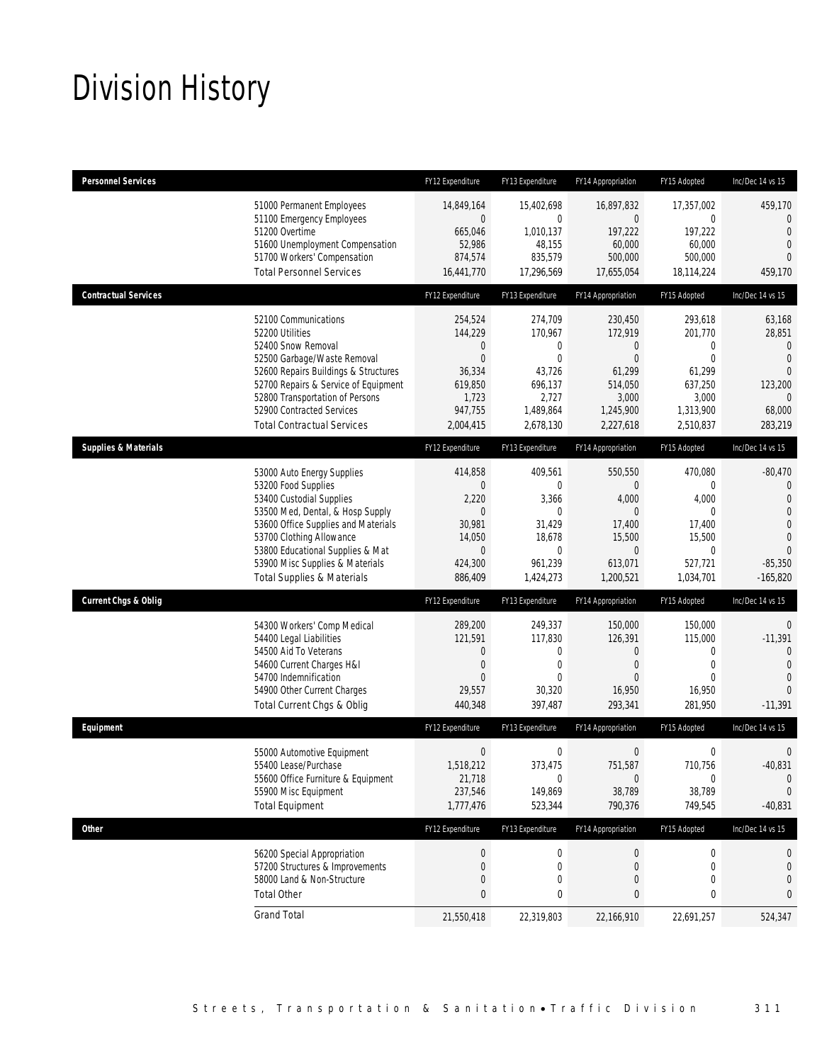# Division History

| Personnel Services | FY12 Expenditure | FY13 Expenditure | FY14 Appropriation | FY15 Adopted | Inc/Dec 14 vs 15 |
|---|---|---|---|---|---|
| 51000 Permanent Employees | 14,849,164 | 15,402,698 | 16,897,832 | 17,357,002 | 459,170 |
| 51100 Emergency Employees | 0 | 0 | 0 | 0 | 0 |
| 51200 Overtime | 665,046 | 1,010,137 | 197,222 | 197,222 | 0 |
| 51600 Unemployment Compensation | 52,986 | 48,155 | 60,000 | 60,000 | 0 |
| 51700 Workers' Compensation | 874,574 | 835,579 | 500,000 | 500,000 | 0 |
| Total Personnel Services | 16,441,770 | 17,296,569 | 17,655,054 | 18,114,224 | 459,170 |

| Contractual Services | FY12 Expenditure | FY13 Expenditure | FY14 Appropriation | FY15 Adopted | Inc/Dec 14 vs 15 |
|---|---|---|---|---|---|
| 52100 Communications | 254,524 | 274,709 | 230,450 | 293,618 | 63,168 |
| 52200 Utilities | 144,229 | 170,967 | 172,919 | 201,770 | 28,851 |
| 52400 Snow Removal | 0 | 0 | 0 | 0 | 0 |
| 52500 Garbage/Waste Removal | 0 | 0 | 0 | 0 | 0 |
| 52600 Repairs Buildings & Structures | 36,334 | 43,726 | 61,299 | 61,299 | 0 |
| 52700 Repairs & Service of Equipment | 619,850 | 696,137 | 514,050 | 637,250 | 123,200 |
| 52800 Transportation of Persons | 1,723 | 2,727 | 3,000 | 3,000 | 0 |
| 52900 Contracted Services | 947,755 | 1,489,864 | 1,245,900 | 1,313,900 | 68,000 |
| Total Contractual Services | 2,004,415 | 2,678,130 | 2,227,618 | 2,510,837 | 283,219 |

| Supplies & Materials | FY12 Expenditure | FY13 Expenditure | FY14 Appropriation | FY15 Adopted | Inc/Dec 14 vs 15 |
|---|---|---|---|---|---|
| 53000 Auto Energy Supplies | 414,858 | 409,561 | 550,550 | 470,080 | -80,470 |
| 53200 Food Supplies | 0 | 0 | 0 | 0 | 0 |
| 53400 Custodial Supplies | 2,220 | 3,366 | 4,000 | 4,000 | 0 |
| 53500 Med, Dental, & Hosp Supply | 0 | 0 | 0 | 0 | 0 |
| 53600 Office Supplies and Materials | 30,981 | 31,429 | 17,400 | 17,400 | 0 |
| 53700 Clothing Allowance | 14,050 | 18,678 | 15,500 | 15,500 | 0 |
| 53800 Educational Supplies & Mat | 0 | 0 | 0 | 0 | 0 |
| 53900 Misc Supplies & Materials | 424,300 | 961,239 | 613,071 | 527,721 | -85,350 |
| Total Supplies & Materials | 886,409 | 1,424,273 | 1,200,521 | 1,034,701 | -165,820 |

| Current Chgs & Oblig | FY12 Expenditure | FY13 Expenditure | FY14 Appropriation | FY15 Adopted | Inc/Dec 14 vs 15 |
|---|---|---|---|---|---|
| 54300 Workers' Comp Medical | 289,200 | 249,337 | 150,000 | 150,000 | 0 |
| 54400 Legal Liabilities | 121,591 | 117,830 | 126,391 | 115,000 | -11,391 |
| 54500 Aid To Veterans | 0 | 0 | 0 | 0 | 0 |
| 54600 Current Charges H&I | 0 | 0 | 0 | 0 | 0 |
| 54700 Indemnification | 0 | 0 | 0 | 0 | 0 |
| 54900 Other Current Charges | 29,557 | 30,320 | 16,950 | 16,950 | 0 |
| Total Current Chgs & Oblig | 440,348 | 397,487 | 293,341 | 281,950 | -11,391 |

| Equipment | FY12 Expenditure | FY13 Expenditure | FY14 Appropriation | FY15 Adopted | Inc/Dec 14 vs 15 |
|---|---|---|---|---|---|
| 55000 Automotive Equipment | 0 | 0 | 0 | 0 | 0 |
| 55400 Lease/Purchase | 1,518,212 | 373,475 | 751,587 | 710,756 | -40,831 |
| 55600 Office Furniture & Equipment | 21,718 | 0 | 0 | 0 | 0 |
| 55900 Misc Equipment | 237,546 | 149,869 | 38,789 | 38,789 | 0 |
| Total Equipment | 1,777,476 | 523,344 | 790,376 | 749,545 | -40,831 |

| Other | FY12 Expenditure | FY13 Expenditure | FY14 Appropriation | FY15 Adopted | Inc/Dec 14 vs 15 |
|---|---|---|---|---|---|
| 56200 Special Appropriation | 0 | 0 | 0 | 0 | 0 |
| 57200 Structures & Improvements | 0 | 0 | 0 | 0 | 0 |
| 58000 Land & Non-Structure | 0 | 0 | 0 | 0 | 0 |
| Total Other | 0 | 0 | 0 | 0 | 0 |
| Grand Total | 21,550,418 | 22,319,803 | 22,166,910 | 22,691,257 | 524,347 |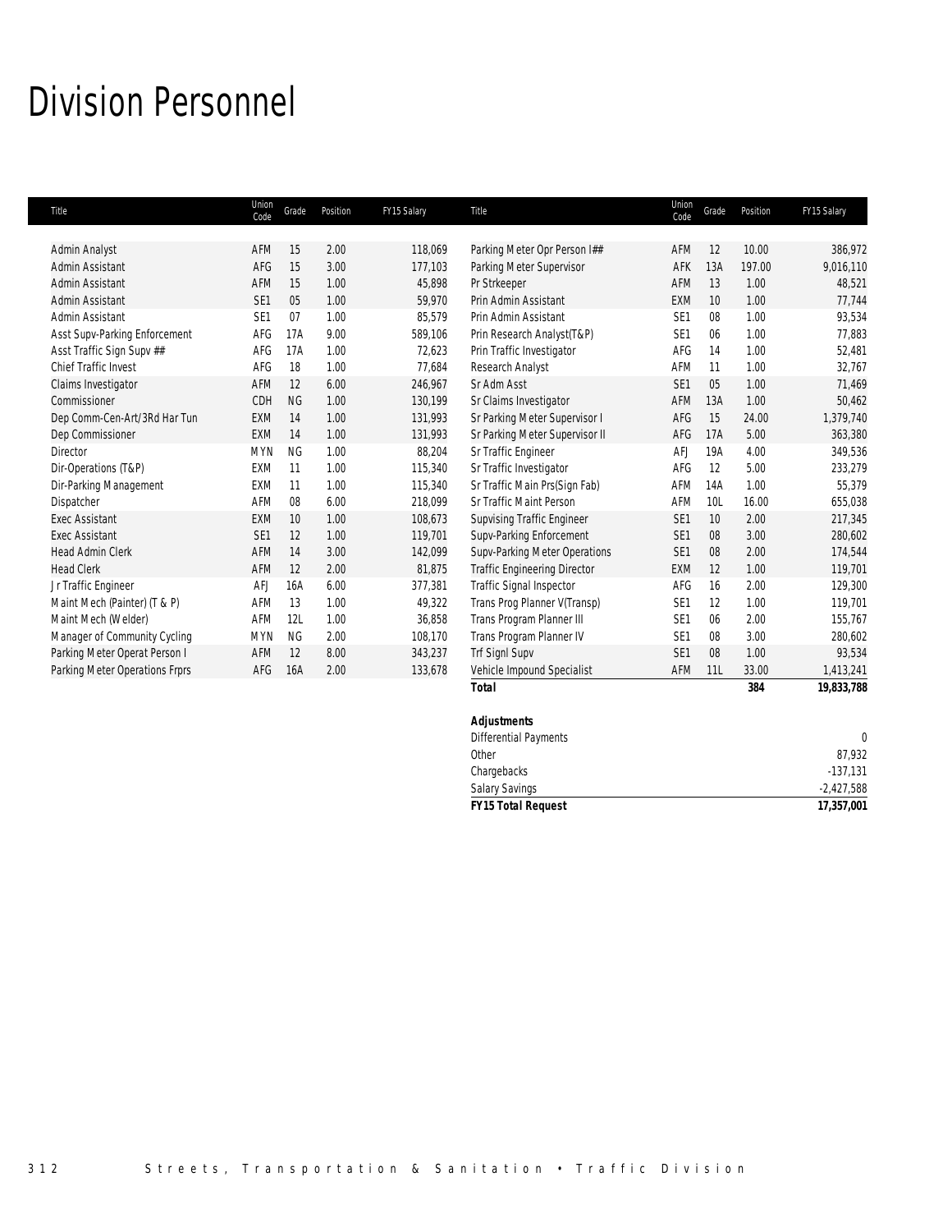# Division Personnel

| Title | Union Code | Grade | Position | FY15 Salary | Title | Union Code | Grade | Position | FY15 Salary |
|---|---|---|---|---|---|---|---|---|---|
| Admin Analyst | AFM | 15 | 2.00 | 118,069 | Parking Meter Opr Person I## | AFM | 12 | 10.00 | 386,972 |
| Admin Assistant | AFG | 15 | 3.00 | 177,103 | Parking Meter Supervisor | AFK | 13A | 197.00 | 9,016,110 |
| Admin Assistant | AFM | 15 | 1.00 | 45,898 | Pr Strkeeper | AFM | 13 | 1.00 | 48,521 |
| Admin Assistant | SE1 | 05 | 1.00 | 59,970 | Prin Admin Assistant | EXM | 10 | 1.00 | 77,744 |
| Admin Assistant | SE1 | 07 | 1.00 | 85,579 | Prin Admin Assistant | SE1 | 08 | 1.00 | 93,534 |
| Asst Supv-Parking Enforcement | AFG | 17A | 9.00 | 589,106 | Prin Research Analyst(T&P) | SE1 | 06 | 1.00 | 77,883 |
| Asst Traffic Sign Supv ## | AFG | 17A | 1.00 | 72,623 | Prin Traffic Investigator | AFG | 14 | 1.00 | 52,481 |
| Chief Traffic Invest | AFG | 18 | 1.00 | 77,684 | Research Analyst | AFM | 11 | 1.00 | 32,767 |
| Claims Investigator | AFM | 12 | 6.00 | 246,967 | Sr Adm Asst | SE1 | 05 | 1.00 | 71,469 |
| Commissioner | CDH | NG | 1.00 | 130,199 | Sr Claims Investigator | AFM | 13A | 1.00 | 50,462 |
| Dep Comm-Cen-Art/3Rd Har Tun | EXM | 14 | 1.00 | 131,993 | Sr Parking Meter Supervisor I | AFG | 15 | 24.00 | 1,379,740 |
| Dep Commissioner | EXM | 14 | 1.00 | 131,993 | Sr Parking Meter Supervisor II | AFG | 17A | 5.00 | 363,380 |
| Director | MYN | NG | 1.00 | 88,204 | Sr Traffic Engineer | AFJ | 19A | 4.00 | 349,536 |
| Dir-Operations (T&P) | EXM | 11 | 1.00 | 115,340 | Sr Traffic Investigator | AFG | 12 | 5.00 | 233,279 |
| Dir-Parking Management | EXM | 11 | 1.00 | 115,340 | Sr Traffic Main Prs(Sign Fab) | AFM | 14A | 1.00 | 55,379 |
| Dispatcher | AFM | 08 | 6.00 | 218,099 | Sr Traffic Maint Person | AFM | 10L | 16.00 | 655,038 |
| Exec Assistant | EXM | 10 | 1.00 | 108,673 | Supvising Traffic Engineer | SE1 | 10 | 2.00 | 217,345 |
| Exec Assistant | SE1 | 12 | 1.00 | 119,701 | Supv-Parking Enforcement | SE1 | 08 | 3.00 | 280,602 |
| Head Admin Clerk | AFM | 14 | 3.00 | 142,099 | Supv-Parking Meter Operations | SE1 | 08 | 2.00 | 174,544 |
| Head Clerk | AFM | 12 | 2.00 | 81,875 | Traffic Engineering Director | EXM | 12 | 1.00 | 119,701 |
| Jr Traffic Engineer | AFJ | 16A | 6.00 | 377,381 | Traffic Signal Inspector | AFG | 16 | 2.00 | 129,300 |
| Maint Mech (Painter) (T & P) | AFM | 13 | 1.00 | 49,322 | Trans Prog Planner V(Transp) | SE1 | 12 | 1.00 | 119,701 |
| Maint Mech (Welder) | AFM | 12L | 1.00 | 36,858 | Trans Program Planner III | SE1 | 06 | 2.00 | 155,767 |
| Manager of Community Cycling | MYN | NG | 2.00 | 108,170 | Trans Program Planner IV | SE1 | 08 | 3.00 | 280,602 |
| Parking Meter Operat Person I | AFM | 12 | 8.00 | 343,237 | Trf Signl Supv | SE1 | 08 | 1.00 | 93,534 |
| Parking Meter Operations Frprs | AFG | 16A | 2.00 | 133,678 | Vehicle Impound Specialist | AFM | 11L | 33.00 | 1,413,241 |
| | | | | | **Total** | | | **384** | **19,833,788** |
| | | | | | | | | | |
| | | | | | **Adjustments** | | | | |
| | | | | | Differential Payments | | | | 0 |
| | | | | | Other | | | | 87,932 |
| | | | | | Chargebacks | | | | -137,131 |
| | | | | | Salary Savings | | | | -2,427,588 |
| | | | | | **FY15 Total Request** | | | | **17,357,001** |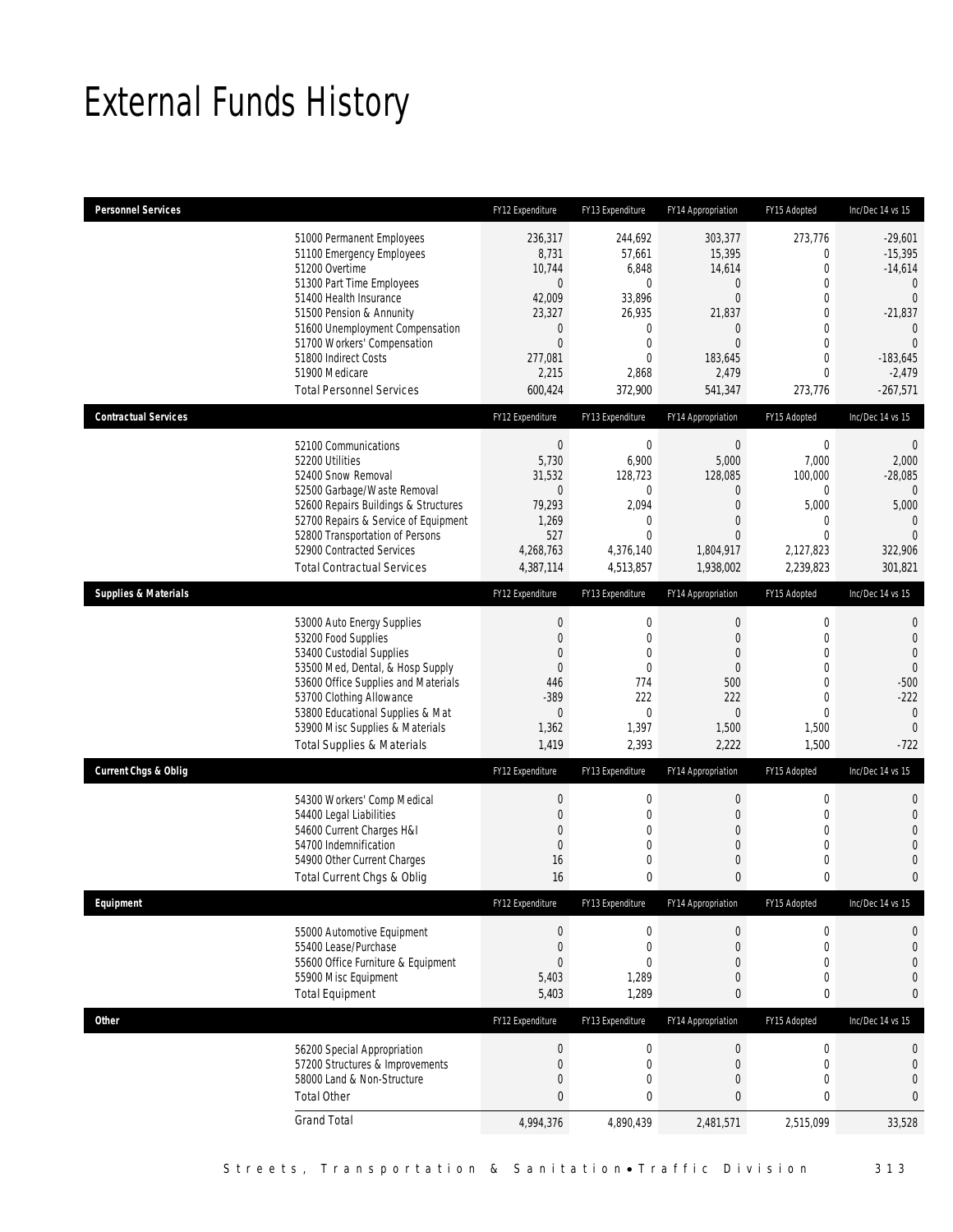# External Funds History

| Personnel Services | FY12 Expenditure | FY13 Expenditure | FY14 Appropriation | FY15 Adopted | Inc/Dec 14 vs 15 |
|---|---|---|---|---|---|
| 51000 Permanent Employees | 236,317 | 244,692 | 303,377 | 273,776 | -29,601 |
| 51100 Emergency Employees | 8,731 | 57,661 | 15,395 | 0 | -15,395 |
| 51200 Overtime | 10,744 | 6,848 | 14,614 | 0 | -14,614 |
| 51300 Part Time Employees | 0 | 0 | 0 | 0 | 0 |
| 51400 Health Insurance | 42,009 | 33,896 | 0 | 0 | 0 |
| 51500 Pension & Annunity | 23,327 | 26,935 | 21,837 | 0 | -21,837 |
| 51600 Unemployment Compensation | 0 | 0 | 0 | 0 | 0 |
| 51700 Workers' Compensation | 0 | 0 | 0 | 0 | 0 |
| 51800 Indirect Costs | 277,081 | 0 | 183,645 | 0 | -183,645 |
| 51900 Medicare | 2,215 | 2,868 | 2,479 | 0 | -2,479 |
| Total Personnel Services | 600,424 | 372,900 | 541,347 | 273,776 | -267,571 |

| Contractual Services | FY12 Expenditure | FY13 Expenditure | FY14 Appropriation | FY15 Adopted | Inc/Dec 14 vs 15 |
|---|---|---|---|---|---|
| 52100 Communications | 0 | 0 | 0 | 0 | 0 |
| 52200 Utilities | 5,730 | 6,900 | 5,000 | 7,000 | 2,000 |
| 52400 Snow Removal | 31,532 | 128,723 | 128,085 | 100,000 | -28,085 |
| 52500 Garbage/Waste Removal | 0 | 0 | 0 | 0 | 0 |
| 52600 Repairs Buildings & Structures | 79,293 | 2,094 | 0 | 5,000 | 5,000 |
| 52700 Repairs & Service of Equipment | 1,269 | 0 | 0 | 0 | 0 |
| 52800 Transportation of Persons | 527 | 0 | 0 | 0 | 0 |
| 52900 Contracted Services | 4,268,763 | 4,376,140 | 1,804,917 | 2,127,823 | 322,906 |
| Total Contractual Services | 4,387,114 | 4,513,857 | 1,938,002 | 2,239,823 | 301,821 |

| Supplies & Materials | FY12 Expenditure | FY13 Expenditure | FY14 Appropriation | FY15 Adopted | Inc/Dec 14 vs 15 |
|---|---|---|---|---|---|
| 53000 Auto Energy Supplies | 0 | 0 | 0 | 0 | 0 |
| 53200 Food Supplies | 0 | 0 | 0 | 0 | 0 |
| 53400 Custodial Supplies | 0 | 0 | 0 | 0 | 0 |
| 53500 Med, Dental, & Hosp Supply | 0 | 0 | 0 | 0 | 0 |
| 53600 Office Supplies and Materials | 446 | 774 | 500 | 0 | -500 |
| 53700 Clothing Allowance | -389 | 222 | 222 | 0 | -222 |
| 53800 Educational Supplies & Mat | 0 | 0 | 0 | 0 | 0 |
| 53900 Misc Supplies & Materials | 1,362 | 1,397 | 1,500 | 1,500 | 0 |
| Total Supplies & Materials | 1,419 | 2,393 | 2,222 | 1,500 | -722 |

| Current Chgs & Oblig | FY12 Expenditure | FY13 Expenditure | FY14 Appropriation | FY15 Adopted | Inc/Dec 14 vs 15 |
|---|---|---|---|---|---|
| 54300 Workers' Comp Medical | 0 | 0 | 0 | 0 | 0 |
| 54400 Legal Liabilities | 0 | 0 | 0 | 0 | 0 |
| 54600 Current Charges H&I | 0 | 0 | 0 | 0 | 0 |
| 54700 Indemnification | 0 | 0 | 0 | 0 | 0 |
| 54900 Other Current Charges | 16 | 0 | 0 | 0 | 0 |
| Total Current Chgs & Oblig | 16 | 0 | 0 | 0 | 0 |

| Equipment | FY12 Expenditure | FY13 Expenditure | FY14 Appropriation | FY15 Adopted | Inc/Dec 14 vs 15 |
|---|---|---|---|---|---|
| 55000 Automotive Equipment | 0 | 0 | 0 | 0 | 0 |
| 55400 Lease/Purchase | 0 | 0 | 0 | 0 | 0 |
| 55600 Office Furniture & Equipment | 0 | 0 | 0 | 0 | 0 |
| 55900 Misc Equipment | 5,403 | 1,289 | 0 | 0 | 0 |
| Total Equipment | 5,403 | 1,289 | 0 | 0 | 0 |

| Other | FY12 Expenditure | FY13 Expenditure | FY14 Appropriation | FY15 Adopted | Inc/Dec 14 vs 15 |
|---|---|---|---|---|---|
| 56200 Special Appropriation | 0 | 0 | 0 | 0 | 0 |
| 57200 Structures & Improvements | 0 | 0 | 0 | 0 | 0 |
| 58000 Land & Non-Structure | 0 | 0 | 0 | 0 | 0 |
| Total Other | 0 | 0 | 0 | 0 | 0 |
| Grand Total | 4,994,376 | 4,890,439 | 2,481,571 | 2,515,099 | 33,528 |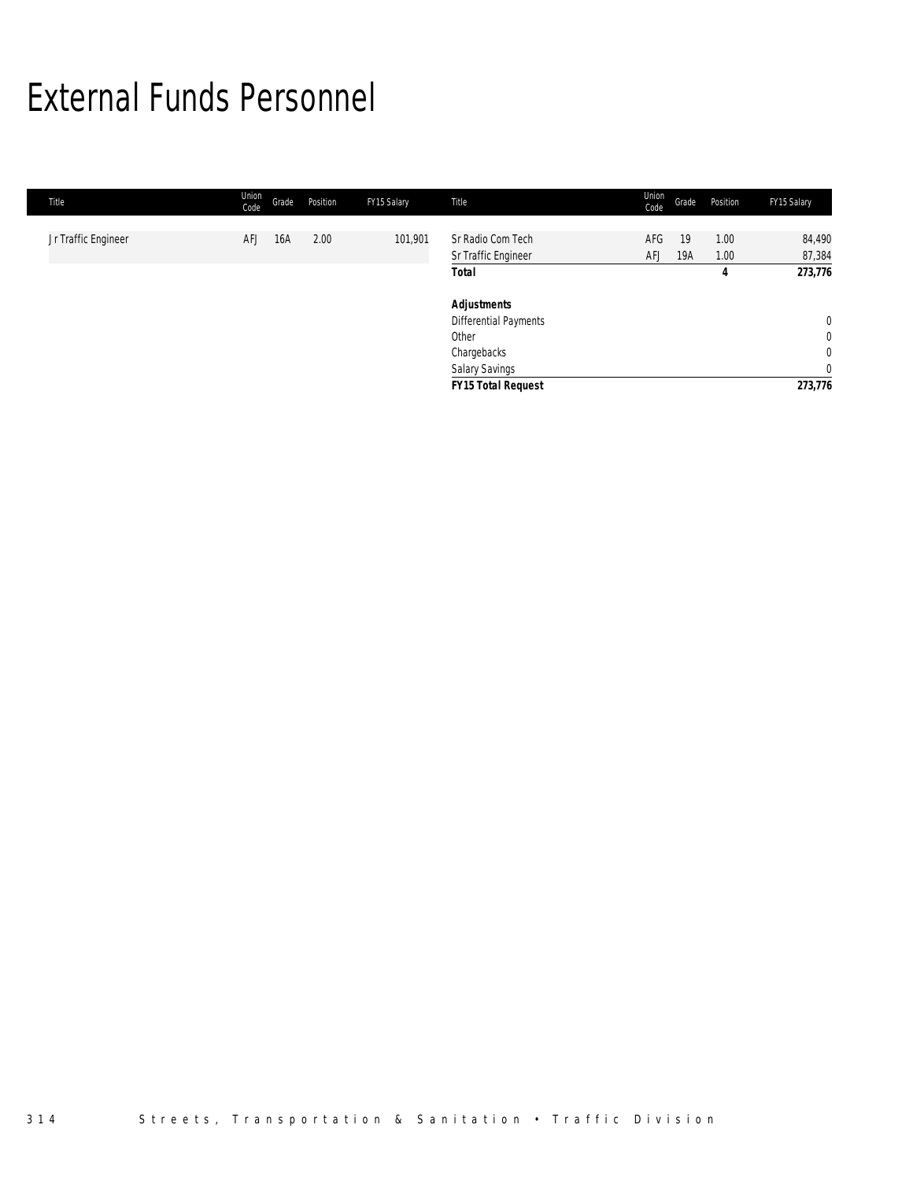# External Funds Personnel

| Title | Union Code | Grade | Position | FY15 Salary | Title | Union Code | Grade | Position | FY15 Salary |
|---|---|---|---|---|---|---|---|---|---|
| Jr Traffic Engineer | AFJ | 16A | 2.00 | 101,901 | Sr Radio Com Tech | AFG | 19 | 1.00 | 84,490 |
| | | | | | Sr Traffic Engineer | AFJ | 19A | 1.00 | 87,384 |
| | | | | | **Total** | | | **4** | **273,776** |
| | | | | | | | | | |
| | | | | | ***Adjustments*** | | | | |
| | | | | | Differential Payments | | | | 0 |
| | | | | | Other | | | | 0 |
| | | | | | Chargebacks | | | | 0 |
| | | | | | Salary Savings | | | | 0 |
| | | | | | ***FY15 Total Request*** | | | | **273,776** |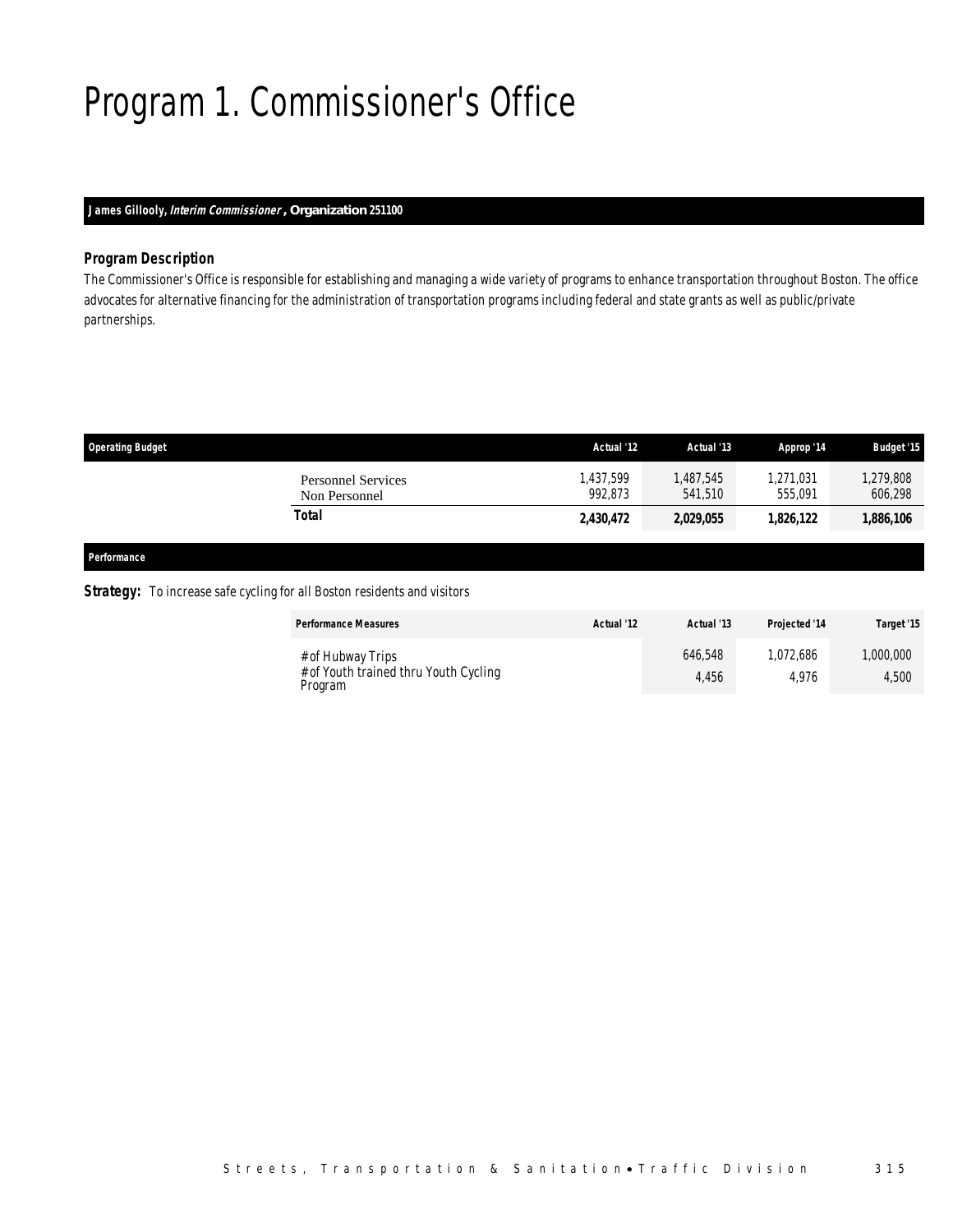# Program 1. Commissioner's Office

**James Gillooly, *Interim Commissioner*, Organization 251100**

### *Program Description*

The Commissioner's Office is responsible for establishing and managing a wide variety of programs to enhance transportation throughout Boston. The office advocates for alternative financing for the administration of transportation programs including federal and state grants as well as public/private partnerships.

| Operating Budget | Actual '12 | Actual '13 | Approp '14 | Budget '15 |
|---|---|---|---|---|
| Personnel Services | 1,437,599 | 1,487,545 | 1,271,031 | 1,279,808 |
| Non Personnel | 992,873 | 541,510 | 555,091 | 606,298 |
| **Total** | **2,430,472** | **2,029,055** | **1,826,122** | **1,886,106** |

***Performance***

**Strategy:** To increase safe cycling for all Boston residents and visitors

| Performance Measures | Actual '12 | Actual '13 | Projected '14 | Target '15 |
|---|---|---|---|---|
| # of Hubway Trips | | 646,548 | 1,072,686 | 1,000,000 |
| # of Youth trained thru Youth Cycling Program | | 4,456 | 4,976 | 4,500 |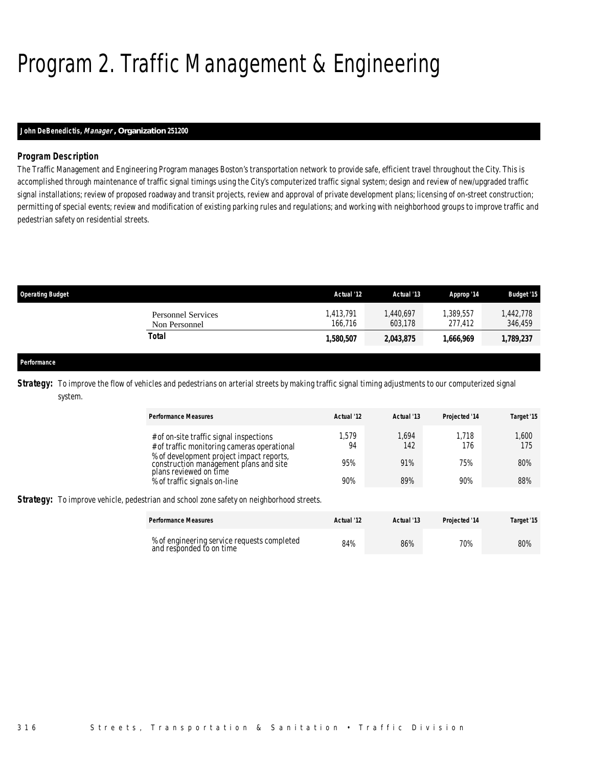# Program 2. Traffic Management & Engineering

**John DeBenedictis, *Manager*, Organization 251200**

### Program Description

The Traffic Management and Engineering Program manages Boston's transportation network to provide safe, efficient travel throughout the City. This is accomplished through maintenance of traffic signal timings using the City's computerized traffic signal system; design and review of new/upgraded traffic signal installations; review of proposed roadway and transit projects, review and approval of private development plans; licensing of on-street construction; permitting of special events; review and modification of existing parking rules and regulations; and working with neighborhood groups to improve traffic and pedestrian safety on residential streets.

| Operating Budget | Actual '12 | Actual '13 | Approp '14 | Budget '15 |
|---|---|---|---|---|
| Personnel Services | 1,413,791 | 1,440,697 | 1,389,557 | 1,442,778 |
| Non Personnel | 166,716 | 603,178 | 277,412 | 346,459 |
| **Total** | **1,580,507** | **2,043,875** | **1,666,969** | **1,789,237** |

### Performance

**Strategy:** To improve the flow of vehicles and pedestrians on arterial streets by making traffic signal timing adjustments to our computerized signal system.

| Performance Measures | Actual '12 | Actual '13 | Projected '14 | Target '15 |
|---|---|---|---|---|
| # of on-site traffic signal inspections | 1,579 | 1,694 | 1,718 | 1,600 |
| # of traffic monitoring cameras operational | 94 | 142 | 176 | 175 |
| % of development project impact reports, construction management plans and site plans reviewed on time | 95% | 91% | 75% | 80% |
| % of traffic signals on-line | 90% | 89% | 90% | 88% |

**Strategy:** To improve vehicle, pedestrian and school zone safety on neighborhood streets.

| Performance Measures | Actual '12 | Actual '13 | Projected '14 | Target '15 |
|---|---|---|---|---|
| % of engineering service requests completed and responded to on time | 84% | 86% | 70% | 80% |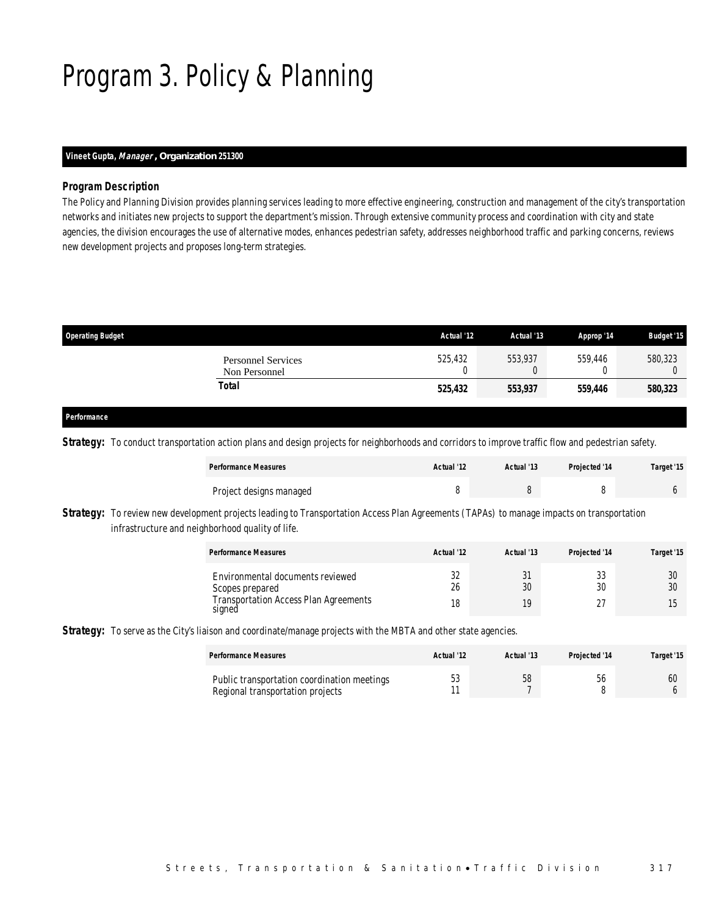# Program 3. Policy & Planning

**Vineet Gupta, *Manager*, Organization 251300**

### *Program Description*

The Policy and Planning Division provides planning services leading to more effective engineering, construction and management of the city's transportation networks and initiates new projects to support the department's mission. Through extensive community process and coordination with city and state agencies, the division encourages the use of alternative modes, enhances pedestrian safety, addresses neighborhood traffic and parking concerns, reviews new development projects and proposes long-term strategies.

| Operating Budget | Actual '12 | Actual '13 | Approp '14 | Budget '15 |
|---|---|---|---|---|
| Personnel Services | 525,432 | 553,937 | 559,446 | 580,323 |
| Non Personnel | 0 | 0 | 0 | 0 |
| **Total** | **525,432** | **553,937** | **559,446** | **580,323** |

### *Performance*

**Strategy:** To conduct transportation action plans and design projects for neighborhoods and corridors to improve traffic flow and pedestrian safety.

| Performance Measures | Actual '12 | Actual '13 | Projected '14 | Target '15 |
|---|---|---|---|---|
| Project designs managed | 8 | 8 | 8 | 6 |

**Strategy:** To review new development projects leading to Transportation Access Plan Agreements (TAPAs) to manage impacts on transportation infrastructure and neighborhood quality of life.

| Performance Measures | Actual '12 | Actual '13 | Projected '14 | Target '15 |
|---|---|---|---|---|
| Environmental documents reviewed | 32 | 31 | 33 | 30 |
| Scopes prepared | 26 | 30 | 30 | 30 |
| Transportation Access Plan Agreements signed | 18 | 19 | 27 | 15 |

**Strategy:** To serve as the City's liaison and coordinate/manage projects with the MBTA and other state agencies.

| Performance Measures | Actual '12 | Actual '13 | Projected '14 | Target '15 |
|---|---|---|---|---|
| Public transportation coordination meetings | 53 | 58 | 56 | 60 |
| Regional transportation projects | 11 | 7 | 8 | 6 |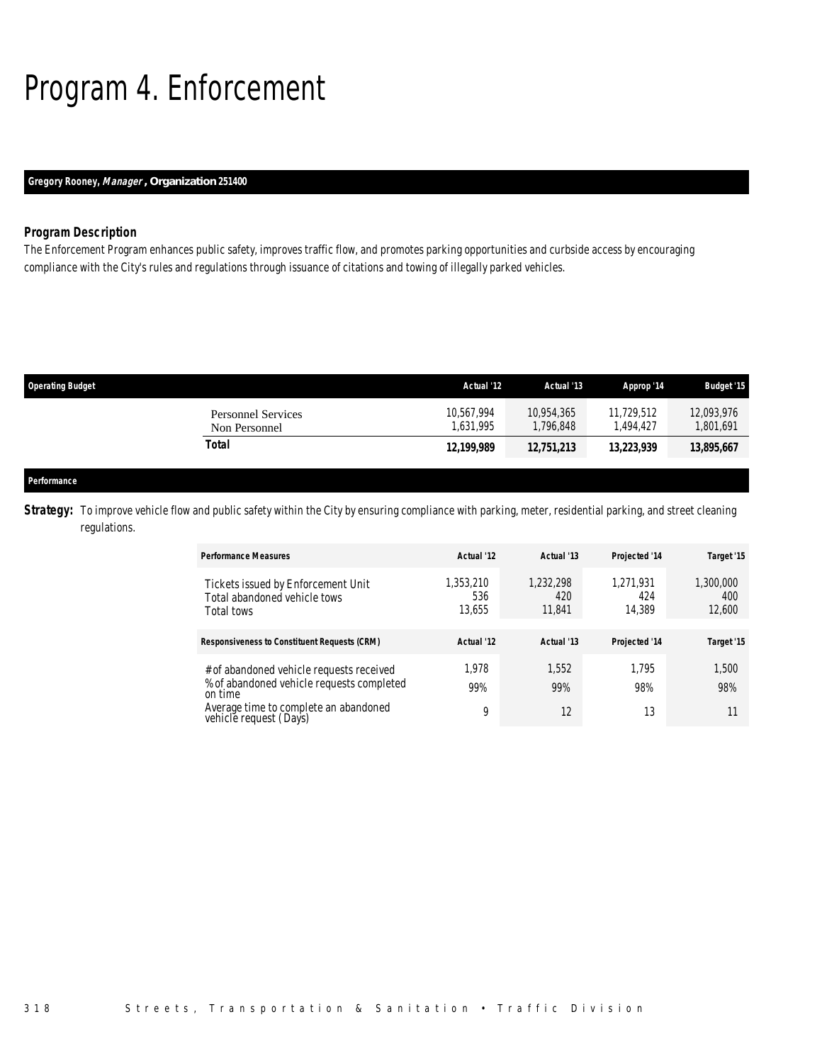# Program 4. Enforcement

**Gregory Rooney, *Manager*, Organization 251400**

### *Program Description*

The Enforcement Program enhances public safety, improves traffic flow, and promotes parking opportunities and curbside access by encouraging compliance with the City's rules and regulations through issuance of citations and towing of illegally parked vehicles.

| Operating Budget | Actual '12 | Actual '13 | Approp '14 | Budget '15 |
|---|---|---|---|---|
| Personnel Services | 10,567,994 | 10,954,365 | 11,729,512 | 12,093,976 |
| Non Personnel | 1,631,995 | 1,796,848 | 1,494,427 | 1,801,691 |
| **Total** | **12,199,989** | **12,751,213** | **13,223,939** | **13,895,667** |

**Performance**

**Strategy:** To improve vehicle flow and public safety within the City by ensuring compliance with parking, meter, residential parking, and street cleaning regulations.

| Performance Measures | Actual '12 | Actual '13 | Projected '14 | Target '15 |
|---|---|---|---|---|
| Tickets issued by Enforcement Unit | 1,353,210 | 1,232,298 | 1,271,931 | 1,300,000 |
| Total abandoned vehicle tows | 536 | 420 | 424 | 400 |
| Total tows | 13,655 | 11,841 | 14,389 | 12,600 |

| Responsiveness to Constituent Requests (CRM) | Actual '12 | Actual '13 | Projected '14 | Target '15 |
|---|---|---|---|---|
| # of abandoned vehicle requests received | 1,978 | 1,552 | 1,795 | 1,500 |
| % of abandoned vehicle requests completed on time | 99% | 99% | 98% | 98% |
| Average time to complete an abandoned vehicle request (Days) | 9 | 12 | 13 | 11 |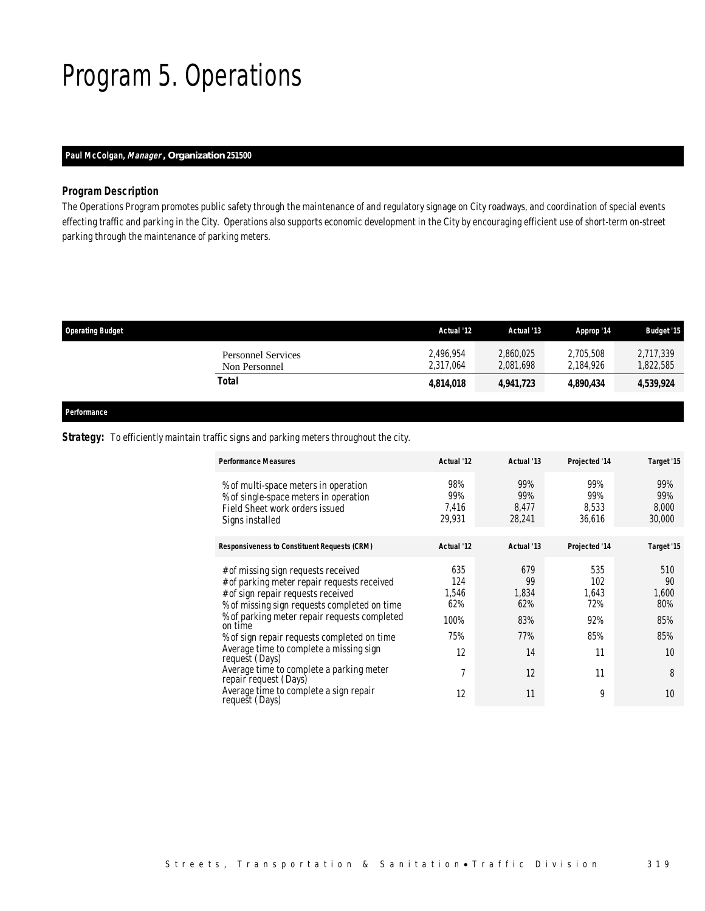# Program 5. Operations

***Paul McColgan, Manager*, Organization 251500**

### *Program Description*

The Operations Program promotes public safety through the maintenance of and regulatory signage on City roadways, and coordination of special events effecting traffic and parking in the City. Operations also supports economic development in the City by encouraging efficient use of short-term on-street parking through the maintenance of parking meters.

| Operating Budget | Actual '12 | Actual '13 | Approp '14 | Budget '15 |
|---|---|---|---|---|
| Personnel Services | 2,496,954 | 2,860,025 | 2,705,508 | 2,717,339 |
| Non Personnel | 2,317,064 | 2,081,698 | 2,184,926 | 1,822,585 |
| **Total** | **4,814,018** | **4,941,723** | **4,890,434** | **4,539,924** |

***Performance***

**Strategy:** To efficiently maintain traffic signs and parking meters throughout the city.

| Performance Measures | Actual '12 | Actual '13 | Projected '14 | Target '15 |
|---|---|---|---|---|
| % of multi-space meters in operation | 98% | 99% | 99% | 99% |
| % of single-space meters in operation | 99% | 99% | 99% | 99% |
| Field Sheet work orders issued | 7,416 | 8,477 | 8,533 | 8,000 |
| Signs installed | 29,931 | 28,241 | 36,616 | 30,000 |

| Responsiveness to Constituent Requests (CRM) | Actual '12 | Actual '13 | Projected '14 | Target '15 |
|---|---|---|---|---|
| # of missing sign requests received | 635 | 679 | 535 | 510 |
| # of parking meter repair requests received | 124 | 99 | 102 | 90 |
| # of sign repair requests received | 1,546 | 1,834 | 1,643 | 1,600 |
| % of missing sign requests completed on time | 62% | 62% | 72% | 80% |
| % of parking meter repair requests completed on time | 100% | 83% | 92% | 85% |
| % of sign repair requests completed on time | 75% | 77% | 85% | 85% |
| Average time to complete a missing sign request (Days) | 12 | 14 | 11 | 10 |
| Average time to complete a parking meter repair request (Days) | 7 | 12 | 11 | 8 |
| Average time to complete a sign repair request (Days) | 12 | 11 | 9 | 10 |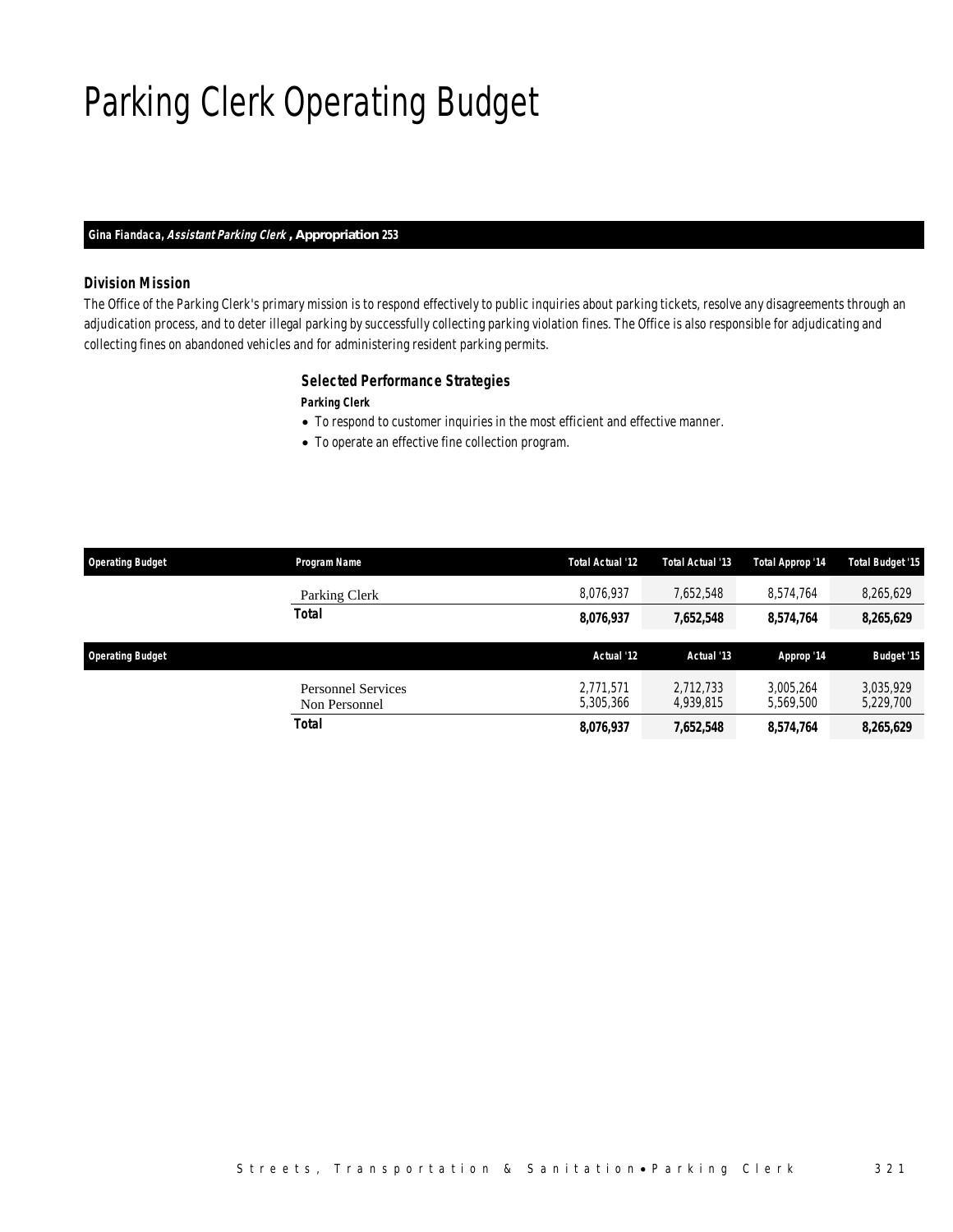# Parking Clerk Operating Budget

**Gina Fiandaca, *Assistant Parking Clerk* , Appropriation 253**

### Division Mission

The Office of the Parking Clerk's primary mission is to respond effectively to public inquiries about parking tickets, resolve any disagreements through an adjudication process, and to deter illegal parking by successfully collecting parking violation fines. The Office is also responsible for adjudicating and collecting fines on abandoned vehicles and for administering resident parking permits.

### Selected Performance Strategies

**Parking Clerk**

- To respond to customer inquiries in the most efficient and effective manner.
- To operate an effective fine collection program.

| Operating Budget | Program Name | Total Actual '12 | Total Actual '13 | Total Approp '14 | Total Budget '15 |
|---|---|---|---|---|---|
| | Parking Clerk | 8,076,937 | 7,652,548 | 8,574,764 | 8,265,629 |
| | **Total** | **8,076,937** | **7,652,548** | **8,574,764** | **8,265,629** |

| Operating Budget | | Actual '12 | Actual '13 | Approp '14 | Budget '15 |
|---|---|---|---|---|---|
| | Personnel Services | 2,771,571 | 2,712,733 | 3,005,264 | 3,035,929 |
| | Non Personnel | 5,305,366 | 4,939,815 | 5,569,500 | 5,229,700 |
| | **Total** | **8,076,937** | **7,652,548** | **8,574,764** | **8,265,629** |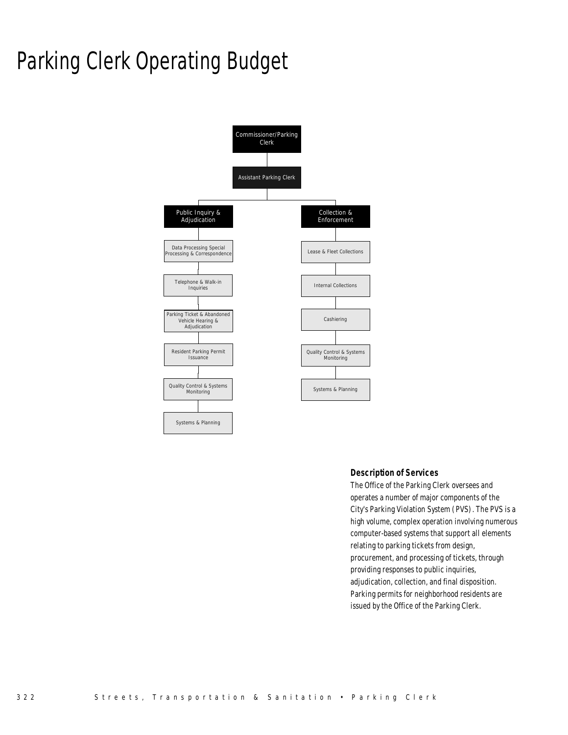# Parking Clerk Operating Budget

- Commissioner/Parking Clerk
  - Assistant Parking Clerk
    - Public Inquiry & Adjudication
      - Data Processing Special Processing & Correspondence
      - Telephone & Walk-in Inquiries
      - Parking Ticket & Abandoned Vehicle Hearing & Adjudication
      - Resident Parking Permit Issuance
      - Quality Control & Systems Monitoring
      - Systems & Planning
    - Collection & Enforcement
      - Lease & Fleet Collections
      - Internal Collections
      - Cashiering
      - Quality Control & Systems Monitoring
      - Systems & Planning

### Description of Services

The Office of the Parking Clerk oversees and operates a number of major components of the City's Parking Violation System (PVS). The PVS is a high volume, complex operation involving numerous computer-based systems that support all elements relating to parking tickets from design, procurement, and processing of tickets, through providing responses to public inquiries, adjudication, collection, and final disposition. Parking permits for neighborhood residents are issued by the Office of the Parking Clerk.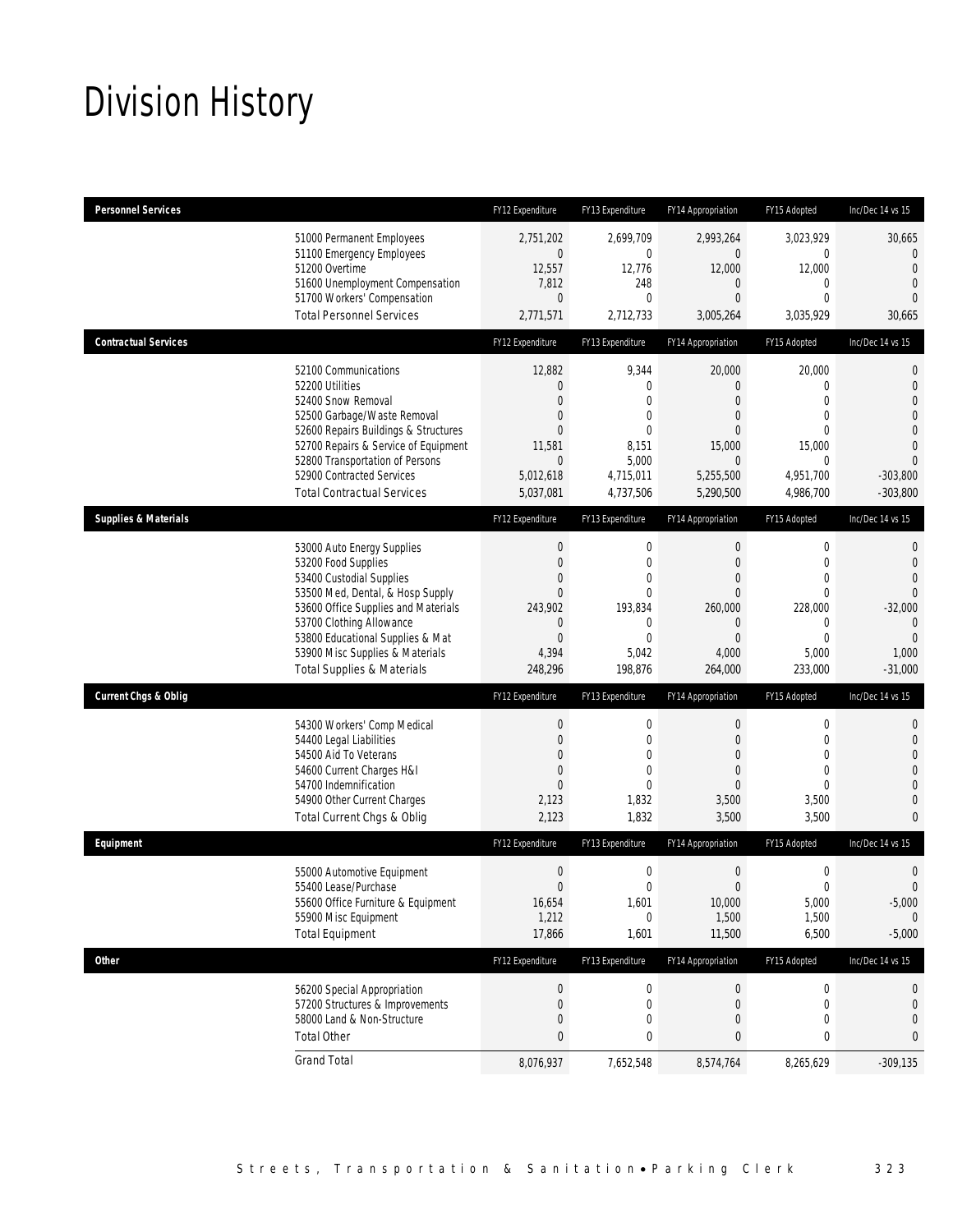# Division History

| Personnel Services | FY12 Expenditure | FY13 Expenditure | FY14 Appropriation | FY15 Adopted | Inc/Dec 14 vs 15 |
|---|---|---|---|---|---|
| 51000 Permanent Employees | 2,751,202 | 2,699,709 | 2,993,264 | 3,023,929 | 30,665 |
| 51100 Emergency Employees | 0 | 0 | 0 | 0 | 0 |
| 51200 Overtime | 12,557 | 12,776 | 12,000 | 12,000 | 0 |
| 51600 Unemployment Compensation | 7,812 | 248 | 0 | 0 | 0 |
| 51700 Workers' Compensation | 0 | 0 | 0 | 0 | 0 |
| Total Personnel Services | 2,771,571 | 2,712,733 | 3,005,264 | 3,035,929 | 30,665 |
| **Contractual Services** | FY12 Expenditure | FY13 Expenditure | FY14 Appropriation | FY15 Adopted | Inc/Dec 14 vs 15 |
| 52100 Communications | 12,882 | 9,344 | 20,000 | 20,000 | 0 |
| 52200 Utilities | 0 | 0 | 0 | 0 | 0 |
| 52400 Snow Removal | 0 | 0 | 0 | 0 | 0 |
| 52500 Garbage/Waste Removal | 0 | 0 | 0 | 0 | 0 |
| 52600 Repairs Buildings & Structures | 0 | 0 | 0 | 0 | 0 |
| 52700 Repairs & Service of Equipment | 11,581 | 8,151 | 15,000 | 15,000 | 0 |
| 52800 Transportation of Persons | 0 | 5,000 | 0 | 0 | 0 |
| 52900 Contracted Services | 5,012,618 | 4,715,011 | 5,255,500 | 4,951,700 | -303,800 |
| Total Contractual Services | 5,037,081 | 4,737,506 | 5,290,500 | 4,986,700 | -303,800 |
| **Supplies & Materials** | FY12 Expenditure | FY13 Expenditure | FY14 Appropriation | FY15 Adopted | Inc/Dec 14 vs 15 |
| 53000 Auto Energy Supplies | 0 | 0 | 0 | 0 | 0 |
| 53200 Food Supplies | 0 | 0 | 0 | 0 | 0 |
| 53400 Custodial Supplies | 0 | 0 | 0 | 0 | 0 |
| 53500 Med, Dental, & Hosp Supply | 0 | 0 | 0 | 0 | 0 |
| 53600 Office Supplies and Materials | 243,902 | 193,834 | 260,000 | 228,000 | -32,000 |
| 53700 Clothing Allowance | 0 | 0 | 0 | 0 | 0 |
| 53800 Educational Supplies & Mat | 0 | 0 | 0 | 0 | 0 |
| 53900 Misc Supplies & Materials | 4,394 | 5,042 | 4,000 | 5,000 | 1,000 |
| Total Supplies & Materials | 248,296 | 198,876 | 264,000 | 233,000 | -31,000 |
| **Current Chgs & Oblig** | FY12 Expenditure | FY13 Expenditure | FY14 Appropriation | FY15 Adopted | Inc/Dec 14 vs 15 |
| 54300 Workers' Comp Medical | 0 | 0 | 0 | 0 | 0 |
| 54400 Legal Liabilities | 0 | 0 | 0 | 0 | 0 |
| 54500 Aid To Veterans | 0 | 0 | 0 | 0 | 0 |
| 54600 Current Charges H&I | 0 | 0 | 0 | 0 | 0 |
| 54700 Indemnification | 0 | 0 | 0 | 0 | 0 |
| 54900 Other Current Charges | 2,123 | 1,832 | 3,500 | 3,500 | 0 |
| Total Current Chgs & Oblig | 2,123 | 1,832 | 3,500 | 3,500 | 0 |
| **Equipment** | FY12 Expenditure | FY13 Expenditure | FY14 Appropriation | FY15 Adopted | Inc/Dec 14 vs 15 |
| 55000 Automotive Equipment | 0 | 0 | 0 | 0 | 0 |
| 55400 Lease/Purchase | 0 | 0 | 0 | 0 | 0 |
| 55600 Office Furniture & Equipment | 16,654 | 1,601 | 10,000 | 5,000 | -5,000 |
| 55900 Misc Equipment | 1,212 | 0 | 1,500 | 1,500 | 0 |
| Total Equipment | 17,866 | 1,601 | 11,500 | 6,500 | -5,000 |
| **Other** | FY12 Expenditure | FY13 Expenditure | FY14 Appropriation | FY15 Adopted | Inc/Dec 14 vs 15 |
| 56200 Special Appropriation | 0 | 0 | 0 | 0 | 0 |
| 57200 Structures & Improvements | 0 | 0 | 0 | 0 | 0 |
| 58000 Land & Non-Structure | 0 | 0 | 0 | 0 | 0 |
| Total Other | 0 | 0 | 0 | 0 | 0 |
| Grand Total | 8,076,937 | 7,652,548 | 8,574,764 | 8,265,629 | -309,135 |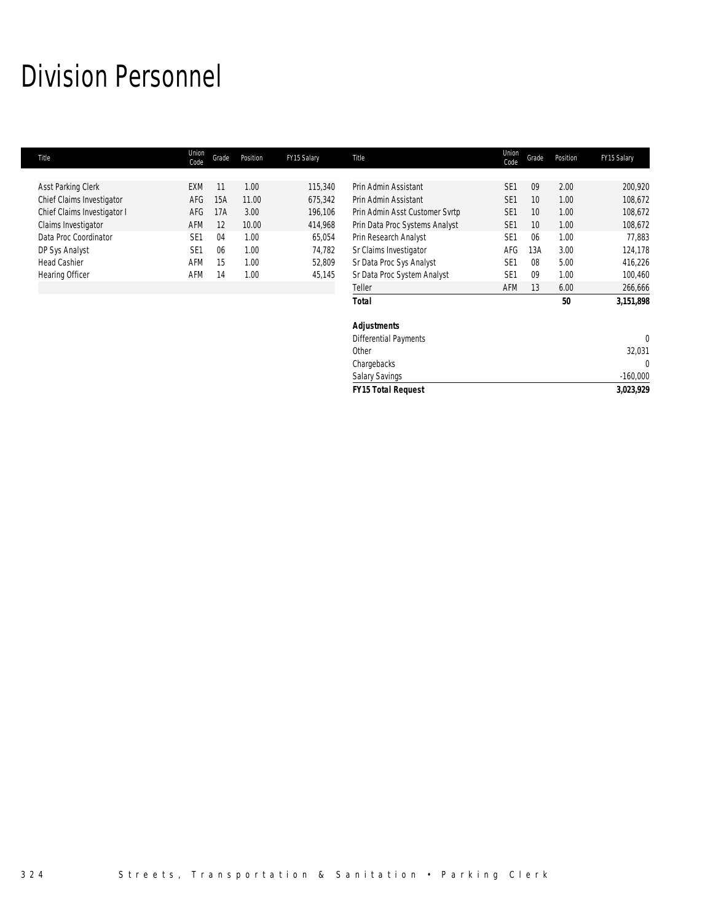# Division Personnel

| Title | Union Code | Grade | Position | FY15 Salary |
|---|---|---|---|---|
| Asst Parking Clerk | EXM | 11 | 1.00 | 115,340 |
| Chief Claims Investigator | AFG | 15A | 11.00 | 675,342 |
| Chief Claims Investigator I | AFG | 17A | 3.00 | 196,106 |
| Claims Investigator | AFM | 12 | 10.00 | 414,968 |
| Data Proc Coordinator | SE1 | 04 | 1.00 | 65,054 |
| DP Sys Analyst | SE1 | 06 | 1.00 | 74,782 |
| Head Cashier | AFM | 15 | 1.00 | 52,809 |
| Hearing Officer | AFM | 14 | 1.00 | 45,145 |
| Prin Admin Assistant | SE1 | 09 | 2.00 | 200,920 |
| Prin Admin Assistant | SE1 | 10 | 1.00 | 108,672 |
| Prin Admin Asst Customer Svrtp | SE1 | 10 | 1.00 | 108,672 |
| Prin Data Proc Systems Analyst | SE1 | 10 | 1.00 | 108,672 |
| Prin Research Analyst | SE1 | 06 | 1.00 | 77,883 |
| Sr Claims Investigator | AFG | 13A | 3.00 | 124,178 |
| Sr Data Proc Sys Analyst | SE1 | 08 | 5.00 | 416,226 |
| Sr Data Proc System Analyst | SE1 | 09 | 1.00 | 100,460 |
| Teller | AFM | 13 | 6.00 | 266,666 |
| ***Total*** | | | **50** | **3,151,898** |
| | | | | |
| ***Adjustments*** | | | | |
| Differential Payments | | | | 0 |
| Other | | | | 32,031 |
| Chargebacks | | | | 0 |
| Salary Savings | | | | -160,000 |
| ***FY15 Total Request*** | | | | **3,023,929** |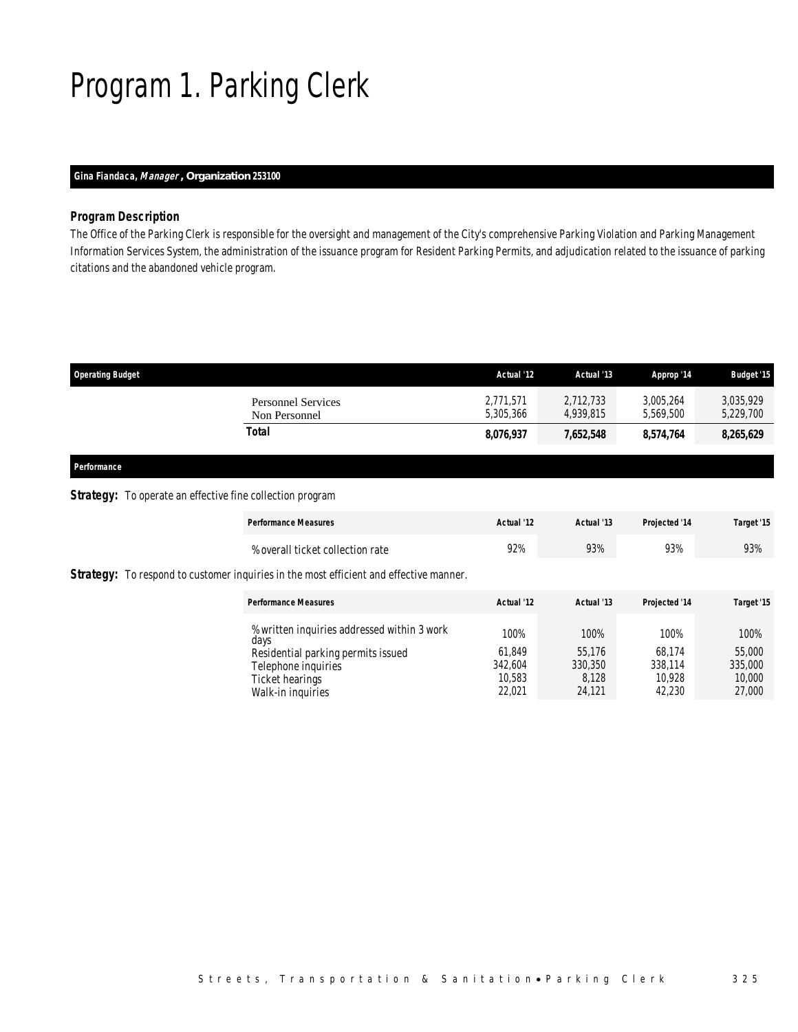# Program 1. Parking Clerk

**Gina Fiandaca, *Manager*, Organization 253100**

### Program Description

The Office of the Parking Clerk is responsible for the oversight and management of the City's comprehensive Parking Violation and Parking Management Information Services System, the administration of the issuance program for Resident Parking Permits, and adjudication related to the issuance of parking citations and the abandoned vehicle program.

| Operating Budget | Actual '12 | Actual '13 | Approp '14 | Budget '15 |
|---|---|---|---|---|
| Personnel Services | 2,771,571 | 2,712,733 | 3,005,264 | 3,035,929 |
| Non Personnel | 5,305,366 | 4,939,815 | 5,569,500 | 5,229,700 |
| **Total** | **8,076,937** | **7,652,548** | **8,574,764** | **8,265,629** |

### Performance

**Strategy:** To operate an effective fine collection program

| Performance Measures | Actual '12 | Actual '13 | Projected '14 | Target '15 |
|---|---|---|---|---|
| % overall ticket collection rate | 92% | 93% | 93% | 93% |

**Strategy:** To respond to customer inquiries in the most efficient and effective manner.

| Performance Measures | Actual '12 | Actual '13 | Projected '14 | Target '15 |
|---|---|---|---|---|
| % written inquiries addressed within 3 work days | 100% | 100% | 100% | 100% |
| Residential parking permits issued | 61,849 | 55,176 | 68,174 | 55,000 |
| Telephone inquiries | 342,604 | 330,350 | 338,114 | 335,000 |
| Ticket hearings | 10,583 | 8,128 | 10,928 | 10,000 |
| Walk-in inquiries | 22,021 | 24,121 | 42,230 | 27,000 |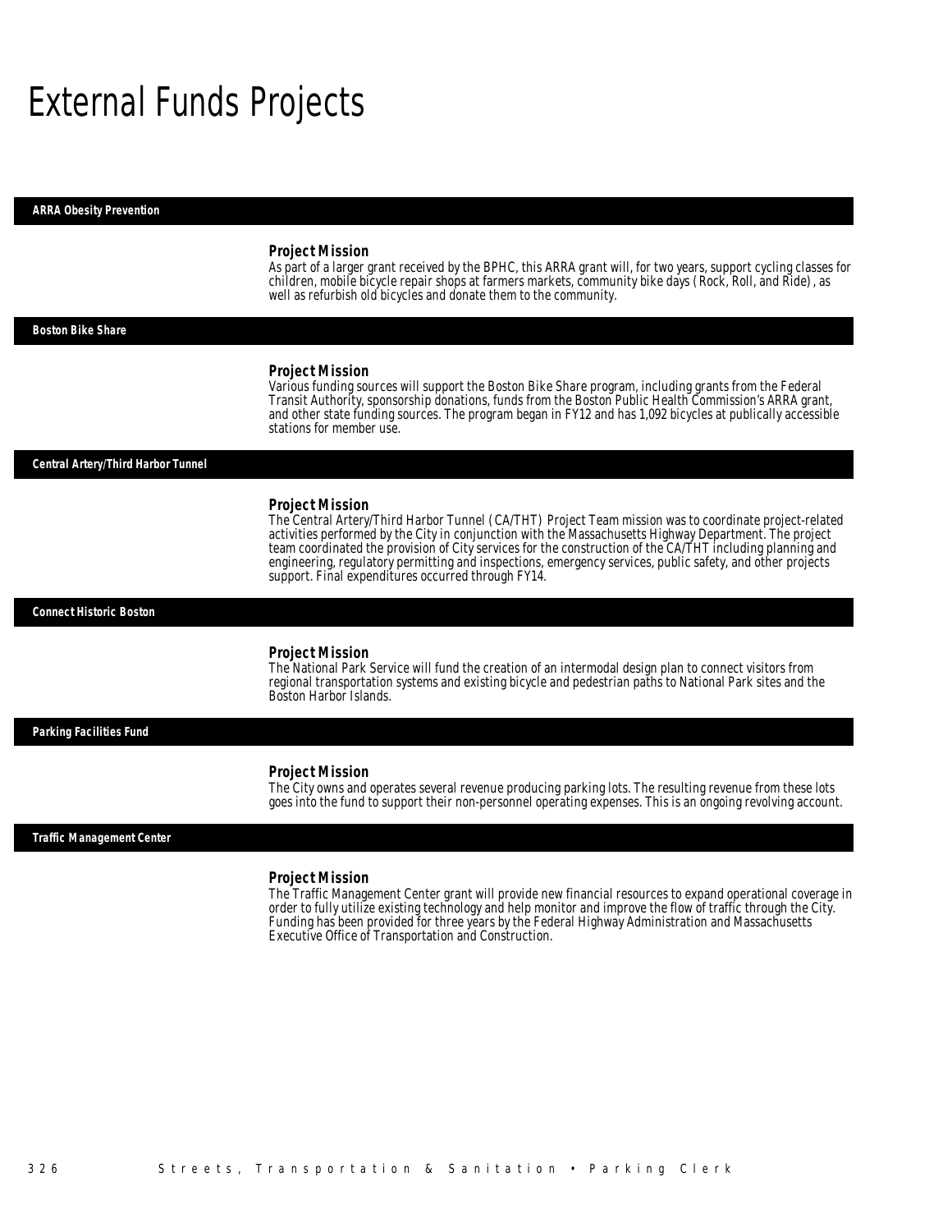# External Funds Projects

### ARRA Obesity Prevention

**Project Mission**

As part of a larger grant received by the BPHC, this ARRA grant will, for two years, support cycling classes for children, mobile bicycle repair shops at farmers markets, community bike days (Rock, Roll, and Ride), as well as refurbish old bicycles and donate them to the community.

### Boston Bike Share

**Project Mission**

Various funding sources will support the Boston Bike Share program, including grants from the Federal Transit Authority, sponsorship donations, funds from the Boston Public Health Commission's ARRA grant, and other state funding sources. The program began in FY12 and has 1,092 bicycles at publically accessible stations for member use.

### Central Artery/Third Harbor Tunnel

**Project Mission**

The Central Artery/Third Harbor Tunnel (CA/THT) Project Team mission was to coordinate project-related activities performed by the City in conjunction with the Massachusetts Highway Department. The project team coordinated the provision of City services for the construction of the CA/THT including planning and engineering, regulatory permitting and inspections, emergency services, public safety, and other projects support. Final expenditures occurred through FY14.

### Connect Historic Boston

**Project Mission**

The National Park Service will fund the creation of an intermodal design plan to connect visitors from regional transportation systems and existing bicycle and pedestrian paths to National Park sites and the Boston Harbor Islands.

### Parking Facilities Fund

**Project Mission**

The City owns and operates several revenue producing parking lots. The resulting revenue from these lots goes into the fund to support their non-personnel operating expenses. This is an ongoing revolving account.

### Traffic Management Center

**Project Mission**

The Traffic Management Center grant will provide new financial resources to expand operational coverage in order to fully utilize existing technology and help monitor and improve the flow of traffic through the City. Funding has been provided for three years by the Federal Highway Administration and Massachusetts Executive Office of Transportation and Construction.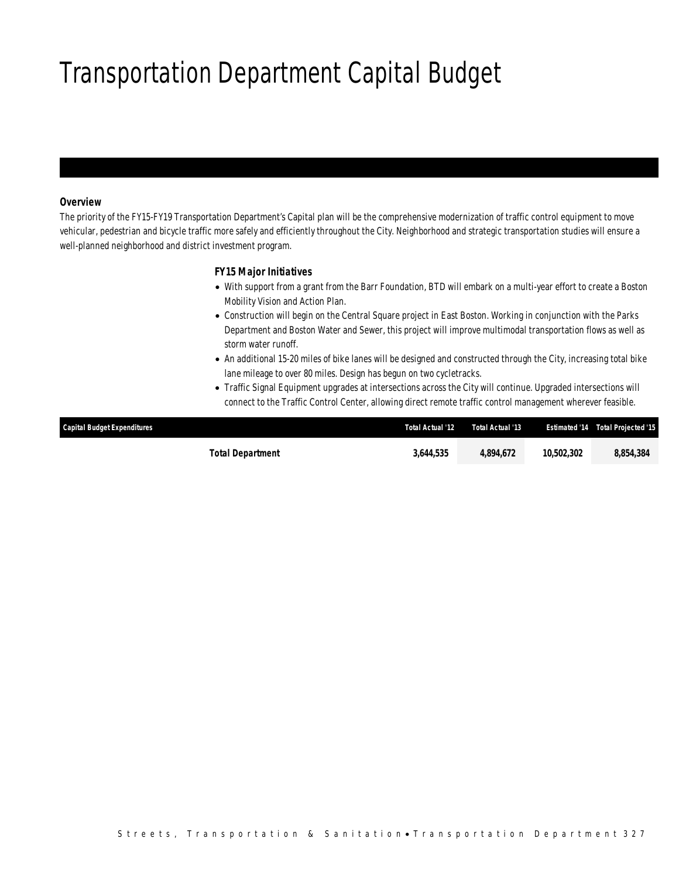# Transportation Department Capital Budget

***Overview***

The priority of the FY15-FY19 Transportation Department's Capital plan will be the comprehensive modernization of traffic control equipment to move vehicular, pedestrian and bicycle traffic more safely and efficiently throughout the City. Neighborhood and strategic transportation studies will ensure a well-planned neighborhood and district investment program.

***FY15 Major Initiatives***

- With support from a grant from the Barr Foundation, BTD will embark on a multi-year effort to create a Boston Mobility Vision and Action Plan.
- Construction will begin on the Central Square project in East Boston. Working in conjunction with the Parks Department and Boston Water and Sewer, this project will improve multimodal transportation flows as well as storm water runoff.
- An additional 15-20 miles of bike lanes will be designed and constructed through the City, increasing total bike lane mileage to over 80 miles. Design has begun on two cycletracks.
- Traffic Signal Equipment upgrades at intersections across the City will continue. Upgraded intersections will connect to the Traffic Control Center, allowing direct remote traffic control management wherever feasible.

| Capital Budget Expenditures | Total Actual '12 | Total Actual '13 | Estimated '14 | Total Projected '15 |
|---|---|---|---|---|
| **Total Department** | **3,644,535** | **4,894,672** | **10,502,302** | **8,854,384** |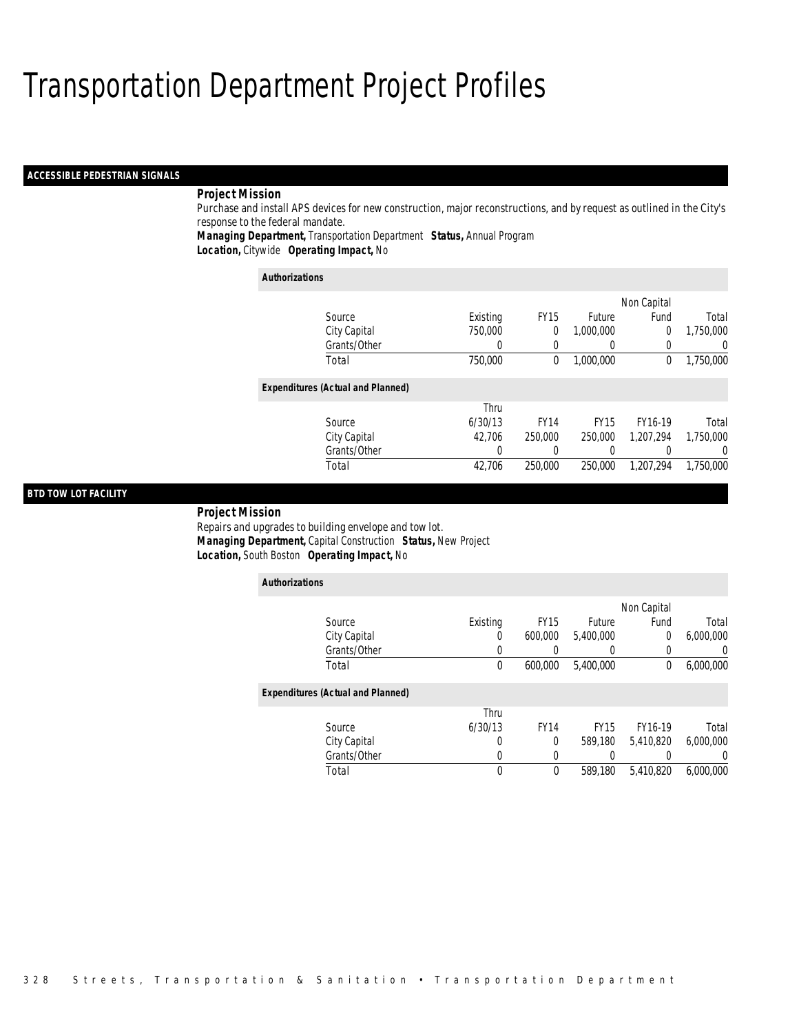# Transportation Department Project Profiles

## ACCESSIBLE PEDESTRIAN SIGNALS

**Project Mission**

Purchase and install APS devices for new construction, major reconstructions, and by request as outlined in the City's response to the federal mandate.

***Managing Department,*** *Transportation Department* ***Status,*** *Annual Program*

***Location,*** *Citywide* ***Operating Impact,*** *No*

**Authorizations**

| Source | Existing | FY15 | Future | Non Capital Fund | Total |
|---|---|---|---|---|---|
| City Capital | 750,000 | 0 | 1,000,000 | 0 | 1,750,000 |
| Grants/Other | 0 | 0 | 0 | 0 | 0 |
| Total | 750,000 | 0 | 1,000,000 | 0 | 1,750,000 |

**Expenditures (Actual and Planned)**

| Source | Thru 6/30/13 | FY14 | FY15 | FY16-19 | Total |
|---|---|---|---|---|---|
| City Capital | 42,706 | 250,000 | 250,000 | 1,207,294 | 1,750,000 |
| Grants/Other | 0 | 0 | 0 | 0 | 0 |
| Total | 42,706 | 250,000 | 250,000 | 1,207,294 | 1,750,000 |

## BTD TOW LOT FACILITY

**Project Mission**

Repairs and upgrades to building envelope and tow lot.

***Managing Department,*** *Capital Construction* ***Status,*** *New Project*

***Location,*** *South Boston* ***Operating Impact,*** *No*

**Authorizations**

| Source | Existing | FY15 | Future | Non Capital Fund | Total |
|---|---|---|---|---|---|
| City Capital | 0 | 600,000 | 5,400,000 | 0 | 6,000,000 |
| Grants/Other | 0 | 0 | 0 | 0 | 0 |
| Total | 0 | 600,000 | 5,400,000 | 0 | 6,000,000 |

**Expenditures (Actual and Planned)**

| Source | Thru 6/30/13 | FY14 | FY15 | FY16-19 | Total |
|---|---|---|---|---|---|
| City Capital | 0 | 0 | 589,180 | 5,410,820 | 6,000,000 |
| Grants/Other | 0 | 0 | 0 | 0 | 0 |
| Total | 0 | 0 | 589,180 | 5,410,820 | 6,000,000 |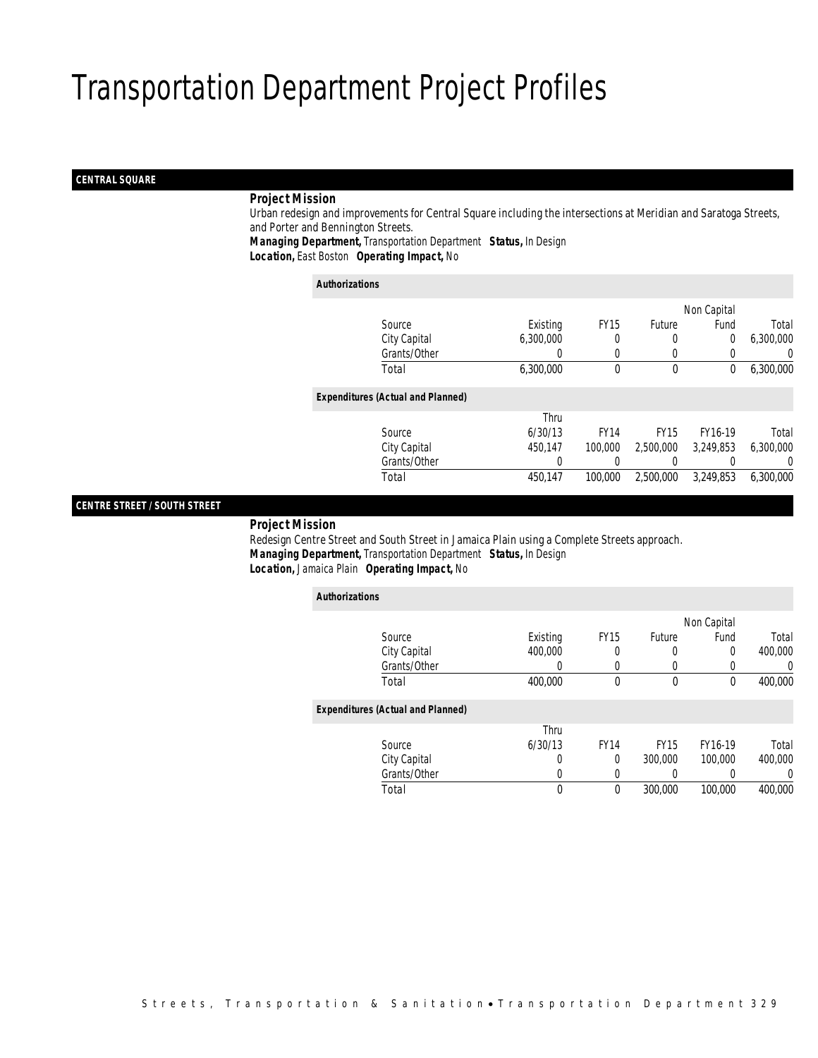# Transportation Department Project Profiles

## CENTRAL SQUARE

**Project Mission**

Urban redesign and improvements for Central Square including the intersections at Meridian and Saratoga Streets, and Porter and Bennington Streets.

**Managing Department,** Transportation Department **Status,** In Design

**Location,** East Boston **Operating Impact,** No

**Authorizations**

| Source | Existing | FY15 | Future | Non Capital Fund | Total |
|---|---|---|---|---|---|
| City Capital | 6,300,000 | 0 | 0 | 0 | 6,300,000 |
| Grants/Other | 0 | 0 | 0 | 0 | 0 |
| Total | 6,300,000 | 0 | 0 | 0 | 6,300,000 |

**Expenditures (Actual and Planned)**

| Source | Thru 6/30/13 | FY14 | FY15 | FY16-19 | Total |
|---|---|---|---|---|---|
| City Capital | 450,147 | 100,000 | 2,500,000 | 3,249,853 | 6,300,000 |
| Grants/Other | 0 | 0 | 0 | 0 | 0 |
| Total | 450,147 | 100,000 | 2,500,000 | 3,249,853 | 6,300,000 |

## CENTRE STREET / SOUTH STREET

**Project Mission**

Redesign Centre Street and South Street in Jamaica Plain using a Complete Streets approach.

**Managing Department,** Transportation Department **Status,** In Design

**Location,** Jamaica Plain **Operating Impact,** No

**Authorizations**

| Source | Existing | FY15 | Future | Non Capital Fund | Total |
|---|---|---|---|---|---|
| City Capital | 400,000 | 0 | 0 | 0 | 400,000 |
| Grants/Other | 0 | 0 | 0 | 0 | 0 |
| Total | 400,000 | 0 | 0 | 0 | 400,000 |

**Expenditures (Actual and Planned)**

| Source | Thru 6/30/13 | FY14 | FY15 | FY16-19 | Total |
|---|---|---|---|---|---|
| City Capital | 0 | 0 | 300,000 | 100,000 | 400,000 |
| Grants/Other | 0 | 0 | 0 | 0 | 0 |
| Total | 0 | 0 | 300,000 | 100,000 | 400,000 |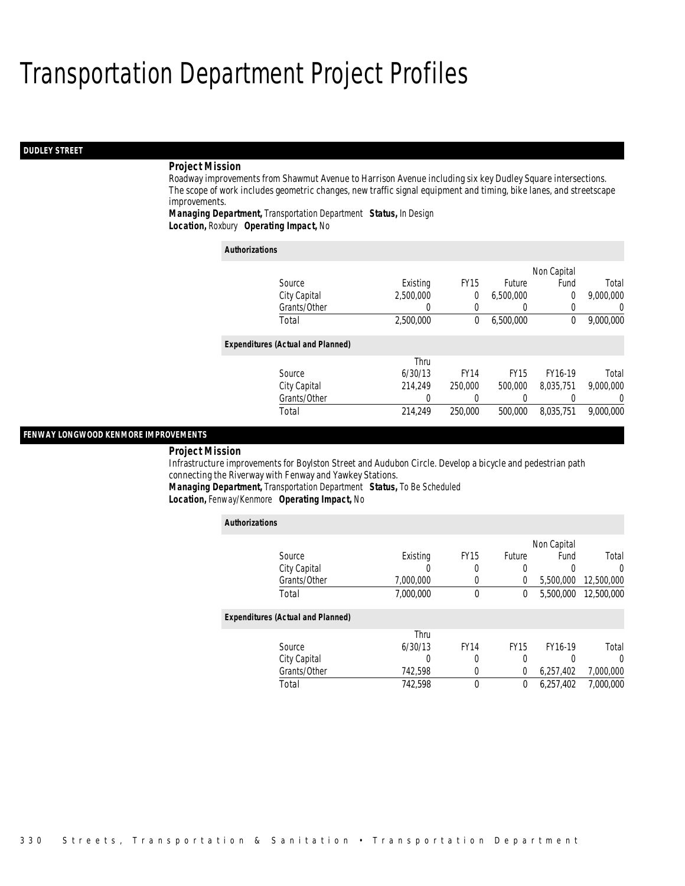# Transportation Department Project Profiles

## DUDLEY STREET

**Project Mission**

Roadway improvements from Shawmut Avenue to Harrison Avenue including six key Dudley Square intersections. The scope of work includes geometric changes, new traffic signal equipment and timing, bike lanes, and streetscape improvements.

**Managing Department,** Transportation Department **Status,** In Design
**Location,** Roxbury **Operating Impact,** No

*Authorizations*

| Source | Existing | FY15 | Future | Non Capital Fund | Total |
|---|---|---|---|---|---|
| City Capital | 2,500,000 | 0 | 6,500,000 | 0 | 9,000,000 |
| Grants/Other | 0 | 0 | 0 | 0 | 0 |
| Total | 2,500,000 | 0 | 6,500,000 | 0 | 9,000,000 |

*Expenditures (Actual and Planned)*

| Source | Thru 6/30/13 | FY14 | FY15 | FY16-19 | Total |
|---|---|---|---|---|---|
| City Capital | 214,249 | 250,000 | 500,000 | 8,035,751 | 9,000,000 |
| Grants/Other | 0 | 0 | 0 | 0 | 0 |
| Total | 214,249 | 250,000 | 500,000 | 8,035,751 | 9,000,000 |

## FENWAY LONGWOOD KENMORE IMPROVEMENTS

**Project Mission**

Infrastructure improvements for Boylston Street and Audubon Circle. Develop a bicycle and pedestrian path connecting the Riverway with Fenway and Yawkey Stations.

**Managing Department,** Transportation Department **Status,** To Be Scheduled
**Location,** Fenway/Kenmore **Operating Impact,** No

*Authorizations*

| Source | Existing | FY15 | Future | Non Capital Fund | Total |
|---|---|---|---|---|---|
| City Capital | 0 | 0 | 0 | 0 | 0 |
| Grants/Other | 7,000,000 | 0 | 0 | 5,500,000 | 12,500,000 |
| Total | 7,000,000 | 0 | 0 | 5,500,000 | 12,500,000 |

*Expenditures (Actual and Planned)*

| Source | Thru 6/30/13 | FY14 | FY15 | FY16-19 | Total |
|---|---|---|---|---|---|
| City Capital | 0 | 0 | 0 | 0 | 0 |
| Grants/Other | 742,598 | 0 | 0 | 6,257,402 | 7,000,000 |
| Total | 742,598 | 0 | 0 | 6,257,402 | 7,000,000 |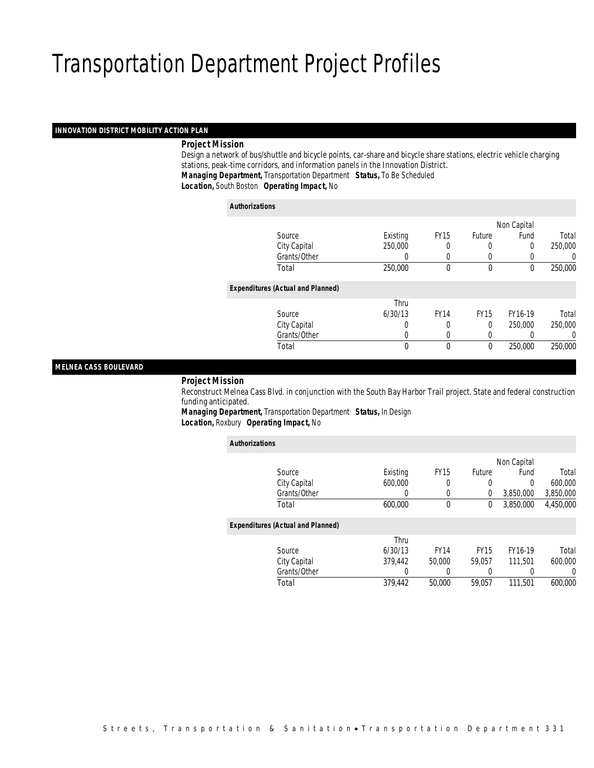# Transportation Department Project Profiles

## INNOVATION DISTRICT MOBILITY ACTION PLAN

**Project Mission**

Design a network of bus/shuttle and bicycle points, car-share and bicycle share stations, electric vehicle charging stations, peak-time corridors, and information panels in the Innovation District.

**Managing Department,** Transportation Department **Status,** To Be Scheduled

**Location,** South Boston **Operating Impact,** No

**Authorizations**

| Source | Existing | FY15 | Future | Non Capital Fund | Total |
|---|---|---|---|---|---|
| City Capital | 250,000 | 0 | 0 | 0 | 250,000 |
| Grants/Other | 0 | 0 | 0 | 0 | 0 |
| Total | 250,000 | 0 | 0 | 0 | 250,000 |

**Expenditures (Actual and Planned)**

| Source | Thru 6/30/13 | FY14 | FY15 | FY16-19 | Total |
|---|---|---|---|---|---|
| City Capital | 0 | 0 | 0 | 250,000 | 250,000 |
| Grants/Other | 0 | 0 | 0 | 0 | 0 |
| Total | 0 | 0 | 0 | 250,000 | 250,000 |

## MELNEA CASS BOULEVARD

**Project Mission**

Reconstruct Melnea Cass Blvd. in conjunction with the South Bay Harbor Trail project. State and federal construction funding anticipated.

**Managing Department,** Transportation Department **Status,** In Design

**Location,** Roxbury **Operating Impact,** No

**Authorizations**

| Source | Existing | FY15 | Future | Non Capital Fund | Total |
|---|---|---|---|---|---|
| City Capital | 600,000 | 0 | 0 | 0 | 600,000 |
| Grants/Other | 0 | 0 | 0 | 3,850,000 | 3,850,000 |
| Total | 600,000 | 0 | 0 | 3,850,000 | 4,450,000 |

**Expenditures (Actual and Planned)**

| Source | Thru 6/30/13 | FY14 | FY15 | FY16-19 | Total |
|---|---|---|---|---|---|
| City Capital | 379,442 | 50,000 | 59,057 | 111,501 | 600,000 |
| Grants/Other | 0 | 0 | 0 | 0 | 0 |
| Total | 379,442 | 50,000 | 59,057 | 111,501 | 600,000 |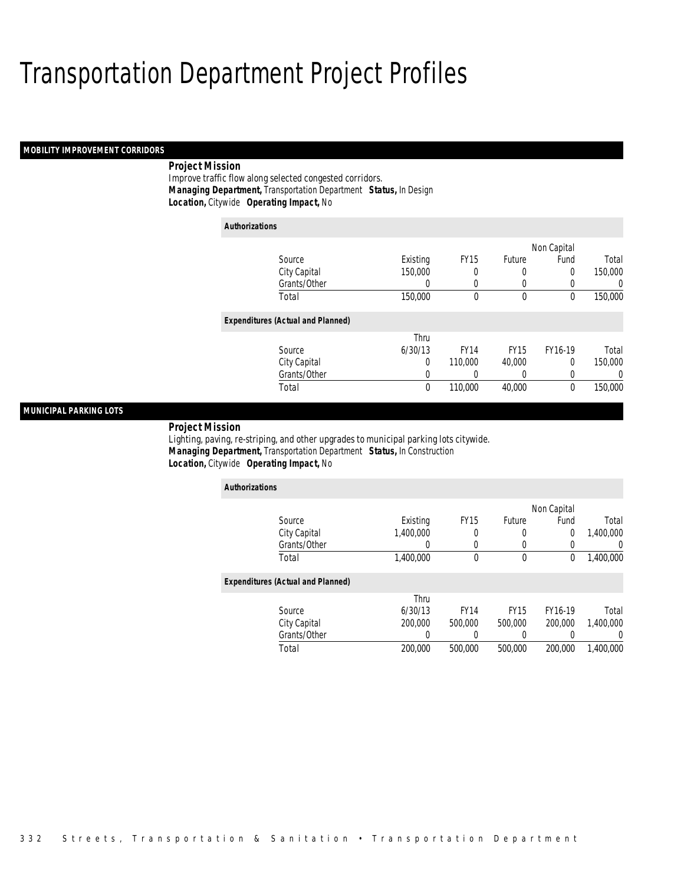# Transportation Department Project Profiles

## MOBILITY IMPROVEMENT CORRIDORS

**Project Mission**

Improve traffic flow along selected congested corridors.

***Managing Department,*** Transportation Department ***Status,*** In Design

***Location,*** Citywide ***Operating Impact,*** No

***Authorizations***

| Source | Existing | FY15 | Future | Non Capital Fund | Total |
|---|---|---|---|---|---|
| City Capital | 150,000 | 0 | 0 | 0 | 150,000 |
| Grants/Other | 0 | 0 | 0 | 0 | 0 |
| Total | 150,000 | 0 | 0 | 0 | 150,000 |

***Expenditures (Actual and Planned)***

| Source | Thru 6/30/13 | FY14 | FY15 | FY16-19 | Total |
|---|---|---|---|---|---|
| City Capital | 0 | 110,000 | 40,000 | 0 | 150,000 |
| Grants/Other | 0 | 0 | 0 | 0 | 0 |
| Total | 0 | 110,000 | 40,000 | 0 | 150,000 |

## MUNICIPAL PARKING LOTS

**Project Mission**

Lighting, paving, re-striping, and other upgrades to municipal parking lots citywide.

***Managing Department,*** Transportation Department ***Status,*** In Construction

***Location,*** Citywide ***Operating Impact,*** No

***Authorizations***

| Source | Existing | FY15 | Future | Non Capital Fund | Total |
|---|---|---|---|---|---|
| City Capital | 1,400,000 | 0 | 0 | 0 | 1,400,000 |
| Grants/Other | 0 | 0 | 0 | 0 | 0 |
| Total | 1,400,000 | 0 | 0 | 0 | 1,400,000 |

***Expenditures (Actual and Planned)***

| Source | Thru 6/30/13 | FY14 | FY15 | FY16-19 | Total |
|---|---|---|---|---|---|
| City Capital | 200,000 | 500,000 | 500,000 | 200,000 | 1,400,000 |
| Grants/Other | 0 | 0 | 0 | 0 | 0 |
| Total | 200,000 | 500,000 | 500,000 | 200,000 | 1,400,000 |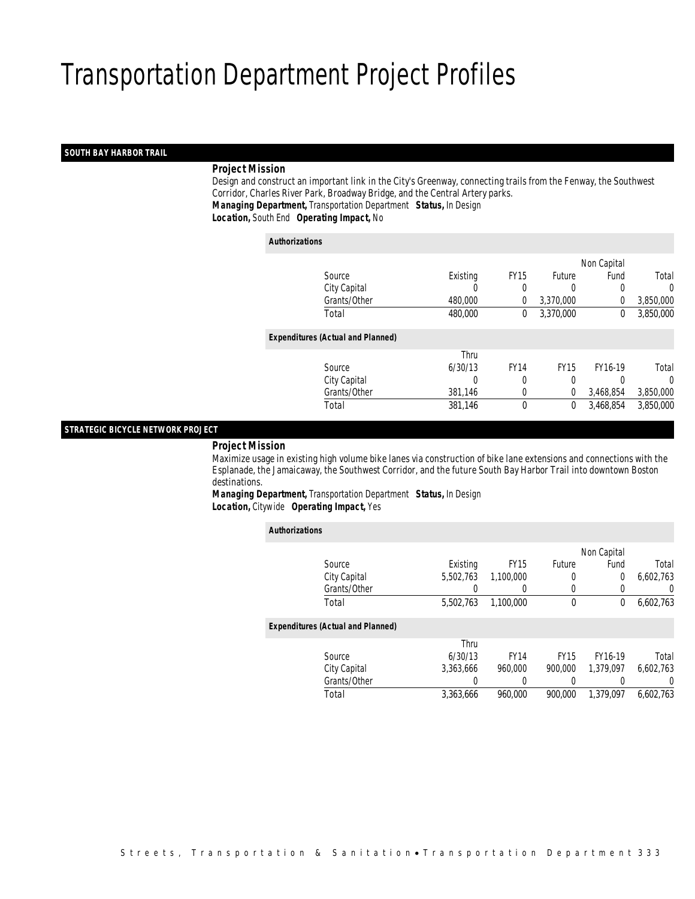# Transportation Department Project Profiles

## SOUTH BAY HARBOR TRAIL

**Project Mission**

Design and construct an important link in the City's Greenway, connecting trails from the Fenway, the Southwest Corridor, Charles River Park, Broadway Bridge, and the Central Artery parks.

***Managing Department,*** Transportation Department ***Status,*** In Design

***Location,*** South End ***Operating Impact,*** No

***Authorizations***

| Source | Existing | FY15 | Future | Non Capital Fund | Total |
|---|---|---|---|---|---|
| City Capital | 0 | 0 | 0 | 0 | 0 |
| Grants/Other | 480,000 | 0 | 3,370,000 | 0 | 3,850,000 |
| Total | 480,000 | 0 | 3,370,000 | 0 | 3,850,000 |

***Expenditures (Actual and Planned)***

| Source | Thru 6/30/13 | FY14 | FY15 | FY16-19 | Total |
|---|---|---|---|---|---|
| City Capital | 0 | 0 | 0 | 0 | 0 |
| Grants/Other | 381,146 | 0 | 0 | 3,468,854 | 3,850,000 |
| Total | 381,146 | 0 | 0 | 3,468,854 | 3,850,000 |

## STRATEGIC BICYCLE NETWORK PROJECT

**Project Mission**

Maximize usage in existing high volume bike lanes via construction of bike lane extensions and connections with the Esplanade, the Jamaicaway, the Southwest Corridor, and the future South Bay Harbor Trail into downtown Boston destinations.

***Managing Department,*** Transportation Department ***Status,*** In Design

***Location,*** Citywide ***Operating Impact,*** Yes

***Authorizations***

| Source | Existing | FY15 | Future | Non Capital Fund | Total |
|---|---|---|---|---|---|
| City Capital | 5,502,763 | 1,100,000 | 0 | 0 | 6,602,763 |
| Grants/Other | 0 | 0 | 0 | 0 | 0 |
| Total | 5,502,763 | 1,100,000 | 0 | 0 | 6,602,763 |

***Expenditures (Actual and Planned)***

| Source | Thru 6/30/13 | FY14 | FY15 | FY16-19 | Total |
|---|---|---|---|---|---|
| City Capital | 3,363,666 | 960,000 | 900,000 | 1,379,097 | 6,602,763 |
| Grants/Other | 0 | 0 | 0 | 0 | 0 |
| Total | 3,363,666 | 960,000 | 900,000 | 1,379,097 | 6,602,763 |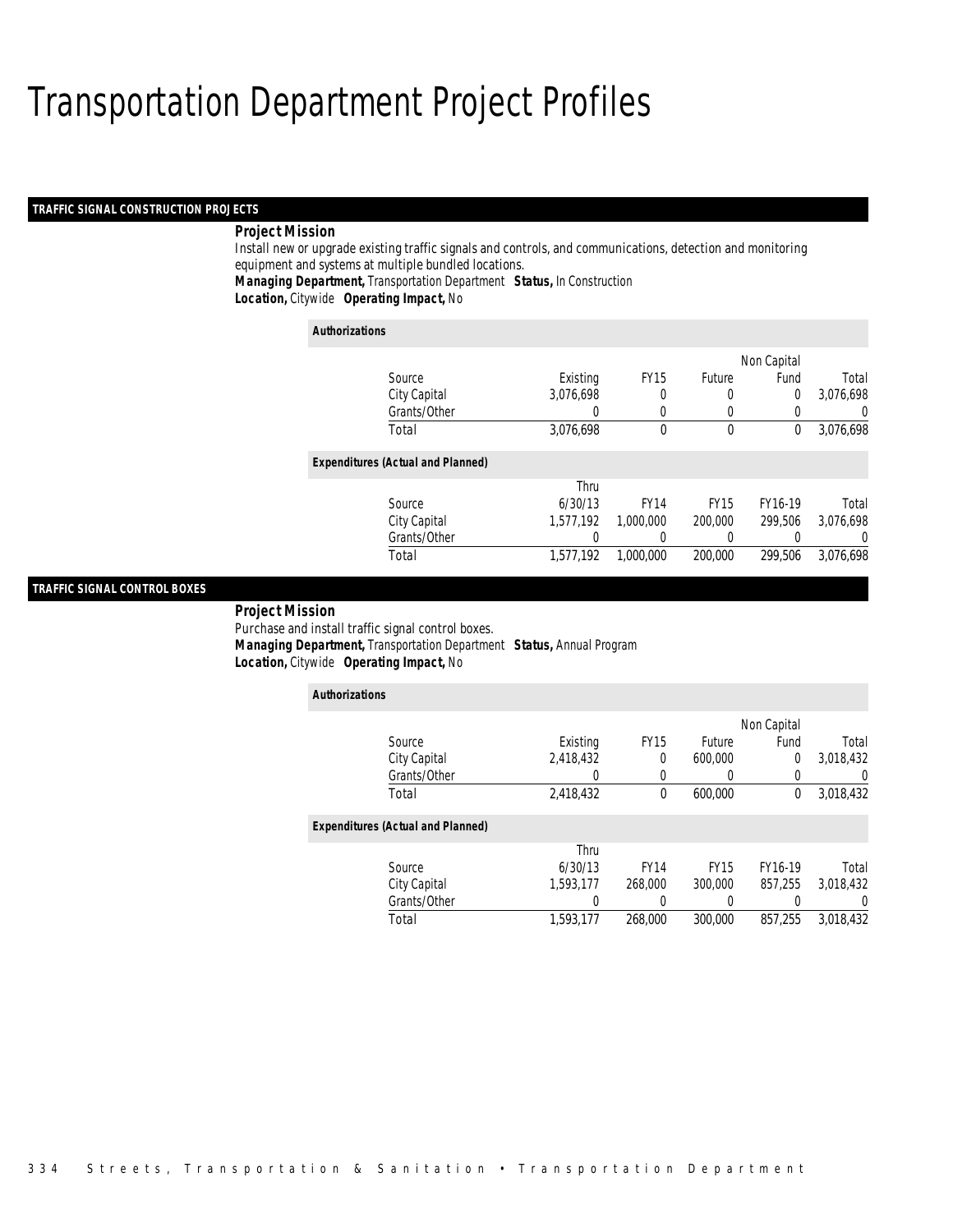# Transportation Department Project Profiles

## TRAFFIC SIGNAL CONSTRUCTION PROJECTS

**Project Mission**

Install new or upgrade existing traffic signals and controls, and communications, detection and monitoring equipment and systems at multiple bundled locations.

***Managing Department,*** Transportation Department ***Status,*** In Construction

***Location,*** Citywide ***Operating Impact,*** No

**Authorizations**

| Source | Existing | FY15 | Future | Non Capital Fund | Total |
|---|---|---|---|---|---|
| City Capital | 3,076,698 | 0 | 0 | 0 | 3,076,698 |
| Grants/Other | 0 | 0 | 0 | 0 | 0 |
| Total | 3,076,698 | 0 | 0 | 0 | 3,076,698 |

**Expenditures (Actual and Planned)**

| Source | Thru 6/30/13 | FY14 | FY15 | FY16-19 | Total |
|---|---|---|---|---|---|
| City Capital | 1,577,192 | 1,000,000 | 200,000 | 299,506 | 3,076,698 |
| Grants/Other | 0 | 0 | 0 | 0 | 0 |
| Total | 1,577,192 | 1,000,000 | 200,000 | 299,506 | 3,076,698 |

## TRAFFIC SIGNAL CONTROL BOXES

**Project Mission**

Purchase and install traffic signal control boxes.

***Managing Department,*** Transportation Department ***Status,*** Annual Program

***Location,*** Citywide ***Operating Impact,*** No

**Authorizations**

| Source | Existing | FY15 | Future | Non Capital Fund | Total |
|---|---|---|---|---|---|
| City Capital | 2,418,432 | 0 | 600,000 | 0 | 3,018,432 |
| Grants/Other | 0 | 0 | 0 | 0 | 0 |
| Total | 2,418,432 | 0 | 600,000 | 0 | 3,018,432 |

**Expenditures (Actual and Planned)**

| Source | Thru 6/30/13 | FY14 | FY15 | FY16-19 | Total |
|---|---|---|---|---|---|
| City Capital | 1,593,177 | 268,000 | 300,000 | 857,255 | 3,018,432 |
| Grants/Other | 0 | 0 | 0 | 0 | 0 |
| Total | 1,593,177 | 268,000 | 300,000 | 857,255 | 3,018,432 |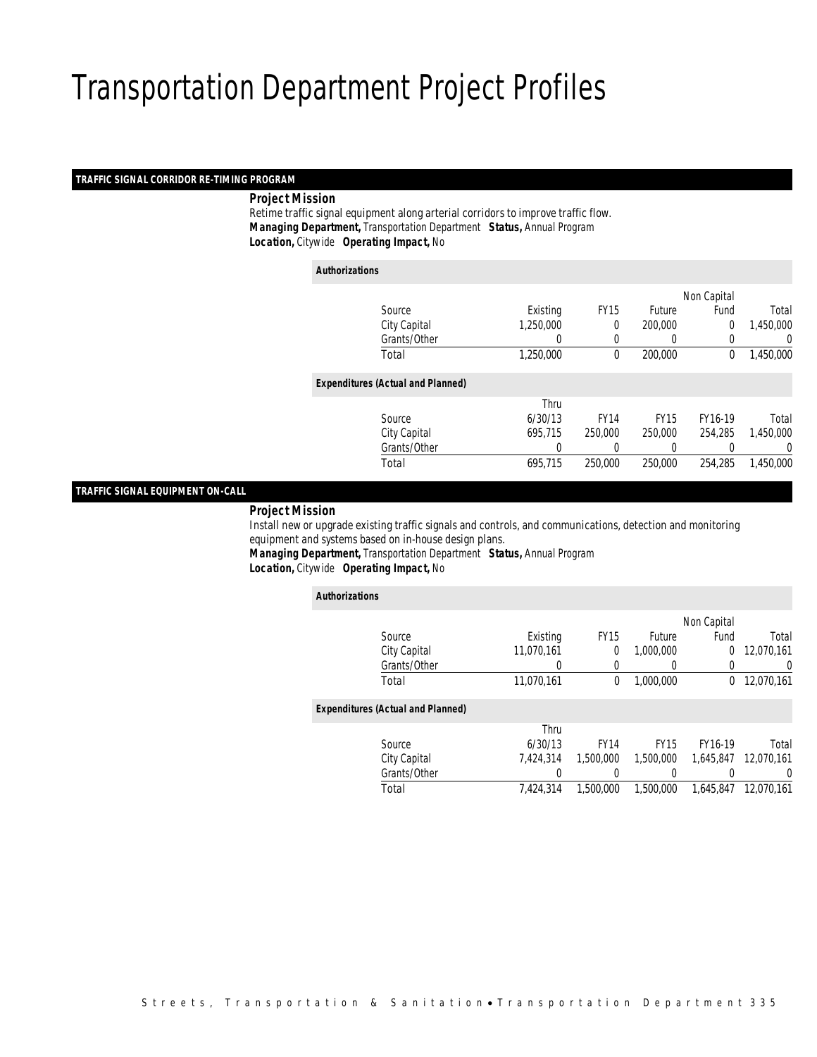# Transportation Department Project Profiles

## TRAFFIC SIGNAL CORRIDOR RE-TIMING PROGRAM

***Project Mission***

Retime traffic signal equipment along arterial corridors to improve traffic flow.

***Managing Department,*** Transportation Department ***Status,*** Annual Program

***Location,*** Citywide ***Operating Impact,*** No

***Authorizations***

| Source | Existing | FY15 | Future | Non Capital Fund | Total |
|---|---|---|---|---|---|
| City Capital | 1,250,000 | 0 | 200,000 | 0 | 1,450,000 |
| Grants/Other | 0 | 0 | 0 | 0 | 0 |
| Total | 1,250,000 | 0 | 200,000 | 0 | 1,450,000 |

***Expenditures (Actual and Planned)***

| Source | Thru 6/30/13 | FY14 | FY15 | FY16-19 | Total |
|---|---|---|---|---|---|
| City Capital | 695,715 | 250,000 | 250,000 | 254,285 | 1,450,000 |
| Grants/Other | 0 | 0 | 0 | 0 | 0 |
| Total | 695,715 | 250,000 | 250,000 | 254,285 | 1,450,000 |

## TRAFFIC SIGNAL EQUIPMENT ON-CALL

***Project Mission***

Install new or upgrade existing traffic signals and controls, and communications, detection and monitoring equipment and systems based on in-house design plans.

***Managing Department,*** Transportation Department ***Status,*** Annual Program

***Location,*** Citywide ***Operating Impact,*** No

***Authorizations***

| Source | Existing | FY15 | Future | Non Capital Fund | Total |
|---|---|---|---|---|---|
| City Capital | 11,070,161 | 0 | 1,000,000 | 0 | 12,070,161 |
| Grants/Other | 0 | 0 | 0 | 0 | 0 |
| Total | 11,070,161 | 0 | 1,000,000 | 0 | 12,070,161 |

***Expenditures (Actual and Planned)***

| Source | Thru 6/30/13 | FY14 | FY15 | FY16-19 | Total |
|---|---|---|---|---|---|
| City Capital | 7,424,314 | 1,500,000 | 1,500,000 | 1,645,847 | 12,070,161 |
| Grants/Other | 0 | 0 | 0 | 0 | 0 |
| Total | 7,424,314 | 1,500,000 | 1,500,000 | 1,645,847 | 12,070,161 |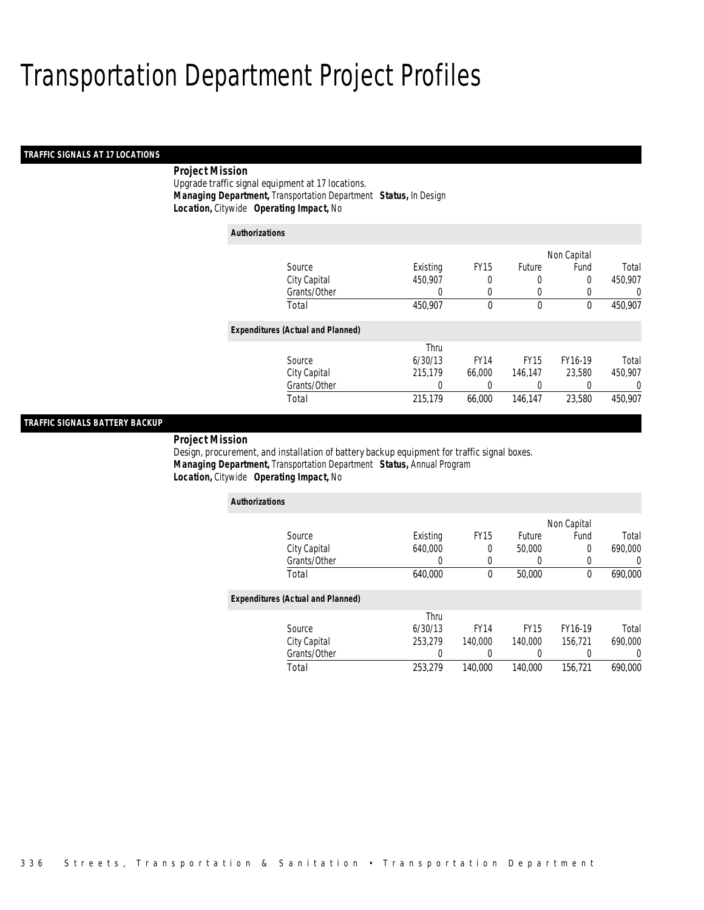# Transportation Department Project Profiles

## TRAFFIC SIGNALS AT 17 LOCATIONS

**Project Mission**

Upgrade traffic signal equipment at 17 locations.

**Managing Department,** Transportation Department **Status,** In Design

**Location,** Citywide **Operating Impact,** No

### Authorizations

| Source | Existing | FY15 | Future | Non Capital Fund | Total |
|---|---|---|---|---|---|
| City Capital | 450,907 | 0 | 0 | 0 | 450,907 |
| Grants/Other | 0 | 0 | 0 | 0 | 0 |
| Total | 450,907 | 0 | 0 | 0 | 450,907 |

### Expenditures (Actual and Planned)

| Source | Thru 6/30/13 | FY14 | FY15 | FY16-19 | Total |
|---|---|---|---|---|---|
| City Capital | 215,179 | 66,000 | 146,147 | 23,580 | 450,907 |
| Grants/Other | 0 | 0 | 0 | 0 | 0 |
| Total | 215,179 | 66,000 | 146,147 | 23,580 | 450,907 |

## TRAFFIC SIGNALS BATTERY BACKUP

**Project Mission**

Design, procurement, and installation of battery backup equipment for traffic signal boxes.

**Managing Department,** Transportation Department **Status,** Annual Program

**Location,** Citywide **Operating Impact,** No

### Authorizations

| Source | Existing | FY15 | Future | Non Capital Fund | Total |
|---|---|---|---|---|---|
| City Capital | 640,000 | 0 | 50,000 | 0 | 690,000 |
| Grants/Other | 0 | 0 | 0 | 0 | 0 |
| Total | 640,000 | 0 | 50,000 | 0 | 690,000 |

### Expenditures (Actual and Planned)

| Source | Thru 6/30/13 | FY14 | FY15 | FY16-19 | Total |
|---|---|---|---|---|---|
| City Capital | 253,279 | 140,000 | 140,000 | 156,721 | 690,000 |
| Grants/Other | 0 | 0 | 0 | 0 | 0 |
| Total | 253,279 | 140,000 | 140,000 | 156,721 | 690,000 |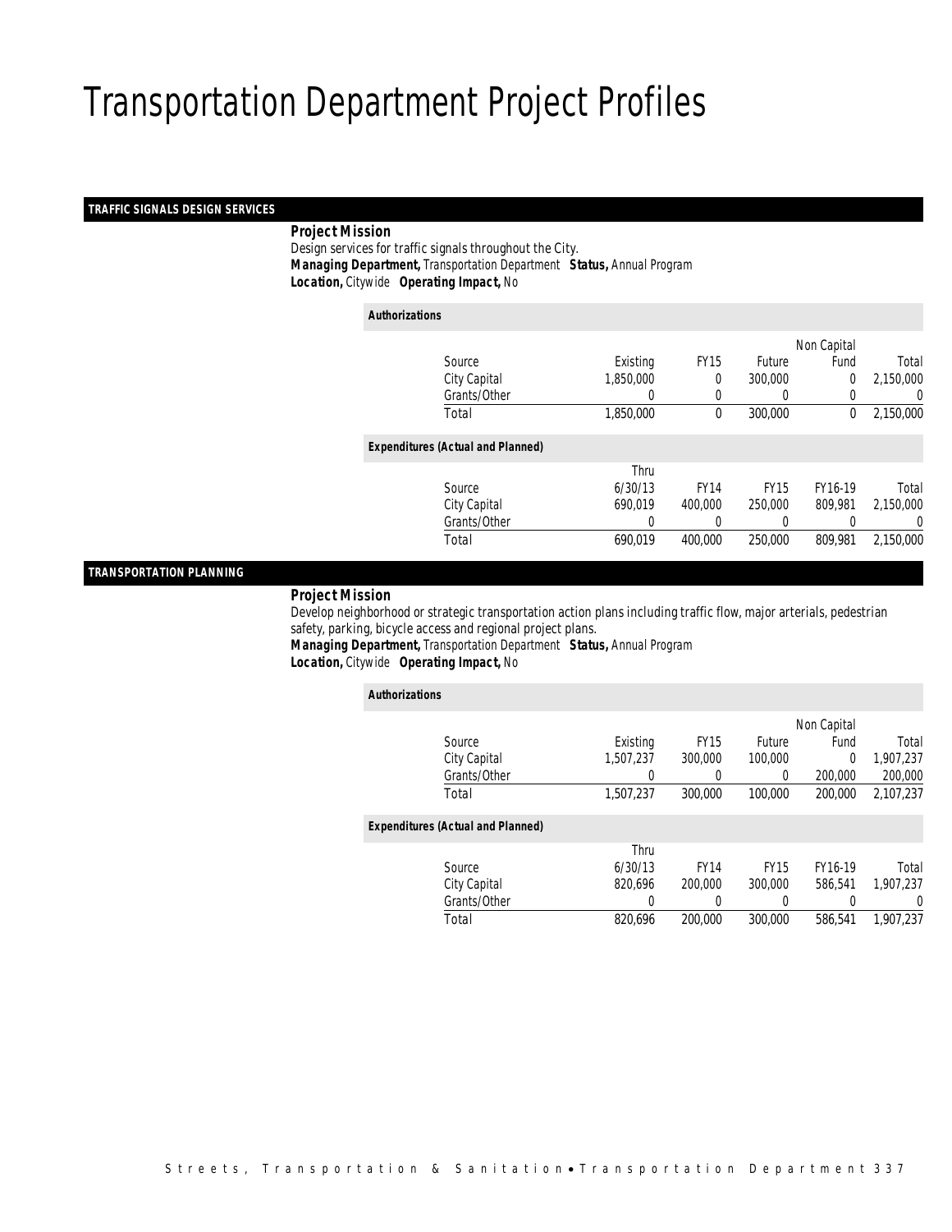# Transportation Department Project Profiles

## TRAFFIC SIGNALS DESIGN SERVICES

***Project Mission***

Design services for traffic signals throughout the City.

***Managing Department,*** Transportation Department ***Status,*** Annual Program

***Location,*** Citywide ***Operating Impact,*** No

***Authorizations***

| Source | Existing | FY15 | Future | Non Capital Fund | Total |
|---|---|---|---|---|---|
| City Capital | 1,850,000 | 0 | 300,000 | 0 | 2,150,000 |
| Grants/Other | 0 | 0 | 0 | 0 | 0 |
| Total | 1,850,000 | 0 | 300,000 | 0 | 2,150,000 |

***Expenditures (Actual and Planned)***

| Source | Thru 6/30/13 | FY14 | FY15 | FY16-19 | Total |
|---|---|---|---|---|---|
| City Capital | 690,019 | 400,000 | 250,000 | 809,981 | 2,150,000 |
| Grants/Other | 0 | 0 | 0 | 0 | 0 |
| Total | 690,019 | 400,000 | 250,000 | 809,981 | 2,150,000 |

## TRANSPORTATION PLANNING

***Project Mission***

Develop neighborhood or strategic transportation action plans including traffic flow, major arterials, pedestrian safety, parking, bicycle access and regional project plans.

***Managing Department,*** Transportation Department ***Status,*** Annual Program

***Location,*** Citywide ***Operating Impact,*** No

***Authorizations***

| Source | Existing | FY15 | Future | Non Capital Fund | Total |
|---|---|---|---|---|---|
| City Capital | 1,507,237 | 300,000 | 100,000 | 0 | 1,907,237 |
| Grants/Other | 0 | 0 | 0 | 200,000 | 200,000 |
| Total | 1,507,237 | 300,000 | 100,000 | 200,000 | 2,107,237 |

***Expenditures (Actual and Planned)***

| Source | Thru 6/30/13 | FY14 | FY15 | FY16-19 | Total |
|---|---|---|---|---|---|
| City Capital | 820,696 | 200,000 | 300,000 | 586,541 | 1,907,237 |
| Grants/Other | 0 | 0 | 0 | 0 | 0 |
| Total | 820,696 | 200,000 | 300,000 | 586,541 | 1,907,237 |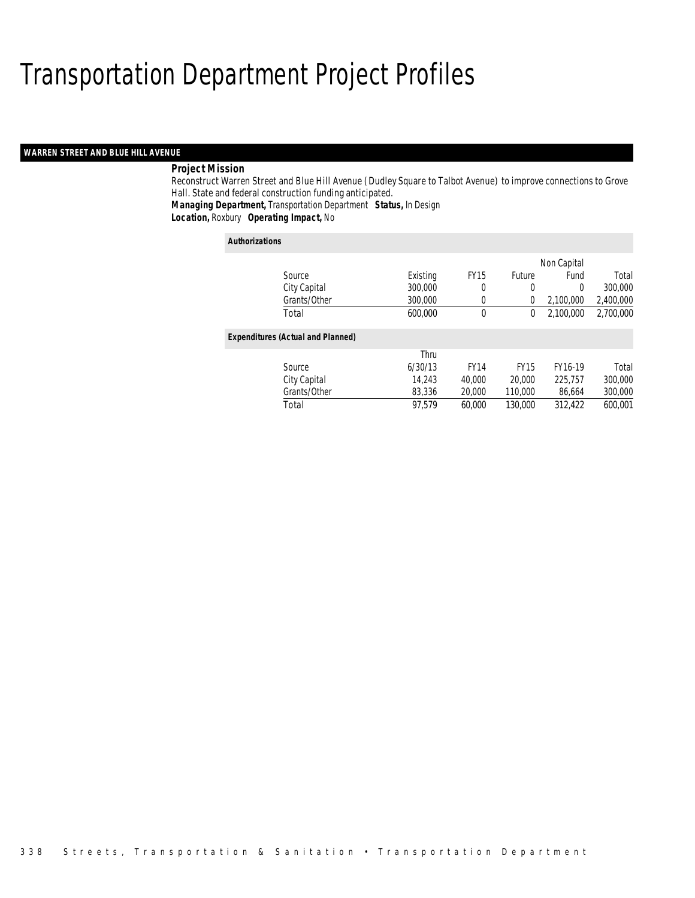# Transportation Department Project Profiles

## WARREN STREET AND BLUE HILL AVENUE

**Project Mission**

Reconstruct Warren Street and Blue Hill Avenue (Dudley Square to Talbot Avenue) to improve connections to Grove Hall. State and federal construction funding anticipated.

***Managing Department,*** Transportation Department ***Status,*** In Design

***Location,*** Roxbury ***Operating Impact,*** No

***Authorizations***

| Source | Existing | FY15 | Future | Non Capital Fund | Total |
|---|---|---|---|---|---|
| City Capital | 300,000 | 0 | 0 | 0 | 300,000 |
| Grants/Other | 300,000 | 0 | 0 | 2,100,000 | 2,400,000 |
| Total | 600,000 | 0 | 0 | 2,100,000 | 2,700,000 |

***Expenditures (Actual and Planned)***

| Source | Thru 6/30/13 | FY14 | FY15 | FY16-19 | Total |
|---|---|---|---|---|---|
| City Capital | 14,243 | 40,000 | 20,000 | 225,757 | 300,000 |
| Grants/Other | 83,336 | 20,000 | 110,000 | 86,664 | 300,000 |
| Total | 97,579 | 60,000 | 130,000 | 312,422 | 600,001 |